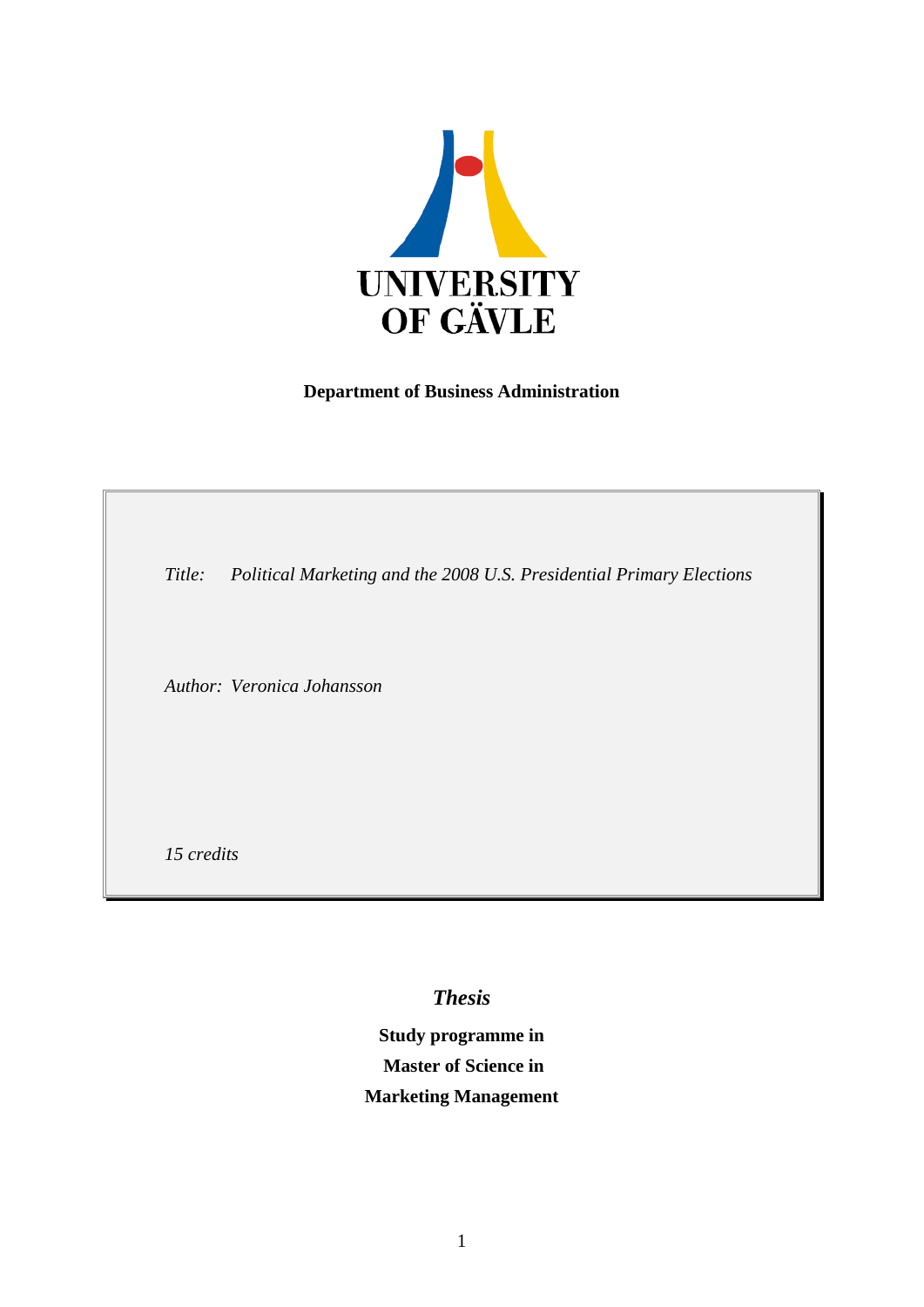UNIVERSITY OF GÄVLE

**Department of Business Administration**

*Title: Political Marketing and the 2008 U.S. Presidential Primary Elections*

*Author: Veronica Johansson*

*15 credits*

***Thesis***

**Study programme in**

**Master of Science in**

**Marketing Management**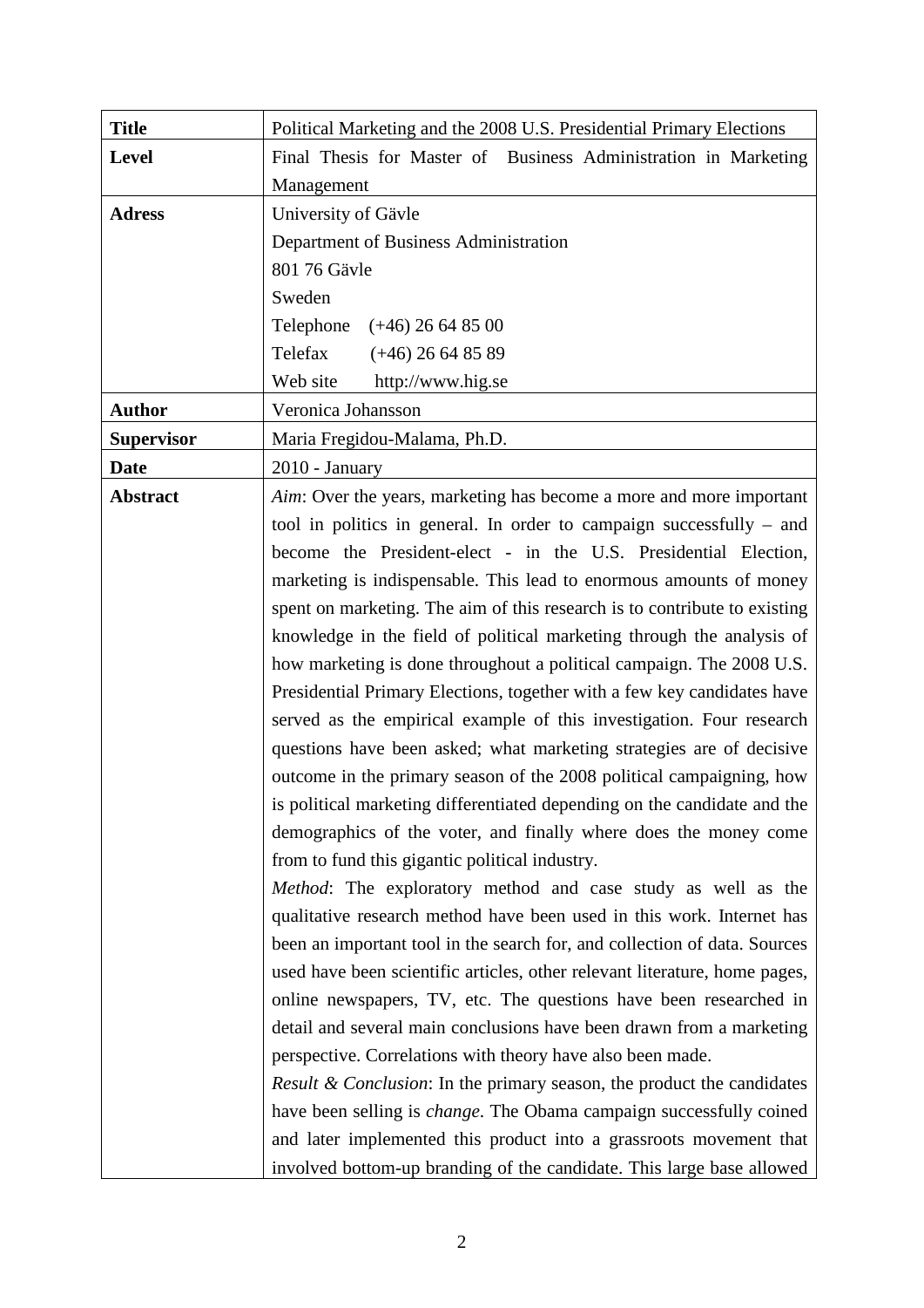| | |
|---|---|
| **Title** | Political Marketing and the 2008 U.S. Presidential Primary Elections |
| **Level** | Final Thesis for Master of Business Administration in Marketing Management |
| **Adress** | University of Gävle<br>Department of Business Administration<br>801 76 Gävle<br>Sweden<br>Telephone (+46) 26 64 85 00<br>Telefax (+46) 26 64 85 89<br>Web site http://www.hig.se |
| **Author** | Veronica Johansson |
| **Supervisor** | Maria Fregidou-Malama, Ph.D. |
| **Date** | 2010 - January |
| **Abstract** | *Aim*: Over the years, marketing has become a more and more important tool in politics in general. In order to campaign successfully – and become the President-elect - in the U.S. Presidential Election, marketing is indispensable. This lead to enormous amounts of money spent on marketing. The aim of this research is to contribute to existing knowledge in the field of political marketing through the analysis of how marketing is done throughout a political campaign. The 2008 U.S. Presidential Primary Elections, together with a few key candidates have served as the empirical example of this investigation. Four research questions have been asked; what marketing strategies are of decisive outcome in the primary season of the 2008 political campaigning, how is political marketing differentiated depending on the candidate and the demographics of the voter, and finally where does the money come from to fund this gigantic political industry.<br>*Method*: The exploratory method and case study as well as the qualitative research method have been used in this work. Internet has been an important tool in the search for, and collection of data. Sources used have been scientific articles, other relevant literature, home pages, online newspapers, TV, etc. The questions have been researched in detail and several main conclusions have been drawn from a marketing perspective. Correlations with theory have also been made.<br>*Result & Conclusion*: In the primary season, the product the candidates have been selling is *change*. The Obama campaign successfully coined and later implemented this product into a grassroots movement that involved bottom-up branding of the candidate. This large base allowed |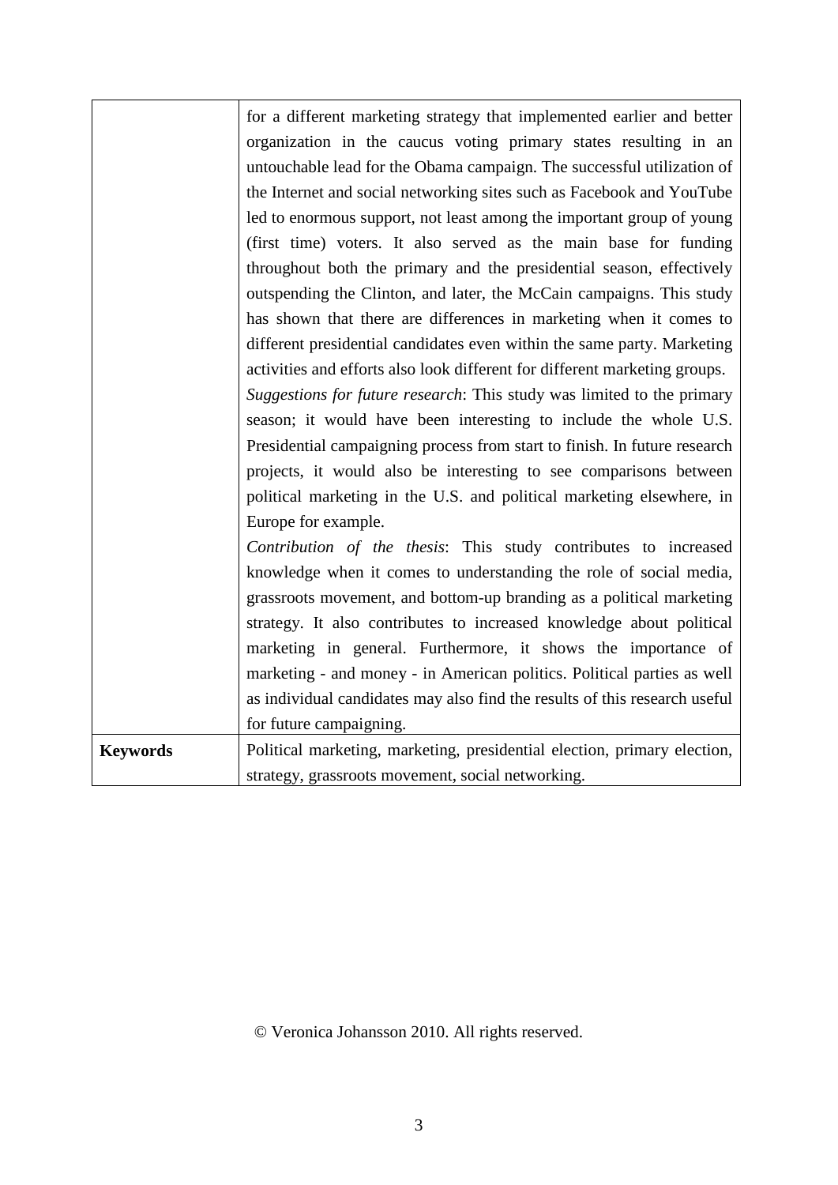| | |
|---|---|
| | for a different marketing strategy that implemented earlier and better organization in the caucus voting primary states resulting in an untouchable lead for the Obama campaign. The successful utilization of the Internet and social networking sites such as Facebook and YouTube led to enormous support, not least among the important group of young (first time) voters. It also served as the main base for funding throughout both the primary and the presidential season, effectively outspending the Clinton, and later, the McCain campaigns. This study has shown that there are differences in marketing when it comes to different presidential candidates even within the same party. Marketing activities and efforts also look different for different marketing groups. *Suggestions for future research*: This study was limited to the primary season; it would have been interesting to include the whole U.S. Presidential campaigning process from start to finish. In future research projects, it would also be interesting to see comparisons between political marketing in the U.S. and political marketing elsewhere, in Europe for example. *Contribution of the thesis*: This study contributes to increased knowledge when it comes to understanding the role of social media, grassroots movement, and bottom-up branding as a political marketing strategy. It also contributes to increased knowledge about political marketing in general. Furthermore, it shows the importance of marketing - and money - in American politics. Political parties as well as individual candidates may also find the results of this research useful for future campaigning. |
| **Keywords** | Political marketing, marketing, presidential election, primary election, strategy, grassroots movement, social networking. |

© Veronica Johansson 2010. All rights reserved.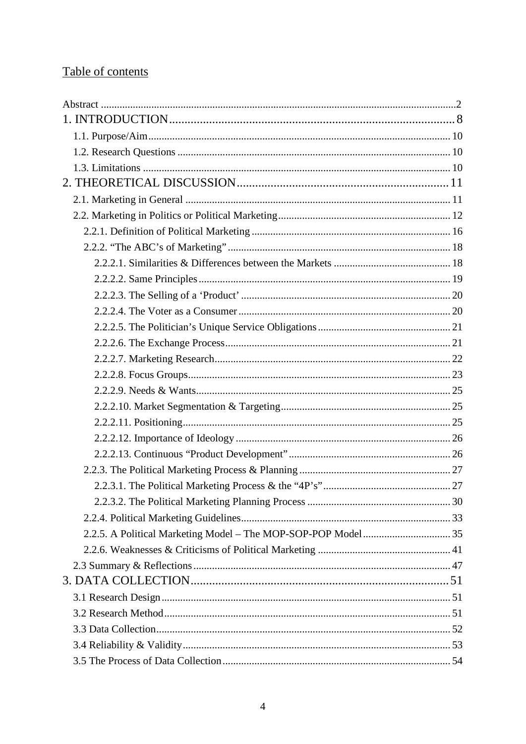# Table of contents

- Abstract ... 2
- 1. INTRODUCTION ... 8
  - 1.1. Purpose/Aim ... 10
  - 1.2. Research Questions ... 10
  - 1.3. Limitations ... 10
- 2. THEORETICAL DISCUSSION ... 11
  - 2.1. Marketing in General ... 11
  - 2.2. Marketing in Politics or Political Marketing ... 12
    - 2.2.1. Definition of Political Marketing ... 16
    - 2.2.2. "The ABC's of Marketing" ... 18
      - 2.2.2.1. Similarities & Differences between the Markets ... 18
      - 2.2.2.2. Same Principles ... 19
      - 2.2.2.3. The Selling of a 'Product' ... 20
      - 2.2.2.4. The Voter as a Consumer ... 20
      - 2.2.2.5. The Politician's Unique Service Obligations ... 21
      - 2.2.2.6. The Exchange Process ... 21
      - 2.2.2.7. Marketing Research ... 22
      - 2.2.2.8. Focus Groups ... 23
      - 2.2.2.9. Needs & Wants ... 25
      - 2.2.2.10. Market Segmentation & Targeting ... 25
      - 2.2.2.11. Positioning ... 25
      - 2.2.2.12. Importance of Ideology ... 26
      - 2.2.2.13. Continuous "Product Development" ... 26
    - 2.2.3. The Political Marketing Process & Planning ... 27
      - 2.2.3.1. The Political Marketing Process & the "4P's" ... 27
      - 2.2.3.2. The Political Marketing Planning Process ... 30
    - 2.2.4. Political Marketing Guidelines ... 33
    - 2.2.5. A Political Marketing Model – The MOP-SOP-POP Model ... 35
    - 2.2.6. Weaknesses & Criticisms of Political Marketing ... 41
  - 2.3 Summary & Reflections ... 47
- 3. DATA COLLECTION ... 51
  - 3.1 Research Design ... 51
  - 3.2 Research Method ... 51
  - 3.3 Data Collection ... 52
  - 3.4 Reliability & Validity ... 53
  - 3.5 The Process of Data Collection ... 54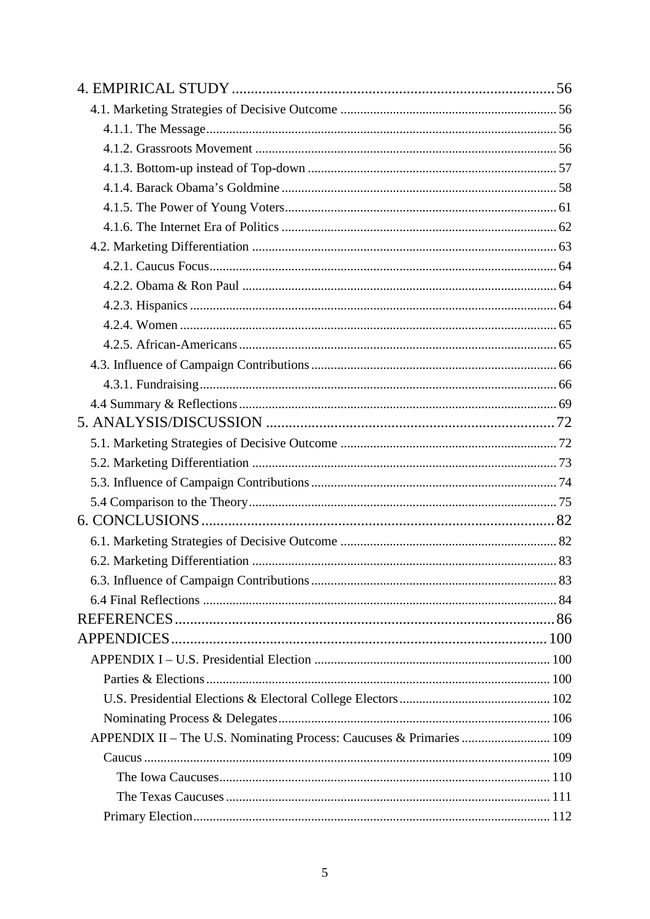4. EMPIRICAL STUDY .................................................................................... 56

- 4.1. Marketing Strategies of Decisive Outcome ................................................................ 56
  - 4.1.1. The Message ........................................................................................ 56
  - 4.1.2. Grassroots Movement .......................................................................... 56
  - 4.1.3. Bottom-up instead of Top-down .......................................................... 57
  - 4.1.4. Barack Obama’s Goldmine .................................................................. 58
  - 4.1.5. The Power of Young Voters ................................................................. 61
  - 4.1.6. The Internet Era of Politics .................................................................. 62
- 4.2. Marketing Differentiation ........................................................................................ 63
  - 4.2.1. Caucus Focus ........................................................................................ 64
  - 4.2.2. Obama & Ron Paul .............................................................................. 64
  - 4.2.3. Hispanics .............................................................................................. 64
  - 4.2.4. Women ................................................................................................. 65
  - 4.2.5. African-Americans ............................................................................... 65
- 4.3. Influence of Campaign Contributions ...................................................................... 66
  - 4.3.1. Fundraising ........................................................................................... 66
- 4.4 Summary & Reflections ............................................................................................ 69

5. ANALYSIS/DISCUSSION ........................................................................... 72

- 5.1. Marketing Strategies of Decisive Outcome ................................................................ 72
- 5.2. Marketing Differentiation ........................................................................................ 73
- 5.3. Influence of Campaign Contributions ...................................................................... 74
- 5.4 Comparison to the Theory ......................................................................................... 75

6. CONCLUSIONS ............................................................................................ 82

- 6.1. Marketing Strategies of Decisive Outcome ................................................................ 82
- 6.2. Marketing Differentiation ........................................................................................ 83
- 6.3. Influence of Campaign Contributions ...................................................................... 83
- 6.4 Final Reflections ....................................................................................................... 84

REFERENCES ................................................................................................... 86

APPENDICES ................................................................................................. 100

- APPENDIX I – U.S. Presidential Election ................................................................... 100
  - Parties & Elections .................................................................................................. 100
  - U.S. Presidential Elections & Electoral College Electors ........................................... 102
  - Nominating Process & Delegates ............................................................................... 106
- APPENDIX II – The U.S. Nominating Process: Caucuses & Primaries ........................ 109
  - Caucus ..................................................................................................................... 109
    - The Iowa Caucuses ............................................................................................. 110
    - The Texas Caucuses ............................................................................................ 111
  - Primary Election ...................................................................................................... 112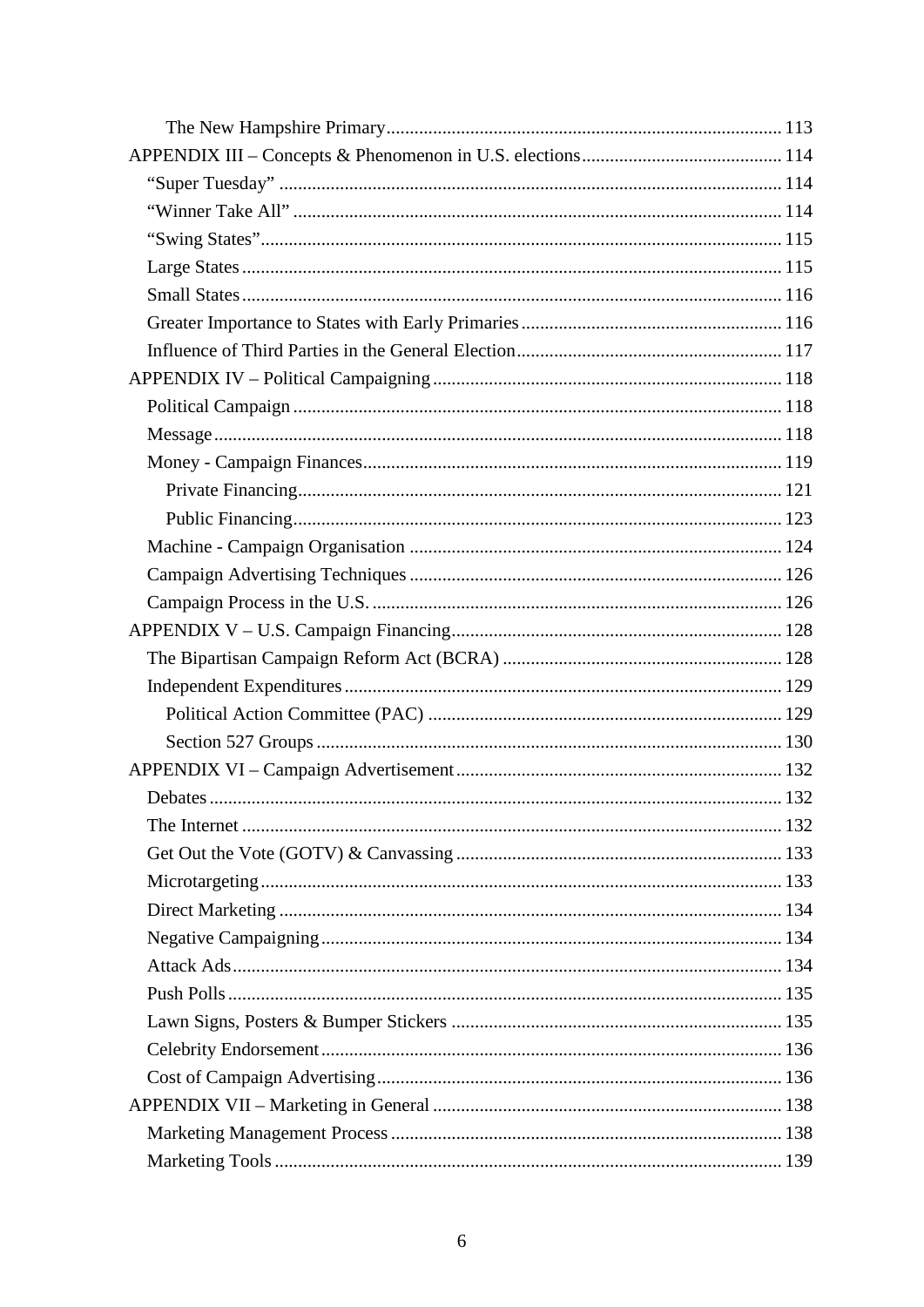The New Hampshire Primary .......... 113

APPENDIX III – Concepts & Phenomenon in U.S. elections .......... 114

"Super Tuesday" .......... 114

"Winner Take All" .......... 114

"Swing States" .......... 115

Large States .......... 115

Small States .......... 116

Greater Importance to States with Early Primaries .......... 116

Influence of Third Parties in the General Election .......... 117

APPENDIX IV – Political Campaigning .......... 118

Political Campaign .......... 118

Message .......... 118

Money - Campaign Finances .......... 119

Private Financing .......... 121

Public Financing .......... 123

Machine - Campaign Organisation .......... 124

Campaign Advertising Techniques .......... 126

Campaign Process in the U.S. .......... 126

APPENDIX V – U.S. Campaign Financing .......... 128

The Bipartisan Campaign Reform Act (BCRA) .......... 128

Independent Expenditures .......... 129

Political Action Committee (PAC) .......... 129

Section 527 Groups .......... 130

APPENDIX VI – Campaign Advertisement .......... 132

Debates .......... 132

The Internet .......... 132

Get Out the Vote (GOTV) & Canvassing .......... 133

Microtargeting .......... 133

Direct Marketing .......... 134

Negative Campaigning .......... 134

Attack Ads .......... 134

Push Polls .......... 135

Lawn Signs, Posters & Bumper Stickers .......... 135

Celebrity Endorsement .......... 136

Cost of Campaign Advertising .......... 136

APPENDIX VII – Marketing in General .......... 138

Marketing Management Process .......... 138

Marketing Tools .......... 139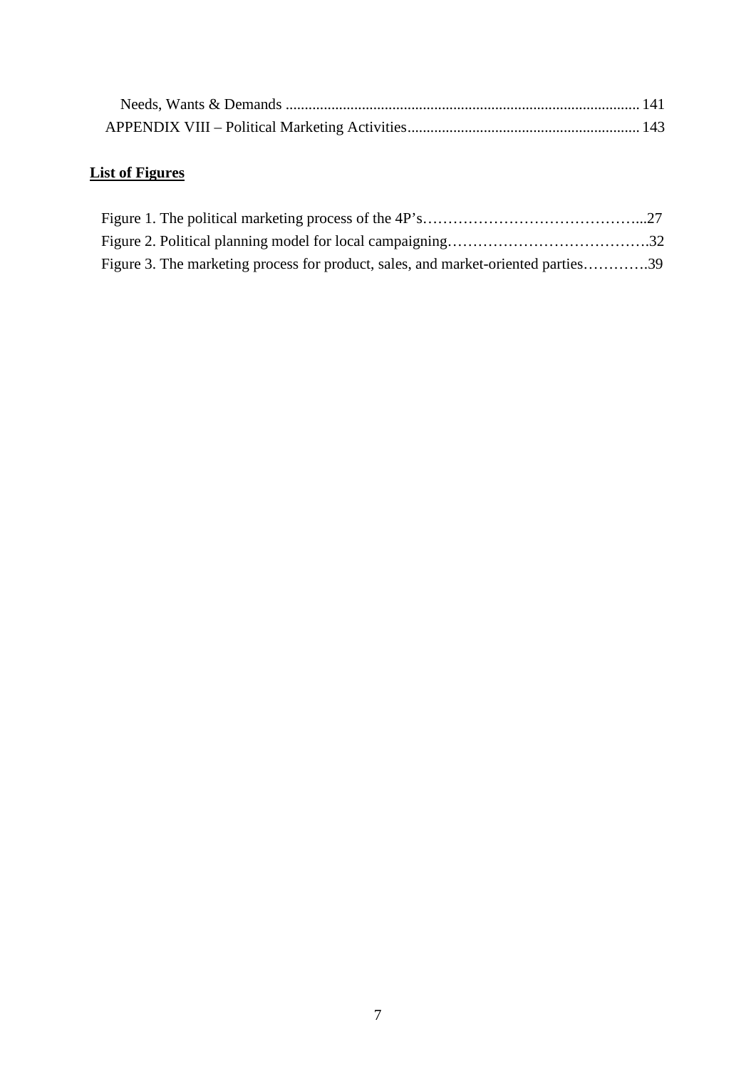Needs, Wants & Demands ............................................................................................ 141
APPENDIX VIII – Political Marketing Activities ............................................................ 143

**List of Figures**

Figure 1. The political marketing process of the 4P's……………………………………...27
Figure 2. Political planning model for local campaigning………………………………….32
Figure 3. The marketing process for product, sales, and market-oriented parties………….39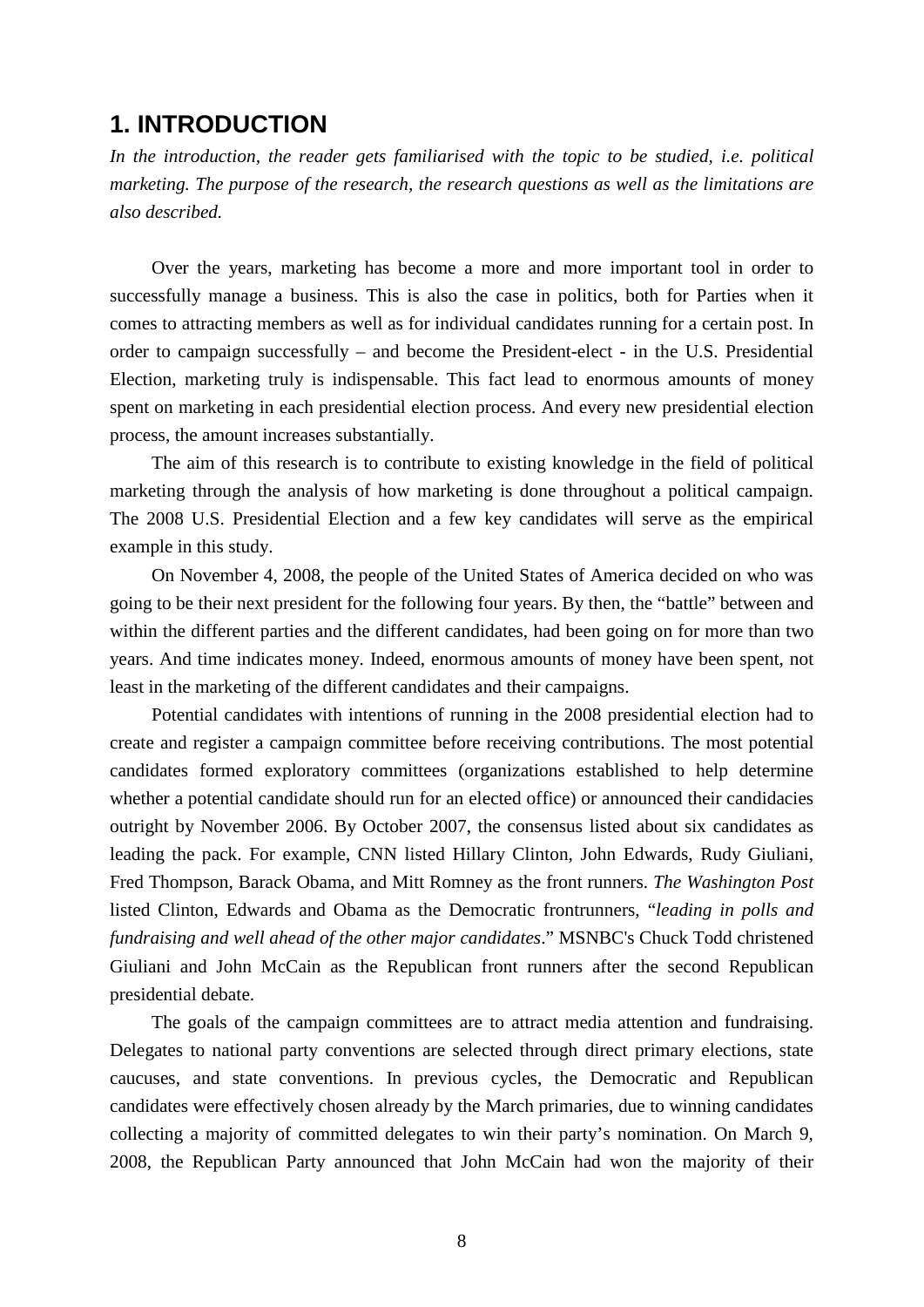# 1. INTRODUCTION

*In the introduction, the reader gets familiarised with the topic to be studied, i.e. political marketing. The purpose of the research, the research questions as well as the limitations are also described.*

Over the years, marketing has become a more and more important tool in order to successfully manage a business. This is also the case in politics, both for Parties when it comes to attracting members as well as for individual candidates running for a certain post. In order to campaign successfully – and become the President-elect - in the U.S. Presidential Election, marketing truly is indispensable. This fact lead to enormous amounts of money spent on marketing in each presidential election process. And every new presidential election process, the amount increases substantially.

The aim of this research is to contribute to existing knowledge in the field of political marketing through the analysis of how marketing is done throughout a political campaign. The 2008 U.S. Presidential Election and a few key candidates will serve as the empirical example in this study.

On November 4, 2008, the people of the United States of America decided on who was going to be their next president for the following four years. By then, the "battle" between and within the different parties and the different candidates, had been going on for more than two years. And time indicates money. Indeed, enormous amounts of money have been spent, not least in the marketing of the different candidates and their campaigns.

Potential candidates with intentions of running in the 2008 presidential election had to create and register a campaign committee before receiving contributions. The most potential candidates formed exploratory committees (organizations established to help determine whether a potential candidate should run for an elected office) or announced their candidacies outright by November 2006. By October 2007, the consensus listed about six candidates as leading the pack. For example, CNN listed Hillary Clinton, John Edwards, Rudy Giuliani, Fred Thompson, Barack Obama, and Mitt Romney as the front runners. *The Washington Post* listed Clinton, Edwards and Obama as the Democratic frontrunners, "*leading in polls and fundraising and well ahead of the other major candidates*." MSNBC's Chuck Todd christened Giuliani and John McCain as the Republican front runners after the second Republican presidential debate.

The goals of the campaign committees are to attract media attention and fundraising. Delegates to national party conventions are selected through direct primary elections, state caucuses, and state conventions. In previous cycles, the Democratic and Republican candidates were effectively chosen already by the March primaries, due to winning candidates collecting a majority of committed delegates to win their party's nomination. On March 9, 2008, the Republican Party announced that John McCain had won the majority of their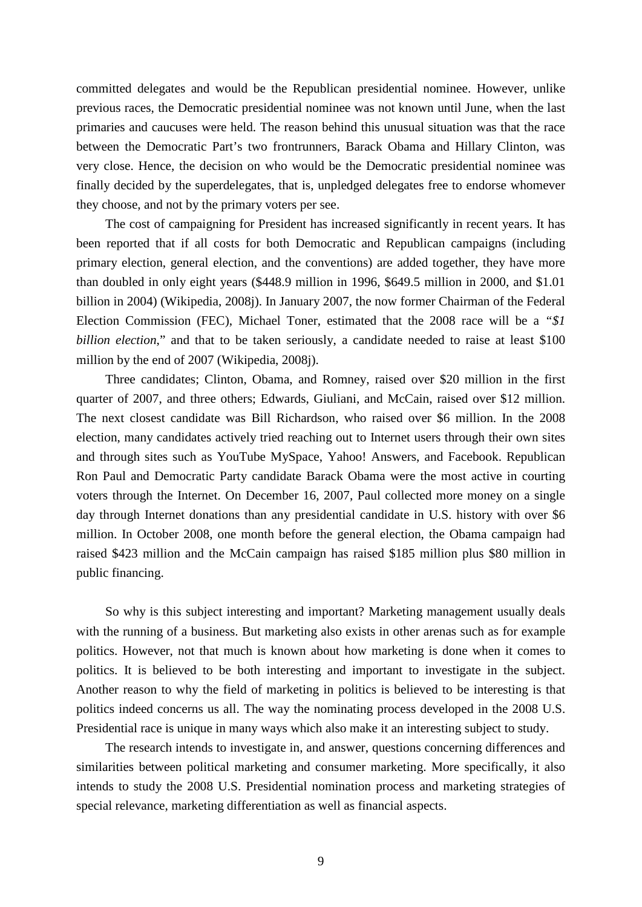committed delegates and would be the Republican presidential nominee. However, unlike previous races, the Democratic presidential nominee was not known until June, when the last primaries and caucuses were held. The reason behind this unusual situation was that the race between the Democratic Part's two frontrunners, Barack Obama and Hillary Clinton, was very close. Hence, the decision on who would be the Democratic presidential nominee was finally decided by the superdelegates, that is, unpledged delegates free to endorse whomever they choose, and not by the primary voters per see.

The cost of campaigning for President has increased significantly in recent years. It has been reported that if all costs for both Democratic and Republican campaigns (including primary election, general election, and the conventions) are added together, they have more than doubled in only eight years ($448.9 million in 1996, $649.5 million in 2000, and $1.01 billion in 2004) (Wikipedia, 2008j). In January 2007, the now former Chairman of the Federal Election Commission (FEC), Michael Toner, estimated that the 2008 race will be a "*$1 billion election*," and that to be taken seriously, a candidate needed to raise at least $100 million by the end of 2007 (Wikipedia, 2008j).

Three candidates; Clinton, Obama, and Romney, raised over $20 million in the first quarter of 2007, and three others; Edwards, Giuliani, and McCain, raised over $12 million. The next closest candidate was Bill Richardson, who raised over $6 million. In the 2008 election, many candidates actively tried reaching out to Internet users through their own sites and through sites such as YouTube MySpace, Yahoo! Answers, and Facebook. Republican Ron Paul and Democratic Party candidate Barack Obama were the most active in courting voters through the Internet. On December 16, 2007, Paul collected more money on a single day through Internet donations than any presidential candidate in U.S. history with over $6 million. In October 2008, one month before the general election, the Obama campaign had raised $423 million and the McCain campaign has raised $185 million plus $80 million in public financing.

So why is this subject interesting and important? Marketing management usually deals with the running of a business. But marketing also exists in other arenas such as for example politics. However, not that much is known about how marketing is done when it comes to politics. It is believed to be both interesting and important to investigate in the subject. Another reason to why the field of marketing in politics is believed to be interesting is that politics indeed concerns us all. The way the nominating process developed in the 2008 U.S. Presidential race is unique in many ways which also make it an interesting subject to study.

The research intends to investigate in, and answer, questions concerning differences and similarities between political marketing and consumer marketing. More specifically, it also intends to study the 2008 U.S. Presidential nomination process and marketing strategies of special relevance, marketing differentiation as well as financial aspects.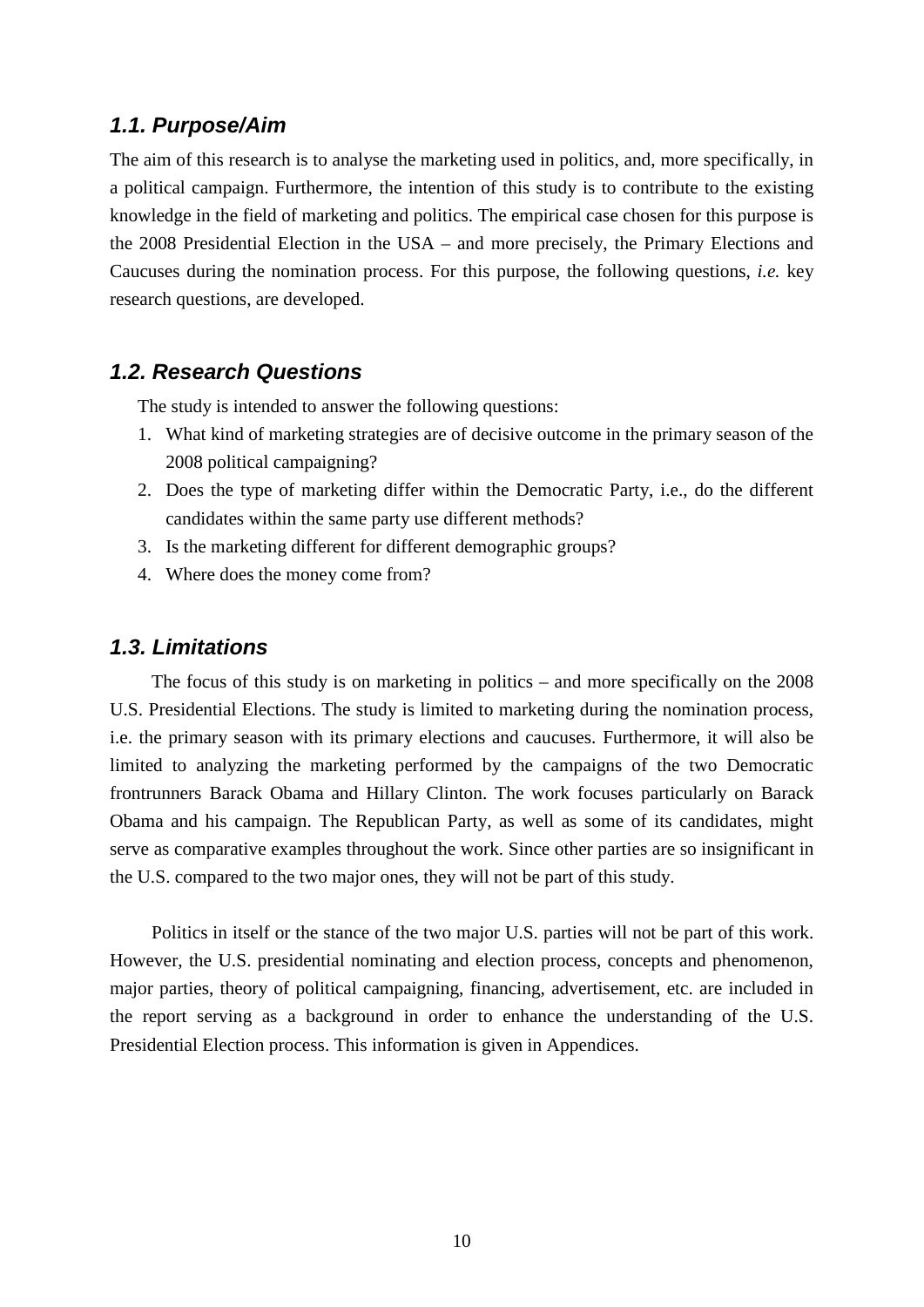## 1.1. Purpose/Aim

The aim of this research is to analyse the marketing used in politics, and, more specifically, in a political campaign. Furthermore, the intention of this study is to contribute to the existing knowledge in the field of marketing and politics. The empirical case chosen for this purpose is the 2008 Presidential Election in the USA – and more precisely, the Primary Elections and Caucuses during the nomination process. For this purpose, the following questions, *i.e.* key research questions, are developed.

## 1.2. Research Questions

The study is intended to answer the following questions:

1. What kind of marketing strategies are of decisive outcome in the primary season of the 2008 political campaigning?
2. Does the type of marketing differ within the Democratic Party, i.e., do the different candidates within the same party use different methods?
3. Is the marketing different for different demographic groups?
4. Where does the money come from?

## 1.3. Limitations

The focus of this study is on marketing in politics – and more specifically on the 2008 U.S. Presidential Elections. The study is limited to marketing during the nomination process, i.e. the primary season with its primary elections and caucuses. Furthermore, it will also be limited to analyzing the marketing performed by the campaigns of the two Democratic frontrunners Barack Obama and Hillary Clinton. The work focuses particularly on Barack Obama and his campaign. The Republican Party, as well as some of its candidates, might serve as comparative examples throughout the work. Since other parties are so insignificant in the U.S. compared to the two major ones, they will not be part of this study.

Politics in itself or the stance of the two major U.S. parties will not be part of this work. However, the U.S. presidential nominating and election process, concepts and phenomenon, major parties, theory of political campaigning, financing, advertisement, etc. are included in the report serving as a background in order to enhance the understanding of the U.S. Presidential Election process. This information is given in Appendices.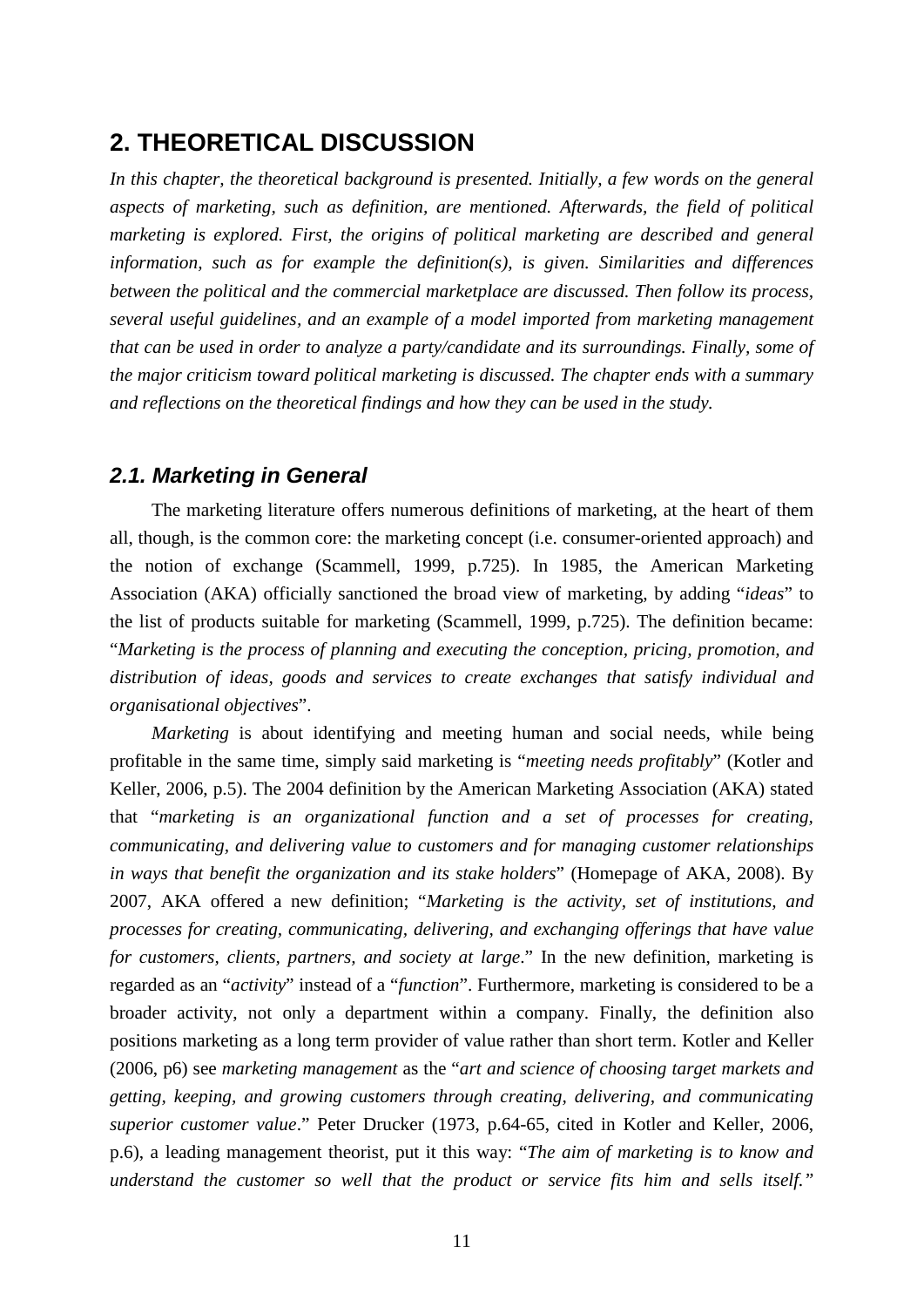## 2. THEORETICAL DISCUSSION

*In this chapter, the theoretical background is presented. Initially, a few words on the general aspects of marketing, such as definition, are mentioned. Afterwards, the field of political marketing is explored. First, the origins of political marketing are described and general information, such as for example the definition(s), is given. Similarities and differences between the political and the commercial marketplace are discussed. Then follow its process, several useful guidelines, and an example of a model imported from marketing management that can be used in order to analyze a party/candidate and its surroundings. Finally, some of the major criticism toward political marketing is discussed. The chapter ends with a summary and reflections on the theoretical findings and how they can be used in the study.*

### *2.1. Marketing in General*

The marketing literature offers numerous definitions of marketing, at the heart of them all, though, is the common core: the marketing concept (i.e. consumer-oriented approach) and the notion of exchange (Scammell, 1999, p.725). In 1985, the American Marketing Association (AKA) officially sanctioned the broad view of marketing, by adding "*ideas*" to the list of products suitable for marketing (Scammell, 1999, p.725). The definition became: "*Marketing is the process of planning and executing the conception, pricing, promotion, and distribution of ideas, goods and services to create exchanges that satisfy individual and organisational objectives*".

*Marketing* is about identifying and meeting human and social needs, while being profitable in the same time, simply said marketing is "*meeting needs profitably*" (Kotler and Keller, 2006, p.5). The 2004 definition by the American Marketing Association (AKA) stated that "*marketing is an organizational function and a set of processes for creating, communicating, and delivering value to customers and for managing customer relationships in ways that benefit the organization and its stake holders*" (Homepage of AKA, 2008). By 2007, AKA offered a new definition; "*Marketing is the activity, set of institutions, and processes for creating, communicating, delivering, and exchanging offerings that have value for customers, clients, partners, and society at large*." In the new definition, marketing is regarded as an "*activity*" instead of a "*function*". Furthermore, marketing is considered to be a broader activity, not only a department within a company. Finally, the definition also positions marketing as a long term provider of value rather than short term. Kotler and Keller (2006, p6) see *marketing management* as the "*art and science of choosing target markets and getting, keeping, and growing customers through creating, delivering, and communicating superior customer value*." Peter Drucker (1973, p.64-65, cited in Kotler and Keller, 2006, p.6), a leading management theorist, put it this way: "*The aim of marketing is to know and understand the customer so well that the product or service fits him and sells itself."*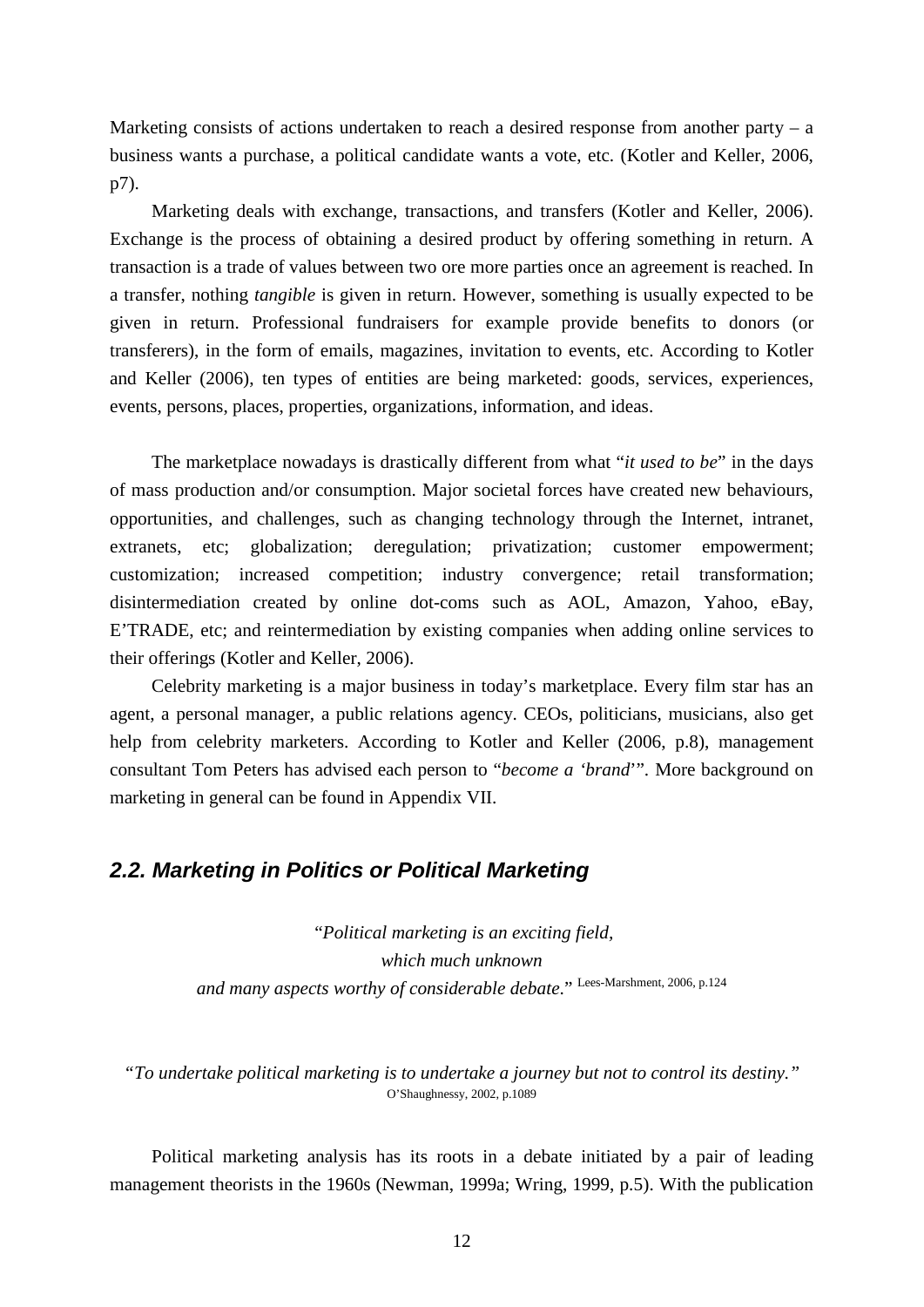Marketing consists of actions undertaken to reach a desired response from another party – a business wants a purchase, a political candidate wants a vote, etc. (Kotler and Keller, 2006, p7).

Marketing deals with exchange, transactions, and transfers (Kotler and Keller, 2006). Exchange is the process of obtaining a desired product by offering something in return. A transaction is a trade of values between two ore more parties once an agreement is reached. In a transfer, nothing *tangible* is given in return. However, something is usually expected to be given in return. Professional fundraisers for example provide benefits to donors (or transferers), in the form of emails, magazines, invitation to events, etc. According to Kotler and Keller (2006), ten types of entities are being marketed: goods, services, experiences, events, persons, places, properties, organizations, information, and ideas.

The marketplace nowadays is drastically different from what "*it used to be*" in the days of mass production and/or consumption. Major societal forces have created new behaviours, opportunities, and challenges, such as changing technology through the Internet, intranet, extranets, etc; globalization; deregulation; privatization; customer empowerment; customization; increased competition; industry convergence; retail transformation; disintermediation created by online dot-coms such as AOL, Amazon, Yahoo, eBay, E'TRADE, etc; and reintermediation by existing companies when adding online services to their offerings (Kotler and Keller, 2006).

Celebrity marketing is a major business in today's marketplace. Every film star has an agent, a personal manager, a public relations agency. CEOs, politicians, musicians, also get help from celebrity marketers. According to Kotler and Keller (2006, p.8), management consultant Tom Peters has advised each person to "*become a 'brand'*". More background on marketing in general can be found in Appendix VII.

## 2.2. Marketing in Politics or Political Marketing

> "*Political marketing is an exciting field,*
> *which much unknown*
> *and many aspects worthy of considerable debate.*" Lees-Marshment, 2006, p.124

> "*To undertake political marketing is to undertake a journey but not to control its destiny.*"
> O'Shaughnessy, 2002, p.1089

Political marketing analysis has its roots in a debate initiated by a pair of leading management theorists in the 1960s (Newman, 1999a; Wring, 1999, p.5). With the publication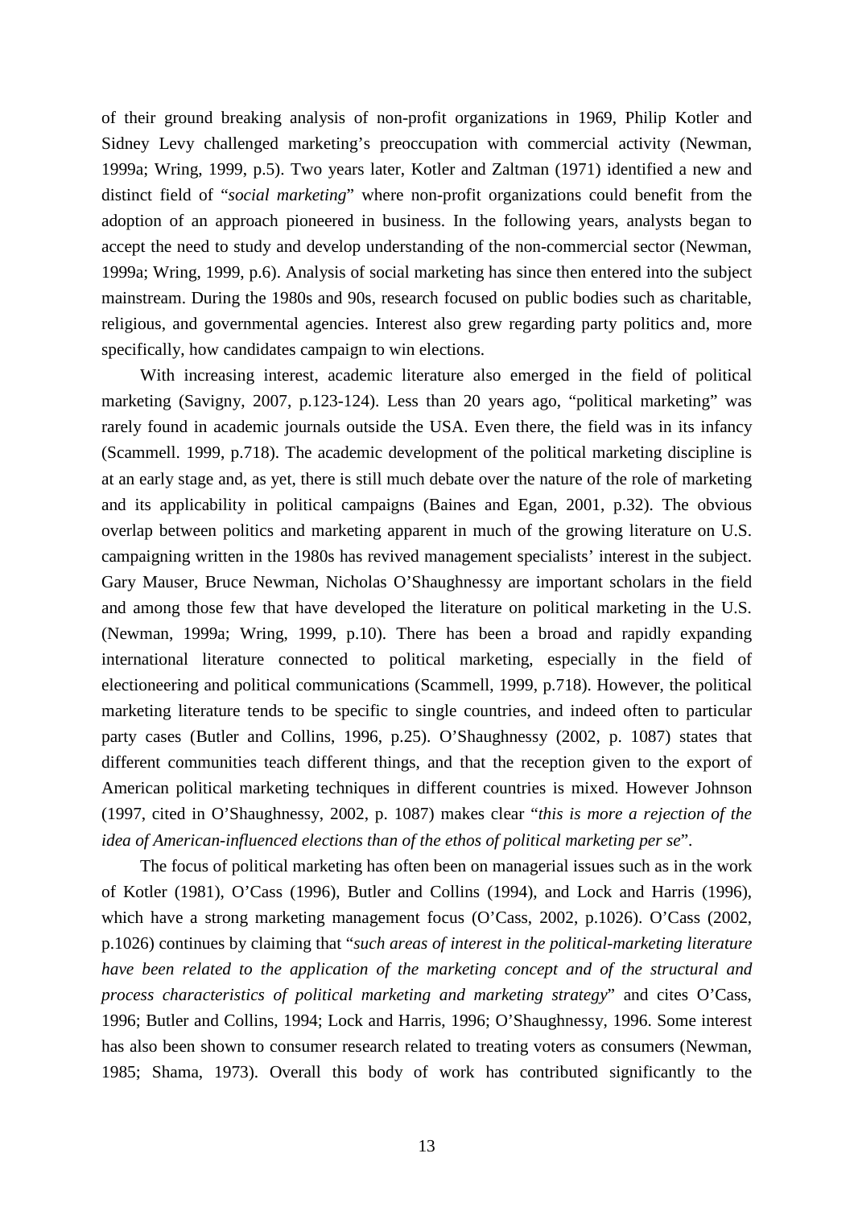of their ground breaking analysis of non-profit organizations in 1969, Philip Kotler and Sidney Levy challenged marketing's preoccupation with commercial activity (Newman, 1999a; Wring, 1999, p.5). Two years later, Kotler and Zaltman (1971) identified a new and distinct field of "*social marketing*" where non-profit organizations could benefit from the adoption of an approach pioneered in business. In the following years, analysts began to accept the need to study and develop understanding of the non-commercial sector (Newman, 1999a; Wring, 1999, p.6). Analysis of social marketing has since then entered into the subject mainstream. During the 1980s and 90s, research focused on public bodies such as charitable, religious, and governmental agencies. Interest also grew regarding party politics and, more specifically, how candidates campaign to win elections.

With increasing interest, academic literature also emerged in the field of political marketing (Savigny, 2007, p.123-124). Less than 20 years ago, "political marketing" was rarely found in academic journals outside the USA. Even there, the field was in its infancy (Scammell. 1999, p.718). The academic development of the political marketing discipline is at an early stage and, as yet, there is still much debate over the nature of the role of marketing and its applicability in political campaigns (Baines and Egan, 2001, p.32). The obvious overlap between politics and marketing apparent in much of the growing literature on U.S. campaigning written in the 1980s has revived management specialists' interest in the subject. Gary Mauser, Bruce Newman, Nicholas O'Shaughnessy are important scholars in the field and among those few that have developed the literature on political marketing in the U.S. (Newman, 1999a; Wring, 1999, p.10). There has been a broad and rapidly expanding international literature connected to political marketing, especially in the field of electioneering and political communications (Scammell, 1999, p.718). However, the political marketing literature tends to be specific to single countries, and indeed often to particular party cases (Butler and Collins, 1996, p.25). O'Shaughnessy (2002, p. 1087) states that different communities teach different things, and that the reception given to the export of American political marketing techniques in different countries is mixed. However Johnson (1997, cited in O'Shaughnessy, 2002, p. 1087) makes clear "*this is more a rejection of the idea of American-influenced elections than of the ethos of political marketing per se*".

The focus of political marketing has often been on managerial issues such as in the work of Kotler (1981), O'Cass (1996), Butler and Collins (1994), and Lock and Harris (1996), which have a strong marketing management focus (O'Cass, 2002, p.1026). O'Cass (2002, p.1026) continues by claiming that "*such areas of interest in the political-marketing literature have been related to the application of the marketing concept and of the structural and process characteristics of political marketing and marketing strategy*" and cites O'Cass, 1996; Butler and Collins, 1994; Lock and Harris, 1996; O'Shaughnessy, 1996. Some interest has also been shown to consumer research related to treating voters as consumers (Newman, 1985; Shama, 1973). Overall this body of work has contributed significantly to the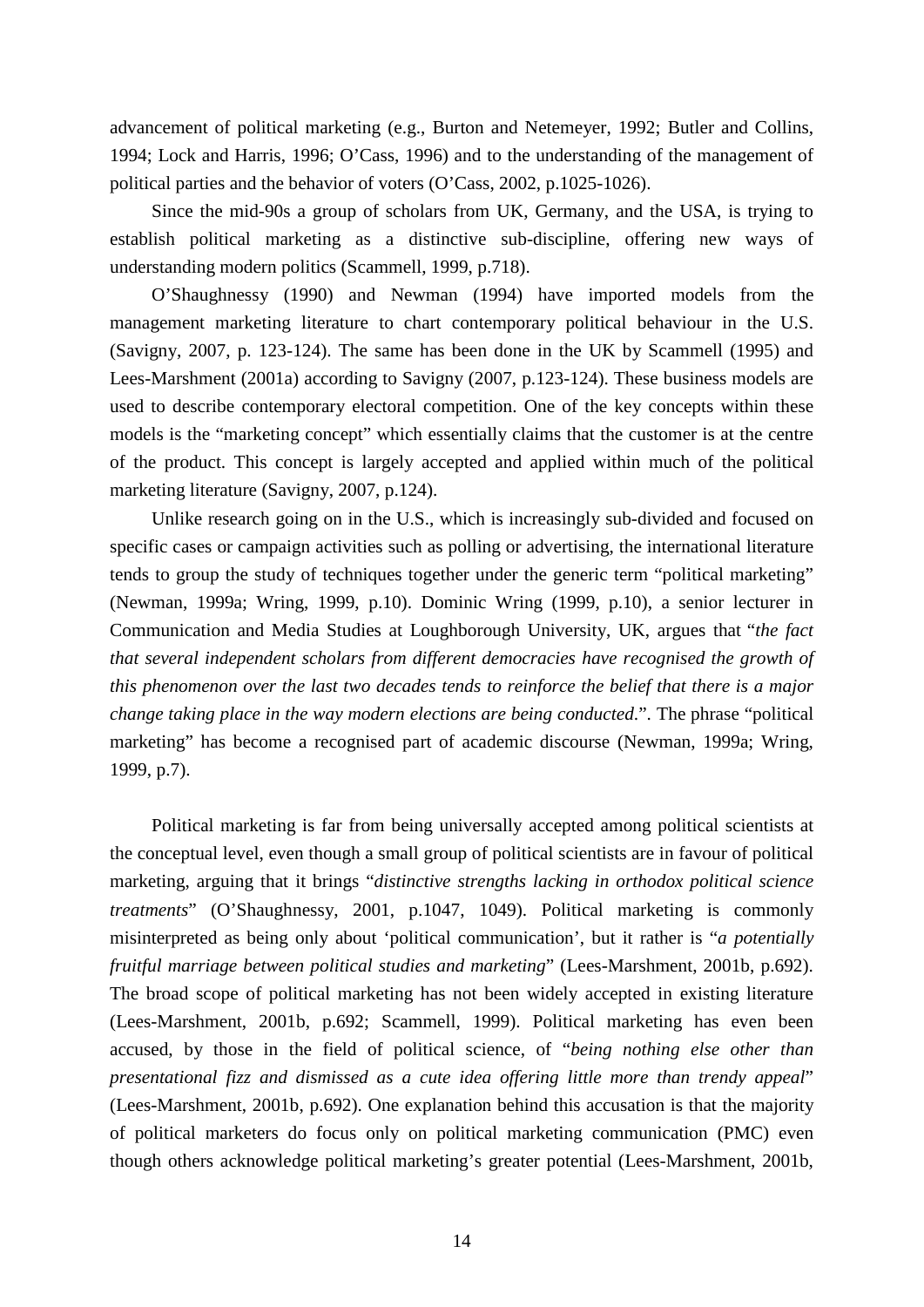advancement of political marketing (e.g., Burton and Netemeyer, 1992; Butler and Collins, 1994; Lock and Harris, 1996; O'Cass, 1996) and to the understanding of the management of political parties and the behavior of voters (O'Cass, 2002, p.1025-1026).

Since the mid-90s a group of scholars from UK, Germany, and the USA, is trying to establish political marketing as a distinctive sub-discipline, offering new ways of understanding modern politics (Scammell, 1999, p.718).

O'Shaughnessy (1990) and Newman (1994) have imported models from the management marketing literature to chart contemporary political behaviour in the U.S. (Savigny, 2007, p. 123-124). The same has been done in the UK by Scammell (1995) and Lees-Marshment (2001a) according to Savigny (2007, p.123-124). These business models are used to describe contemporary electoral competition. One of the key concepts within these models is the "marketing concept" which essentially claims that the customer is at the centre of the product. This concept is largely accepted and applied within much of the political marketing literature (Savigny, 2007, p.124).

Unlike research going on in the U.S., which is increasingly sub-divided and focused on specific cases or campaign activities such as polling or advertising, the international literature tends to group the study of techniques together under the generic term "political marketing" (Newman, 1999a; Wring, 1999, p.10). Dominic Wring (1999, p.10), a senior lecturer in Communication and Media Studies at Loughborough University, UK, argues that "*the fact that several independent scholars from different democracies have recognised the growth of this phenomenon over the last two decades tends to reinforce the belief that there is a major change taking place in the way modern elections are being conducted*.". The phrase "political marketing" has become a recognised part of academic discourse (Newman, 1999a; Wring, 1999, p.7).

Political marketing is far from being universally accepted among political scientists at the conceptual level, even though a small group of political scientists are in favour of political marketing, arguing that it brings "*distinctive strengths lacking in orthodox political science treatments*" (O'Shaughnessy, 2001, p.1047, 1049). Political marketing is commonly misinterpreted as being only about 'political communication', but it rather is "*a potentially fruitful marriage between political studies and marketing*" (Lees-Marshment, 2001b, p.692). The broad scope of political marketing has not been widely accepted in existing literature (Lees-Marshment, 2001b, p.692; Scammell, 1999). Political marketing has even been accused, by those in the field of political science, of "*being nothing else other than presentational fizz and dismissed as a cute idea offering little more than trendy appeal*" (Lees-Marshment, 2001b, p.692). One explanation behind this accusation is that the majority of political marketers do focus only on political marketing communication (PMC) even though others acknowledge political marketing's greater potential (Lees-Marshment, 2001b,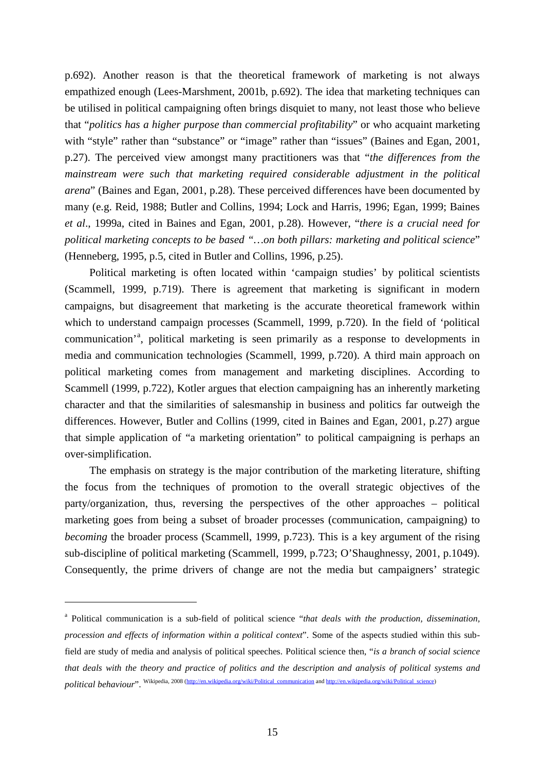p.692). Another reason is that the theoretical framework of marketing is not always empathized enough (Lees-Marshment, 2001b, p.692). The idea that marketing techniques can be utilised in political campaigning often brings disquiet to many, not least those who believe that "*politics has a higher purpose than commercial profitability*" or who acquaint marketing with "style" rather than "substance" or "image" rather than "issues" (Baines and Egan, 2001, p.27). The perceived view amongst many practitioners was that "*the differences from the mainstream were such that marketing required considerable adjustment in the political arena*" (Baines and Egan, 2001, p.28). These perceived differences have been documented by many (e.g. Reid, 1988; Butler and Collins, 1994; Lock and Harris, 1996; Egan, 1999; Baines *et al*., 1999a, cited in Baines and Egan, 2001, p.28). However, "*there is a crucial need for political marketing concepts to be based "…on both pillars: marketing and political science*" (Henneberg, 1995, p.5, cited in Butler and Collins, 1996, p.25).

Political marketing is often located within 'campaign studies' by political scientists (Scammell, 1999, p.719). There is agreement that marketing is significant in modern campaigns, but disagreement that marketing is the accurate theoretical framework within which to understand campaign processes (Scammell, 1999, p.720). In the field of 'political communication'[a], political marketing is seen primarily as a response to developments in media and communication technologies (Scammell, 1999, p.720). A third main approach on political marketing comes from management and marketing disciplines. According to Scammell (1999, p.722), Kotler argues that election campaigning has an inherently marketing character and that the similarities of salesmanship in business and politics far outweigh the differences. However, Butler and Collins (1999, cited in Baines and Egan, 2001, p.27) argue that simple application of "a marketing orientation" to political campaigning is perhaps an over-simplification.

The emphasis on strategy is the major contribution of the marketing literature, shifting the focus from the techniques of promotion to the overall strategic objectives of the party/organization, thus, reversing the perspectives of the other approaches – political marketing goes from being a subset of broader processes (communication, campaigning) to *becoming* the broader process (Scammell, 1999, p.723). This is a key argument of the rising sub-discipline of political marketing (Scammell, 1999, p.723; O'Shaughnessy, 2001, p.1049). Consequently, the prime drivers of change are not the media but campaigners' strategic

---

[a] Political communication is a sub-field of political science "*that deals with the production, dissemination, procession and effects of information within a political context*". Some of the aspects studied within this sub-field are study of media and analysis of political speeches. Political science then, "*is a branch of social science that deals with the theory and practice of politics and the description and analysis of political systems and political behaviour*". Wikipedia, 2008 (http://en.wikipedia.org/wiki/Political_communication and http://en.wikipedia.org/wiki/Political_science)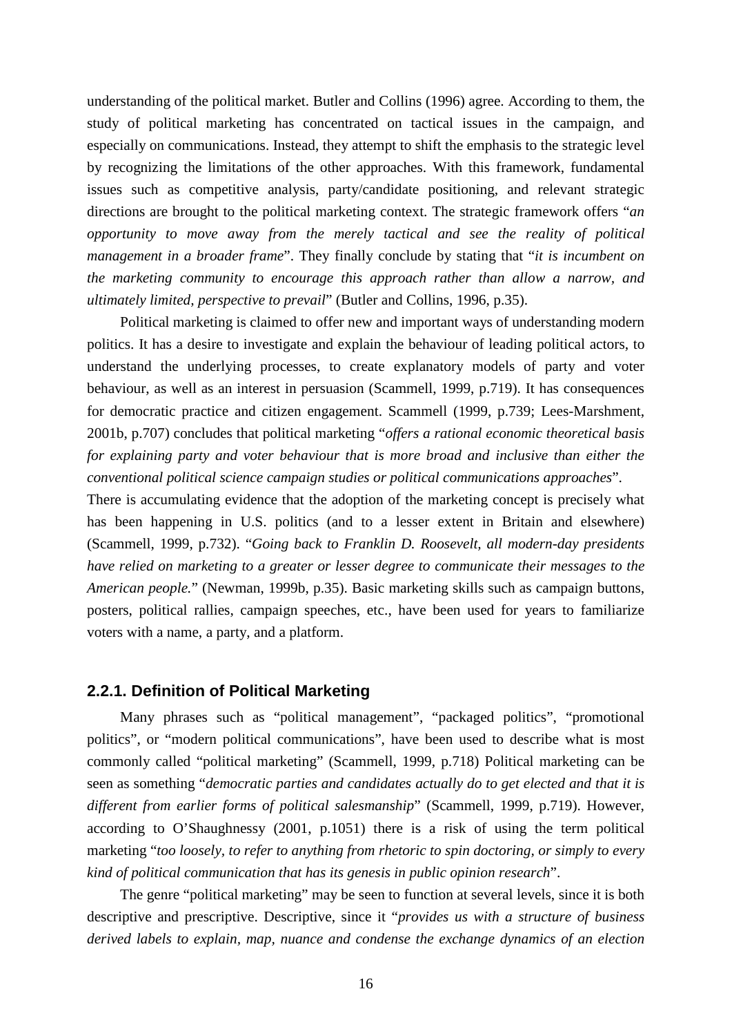understanding of the political market. Butler and Collins (1996) agree. According to them, the study of political marketing has concentrated on tactical issues in the campaign, and especially on communications. Instead, they attempt to shift the emphasis to the strategic level by recognizing the limitations of the other approaches. With this framework, fundamental issues such as competitive analysis, party/candidate positioning, and relevant strategic directions are brought to the political marketing context. The strategic framework offers "*an opportunity to move away from the merely tactical and see the reality of political management in a broader frame*". They finally conclude by stating that "*it is incumbent on the marketing community to encourage this approach rather than allow a narrow, and ultimately limited, perspective to prevail*" (Butler and Collins, 1996, p.35).

Political marketing is claimed to offer new and important ways of understanding modern politics. It has a desire to investigate and explain the behaviour of leading political actors, to understand the underlying processes, to create explanatory models of party and voter behaviour, as well as an interest in persuasion (Scammell, 1999, p.719). It has consequences for democratic practice and citizen engagement. Scammell (1999, p.739; Lees-Marshment, 2001b, p.707) concludes that political marketing "*offers a rational economic theoretical basis for explaining party and voter behaviour that is more broad and inclusive than either the conventional political science campaign studies or political communications approaches*".

There is accumulating evidence that the adoption of the marketing concept is precisely what has been happening in U.S. politics (and to a lesser extent in Britain and elsewhere) (Scammell, 1999, p.732). "*Going back to Franklin D. Roosevelt, all modern-day presidents have relied on marketing to a greater or lesser degree to communicate their messages to the American people.*" (Newman, 1999b, p.35). Basic marketing skills such as campaign buttons, posters, political rallies, campaign speeches, etc., have been used for years to familiarize voters with a name, a party, and a platform.

### 2.2.1. Definition of Political Marketing

Many phrases such as "political management", "packaged politics", "promotional politics", or "modern political communications", have been used to describe what is most commonly called "political marketing" (Scammell, 1999, p.718) Political marketing can be seen as something "*democratic parties and candidates actually do to get elected and that it is different from earlier forms of political salesmanship*" (Scammell, 1999, p.719). However, according to O'Shaughnessy (2001, p.1051) there is a risk of using the term political marketing "*too loosely, to refer to anything from rhetoric to spin doctoring, or simply to every kind of political communication that has its genesis in public opinion research*".

The genre "political marketing" may be seen to function at several levels, since it is both descriptive and prescriptive. Descriptive, since it "*provides us with a structure of business derived labels to explain, map, nuance and condense the exchange dynamics of an election*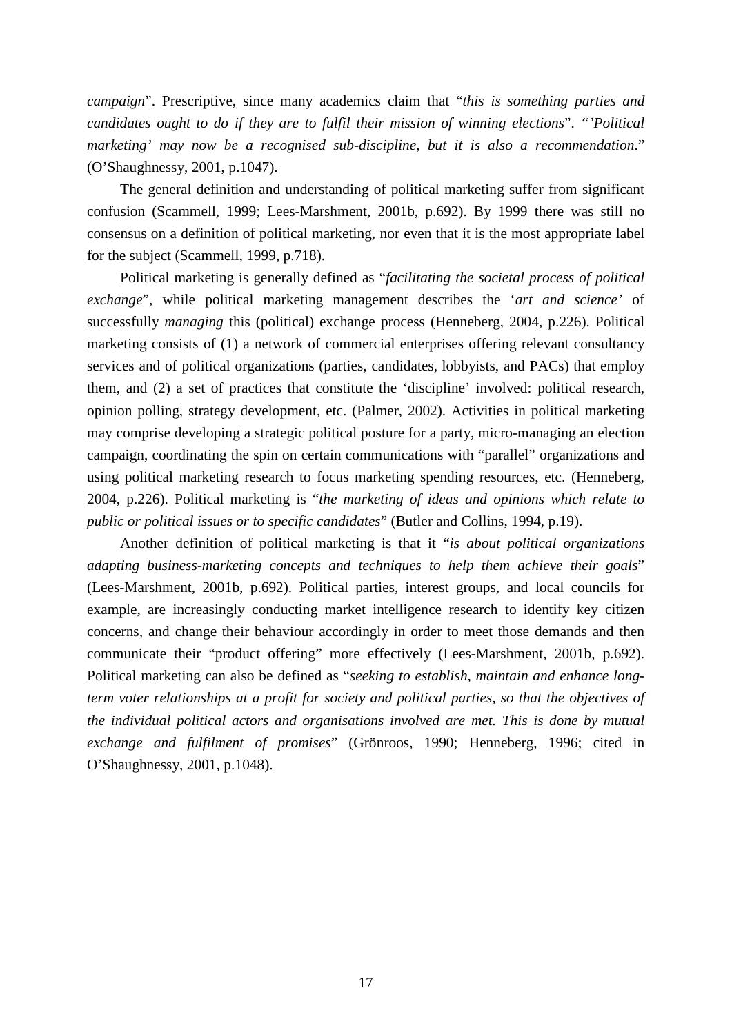*campaign*". Prescriptive, since many academics claim that "*this is something parties and candidates ought to do if they are to fulfil their mission of winning elections*". "*'Political marketing' may now be a recognised sub-discipline, but it is also a recommendation*." (O'Shaughnessy, 2001, p.1047).

The general definition and understanding of political marketing suffer from significant confusion (Scammell, 1999; Lees-Marshment, 2001b, p.692). By 1999 there was still no consensus on a definition of political marketing, nor even that it is the most appropriate label for the subject (Scammell, 1999, p.718).

Political marketing is generally defined as "*facilitating the societal process of political exchange*", while political marketing management describes the '*art and science'* of successfully *managing* this (political) exchange process (Henneberg, 2004, p.226). Political marketing consists of (1) a network of commercial enterprises offering relevant consultancy services and of political organizations (parties, candidates, lobbyists, and PACs) that employ them, and (2) a set of practices that constitute the 'discipline' involved: political research, opinion polling, strategy development, etc. (Palmer, 2002). Activities in political marketing may comprise developing a strategic political posture for a party, micro-managing an election campaign, coordinating the spin on certain communications with "parallel" organizations and using political marketing research to focus marketing spending resources, etc. (Henneberg, 2004, p.226). Political marketing is "*the marketing of ideas and opinions which relate to public or political issues or to specific candidates*" (Butler and Collins, 1994, p.19).

Another definition of political marketing is that it "*is about political organizations adapting business-marketing concepts and techniques to help them achieve their goals*" (Lees-Marshment, 2001b, p.692). Political parties, interest groups, and local councils for example, are increasingly conducting market intelligence research to identify key citizen concerns, and change their behaviour accordingly in order to meet those demands and then communicate their "product offering" more effectively (Lees-Marshment, 2001b, p.692). Political marketing can also be defined as "*seeking to establish, maintain and enhance long-term voter relationships at a profit for society and political parties, so that the objectives of the individual political actors and organisations involved are met. This is done by mutual exchange and fulfilment of promises*" (Grönroos, 1990; Henneberg, 1996; cited in O'Shaughnessy, 2001, p.1048).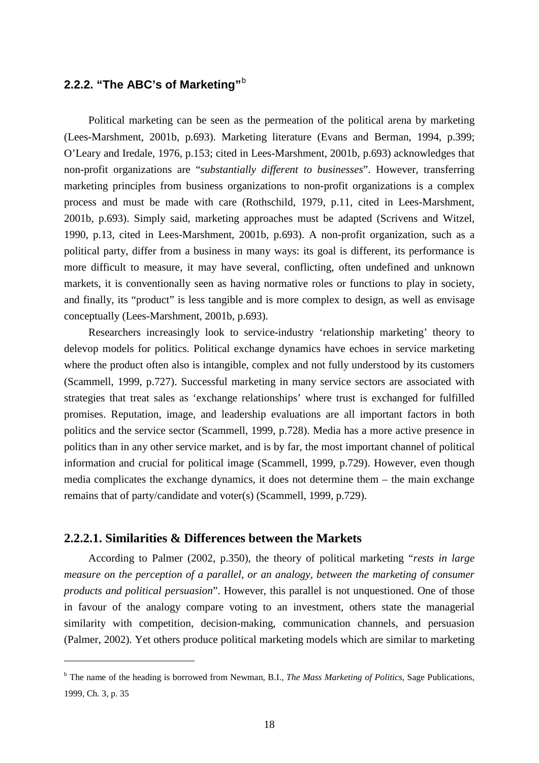### 2.2.2. "The ABC's of Marketing"[b]

Political marketing can be seen as the permeation of the political arena by marketing (Lees-Marshment, 2001b, p.693). Marketing literature (Evans and Berman, 1994, p.399; O'Leary and Iredale, 1976, p.153; cited in Lees-Marshment, 2001b, p.693) acknowledges that non-profit organizations are "*substantially different to businesses*". However, transferring marketing principles from business organizations to non-profit organizations is a complex process and must be made with care (Rothschild, 1979, p.11, cited in Lees-Marshment, 2001b, p.693). Simply said, marketing approaches must be adapted (Scrivens and Witzel, 1990, p.13, cited in Lees-Marshment, 2001b, p.693). A non-profit organization, such as a political party, differ from a business in many ways: its goal is different, its performance is more difficult to measure, it may have several, conflicting, often undefined and unknown markets, it is conventionally seen as having normative roles or functions to play in society, and finally, its "product" is less tangible and is more complex to design, as well as envisage conceptually (Lees-Marshment, 2001b, p.693).

Researchers increasingly look to service-industry 'relationship marketing' theory to delevop models for politics. Political exchange dynamics have echoes in service marketing where the product often also is intangible, complex and not fully understood by its customers (Scammell, 1999, p.727). Successful marketing in many service sectors are associated with strategies that treat sales as 'exchange relationships' where trust is exchanged for fulfilled promises. Reputation, image, and leadership evaluations are all important factors in both politics and the service sector (Scammell, 1999, p.728). Media has a more active presence in politics than in any other service market, and is by far, the most important channel of political information and crucial for political image (Scammell, 1999, p.729). However, even though media complicates the exchange dynamics, it does not determine them – the main exchange remains that of party/candidate and voter(s) (Scammell, 1999, p.729).

#### 2.2.2.1. Similarities & Differences between the Markets

According to Palmer (2002, p.350), the theory of political marketing "*rests in large measure on the perception of a parallel, or an analogy, between the marketing of consumer products and political persuasion*". However, this parallel is not unquestioned. One of those in favour of the analogy compare voting to an investment, others state the managerial similarity with competition, decision-making, communication channels, and persuasion (Palmer, 2002). Yet others produce political marketing models which are similar to marketing

---

[b] The name of the heading is borrowed from Newman, B.I., *The Mass Marketing of Politics*, Sage Publications, 1999, Ch. 3, p. 35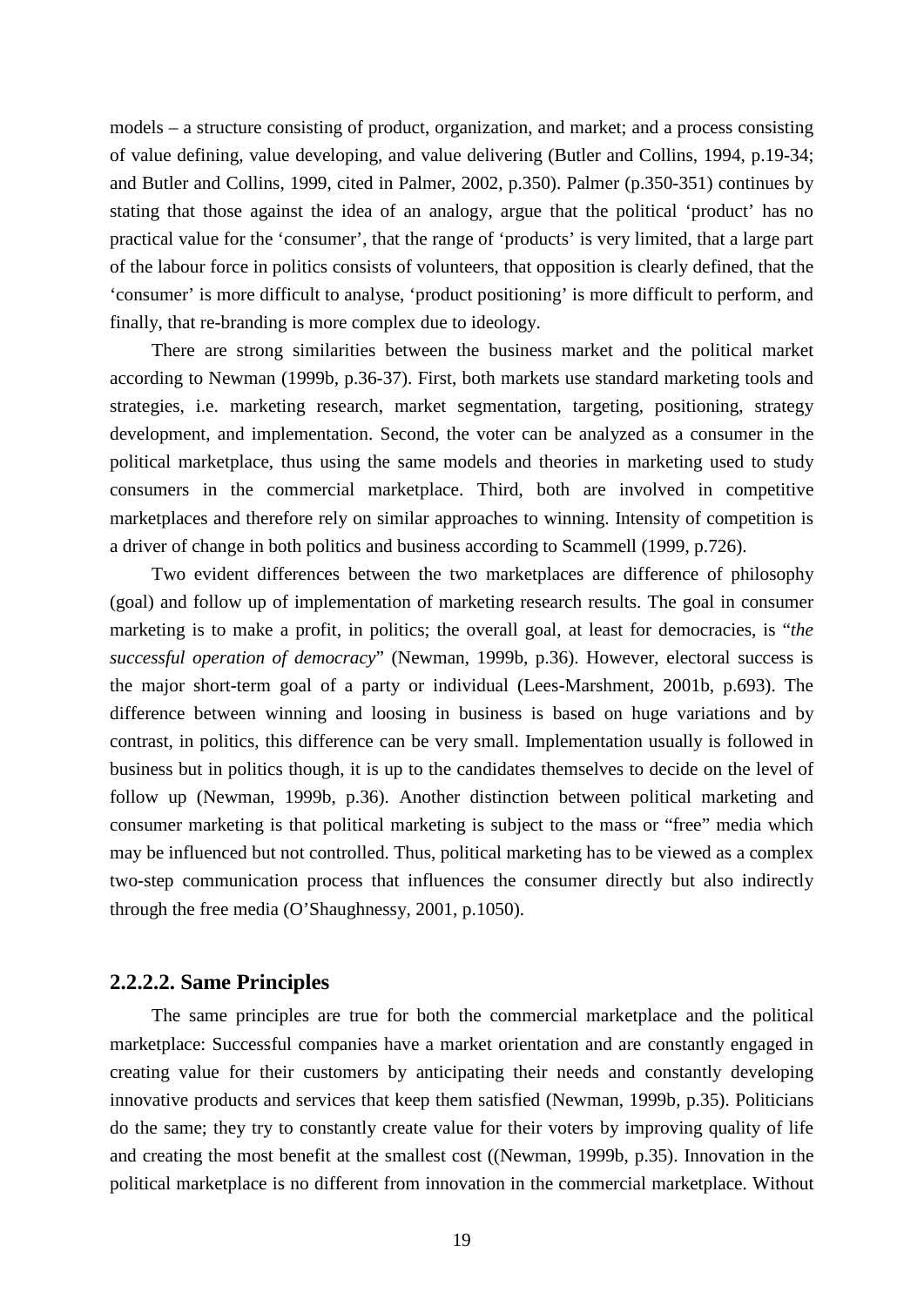models – a structure consisting of product, organization, and market; and a process consisting of value defining, value developing, and value delivering (Butler and Collins, 1994, p.19-34; and Butler and Collins, 1999, cited in Palmer, 2002, p.350). Palmer (p.350-351) continues by stating that those against the idea of an analogy, argue that the political 'product' has no practical value for the 'consumer', that the range of 'products' is very limited, that a large part of the labour force in politics consists of volunteers, that opposition is clearly defined, that the 'consumer' is more difficult to analyse, 'product positioning' is more difficult to perform, and finally, that re-branding is more complex due to ideology.

There are strong similarities between the business market and the political market according to Newman (1999b, p.36-37). First, both markets use standard marketing tools and strategies, i.e. marketing research, market segmentation, targeting, positioning, strategy development, and implementation. Second, the voter can be analyzed as a consumer in the political marketplace, thus using the same models and theories in marketing used to study consumers in the commercial marketplace. Third, both are involved in competitive marketplaces and therefore rely on similar approaches to winning. Intensity of competition is a driver of change in both politics and business according to Scammell (1999, p.726).

Two evident differences between the two marketplaces are difference of philosophy (goal) and follow up of implementation of marketing research results. The goal in consumer marketing is to make a profit, in politics; the overall goal, at least for democracies, is "*the successful operation of democracy*" (Newman, 1999b, p.36). However, electoral success is the major short-term goal of a party or individual (Lees-Marshment, 2001b, p.693). The difference between winning and loosing in business is based on huge variations and by contrast, in politics, this difference can be very small. Implementation usually is followed in business but in politics though, it is up to the candidates themselves to decide on the level of follow up (Newman, 1999b, p.36). Another distinction between political marketing and consumer marketing is that political marketing is subject to the mass or "free" media which may be influenced but not controlled. Thus, political marketing has to be viewed as a complex two-step communication process that influences the consumer directly but also indirectly through the free media (O'Shaughnessy, 2001, p.1050).

### 2.2.2.2. Same Principles

The same principles are true for both the commercial marketplace and the political marketplace: Successful companies have a market orientation and are constantly engaged in creating value for their customers by anticipating their needs and constantly developing innovative products and services that keep them satisfied (Newman, 1999b, p.35). Politicians do the same; they try to constantly create value for their voters by improving quality of life and creating the most benefit at the smallest cost ((Newman, 1999b, p.35). Innovation in the political marketplace is no different from innovation in the commercial marketplace. Without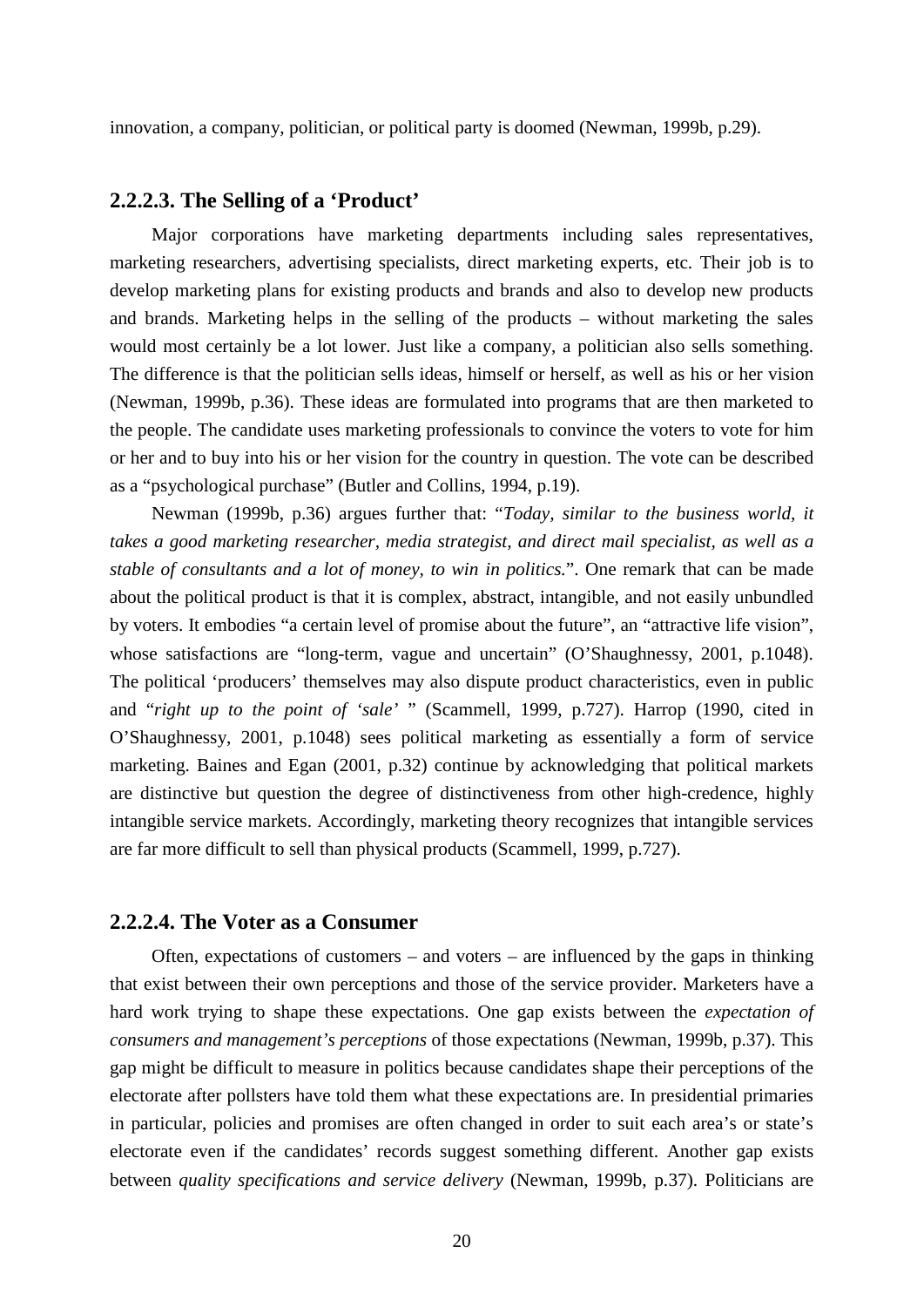innovation, a company, politician, or political party is doomed (Newman, 1999b, p.29).

### 2.2.2.3. The Selling of a 'Product'

Major corporations have marketing departments including sales representatives, marketing researchers, advertising specialists, direct marketing experts, etc. Their job is to develop marketing plans for existing products and brands and also to develop new products and brands. Marketing helps in the selling of the products – without marketing the sales would most certainly be a lot lower. Just like a company, a politician also sells something. The difference is that the politician sells ideas, himself or herself, as well as his or her vision (Newman, 1999b, p.36). These ideas are formulated into programs that are then marketed to the people. The candidate uses marketing professionals to convince the voters to vote for him or her and to buy into his or her vision for the country in question. The vote can be described as a "psychological purchase" (Butler and Collins, 1994, p.19).

Newman (1999b, p.36) argues further that: "*Today, similar to the business world, it takes a good marketing researcher, media strategist, and direct mail specialist, as well as a stable of consultants and a lot of money, to win in politics.*". One remark that can be made about the political product is that it is complex, abstract, intangible, and not easily unbundled by voters. It embodies "a certain level of promise about the future", an "attractive life vision", whose satisfactions are "long-term, vague and uncertain" (O'Shaughnessy, 2001, p.1048). The political 'producers' themselves may also dispute product characteristics, even in public and "*right up to the point of 'sale'* " (Scammell, 1999, p.727). Harrop (1990, cited in O'Shaughnessy, 2001, p.1048) sees political marketing as essentially a form of service marketing. Baines and Egan (2001, p.32) continue by acknowledging that political markets are distinctive but question the degree of distinctiveness from other high-credence, highly intangible service markets. Accordingly, marketing theory recognizes that intangible services are far more difficult to sell than physical products (Scammell, 1999, p.727).

### 2.2.2.4. The Voter as a Consumer

Often, expectations of customers – and voters – are influenced by the gaps in thinking that exist between their own perceptions and those of the service provider. Marketers have a hard work trying to shape these expectations. One gap exists between the *expectation of consumers and management's perceptions* of those expectations (Newman, 1999b, p.37). This gap might be difficult to measure in politics because candidates shape their perceptions of the electorate after pollsters have told them what these expectations are. In presidential primaries in particular, policies and promises are often changed in order to suit each area's or state's electorate even if the candidates' records suggest something different. Another gap exists between *quality specifications and service delivery* (Newman, 1999b, p.37). Politicians are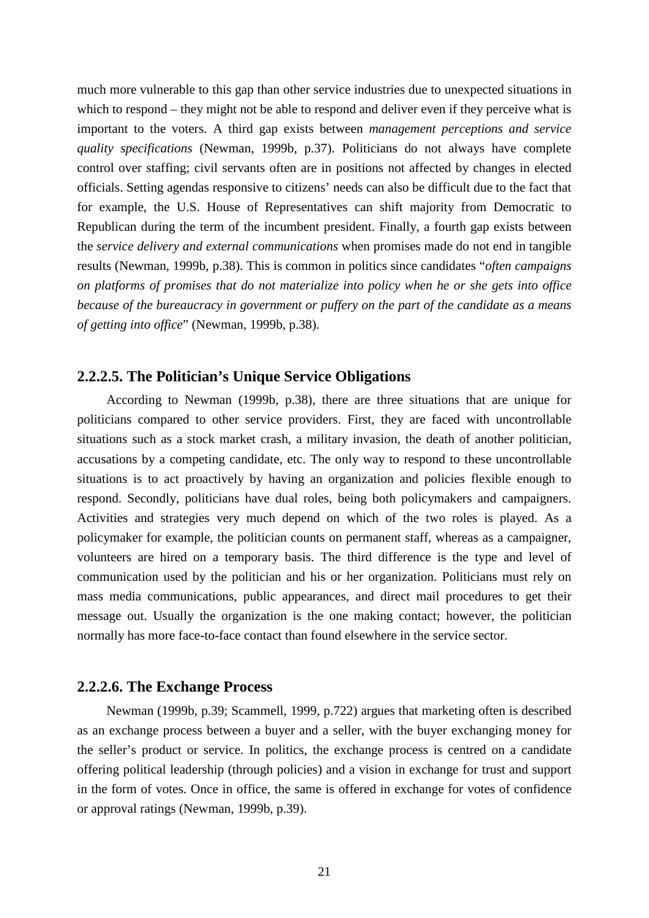much more vulnerable to this gap than other service industries due to unexpected situations in which to respond – they might not be able to respond and deliver even if they perceive what is important to the voters. A third gap exists between *management perceptions and service quality specifications* (Newman, 1999b, p.37). Politicians do not always have complete control over staffing; civil servants often are in positions not affected by changes in elected officials. Setting agendas responsive to citizens' needs can also be difficult due to the fact that for example, the U.S. House of Representatives can shift majority from Democratic to Republican during the term of the incumbent president. Finally, a fourth gap exists between the *service delivery and external communications* when promises made do not end in tangible results (Newman, 1999b, p.38). This is common in politics since candidates "*often campaigns on platforms of promises that do not materialize into policy when he or she gets into office because of the bureaucracy in government or puffery on the part of the candidate as a means of getting into office*" (Newman, 1999b, p.38).

#### 2.2.2.5. The Politician's Unique Service Obligations

According to Newman (1999b, p.38), there are three situations that are unique for politicians compared to other service providers. First, they are faced with uncontrollable situations such as a stock market crash, a military invasion, the death of another politician, accusations by a competing candidate, etc. The only way to respond to these uncontrollable situations is to act proactively by having an organization and policies flexible enough to respond. Secondly, politicians have dual roles, being both policymakers and campaigners. Activities and strategies very much depend on which of the two roles is played. As a policymaker for example, the politician counts on permanent staff, whereas as a campaigner, volunteers are hired on a temporary basis. The third difference is the type and level of communication used by the politician and his or her organization. Politicians must rely on mass media communications, public appearances, and direct mail procedures to get their message out. Usually the organization is the one making contact; however, the politician normally has more face-to-face contact than found elsewhere in the service sector.

#### 2.2.2.6. The Exchange Process

Newman (1999b, p.39; Scammell, 1999, p.722) argues that marketing often is described as an exchange process between a buyer and a seller, with the buyer exchanging money for the seller's product or service. In politics, the exchange process is centred on a candidate offering political leadership (through policies) and a vision in exchange for trust and support in the form of votes. Once in office, the same is offered in exchange for votes of confidence or approval ratings (Newman, 1999b, p.39).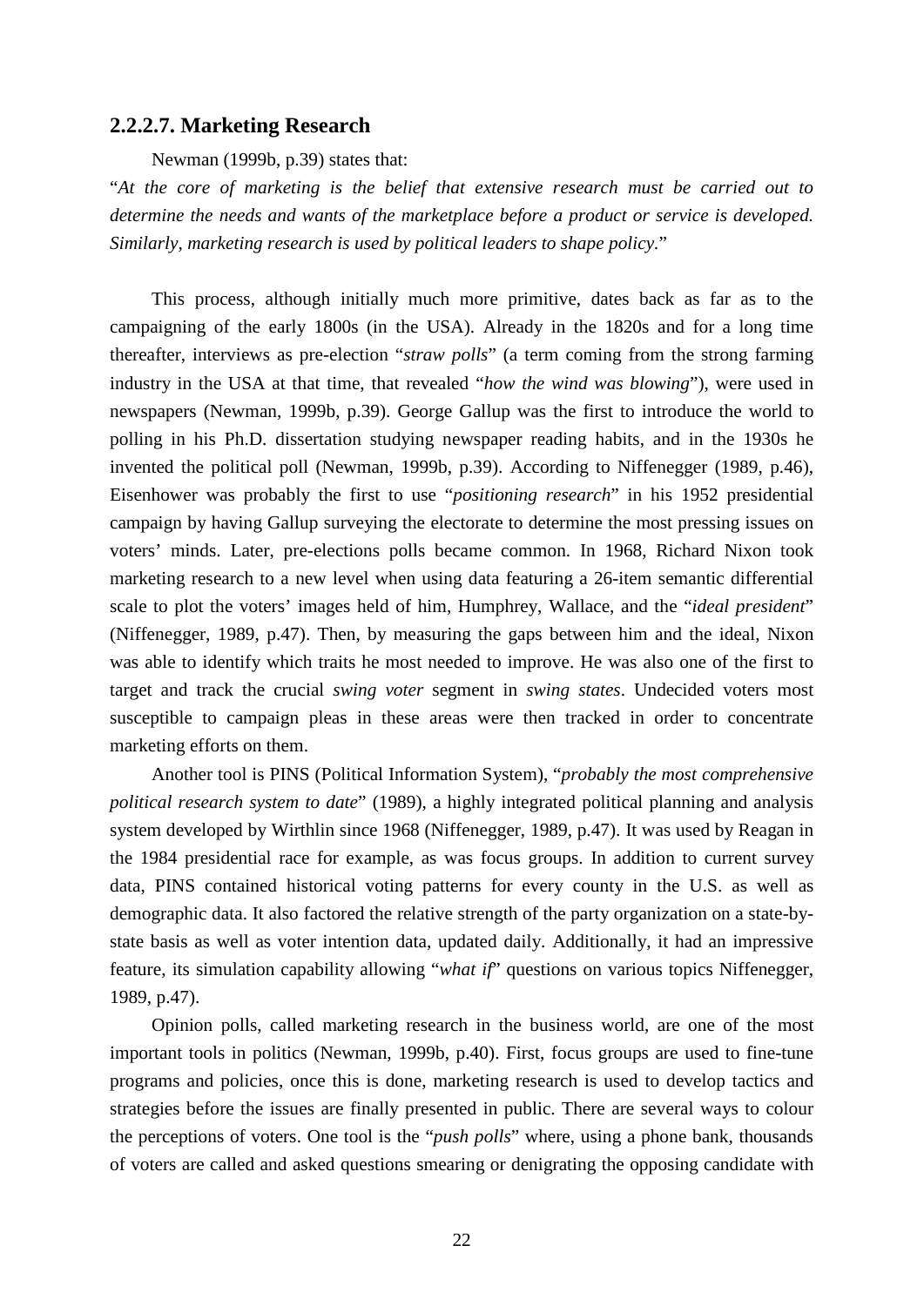### 2.2.2.7. Marketing Research

Newman (1999b, p.39) states that:

"*At the core of marketing is the belief that extensive research must be carried out to determine the needs and wants of the marketplace before a product or service is developed. Similarly, marketing research is used by political leaders to shape policy.*"

This process, although initially much more primitive, dates back as far as to the campaigning of the early 1800s (in the USA). Already in the 1820s and for a long time thereafter, interviews as pre-election "*straw polls*" (a term coming from the strong farming industry in the USA at that time, that revealed "*how the wind was blowing*"), were used in newspapers (Newman, 1999b, p.39). George Gallup was the first to introduce the world to polling in his Ph.D. dissertation studying newspaper reading habits, and in the 1930s he invented the political poll (Newman, 1999b, p.39). According to Niffenegger (1989, p.46), Eisenhower was probably the first to use "*positioning research*" in his 1952 presidential campaign by having Gallup surveying the electorate to determine the most pressing issues on voters' minds. Later, pre-elections polls became common. In 1968, Richard Nixon took marketing research to a new level when using data featuring a 26-item semantic differential scale to plot the voters' images held of him, Humphrey, Wallace, and the "*ideal president*" (Niffenegger, 1989, p.47). Then, by measuring the gaps between him and the ideal, Nixon was able to identify which traits he most needed to improve. He was also one of the first to target and track the crucial *swing voter* segment in *swing states*. Undecided voters most susceptible to campaign pleas in these areas were then tracked in order to concentrate marketing efforts on them.

Another tool is PINS (Political Information System), "*probably the most comprehensive political research system to date*" (1989), a highly integrated political planning and analysis system developed by Wirthlin since 1968 (Niffenegger, 1989, p.47). It was used by Reagan in the 1984 presidential race for example, as was focus groups. In addition to current survey data, PINS contained historical voting patterns for every county in the U.S. as well as demographic data. It also factored the relative strength of the party organization on a state-by-state basis as well as voter intention data, updated daily. Additionally, it had an impressive feature, its simulation capability allowing "*what if*" questions on various topics Niffenegger, 1989, p.47).

Opinion polls, called marketing research in the business world, are one of the most important tools in politics (Newman, 1999b, p.40). First, focus groups are used to fine-tune programs and policies, once this is done, marketing research is used to develop tactics and strategies before the issues are finally presented in public. There are several ways to colour the perceptions of voters. One tool is the "*push polls*" where, using a phone bank, thousands of voters are called and asked questions smearing or denigrating the opposing candidate with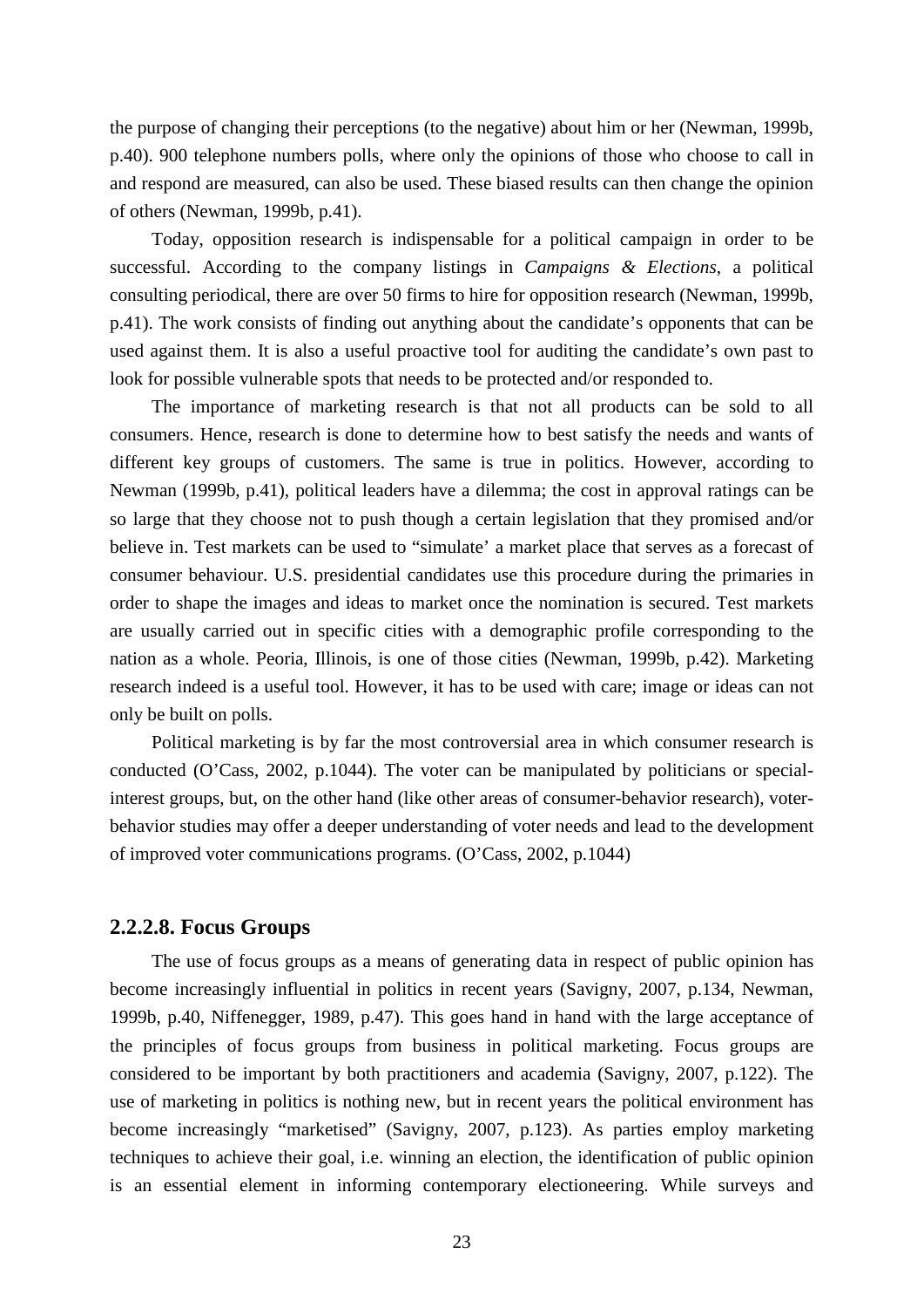the purpose of changing their perceptions (to the negative) about him or her (Newman, 1999b, p.40). 900 telephone numbers polls, where only the opinions of those who choose to call in and respond are measured, can also be used. These biased results can then change the opinion of others (Newman, 1999b, p.41).

Today, opposition research is indispensable for a political campaign in order to be successful. According to the company listings in *Campaigns & Elections*, a political consulting periodical, there are over 50 firms to hire for opposition research (Newman, 1999b, p.41). The work consists of finding out anything about the candidate's opponents that can be used against them. It is also a useful proactive tool for auditing the candidate's own past to look for possible vulnerable spots that needs to be protected and/or responded to.

The importance of marketing research is that not all products can be sold to all consumers. Hence, research is done to determine how to best satisfy the needs and wants of different key groups of customers. The same is true in politics. However, according to Newman (1999b, p.41), political leaders have a dilemma; the cost in approval ratings can be so large that they choose not to push though a certain legislation that they promised and/or believe in. Test markets can be used to "simulate' a market place that serves as a forecast of consumer behaviour. U.S. presidential candidates use this procedure during the primaries in order to shape the images and ideas to market once the nomination is secured. Test markets are usually carried out in specific cities with a demographic profile corresponding to the nation as a whole. Peoria, Illinois, is one of those cities (Newman, 1999b, p.42). Marketing research indeed is a useful tool. However, it has to be used with care; image or ideas can not only be built on polls.

Political marketing is by far the most controversial area in which consumer research is conducted (O'Cass, 2002, p.1044). The voter can be manipulated by politicians or special-interest groups, but, on the other hand (like other areas of consumer-behavior research), voter-behavior studies may offer a deeper understanding of voter needs and lead to the development of improved voter communications programs. (O'Cass, 2002, p.1044)

### 2.2.2.8. Focus Groups

The use of focus groups as a means of generating data in respect of public opinion has become increasingly influential in politics in recent years (Savigny, 2007, p.134, Newman, 1999b, p.40, Niffenegger, 1989, p.47). This goes hand in hand with the large acceptance of the principles of focus groups from business in political marketing. Focus groups are considered to be important by both practitioners and academia (Savigny, 2007, p.122). The use of marketing in politics is nothing new, but in recent years the political environment has become increasingly "marketised" (Savigny, 2007, p.123). As parties employ marketing techniques to achieve their goal, i.e. winning an election, the identification of public opinion is an essential element in informing contemporary electioneering. While surveys and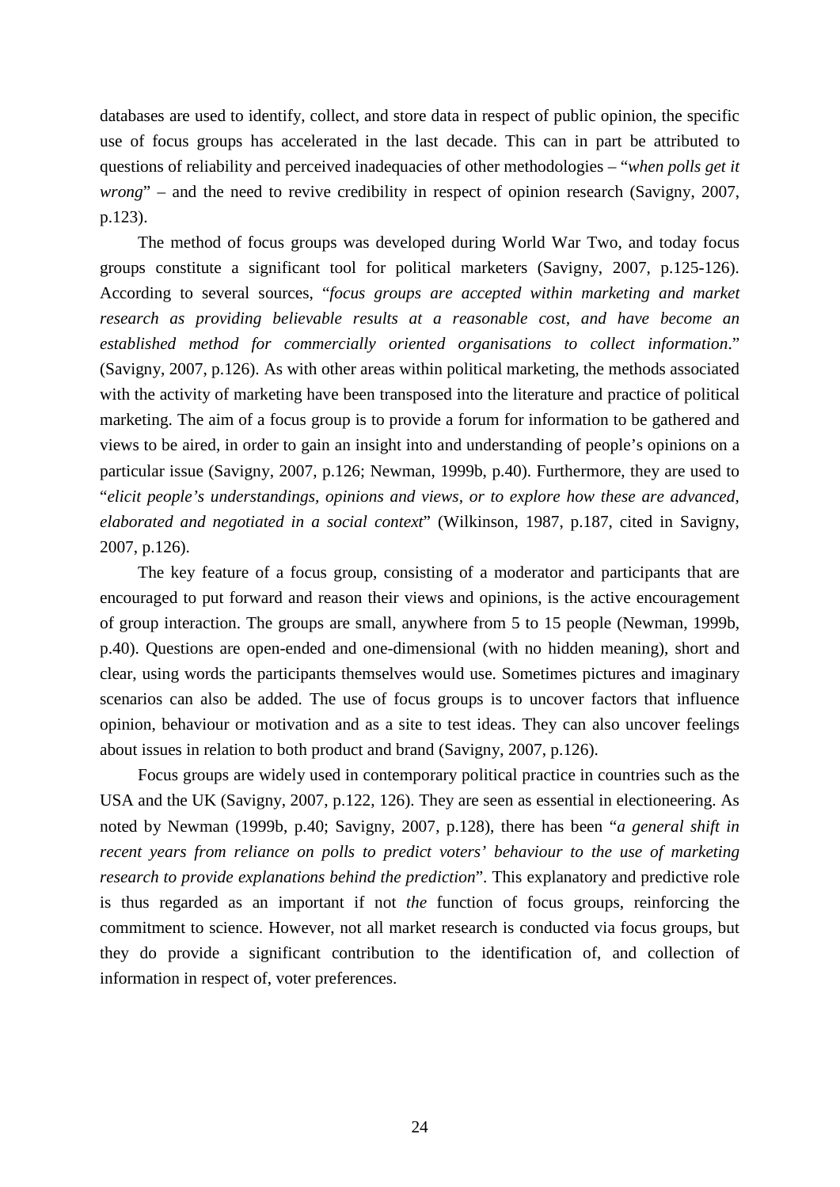databases are used to identify, collect, and store data in respect of public opinion, the specific use of focus groups has accelerated in the last decade. This can in part be attributed to questions of reliability and perceived inadequacies of other methodologies – "*when polls get it wrong*" – and the need to revive credibility in respect of opinion research (Savigny, 2007, p.123).

The method of focus groups was developed during World War Two, and today focus groups constitute a significant tool for political marketers (Savigny, 2007, p.125-126). According to several sources, "*focus groups are accepted within marketing and market research as providing believable results at a reasonable cost, and have become an established method for commercially oriented organisations to collect information*." (Savigny, 2007, p.126). As with other areas within political marketing, the methods associated with the activity of marketing have been transposed into the literature and practice of political marketing. The aim of a focus group is to provide a forum for information to be gathered and views to be aired, in order to gain an insight into and understanding of people's opinions on a particular issue (Savigny, 2007, p.126; Newman, 1999b, p.40). Furthermore, they are used to "*elicit people's understandings, opinions and views, or to explore how these are advanced, elaborated and negotiated in a social context*" (Wilkinson, 1987, p.187, cited in Savigny, 2007, p.126).

The key feature of a focus group, consisting of a moderator and participants that are encouraged to put forward and reason their views and opinions, is the active encouragement of group interaction. The groups are small, anywhere from 5 to 15 people (Newman, 1999b, p.40). Questions are open-ended and one-dimensional (with no hidden meaning), short and clear, using words the participants themselves would use. Sometimes pictures and imaginary scenarios can also be added. The use of focus groups is to uncover factors that influence opinion, behaviour or motivation and as a site to test ideas. They can also uncover feelings about issues in relation to both product and brand (Savigny, 2007, p.126).

Focus groups are widely used in contemporary political practice in countries such as the USA and the UK (Savigny, 2007, p.122, 126). They are seen as essential in electioneering. As noted by Newman (1999b, p.40; Savigny, 2007, p.128), there has been "*a general shift in recent years from reliance on polls to predict voters' behaviour to the use of marketing research to provide explanations behind the prediction*". This explanatory and predictive role is thus regarded as an important if not *the* function of focus groups, reinforcing the commitment to science. However, not all market research is conducted via focus groups, but they do provide a significant contribution to the identification of, and collection of information in respect of, voter preferences.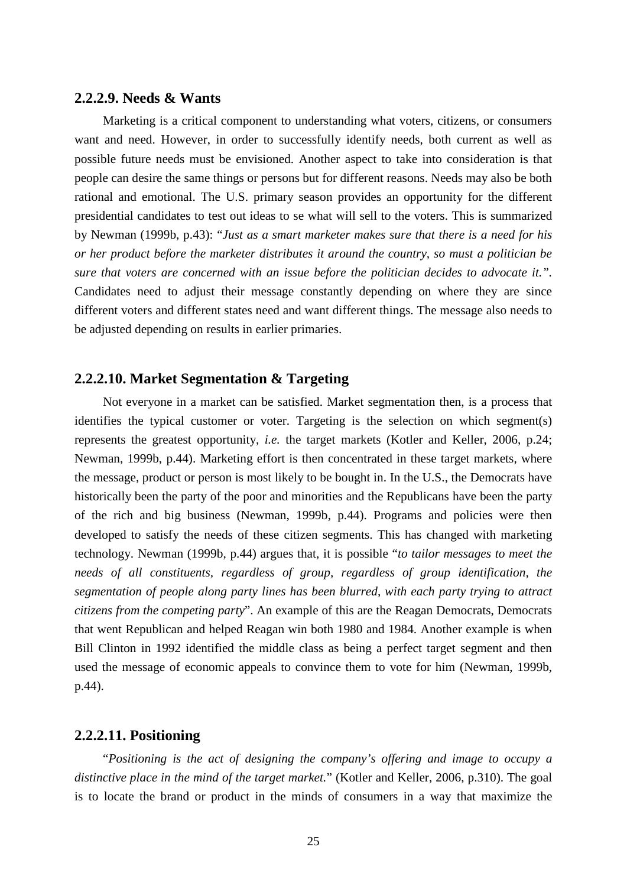### 2.2.2.9. Needs & Wants

Marketing is a critical component to understanding what voters, citizens, or consumers want and need. However, in order to successfully identify needs, both current as well as possible future needs must be envisioned. Another aspect to take into consideration is that people can desire the same things or persons but for different reasons. Needs may also be both rational and emotional. The U.S. primary season provides an opportunity for the different presidential candidates to test out ideas to se what will sell to the voters. This is summarized by Newman (1999b, p.43): "*Just as a smart marketer makes sure that there is a need for his or her product before the marketer distributes it around the country, so must a politician be sure that voters are concerned with an issue before the politician decides to advocate it.*". Candidates need to adjust their message constantly depending on where they are since different voters and different states need and want different things. The message also needs to be adjusted depending on results in earlier primaries.

### 2.2.2.10. Market Segmentation & Targeting

Not everyone in a market can be satisfied. Market segmentation then, is a process that identifies the typical customer or voter. Targeting is the selection on which segment(s) represents the greatest opportunity, *i.e.* the target markets (Kotler and Keller, 2006, p.24; Newman, 1999b, p.44). Marketing effort is then concentrated in these target markets, where the message, product or person is most likely to be bought in. In the U.S., the Democrats have historically been the party of the poor and minorities and the Republicans have been the party of the rich and big business (Newman, 1999b, p.44). Programs and policies were then developed to satisfy the needs of these citizen segments. This has changed with marketing technology. Newman (1999b, p.44) argues that, it is possible "*to tailor messages to meet the needs of all constituents, regardless of group, regardless of group identification, the segmentation of people along party lines has been blurred, with each party trying to attract citizens from the competing party*". An example of this are the Reagan Democrats, Democrats that went Republican and helped Reagan win both 1980 and 1984. Another example is when Bill Clinton in 1992 identified the middle class as being a perfect target segment and then used the message of economic appeals to convince them to vote for him (Newman, 1999b, p.44).

### 2.2.2.11. Positioning

"*Positioning is the act of designing the company's offering and image to occupy a distinctive place in the mind of the target market.*" (Kotler and Keller, 2006, p.310). The goal is to locate the brand or product in the minds of consumers in a way that maximize the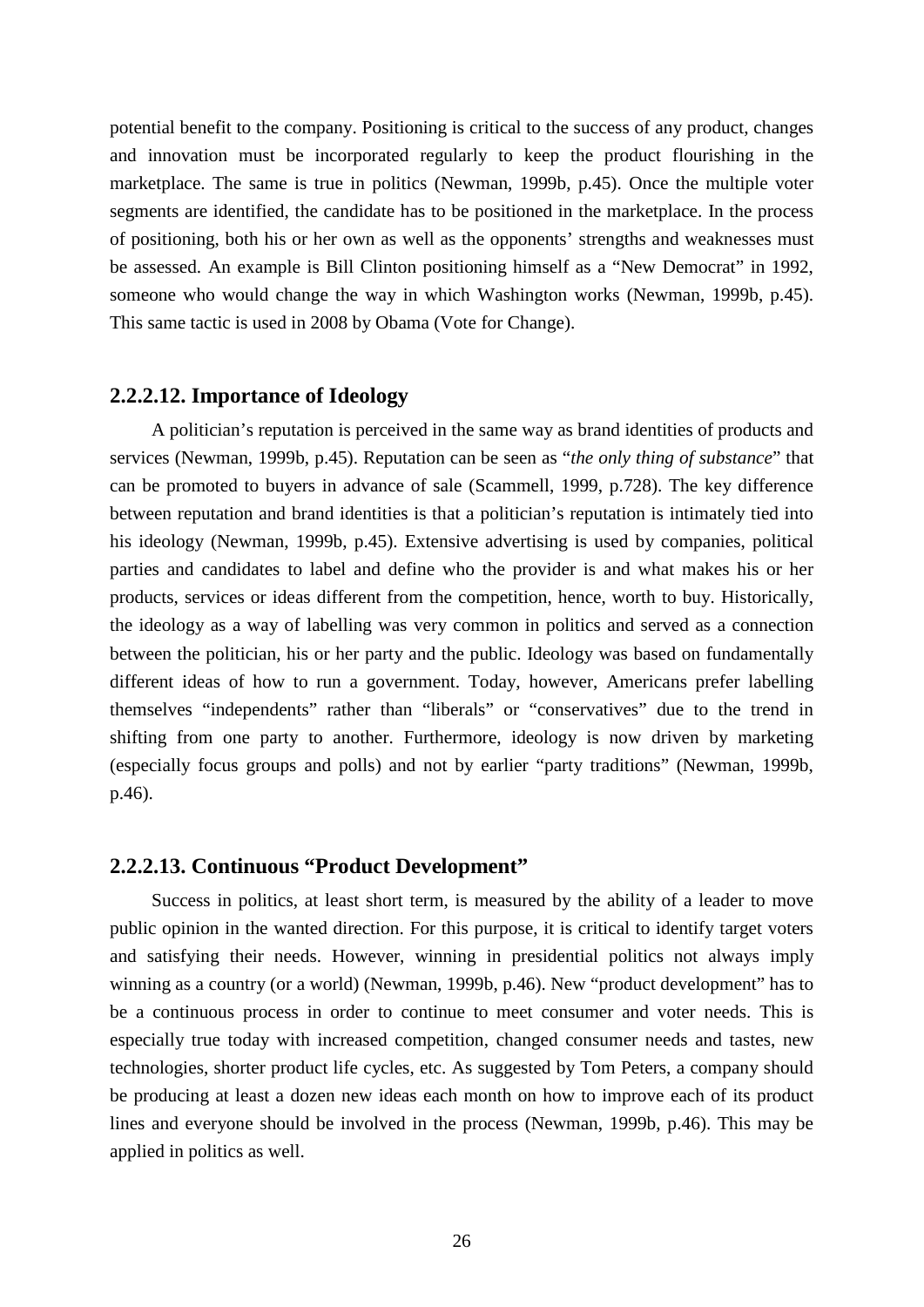potential benefit to the company. Positioning is critical to the success of any product, changes and innovation must be incorporated regularly to keep the product flourishing in the marketplace. The same is true in politics (Newman, 1999b, p.45). Once the multiple voter segments are identified, the candidate has to be positioned in the marketplace. In the process of positioning, both his or her own as well as the opponents' strengths and weaknesses must be assessed. An example is Bill Clinton positioning himself as a "New Democrat" in 1992, someone who would change the way in which Washington works (Newman, 1999b, p.45). This same tactic is used in 2008 by Obama (Vote for Change).

### 2.2.2.12. Importance of Ideology

A politician's reputation is perceived in the same way as brand identities of products and services (Newman, 1999b, p.45). Reputation can be seen as "*the only thing of substance*" that can be promoted to buyers in advance of sale (Scammell, 1999, p.728). The key difference between reputation and brand identities is that a politician's reputation is intimately tied into his ideology (Newman, 1999b, p.45). Extensive advertising is used by companies, political parties and candidates to label and define who the provider is and what makes his or her products, services or ideas different from the competition, hence, worth to buy. Historically, the ideology as a way of labelling was very common in politics and served as a connection between the politician, his or her party and the public. Ideology was based on fundamentally different ideas of how to run a government. Today, however, Americans prefer labelling themselves "independents" rather than "liberals" or "conservatives" due to the trend in shifting from one party to another. Furthermore, ideology is now driven by marketing (especially focus groups and polls) and not by earlier "party traditions" (Newman, 1999b, p.46).

### 2.2.2.13. Continuous "Product Development"

Success in politics, at least short term, is measured by the ability of a leader to move public opinion in the wanted direction. For this purpose, it is critical to identify target voters and satisfying their needs. However, winning in presidential politics not always imply winning as a country (or a world) (Newman, 1999b, p.46). New "product development" has to be a continuous process in order to continue to meet consumer and voter needs. This is especially true today with increased competition, changed consumer needs and tastes, new technologies, shorter product life cycles, etc. As suggested by Tom Peters, a company should be producing at least a dozen new ideas each month on how to improve each of its product lines and everyone should be involved in the process (Newman, 1999b, p.46). This may be applied in politics as well.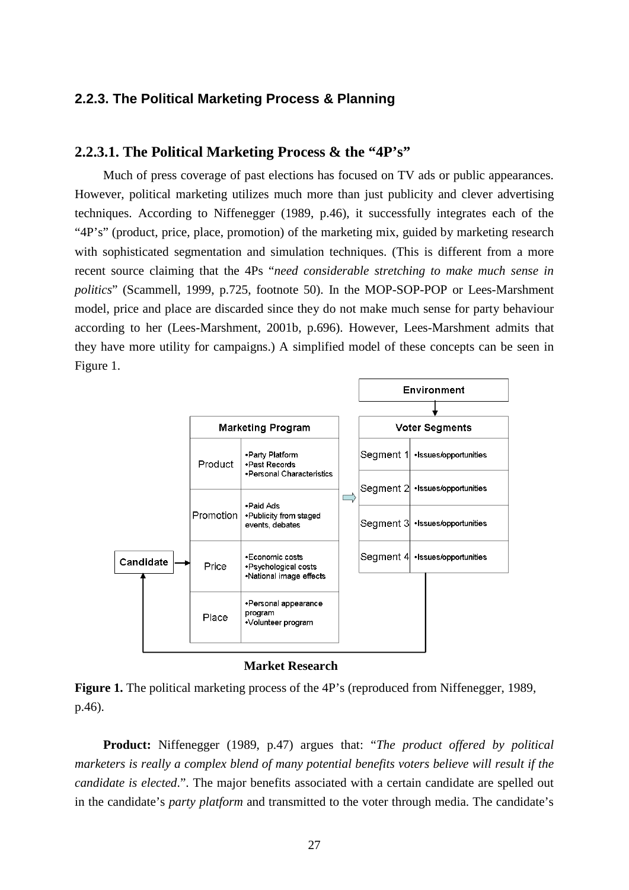### 2.2.3. The Political Marketing Process & Planning

#### 2.2.3.1. The Political Marketing Process & the "4P's"

Much of press coverage of past elections has focused on TV ads or public appearances. However, political marketing utilizes much more than just publicity and clever advertising techniques. According to Niffenegger (1989, p.46), it successfully integrates each of the "4P's" (product, price, place, promotion) of the marketing mix, guided by marketing research with sophisticated segmentation and simulation techniques. (This is different from a more recent source claiming that the 4Ps "*need considerable stretching to make much sense in politics*" (Scammell, 1999, p.725, footnote 50). In the MOP-SOP-POP or Lees-Marshment model, price and place are discarded since they do not make much sense for party behaviour according to her (Lees-Marshment, 2001b, p.696). However, Lees-Marshment admits that they have more utility for campaigns.) A simplified model of these concepts can be seen in Figure 1.

| Marketing Program | |
|---|---|
| Product | •Party Platform<br>•Past Records<br>•Personal Characteristics |
| Promotion | •Paid Ads<br>•Publicity from staged events, debates |
| Price | •Economic costs<br>•Psychological costs<br>•National image effects |
| Place | •Personal appearance program<br>•Volunteer program |

| Voter Segments | |
|---|---|
| Segment 1 | •Issues/opportunities |
| Segment 2 | •Issues/opportunities |
| Segment 3 | •Issues/opportunities |
| Segment 4 | •Issues/opportunities |

Environment → Voter Segments; Candidate → Marketing Program → Voter Segments; Voter Segments → Market Research → Candidate

**Market Research**

**Figure 1.** The political marketing process of the 4P's (reproduced from Niffenegger, 1989, p.46).

**Product:** Niffenegger (1989, p.47) argues that: "*The product offered by political marketers is really a complex blend of many potential benefits voters believe will result if the candidate is elected*.". The major benefits associated with a certain candidate are spelled out in the candidate's *party platform* and transmitted to the voter through media. The candidate's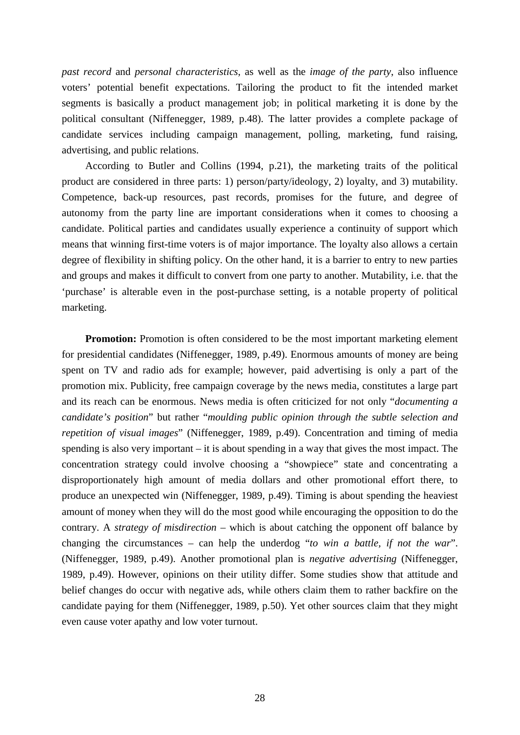*past record* and *personal characteristics*, as well as the *image of the party*, also influence voters' potential benefit expectations. Tailoring the product to fit the intended market segments is basically a product management job; in political marketing it is done by the political consultant (Niffenegger, 1989, p.48). The latter provides a complete package of candidate services including campaign management, polling, marketing, fund raising, advertising, and public relations.

According to Butler and Collins (1994, p.21), the marketing traits of the political product are considered in three parts: 1) person/party/ideology, 2) loyalty, and 3) mutability. Competence, back-up resources, past records, promises for the future, and degree of autonomy from the party line are important considerations when it comes to choosing a candidate. Political parties and candidates usually experience a continuity of support which means that winning first-time voters is of major importance. The loyalty also allows a certain degree of flexibility in shifting policy. On the other hand, it is a barrier to entry to new parties and groups and makes it difficult to convert from one party to another. Mutability, i.e. that the 'purchase' is alterable even in the post-purchase setting, is a notable property of political marketing.

**Promotion:** Promotion is often considered to be the most important marketing element for presidential candidates (Niffenegger, 1989, p.49). Enormous amounts of money are being spent on TV and radio ads for example; however, paid advertising is only a part of the promotion mix. Publicity, free campaign coverage by the news media, constitutes a large part and its reach can be enormous. News media is often criticized for not only "*documenting a candidate's position*" but rather "*moulding public opinion through the subtle selection and repetition of visual images*" (Niffenegger, 1989, p.49). Concentration and timing of media spending is also very important – it is about spending in a way that gives the most impact. The concentration strategy could involve choosing a "showpiece" state and concentrating a disproportionately high amount of media dollars and other promotional effort there, to produce an unexpected win (Niffenegger, 1989, p.49). Timing is about spending the heaviest amount of money when they will do the most good while encouraging the opposition to do the contrary. A *strategy of misdirection* – which is about catching the opponent off balance by changing the circumstances – can help the underdog "*to win a battle, if not the war*". (Niffenegger, 1989, p.49). Another promotional plan is *negative advertising* (Niffenegger, 1989, p.49). However, opinions on their utility differ. Some studies show that attitude and belief changes do occur with negative ads, while others claim them to rather backfire on the candidate paying for them (Niffenegger, 1989, p.50). Yet other sources claim that they might even cause voter apathy and low voter turnout.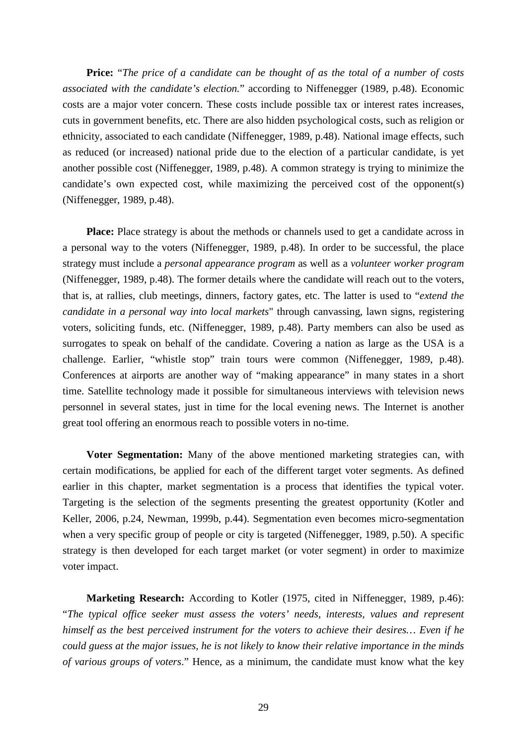**Price:** "*The price of a candidate can be thought of as the total of a number of costs associated with the candidate's election.*" according to Niffenegger (1989, p.48). Economic costs are a major voter concern. These costs include possible tax or interest rates increases, cuts in government benefits, etc. There are also hidden psychological costs, such as religion or ethnicity, associated to each candidate (Niffenegger, 1989, p.48). National image effects, such as reduced (or increased) national pride due to the election of a particular candidate, is yet another possible cost (Niffenegger, 1989, p.48). A common strategy is trying to minimize the candidate's own expected cost, while maximizing the perceived cost of the opponent(s) (Niffenegger, 1989, p.48).

**Place:** Place strategy is about the methods or channels used to get a candidate across in a personal way to the voters (Niffenegger, 1989, p.48). In order to be successful, the place strategy must include a *personal appearance program* as well as a *volunteer worker program* (Niffenegger, 1989, p.48). The former details where the candidate will reach out to the voters, that is, at rallies, club meetings, dinners, factory gates, etc. The latter is used to "*extend the candidate in a personal way into local markets*" through canvassing, lawn signs, registering voters, soliciting funds, etc. (Niffenegger, 1989, p.48). Party members can also be used as surrogates to speak on behalf of the candidate. Covering a nation as large as the USA is a challenge. Earlier, "whistle stop" train tours were common (Niffenegger, 1989, p.48). Conferences at airports are another way of "making appearance" in many states in a short time. Satellite technology made it possible for simultaneous interviews with television news personnel in several states, just in time for the local evening news. The Internet is another great tool offering an enormous reach to possible voters in no-time.

**Voter Segmentation:** Many of the above mentioned marketing strategies can, with certain modifications, be applied for each of the different target voter segments. As defined earlier in this chapter, market segmentation is a process that identifies the typical voter. Targeting is the selection of the segments presenting the greatest opportunity (Kotler and Keller, 2006, p.24, Newman, 1999b, p.44). Segmentation even becomes micro-segmentation when a very specific group of people or city is targeted (Niffenegger, 1989, p.50). A specific strategy is then developed for each target market (or voter segment) in order to maximize voter impact.

**Marketing Research:** According to Kotler (1975, cited in Niffenegger, 1989, p.46): "*The typical office seeker must assess the voters' needs, interests, values and represent himself as the best perceived instrument for the voters to achieve their desires… Even if he could guess at the major issues, he is not likely to know their relative importance in the minds of various groups of voters*." Hence, as a minimum, the candidate must know what the key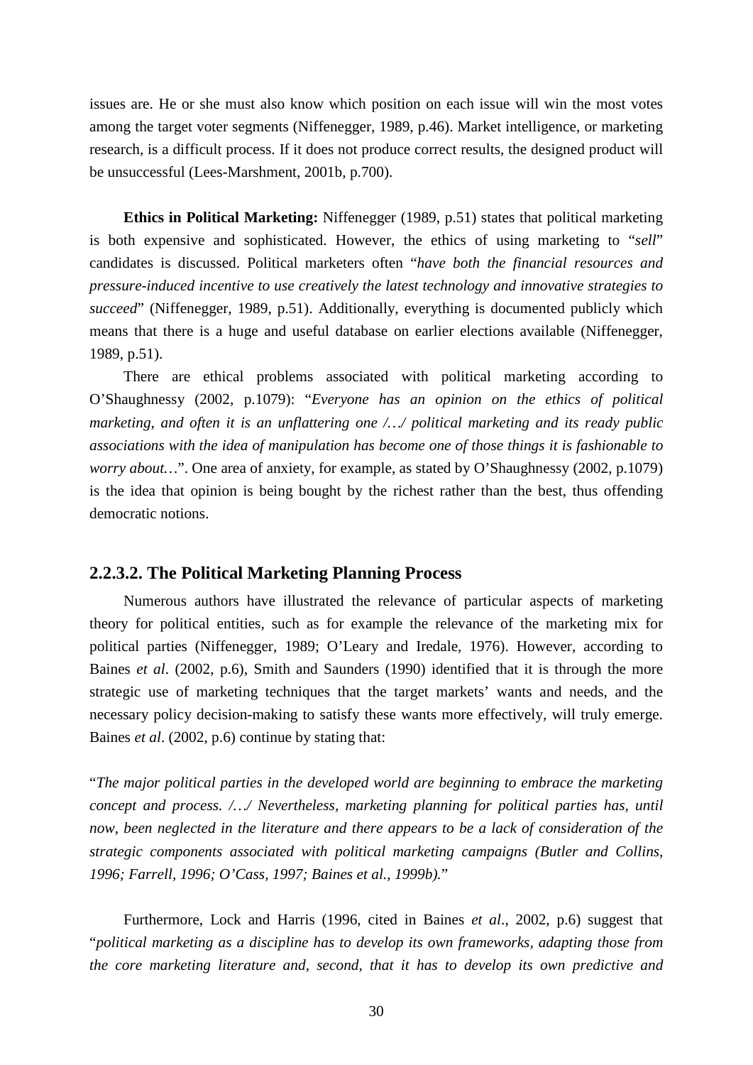issues are. He or she must also know which position on each issue will win the most votes among the target voter segments (Niffenegger, 1989, p.46). Market intelligence, or marketing research, is a difficult process. If it does not produce correct results, the designed product will be unsuccessful (Lees-Marshment, 2001b, p.700).

**Ethics in Political Marketing:** Niffenegger (1989, p.51) states that political marketing is both expensive and sophisticated. However, the ethics of using marketing to "*sell*" candidates is discussed. Political marketers often "*have both the financial resources and pressure-induced incentive to use creatively the latest technology and innovative strategies to succeed*" (Niffenegger, 1989, p.51). Additionally, everything is documented publicly which means that there is a huge and useful database on earlier elections available (Niffenegger, 1989, p.51).

There are ethical problems associated with political marketing according to O'Shaughnessy (2002, p.1079): "*Everyone has an opinion on the ethics of political marketing, and often it is an unflattering one /…/ political marketing and its ready public associations with the idea of manipulation has become one of those things it is fashionable to worry about…*". One area of anxiety, for example, as stated by O'Shaughnessy (2002, p.1079) is the idea that opinion is being bought by the richest rather than the best, thus offending democratic notions.

### 2.2.3.2. The Political Marketing Planning Process

Numerous authors have illustrated the relevance of particular aspects of marketing theory for political entities, such as for example the relevance of the marketing mix for political parties (Niffenegger, 1989; O'Leary and Iredale, 1976). However, according to Baines *et al*. (2002, p.6), Smith and Saunders (1990) identified that it is through the more strategic use of marketing techniques that the target markets' wants and needs, and the necessary policy decision-making to satisfy these wants more effectively, will truly emerge. Baines *et al*. (2002, p.6) continue by stating that:

"*The major political parties in the developed world are beginning to embrace the marketing concept and process. /…/ Nevertheless, marketing planning for political parties has, until now, been neglected in the literature and there appears to be a lack of consideration of the strategic components associated with political marketing campaigns (Butler and Collins, 1996; Farrell, 1996; O'Cass, 1997; Baines et al., 1999b).*"

Furthermore, Lock and Harris (1996, cited in Baines *et al*., 2002, p.6) suggest that "*political marketing as a discipline has to develop its own frameworks, adapting those from the core marketing literature and, second, that it has to develop its own predictive and*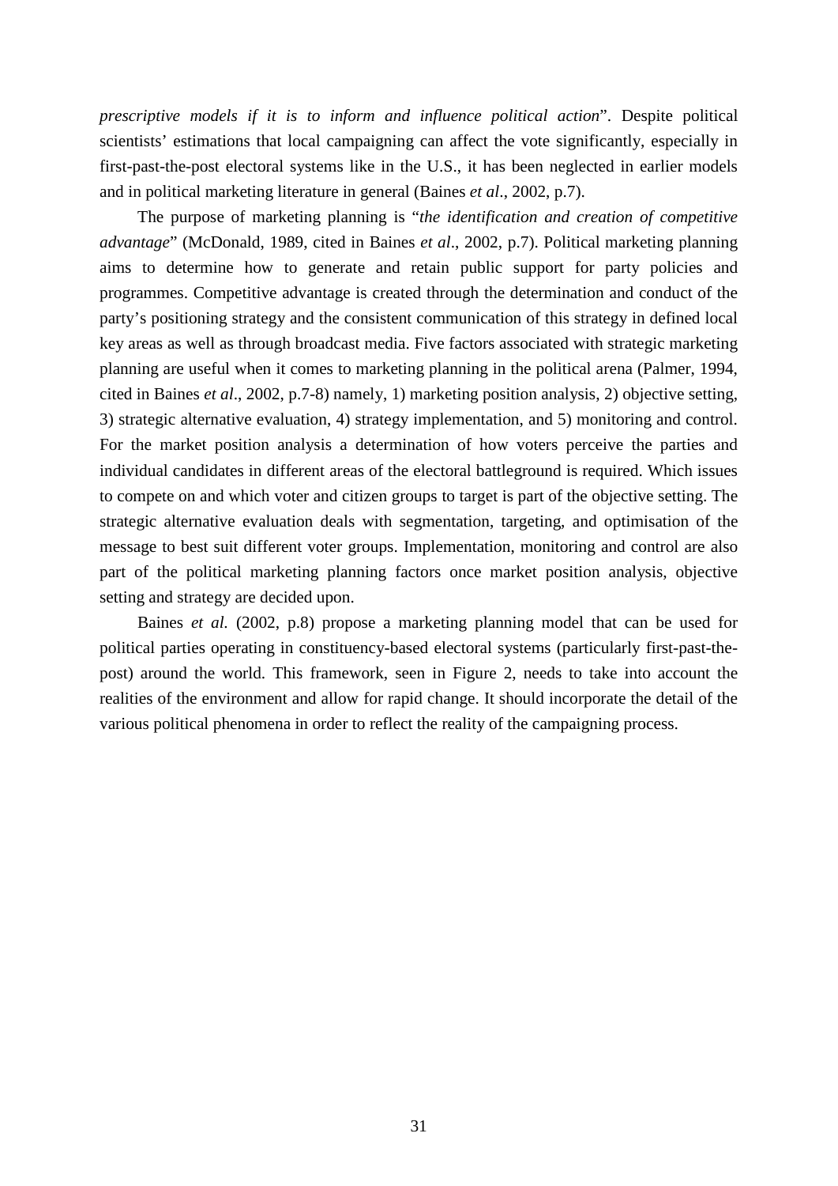*prescriptive models if it is to inform and influence political action*". Despite political scientists' estimations that local campaigning can affect the vote significantly, especially in first-past-the-post electoral systems like in the U.S., it has been neglected in earlier models and in political marketing literature in general (Baines *et al*., 2002, p.7).

The purpose of marketing planning is "*the identification and creation of competitive advantage*" (McDonald, 1989, cited in Baines *et al*., 2002, p.7). Political marketing planning aims to determine how to generate and retain public support for party policies and programmes. Competitive advantage is created through the determination and conduct of the party's positioning strategy and the consistent communication of this strategy in defined local key areas as well as through broadcast media. Five factors associated with strategic marketing planning are useful when it comes to marketing planning in the political arena (Palmer, 1994, cited in Baines *et al*., 2002, p.7-8) namely, 1) marketing position analysis, 2) objective setting, 3) strategic alternative evaluation, 4) strategy implementation, and 5) monitoring and control. For the market position analysis a determination of how voters perceive the parties and individual candidates in different areas of the electoral battleground is required. Which issues to compete on and which voter and citizen groups to target is part of the objective setting. The strategic alternative evaluation deals with segmentation, targeting, and optimisation of the message to best suit different voter groups. Implementation, monitoring and control are also part of the political marketing planning factors once market position analysis, objective setting and strategy are decided upon.

Baines *et al.* (2002, p.8) propose a marketing planning model that can be used for political parties operating in constituency-based electoral systems (particularly first-past-the-post) around the world. This framework, seen in Figure 2, needs to take into account the realities of the environment and allow for rapid change. It should incorporate the detail of the various political phenomena in order to reflect the reality of the campaigning process.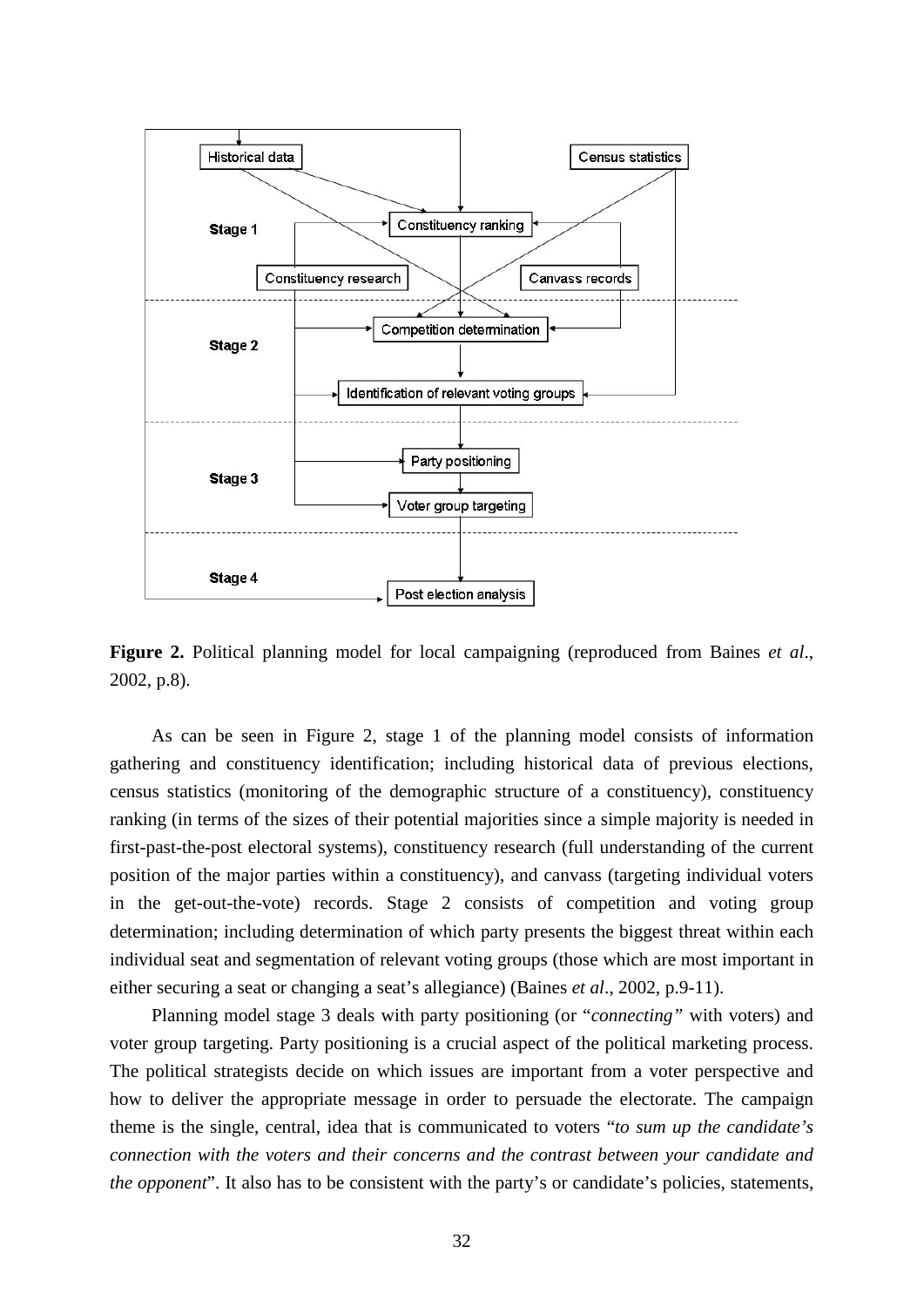**Figure 2.** Political planning model for local campaigning (reproduced from Baines *et al*., 2002, p.8).

As can be seen in Figure 2, stage 1 of the planning model consists of information gathering and constituency identification; including historical data of previous elections, census statistics (monitoring of the demographic structure of a constituency), constituency ranking (in terms of the sizes of their potential majorities since a simple majority is needed in first-past-the-post electoral systems), constituency research (full understanding of the current position of the major parties within a constituency), and canvass (targeting individual voters in the get-out-the-vote) records. Stage 2 consists of competition and voting group determination; including determination of which party presents the biggest threat within each individual seat and segmentation of relevant voting groups (those which are most important in either securing a seat or changing a seat's allegiance) (Baines *et al*., 2002, p.9-11).

Planning model stage 3 deals with party positioning (or "*connecting"* with voters) and voter group targeting. Party positioning is a crucial aspect of the political marketing process. The political strategists decide on which issues are important from a voter perspective and how to deliver the appropriate message in order to persuade the electorate. The campaign theme is the single, central, idea that is communicated to voters "*to sum up the candidate's connection with the voters and their concerns and the contrast between your candidate and the opponent*". It also has to be consistent with the party's or candidate's policies, statements,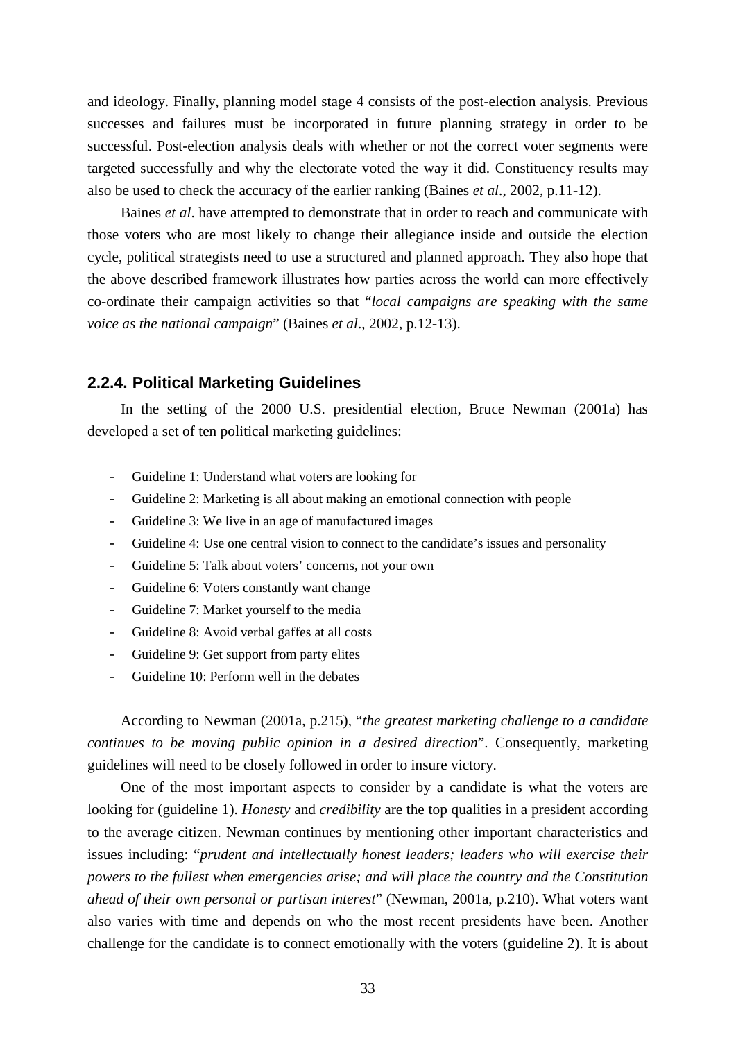and ideology. Finally, planning model stage 4 consists of the post-election analysis. Previous successes and failures must be incorporated in future planning strategy in order to be successful. Post-election analysis deals with whether or not the correct voter segments were targeted successfully and why the electorate voted the way it did. Constituency results may also be used to check the accuracy of the earlier ranking (Baines *et al*., 2002, p.11-12).

Baines *et al*. have attempted to demonstrate that in order to reach and communicate with those voters who are most likely to change their allegiance inside and outside the election cycle, political strategists need to use a structured and planned approach. They also hope that the above described framework illustrates how parties across the world can more effectively co-ordinate their campaign activities so that "*local campaigns are speaking with the same voice as the national campaign*" (Baines *et al*., 2002, p.12-13).

### 2.2.4. Political Marketing Guidelines

In the setting of the 2000 U.S. presidential election, Bruce Newman (2001a) has developed a set of ten political marketing guidelines:

- Guideline 1: Understand what voters are looking for
- Guideline 2: Marketing is all about making an emotional connection with people
- Guideline 3: We live in an age of manufactured images
- Guideline 4: Use one central vision to connect to the candidate's issues and personality
- Guideline 5: Talk about voters' concerns, not your own
- Guideline 6: Voters constantly want change
- Guideline 7: Market yourself to the media
- Guideline 8: Avoid verbal gaffes at all costs
- Guideline 9: Get support from party elites
- Guideline 10: Perform well in the debates

According to Newman (2001a, p.215), "*the greatest marketing challenge to a candidate continues to be moving public opinion in a desired direction*". Consequently, marketing guidelines will need to be closely followed in order to insure victory.

One of the most important aspects to consider by a candidate is what the voters are looking for (guideline 1). *Honesty* and *credibility* are the top qualities in a president according to the average citizen. Newman continues by mentioning other important characteristics and issues including: "*prudent and intellectually honest leaders; leaders who will exercise their powers to the fullest when emergencies arise; and will place the country and the Constitution ahead of their own personal or partisan interest*" (Newman, 2001a, p.210). What voters want also varies with time and depends on who the most recent presidents have been. Another challenge for the candidate is to connect emotionally with the voters (guideline 2). It is about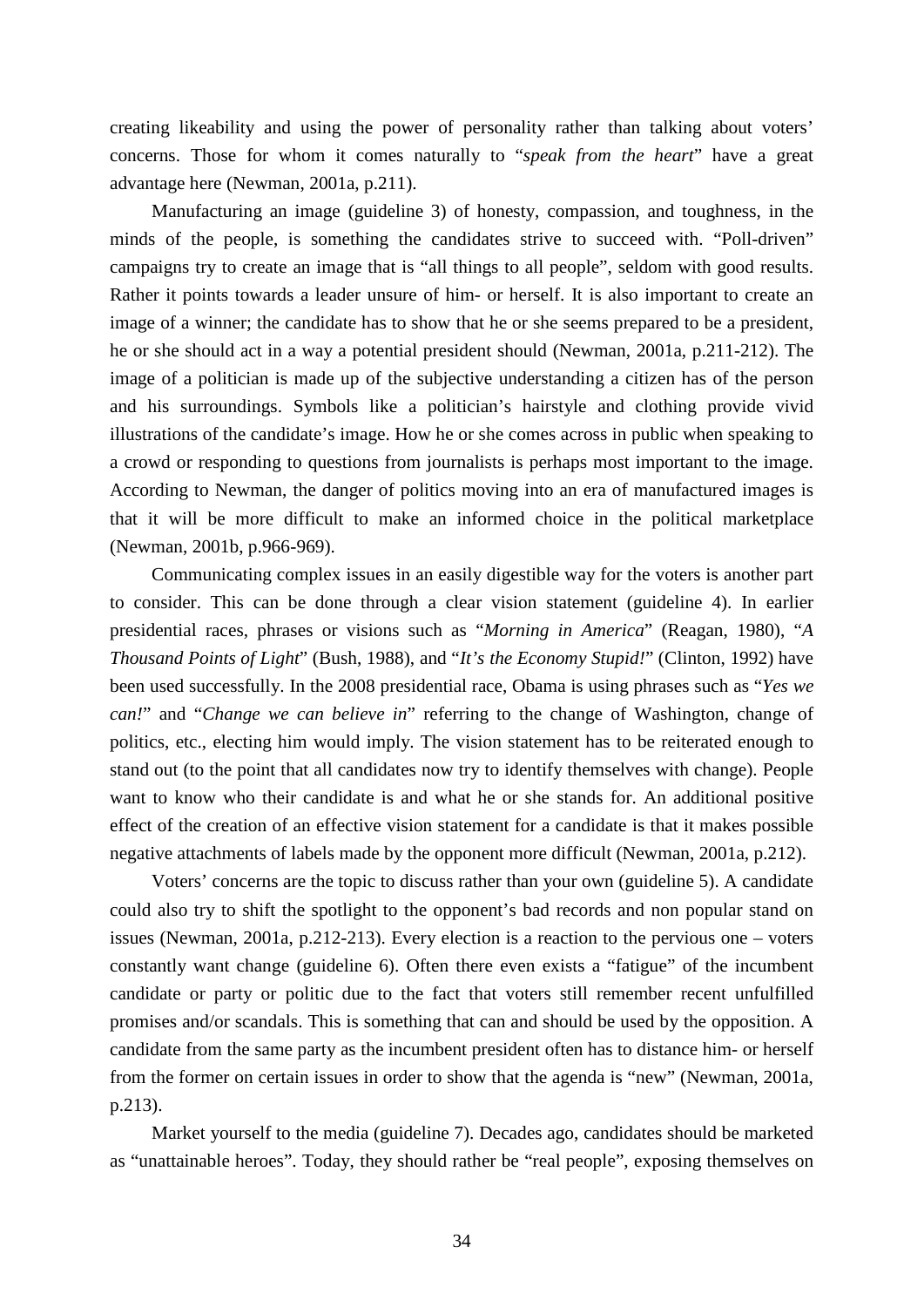creating likeability and using the power of personality rather than talking about voters' concerns. Those for whom it comes naturally to "*speak from the heart*" have a great advantage here (Newman, 2001a, p.211).

Manufacturing an image (guideline 3) of honesty, compassion, and toughness, in the minds of the people, is something the candidates strive to succeed with. "Poll-driven" campaigns try to create an image that is "all things to all people", seldom with good results. Rather it points towards a leader unsure of him- or herself. It is also important to create an image of a winner; the candidate has to show that he or she seems prepared to be a president, he or she should act in a way a potential president should (Newman, 2001a, p.211-212). The image of a politician is made up of the subjective understanding a citizen has of the person and his surroundings. Symbols like a politician's hairstyle and clothing provide vivid illustrations of the candidate's image. How he or she comes across in public when speaking to a crowd or responding to questions from journalists is perhaps most important to the image. According to Newman, the danger of politics moving into an era of manufactured images is that it will be more difficult to make an informed choice in the political marketplace (Newman, 2001b, p.966-969).

Communicating complex issues in an easily digestible way for the voters is another part to consider. This can be done through a clear vision statement (guideline 4). In earlier presidential races, phrases or visions such as "*Morning in America*" (Reagan, 1980), "*A Thousand Points of Light*" (Bush, 1988), and "*It's the Economy Stupid!*" (Clinton, 1992) have been used successfully. In the 2008 presidential race, Obama is using phrases such as "*Yes we can!*" and "*Change we can believe in*" referring to the change of Washington, change of politics, etc., electing him would imply. The vision statement has to be reiterated enough to stand out (to the point that all candidates now try to identify themselves with change). People want to know who their candidate is and what he or she stands for. An additional positive effect of the creation of an effective vision statement for a candidate is that it makes possible negative attachments of labels made by the opponent more difficult (Newman, 2001a, p.212).

Voters' concerns are the topic to discuss rather than your own (guideline 5). A candidate could also try to shift the spotlight to the opponent's bad records and non popular stand on issues (Newman, 2001a, p.212-213). Every election is a reaction to the pervious one – voters constantly want change (guideline 6). Often there even exists a "fatigue" of the incumbent candidate or party or politic due to the fact that voters still remember recent unfulfilled promises and/or scandals. This is something that can and should be used by the opposition. A candidate from the same party as the incumbent president often has to distance him- or herself from the former on certain issues in order to show that the agenda is "new" (Newman, 2001a, p.213).

Market yourself to the media (guideline 7). Decades ago, candidates should be marketed as "unattainable heroes". Today, they should rather be "real people", exposing themselves on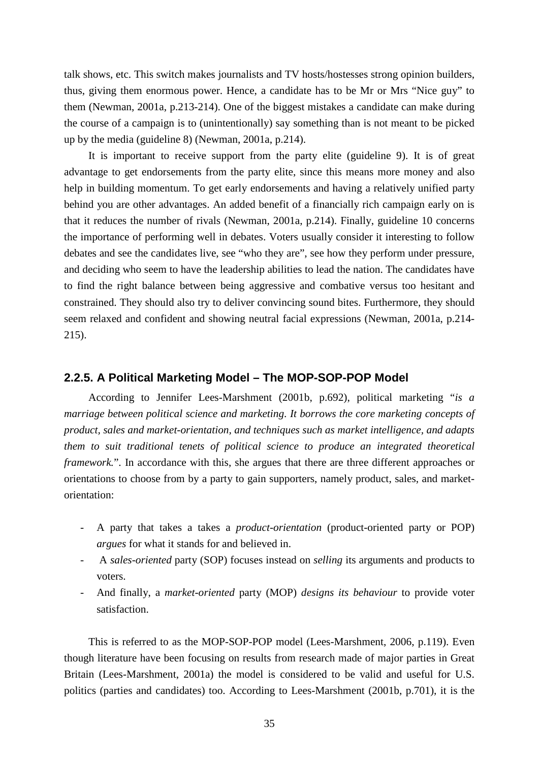talk shows, etc. This switch makes journalists and TV hosts/hostesses strong opinion builders, thus, giving them enormous power. Hence, a candidate has to be Mr or Mrs "Nice guy" to them (Newman, 2001a, p.213-214). One of the biggest mistakes a candidate can make during the course of a campaign is to (unintentionally) say something than is not meant to be picked up by the media (guideline 8) (Newman, 2001a, p.214).

It is important to receive support from the party elite (guideline 9). It is of great advantage to get endorsements from the party elite, since this means more money and also help in building momentum. To get early endorsements and having a relatively unified party behind you are other advantages. An added benefit of a financially rich campaign early on is that it reduces the number of rivals (Newman, 2001a, p.214). Finally, guideline 10 concerns the importance of performing well in debates. Voters usually consider it interesting to follow debates and see the candidates live, see "who they are", see how they perform under pressure, and deciding who seem to have the leadership abilities to lead the nation. The candidates have to find the right balance between being aggressive and combative versus too hesitant and constrained. They should also try to deliver convincing sound bites. Furthermore, they should seem relaxed and confident and showing neutral facial expressions (Newman, 2001a, p.214-215).

### 2.2.5. A Political Marketing Model – The MOP-SOP-POP Model

According to Jennifer Lees-Marshment (2001b, p.692), political marketing "*is a marriage between political science and marketing. It borrows the core marketing concepts of product, sales and market-orientation, and techniques such as market intelligence, and adapts them to suit traditional tenets of political science to produce an integrated theoretical framework.*". In accordance with this, she argues that there are three different approaches or orientations to choose from by a party to gain supporters, namely product, sales, and market-orientation:

- A party that takes a takes a *product-orientation* (product-oriented party or POP) *argues* for what it stands for and believed in.
- A *sales-oriented* party (SOP) focuses instead on *selling* its arguments and products to voters.
- And finally, a *market-oriented* party (MOP) *designs its behaviour* to provide voter satisfaction.

This is referred to as the MOP-SOP-POP model (Lees-Marshment, 2006, p.119). Even though literature have been focusing on results from research made of major parties in Great Britain (Lees-Marshment, 2001a) the model is considered to be valid and useful for U.S. politics (parties and candidates) too. According to Lees-Marshment (2001b, p.701), it is the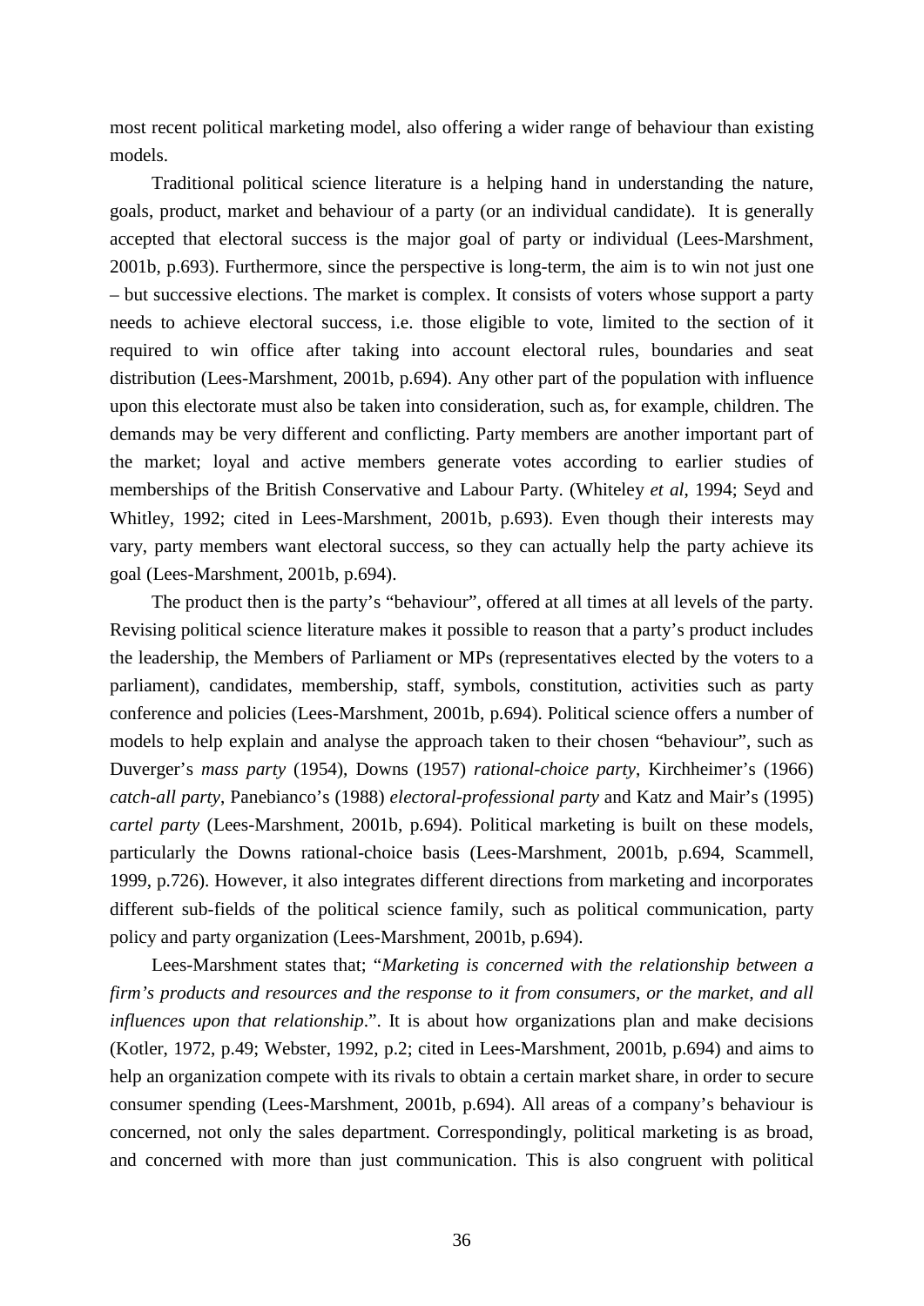most recent political marketing model, also offering a wider range of behaviour than existing models.

Traditional political science literature is a helping hand in understanding the nature, goals, product, market and behaviour of a party (or an individual candidate). It is generally accepted that electoral success is the major goal of party or individual (Lees-Marshment, 2001b, p.693). Furthermore, since the perspective is long-term, the aim is to win not just one – but successive elections. The market is complex. It consists of voters whose support a party needs to achieve electoral success, i.e. those eligible to vote, limited to the section of it required to win office after taking into account electoral rules, boundaries and seat distribution (Lees-Marshment, 2001b, p.694). Any other part of the population with influence upon this electorate must also be taken into consideration, such as, for example, children. The demands may be very different and conflicting. Party members are another important part of the market; loyal and active members generate votes according to earlier studies of memberships of the British Conservative and Labour Party. (Whiteley *et al*, 1994; Seyd and Whitley, 1992; cited in Lees-Marshment, 2001b, p.693). Even though their interests may vary, party members want electoral success, so they can actually help the party achieve its goal (Lees-Marshment, 2001b, p.694).

The product then is the party's "behaviour", offered at all times at all levels of the party. Revising political science literature makes it possible to reason that a party's product includes the leadership, the Members of Parliament or MPs (representatives elected by the voters to a parliament), candidates, membership, staff, symbols, constitution, activities such as party conference and policies (Lees-Marshment, 2001b, p.694). Political science offers a number of models to help explain and analyse the approach taken to their chosen "behaviour", such as Duverger's *mass party* (1954), Downs (1957) *rational-choice party*, Kirchheimer's (1966) *catch-all party*, Panebianco's (1988) *electoral-professional party* and Katz and Mair's (1995) *cartel party* (Lees-Marshment, 2001b, p.694). Political marketing is built on these models, particularly the Downs rational-choice basis (Lees-Marshment, 2001b, p.694, Scammell, 1999, p.726). However, it also integrates different directions from marketing and incorporates different sub-fields of the political science family, such as political communication, party policy and party organization (Lees-Marshment, 2001b, p.694).

Lees-Marshment states that; "*Marketing is concerned with the relationship between a firm's products and resources and the response to it from consumers, or the market, and all influences upon that relationship*.". It is about how organizations plan and make decisions (Kotler, 1972, p.49; Webster, 1992, p.2; cited in Lees-Marshment, 2001b, p.694) and aims to help an organization compete with its rivals to obtain a certain market share, in order to secure consumer spending (Lees-Marshment, 2001b, p.694). All areas of a company's behaviour is concerned, not only the sales department. Correspondingly, political marketing is as broad, and concerned with more than just communication. This is also congruent with political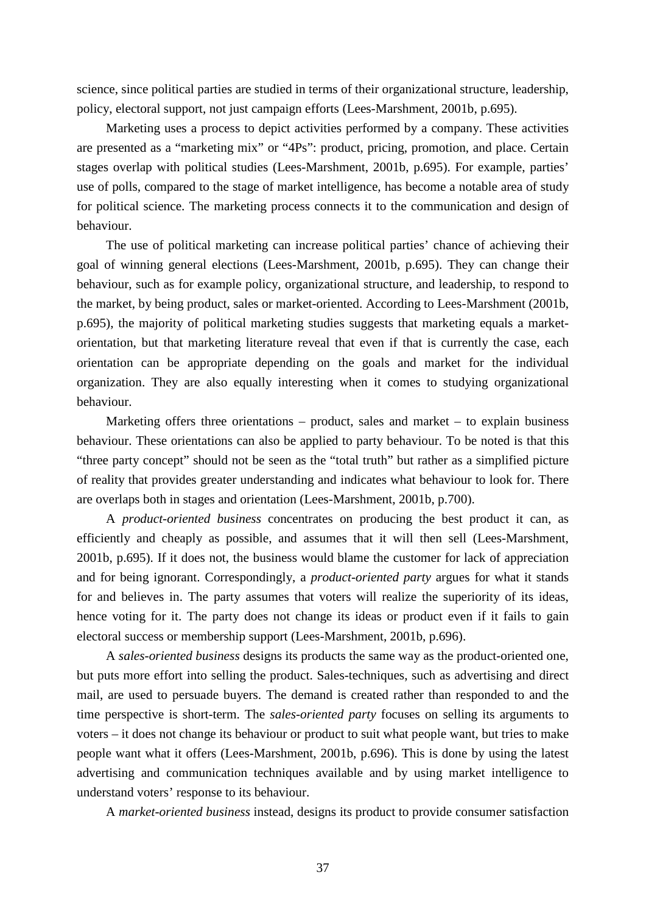science, since political parties are studied in terms of their organizational structure, leadership, policy, electoral support, not just campaign efforts (Lees-Marshment, 2001b, p.695).

Marketing uses a process to depict activities performed by a company. These activities are presented as a "marketing mix" or "4Ps": product, pricing, promotion, and place. Certain stages overlap with political studies (Lees-Marshment, 2001b, p.695). For example, parties' use of polls, compared to the stage of market intelligence, has become a notable area of study for political science. The marketing process connects it to the communication and design of behaviour.

The use of political marketing can increase political parties' chance of achieving their goal of winning general elections (Lees-Marshment, 2001b, p.695). They can change their behaviour, such as for example policy, organizational structure, and leadership, to respond to the market, by being product, sales or market-oriented. According to Lees-Marshment (2001b, p.695), the majority of political marketing studies suggests that marketing equals a market-orientation, but that marketing literature reveal that even if that is currently the case, each orientation can be appropriate depending on the goals and market for the individual organization. They are also equally interesting when it comes to studying organizational behaviour.

Marketing offers three orientations – product, sales and market – to explain business behaviour. These orientations can also be applied to party behaviour. To be noted is that this "three party concept" should not be seen as the "total truth" but rather as a simplified picture of reality that provides greater understanding and indicates what behaviour to look for. There are overlaps both in stages and orientation (Lees-Marshment, 2001b, p.700).

A *product-oriented business* concentrates on producing the best product it can, as efficiently and cheaply as possible, and assumes that it will then sell (Lees-Marshment, 2001b, p.695). If it does not, the business would blame the customer for lack of appreciation and for being ignorant. Correspondingly, a *product-oriented party* argues for what it stands for and believes in. The party assumes that voters will realize the superiority of its ideas, hence voting for it. The party does not change its ideas or product even if it fails to gain electoral success or membership support (Lees-Marshment, 2001b, p.696).

A *sales-oriented business* designs its products the same way as the product-oriented one, but puts more effort into selling the product. Sales-techniques, such as advertising and direct mail, are used to persuade buyers. The demand is created rather than responded to and the time perspective is short-term. The *sales-oriented party* focuses on selling its arguments to voters – it does not change its behaviour or product to suit what people want, but tries to make people want what it offers (Lees-Marshment, 2001b, p.696). This is done by using the latest advertising and communication techniques available and by using market intelligence to understand voters' response to its behaviour.

A *market-oriented business* instead, designs its product to provide consumer satisfaction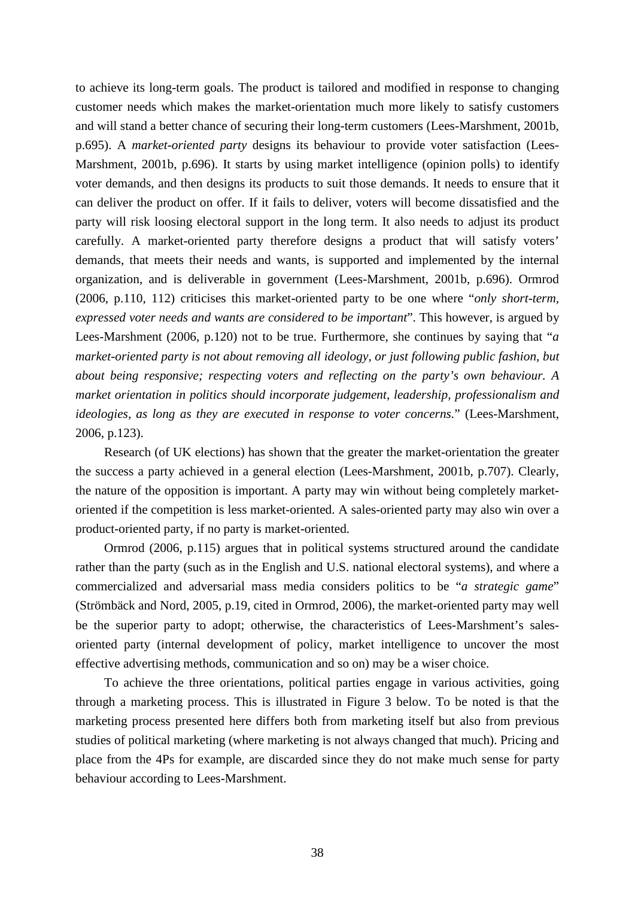to achieve its long-term goals. The product is tailored and modified in response to changing customer needs which makes the market-orientation much more likely to satisfy customers and will stand a better chance of securing their long-term customers (Lees-Marshment, 2001b, p.695). A *market-oriented party* designs its behaviour to provide voter satisfaction (Lees-Marshment, 2001b, p.696). It starts by using market intelligence (opinion polls) to identify voter demands, and then designs its products to suit those demands. It needs to ensure that it can deliver the product on offer. If it fails to deliver, voters will become dissatisfied and the party will risk loosing electoral support in the long term. It also needs to adjust its product carefully. A market-oriented party therefore designs a product that will satisfy voters' demands, that meets their needs and wants, is supported and implemented by the internal organization, and is deliverable in government (Lees-Marshment, 2001b, p.696). Ormrod (2006, p.110, 112) criticises this market-oriented party to be one where "*only short-term, expressed voter needs and wants are considered to be important*". This however, is argued by Lees-Marshment (2006, p.120) not to be true. Furthermore, she continues by saying that "*a market-oriented party is not about removing all ideology, or just following public fashion, but about being responsive; respecting voters and reflecting on the party's own behaviour. A market orientation in politics should incorporate judgement, leadership, professionalism and ideologies, as long as they are executed in response to voter concerns.*" (Lees-Marshment, 2006, p.123).

Research (of UK elections) has shown that the greater the market-orientation the greater the success a party achieved in a general election (Lees-Marshment, 2001b, p.707). Clearly, the nature of the opposition is important. A party may win without being completely market-oriented if the competition is less market-oriented. A sales-oriented party may also win over a product-oriented party, if no party is market-oriented.

Ormrod (2006, p.115) argues that in political systems structured around the candidate rather than the party (such as in the English and U.S. national electoral systems), and where a commercialized and adversarial mass media considers politics to be "*a strategic game*" (Strömbäck and Nord, 2005, p.19, cited in Ormrod, 2006), the market-oriented party may well be the superior party to adopt; otherwise, the characteristics of Lees-Marshment's sales-oriented party (internal development of policy, market intelligence to uncover the most effective advertising methods, communication and so on) may be a wiser choice.

To achieve the three orientations, political parties engage in various activities, going through a marketing process. This is illustrated in Figure 3 below. To be noted is that the marketing process presented here differs both from marketing itself but also from previous studies of political marketing (where marketing is not always changed that much). Pricing and place from the 4Ps for example, are discarded since they do not make much sense for party behaviour according to Lees-Marshment.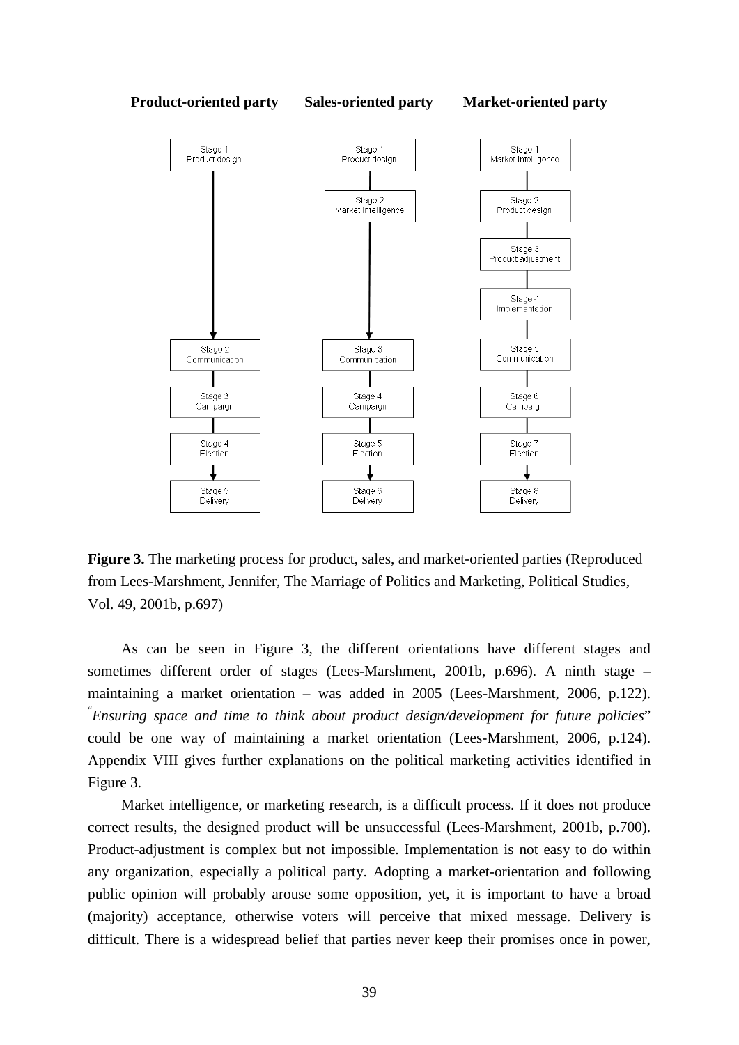**Product-oriented party** | **Sales-oriented party** | **Market-oriented party**

| Product-oriented party | Sales-oriented party | Market-oriented party |
| --- | --- | --- |
| Stage 1 Product design | Stage 1 Product design | Stage 1 Market Intelligence |
| | Stage 2 Market Intelligence | Stage 2 Product design |
| | | Stage 3 Product adjustment |
| | | Stage 4 Implementation |
| Stage 2 Communication | Stage 3 Communication | Stage 5 Communication |
| Stage 3 Campaign | Stage 4 Campaign | Stage 6 Campaign |
| Stage 4 Election | Stage 5 Election | Stage 7 Election |
| Stage 5 Delivery | Stage 6 Delivery | Stage 8 Delivery |

**Figure 3.** The marketing process for product, sales, and market-oriented parties (Reproduced from Lees-Marshment, Jennifer, The Marriage of Politics and Marketing, Political Studies, Vol. 49, 2001b, p.697)

As can be seen in Figure 3, the different orientations have different stages and sometimes different order of stages (Lees-Marshment, 2001b, p.696). A ninth stage – maintaining a market orientation – was added in 2005 (Lees-Marshment, 2006, p.122). "*Ensuring space and time to think about product design/development for future policies*" could be one way of maintaining a market orientation (Lees-Marshment, 2006, p.124). Appendix VIII gives further explanations on the political marketing activities identified in Figure 3.

Market intelligence, or marketing research, is a difficult process. If it does not produce correct results, the designed product will be unsuccessful (Lees-Marshment, 2001b, p.700). Product-adjustment is complex but not impossible. Implementation is not easy to do within any organization, especially a political party. Adopting a market-orientation and following public opinion will probably arouse some opposition, yet, it is important to have a broad (majority) acceptance, otherwise voters will perceive that mixed message. Delivery is difficult. There is a widespread belief that parties never keep their promises once in power,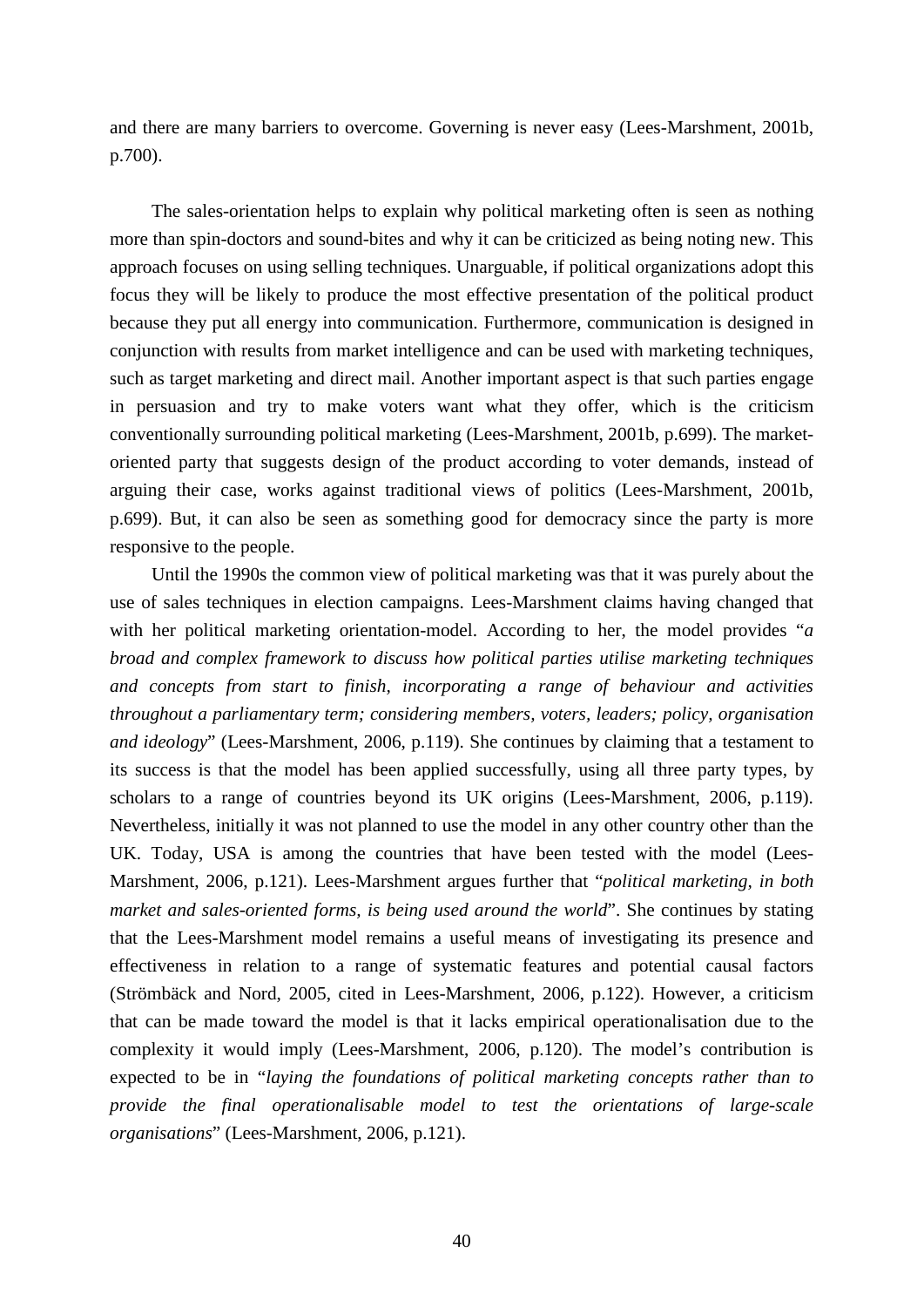and there are many barriers to overcome. Governing is never easy (Lees-Marshment, 2001b, p.700).

The sales-orientation helps to explain why political marketing often is seen as nothing more than spin-doctors and sound-bites and why it can be criticized as being noting new. This approach focuses on using selling techniques. Unarguable, if political organizations adopt this focus they will be likely to produce the most effective presentation of the political product because they put all energy into communication. Furthermore, communication is designed in conjunction with results from market intelligence and can be used with marketing techniques, such as target marketing and direct mail. Another important aspect is that such parties engage in persuasion and try to make voters want what they offer, which is the criticism conventionally surrounding political marketing (Lees-Marshment, 2001b, p.699). The market-oriented party that suggests design of the product according to voter demands, instead of arguing their case, works against traditional views of politics (Lees-Marshment, 2001b, p.699). But, it can also be seen as something good for democracy since the party is more responsive to the people.

Until the 1990s the common view of political marketing was that it was purely about the use of sales techniques in election campaigns. Lees-Marshment claims having changed that with her political marketing orientation-model. According to her, the model provides "*a broad and complex framework to discuss how political parties utilise marketing techniques and concepts from start to finish, incorporating a range of behaviour and activities throughout a parliamentary term; considering members, voters, leaders; policy, organisation and ideology*" (Lees-Marshment, 2006, p.119). She continues by claiming that a testament to its success is that the model has been applied successfully, using all three party types, by scholars to a range of countries beyond its UK origins (Lees-Marshment, 2006, p.119). Nevertheless, initially it was not planned to use the model in any other country other than the UK. Today, USA is among the countries that have been tested with the model (Lees-Marshment, 2006, p.121). Lees-Marshment argues further that "*political marketing, in both market and sales-oriented forms, is being used around the world*". She continues by stating that the Lees-Marshment model remains a useful means of investigating its presence and effectiveness in relation to a range of systematic features and potential causal factors (Strömbäck and Nord, 2005, cited in Lees-Marshment, 2006, p.122). However, a criticism that can be made toward the model is that it lacks empirical operationalisation due to the complexity it would imply (Lees-Marshment, 2006, p.120). The model's contribution is expected to be in "*laying the foundations of political marketing concepts rather than to provide the final operationalisable model to test the orientations of large-scale organisations*" (Lees-Marshment, 2006, p.121).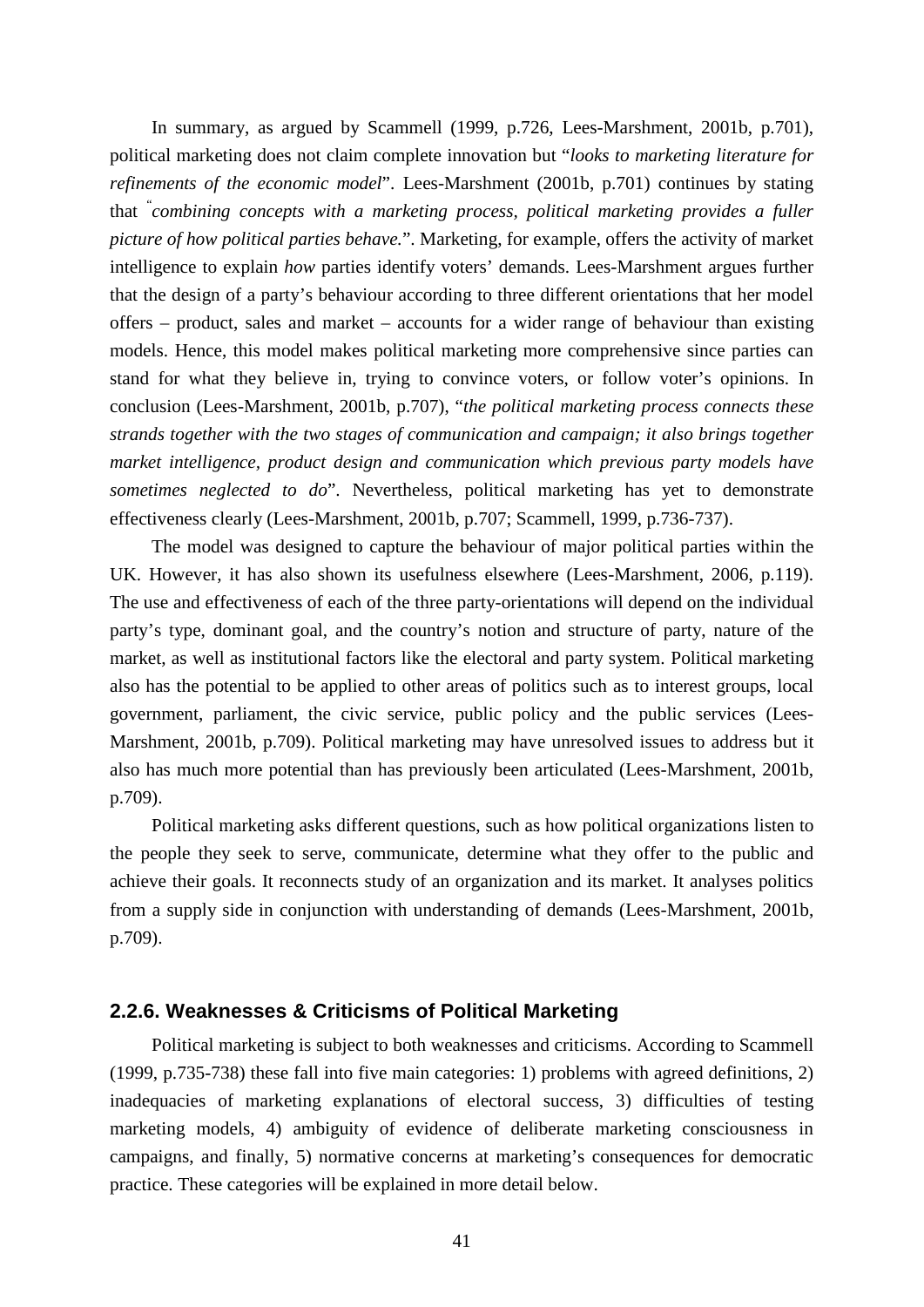In summary, as argued by Scammell (1999, p.726, Lees-Marshment, 2001b, p.701), political marketing does not claim complete innovation but "*looks to marketing literature for refinements of the economic model*". Lees-Marshment (2001b, p.701) continues by stating that "*combining concepts with a marketing process, political marketing provides a fuller picture of how political parties behave.*". Marketing, for example, offers the activity of market intelligence to explain *how* parties identify voters' demands. Lees-Marshment argues further that the design of a party's behaviour according to three different orientations that her model offers – product, sales and market – accounts for a wider range of behaviour than existing models. Hence, this model makes political marketing more comprehensive since parties can stand for what they believe in, trying to convince voters, or follow voter's opinions. In conclusion (Lees-Marshment, 2001b, p.707), "*the political marketing process connects these strands together with the two stages of communication and campaign; it also brings together market intelligence, product design and communication which previous party models have sometimes neglected to do*". Nevertheless, political marketing has yet to demonstrate effectiveness clearly (Lees-Marshment, 2001b, p.707; Scammell, 1999, p.736-737).

The model was designed to capture the behaviour of major political parties within the UK. However, it has also shown its usefulness elsewhere (Lees-Marshment, 2006, p.119). The use and effectiveness of each of the three party-orientations will depend on the individual party's type, dominant goal, and the country's notion and structure of party, nature of the market, as well as institutional factors like the electoral and party system. Political marketing also has the potential to be applied to other areas of politics such as to interest groups, local government, parliament, the civic service, public policy and the public services (Lees-Marshment, 2001b, p.709). Political marketing may have unresolved issues to address but it also has much more potential than has previously been articulated (Lees-Marshment, 2001b, p.709).

Political marketing asks different questions, such as how political organizations listen to the people they seek to serve, communicate, determine what they offer to the public and achieve their goals. It reconnects study of an organization and its market. It analyses politics from a supply side in conjunction with understanding of demands (Lees-Marshment, 2001b, p.709).

### 2.2.6. Weaknesses & Criticisms of Political Marketing

Political marketing is subject to both weaknesses and criticisms. According to Scammell (1999, p.735-738) these fall into five main categories: 1) problems with agreed definitions, 2) inadequacies of marketing explanations of electoral success, 3) difficulties of testing marketing models, 4) ambiguity of evidence of deliberate marketing consciousness in campaigns, and finally, 5) normative concerns at marketing's consequences for democratic practice. These categories will be explained in more detail below.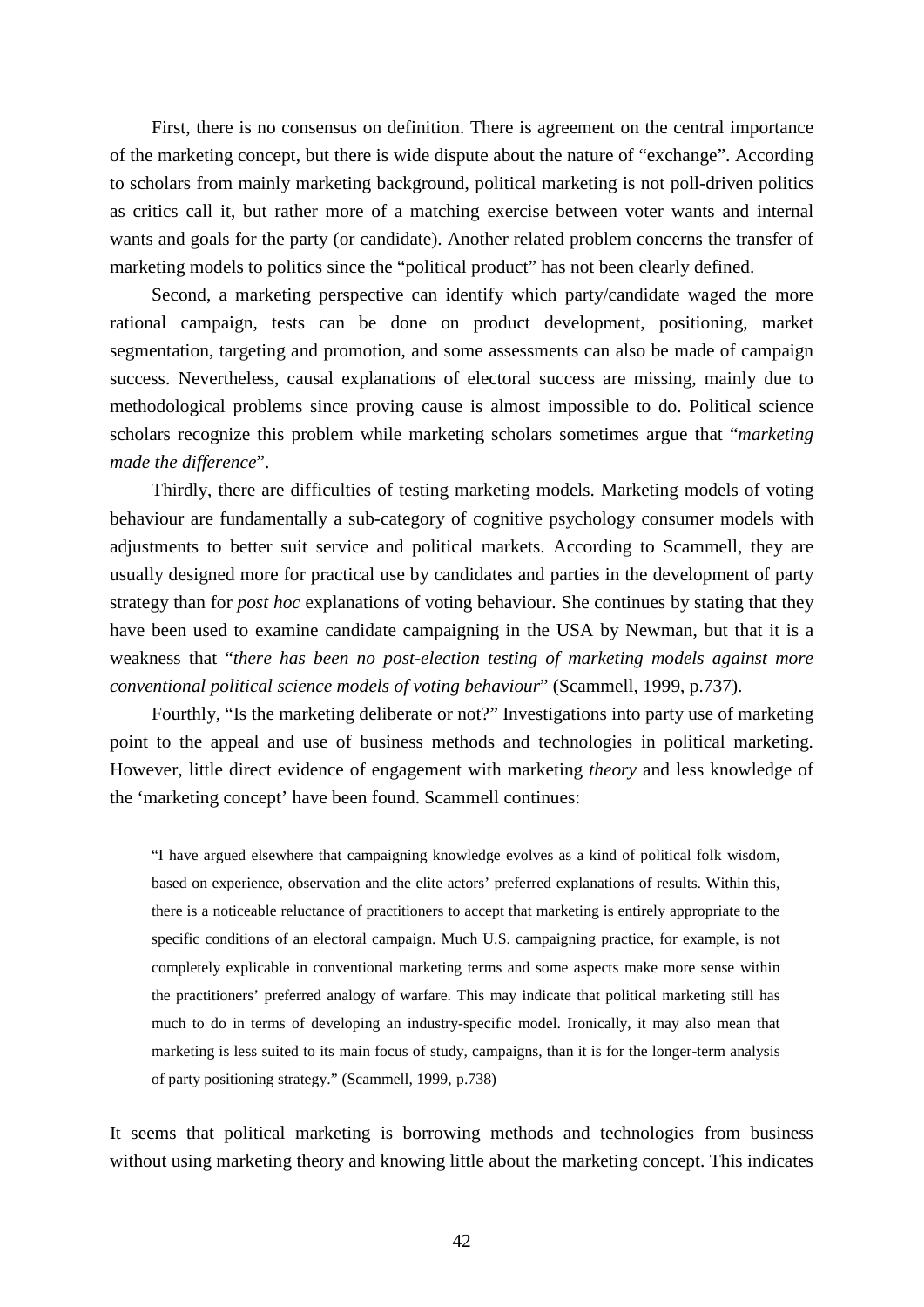First, there is no consensus on definition. There is agreement on the central importance of the marketing concept, but there is wide dispute about the nature of "exchange". According to scholars from mainly marketing background, political marketing is not poll-driven politics as critics call it, but rather more of a matching exercise between voter wants and internal wants and goals for the party (or candidate). Another related problem concerns the transfer of marketing models to politics since the "political product" has not been clearly defined.

Second, a marketing perspective can identify which party/candidate waged the more rational campaign, tests can be done on product development, positioning, market segmentation, targeting and promotion, and some assessments can also be made of campaign success. Nevertheless, causal explanations of electoral success are missing, mainly due to methodological problems since proving cause is almost impossible to do. Political science scholars recognize this problem while marketing scholars sometimes argue that "*marketing made the difference*".

Thirdly, there are difficulties of testing marketing models. Marketing models of voting behaviour are fundamentally a sub-category of cognitive psychology consumer models with adjustments to better suit service and political markets. According to Scammell, they are usually designed more for practical use by candidates and parties in the development of party strategy than for *post hoc* explanations of voting behaviour. She continues by stating that they have been used to examine candidate campaigning in the USA by Newman, but that it is a weakness that "*there has been no post-election testing of marketing models against more conventional political science models of voting behaviour*" (Scammell, 1999, p.737).

Fourthly, "Is the marketing deliberate or not?" Investigations into party use of marketing point to the appeal and use of business methods and technologies in political marketing. However, little direct evidence of engagement with marketing *theory* and less knowledge of the 'marketing concept' have been found. Scammell continues:

> "I have argued elsewhere that campaigning knowledge evolves as a kind of political folk wisdom, based on experience, observation and the elite actors' preferred explanations of results. Within this, there is a noticeable reluctance of practitioners to accept that marketing is entirely appropriate to the specific conditions of an electoral campaign. Much U.S. campaigning practice, for example, is not completely explicable in conventional marketing terms and some aspects make more sense within the practitioners' preferred analogy of warfare. This may indicate that political marketing still has much to do in terms of developing an industry-specific model. Ironically, it may also mean that marketing is less suited to its main focus of study, campaigns, than it is for the longer-term analysis of party positioning strategy." (Scammell, 1999, p.738)

It seems that political marketing is borrowing methods and technologies from business without using marketing theory and knowing little about the marketing concept. This indicates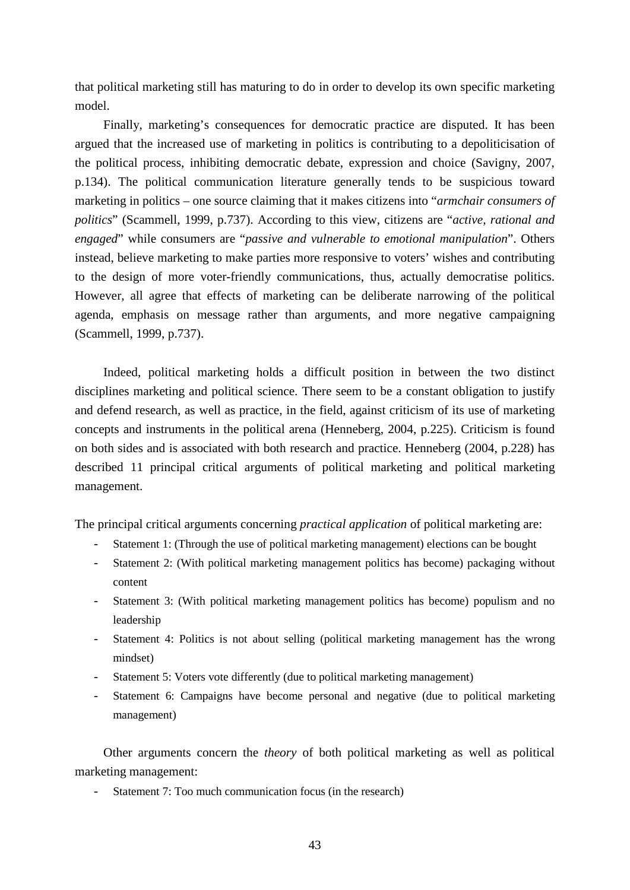that political marketing still has maturing to do in order to develop its own specific marketing model.

Finally, marketing's consequences for democratic practice are disputed. It has been argued that the increased use of marketing in politics is contributing to a depoliticisation of the political process, inhibiting democratic debate, expression and choice (Savigny, 2007, p.134). The political communication literature generally tends to be suspicious toward marketing in politics – one source claiming that it makes citizens into "*armchair consumers of politics*" (Scammell, 1999, p.737). According to this view, citizens are "*active, rational and engaged*" while consumers are "*passive and vulnerable to emotional manipulation*". Others instead, believe marketing to make parties more responsive to voters' wishes and contributing to the design of more voter-friendly communications, thus, actually democratise politics. However, all agree that effects of marketing can be deliberate narrowing of the political agenda, emphasis on message rather than arguments, and more negative campaigning (Scammell, 1999, p.737).

Indeed, political marketing holds a difficult position in between the two distinct disciplines marketing and political science. There seem to be a constant obligation to justify and defend research, as well as practice, in the field, against criticism of its use of marketing concepts and instruments in the political arena (Henneberg, 2004, p.225). Criticism is found on both sides and is associated with both research and practice. Henneberg (2004, p.228) has described 11 principal critical arguments of political marketing and political marketing management.

The principal critical arguments concerning *practical application* of political marketing are:

- Statement 1: (Through the use of political marketing management) elections can be bought
- Statement 2: (With political marketing management politics has become) packaging without content
- Statement 3: (With political marketing management politics has become) populism and no leadership
- Statement 4: Politics is not about selling (political marketing management has the wrong mindset)
- Statement 5: Voters vote differently (due to political marketing management)
- Statement 6: Campaigns have become personal and negative (due to political marketing management)

Other arguments concern the *theory* of both political marketing as well as political marketing management:

- Statement 7: Too much communication focus (in the research)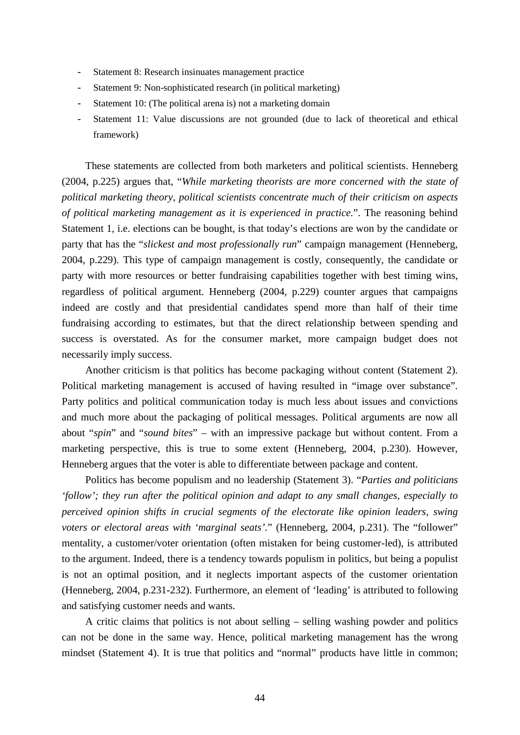- Statement 8: Research insinuates management practice
- Statement 9: Non-sophisticated research (in political marketing)
- Statement 10: (The political arena is) not a marketing domain
- Statement 11: Value discussions are not grounded (due to lack of theoretical and ethical framework)

These statements are collected from both marketers and political scientists. Henneberg (2004, p.225) argues that, "*While marketing theorists are more concerned with the state of political marketing theory, political scientists concentrate much of their criticism on aspects of political marketing management as it is experienced in practice.*". The reasoning behind Statement 1, i.e. elections can be bought, is that today's elections are won by the candidate or party that has the "*slickest and most professionally run*" campaign management (Henneberg, 2004, p.229). This type of campaign management is costly, consequently, the candidate or party with more resources or better fundraising capabilities together with best timing wins, regardless of political argument. Henneberg (2004, p.229) counter argues that campaigns indeed are costly and that presidential candidates spend more than half of their time fundraising according to estimates, but that the direct relationship between spending and success is overstated. As for the consumer market, more campaign budget does not necessarily imply success.

Another criticism is that politics has become packaging without content (Statement 2). Political marketing management is accused of having resulted in "image over substance". Party politics and political communication today is much less about issues and convictions and much more about the packaging of political messages. Political arguments are now all about "*spin*" and "*sound bites*" – with an impressive package but without content. From a marketing perspective, this is true to some extent (Henneberg, 2004, p.230). However, Henneberg argues that the voter is able to differentiate between package and content.

Politics has become populism and no leadership (Statement 3). "*Parties and politicians 'follow'; they run after the political opinion and adapt to any small changes, especially to perceived opinion shifts in crucial segments of the electorate like opinion leaders, swing voters or electoral areas with 'marginal seats'.*" (Henneberg, 2004, p.231). The "follower" mentality, a customer/voter orientation (often mistaken for being customer-led), is attributed to the argument. Indeed, there is a tendency towards populism in politics, but being a populist is not an optimal position, and it neglects important aspects of the customer orientation (Henneberg, 2004, p.231-232). Furthermore, an element of 'leading' is attributed to following and satisfying customer needs and wants.

A critic claims that politics is not about selling – selling washing powder and politics can not be done in the same way. Hence, political marketing management has the wrong mindset (Statement 4). It is true that politics and "normal" products have little in common;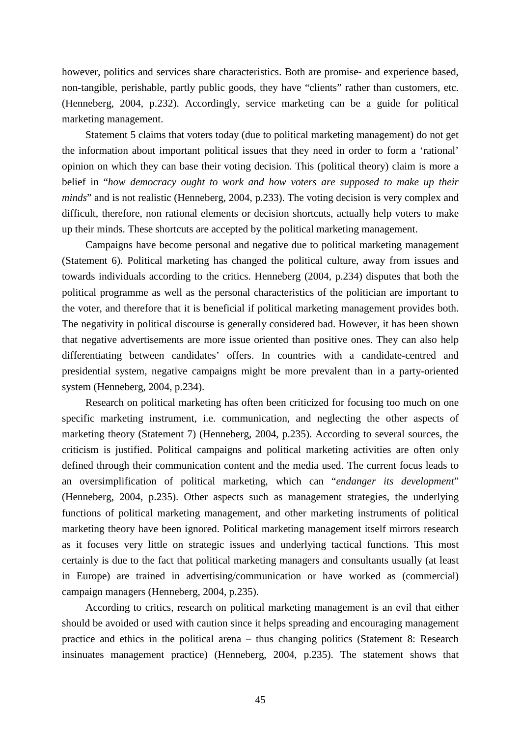however, politics and services share characteristics. Both are promise- and experience based, non-tangible, perishable, partly public goods, they have "clients" rather than customers, etc. (Henneberg, 2004, p.232). Accordingly, service marketing can be a guide for political marketing management.

Statement 5 claims that voters today (due to political marketing management) do not get the information about important political issues that they need in order to form a 'rational' opinion on which they can base their voting decision. This (political theory) claim is more a belief in "*how democracy ought to work and how voters are supposed to make up their minds*" and is not realistic (Henneberg, 2004, p.233). The voting decision is very complex and difficult, therefore, non rational elements or decision shortcuts, actually help voters to make up their minds. These shortcuts are accepted by the political marketing management.

Campaigns have become personal and negative due to political marketing management (Statement 6). Political marketing has changed the political culture, away from issues and towards individuals according to the critics. Henneberg (2004, p.234) disputes that both the political programme as well as the personal characteristics of the politician are important to the voter, and therefore that it is beneficial if political marketing management provides both. The negativity in political discourse is generally considered bad. However, it has been shown that negative advertisements are more issue oriented than positive ones. They can also help differentiating between candidates' offers. In countries with a candidate-centred and presidential system, negative campaigns might be more prevalent than in a party-oriented system (Henneberg, 2004, p.234).

Research on political marketing has often been criticized for focusing too much on one specific marketing instrument, i.e. communication, and neglecting the other aspects of marketing theory (Statement 7) (Henneberg, 2004, p.235). According to several sources, the criticism is justified. Political campaigns and political marketing activities are often only defined through their communication content and the media used. The current focus leads to an oversimplification of political marketing, which can "*endanger its development*" (Henneberg, 2004, p.235). Other aspects such as management strategies, the underlying functions of political marketing management, and other marketing instruments of political marketing theory have been ignored. Political marketing management itself mirrors research as it focuses very little on strategic issues and underlying tactical functions. This most certainly is due to the fact that political marketing managers and consultants usually (at least in Europe) are trained in advertising/communication or have worked as (commercial) campaign managers (Henneberg, 2004, p.235).

According to critics, research on political marketing management is an evil that either should be avoided or used with caution since it helps spreading and encouraging management practice and ethics in the political arena – thus changing politics (Statement 8: Research insinuates management practice) (Henneberg, 2004, p.235). The statement shows that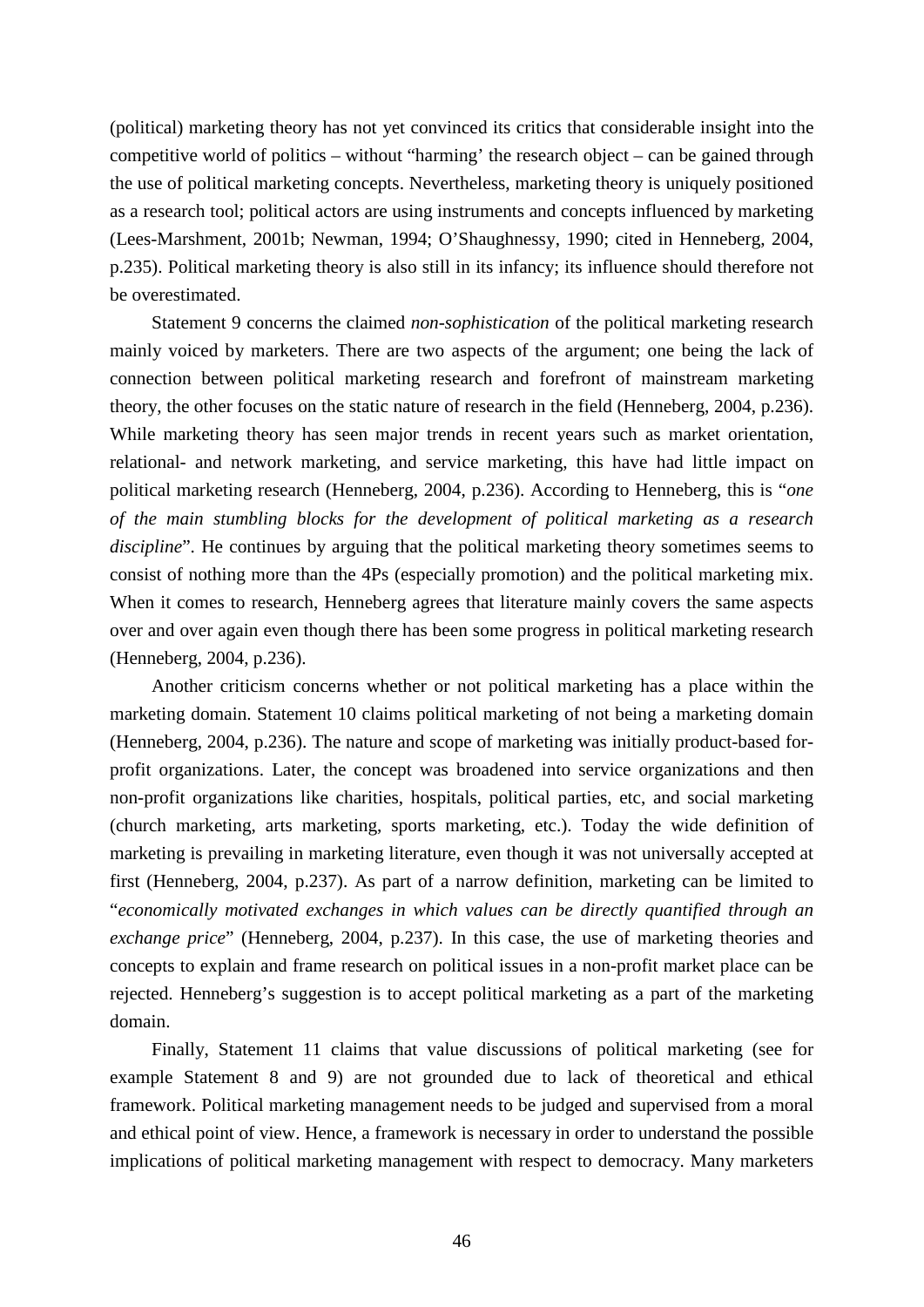(political) marketing theory has not yet convinced its critics that considerable insight into the competitive world of politics – without "harming' the research object – can be gained through the use of political marketing concepts. Nevertheless, marketing theory is uniquely positioned as a research tool; political actors are using instruments and concepts influenced by marketing (Lees-Marshment, 2001b; Newman, 1994; O'Shaughnessy, 1990; cited in Henneberg, 2004, p.235). Political marketing theory is also still in its infancy; its influence should therefore not be overestimated.

Statement 9 concerns the claimed *non-sophistication* of the political marketing research mainly voiced by marketers. There are two aspects of the argument; one being the lack of connection between political marketing research and forefront of mainstream marketing theory, the other focuses on the static nature of research in the field (Henneberg, 2004, p.236). While marketing theory has seen major trends in recent years such as market orientation, relational- and network marketing, and service marketing, this have had little impact on political marketing research (Henneberg, 2004, p.236). According to Henneberg, this is "*one of the main stumbling blocks for the development of political marketing as a research discipline*". He continues by arguing that the political marketing theory sometimes seems to consist of nothing more than the 4Ps (especially promotion) and the political marketing mix. When it comes to research, Henneberg agrees that literature mainly covers the same aspects over and over again even though there has been some progress in political marketing research (Henneberg, 2004, p.236).

Another criticism concerns whether or not political marketing has a place within the marketing domain. Statement 10 claims political marketing of not being a marketing domain (Henneberg, 2004, p.236). The nature and scope of marketing was initially product-based for-profit organizations. Later, the concept was broadened into service organizations and then non-profit organizations like charities, hospitals, political parties, etc, and social marketing (church marketing, arts marketing, sports marketing, etc.). Today the wide definition of marketing is prevailing in marketing literature, even though it was not universally accepted at first (Henneberg, 2004, p.237). As part of a narrow definition, marketing can be limited to "*economically motivated exchanges in which values can be directly quantified through an exchange price*" (Henneberg, 2004, p.237). In this case, the use of marketing theories and concepts to explain and frame research on political issues in a non-profit market place can be rejected. Henneberg's suggestion is to accept political marketing as a part of the marketing domain.

Finally, Statement 11 claims that value discussions of political marketing (see for example Statement 8 and 9) are not grounded due to lack of theoretical and ethical framework. Political marketing management needs to be judged and supervised from a moral and ethical point of view. Hence, a framework is necessary in order to understand the possible implications of political marketing management with respect to democracy. Many marketers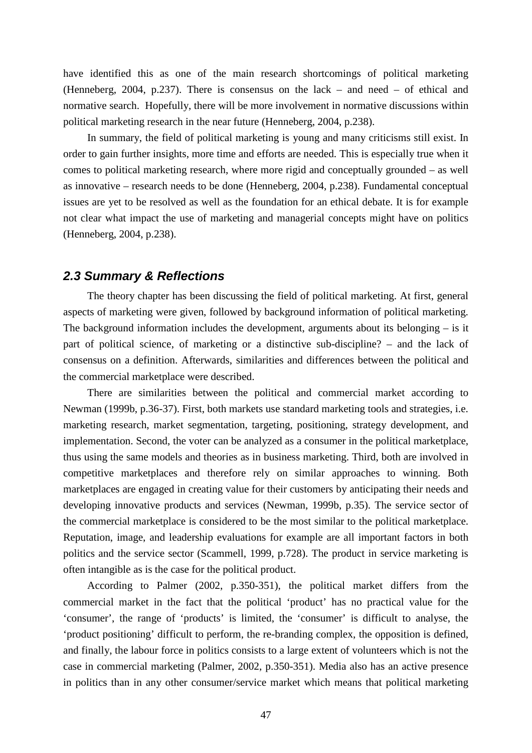have identified this as one of the main research shortcomings of political marketing (Henneberg, 2004, p.237). There is consensus on the lack – and need – of ethical and normative search. Hopefully, there will be more involvement in normative discussions within political marketing research in the near future (Henneberg, 2004, p.238).

In summary, the field of political marketing is young and many criticisms still exist. In order to gain further insights, more time and efforts are needed. This is especially true when it comes to political marketing research, where more rigid and conceptually grounded – as well as innovative – research needs to be done (Henneberg, 2004, p.238). Fundamental conceptual issues are yet to be resolved as well as the foundation for an ethical debate. It is for example not clear what impact the use of marketing and managerial concepts might have on politics (Henneberg, 2004, p.238).

## *2.3 Summary & Reflections*

The theory chapter has been discussing the field of political marketing. At first, general aspects of marketing were given, followed by background information of political marketing. The background information includes the development, arguments about its belonging – is it part of political science, of marketing or a distinctive sub-discipline? – and the lack of consensus on a definition. Afterwards, similarities and differences between the political and the commercial marketplace were described.

There are similarities between the political and commercial market according to Newman (1999b, p.36-37). First, both markets use standard marketing tools and strategies, i.e. marketing research, market segmentation, targeting, positioning, strategy development, and implementation. Second, the voter can be analyzed as a consumer in the political marketplace, thus using the same models and theories as in business marketing. Third, both are involved in competitive marketplaces and therefore rely on similar approaches to winning. Both marketplaces are engaged in creating value for their customers by anticipating their needs and developing innovative products and services (Newman, 1999b, p.35). The service sector of the commercial marketplace is considered to be the most similar to the political marketplace. Reputation, image, and leadership evaluations for example are all important factors in both politics and the service sector (Scammell, 1999, p.728). The product in service marketing is often intangible as is the case for the political product.

According to Palmer (2002, p.350-351), the political market differs from the commercial market in the fact that the political 'product' has no practical value for the 'consumer', the range of 'products' is limited, the 'consumer' is difficult to analyse, the 'product positioning' difficult to perform, the re-branding complex, the opposition is defined, and finally, the labour force in politics consists to a large extent of volunteers which is not the case in commercial marketing (Palmer, 2002, p.350-351). Media also has an active presence in politics than in any other consumer/service market which means that political marketing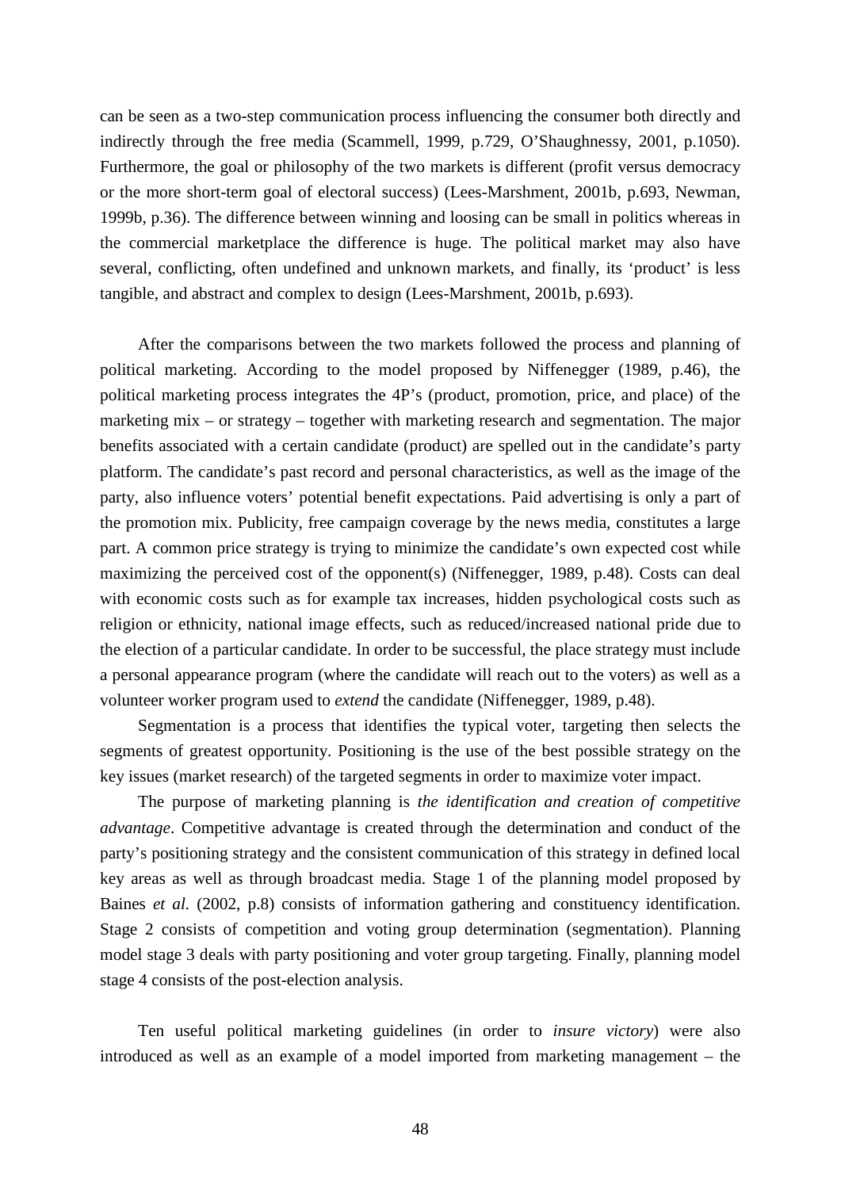can be seen as a two-step communication process influencing the consumer both directly and indirectly through the free media (Scammell, 1999, p.729, O'Shaughnessy, 2001, p.1050). Furthermore, the goal or philosophy of the two markets is different (profit versus democracy or the more short-term goal of electoral success) (Lees-Marshment, 2001b, p.693, Newman, 1999b, p.36). The difference between winning and loosing can be small in politics whereas in the commercial marketplace the difference is huge. The political market may also have several, conflicting, often undefined and unknown markets, and finally, its 'product' is less tangible, and abstract and complex to design (Lees-Marshment, 2001b, p.693).

After the comparisons between the two markets followed the process and planning of political marketing. According to the model proposed by Niffenegger (1989, p.46), the political marketing process integrates the 4P's (product, promotion, price, and place) of the marketing mix – or strategy – together with marketing research and segmentation. The major benefits associated with a certain candidate (product) are spelled out in the candidate's party platform. The candidate's past record and personal characteristics, as well as the image of the party, also influence voters' potential benefit expectations. Paid advertising is only a part of the promotion mix. Publicity, free campaign coverage by the news media, constitutes a large part. A common price strategy is trying to minimize the candidate's own expected cost while maximizing the perceived cost of the opponent(s) (Niffenegger, 1989, p.48). Costs can deal with economic costs such as for example tax increases, hidden psychological costs such as religion or ethnicity, national image effects, such as reduced/increased national pride due to the election of a particular candidate. In order to be successful, the place strategy must include a personal appearance program (where the candidate will reach out to the voters) as well as a volunteer worker program used to *extend* the candidate (Niffenegger, 1989, p.48).

Segmentation is a process that identifies the typical voter, targeting then selects the segments of greatest opportunity. Positioning is the use of the best possible strategy on the key issues (market research) of the targeted segments in order to maximize voter impact.

The purpose of marketing planning is *the identification and creation of competitive advantage*. Competitive advantage is created through the determination and conduct of the party's positioning strategy and the consistent communication of this strategy in defined local key areas as well as through broadcast media. Stage 1 of the planning model proposed by Baines *et al.* (2002, p.8) consists of information gathering and constituency identification. Stage 2 consists of competition and voting group determination (segmentation). Planning model stage 3 deals with party positioning and voter group targeting. Finally, planning model stage 4 consists of the post-election analysis.

Ten useful political marketing guidelines (in order to *insure victory*) were also introduced as well as an example of a model imported from marketing management – the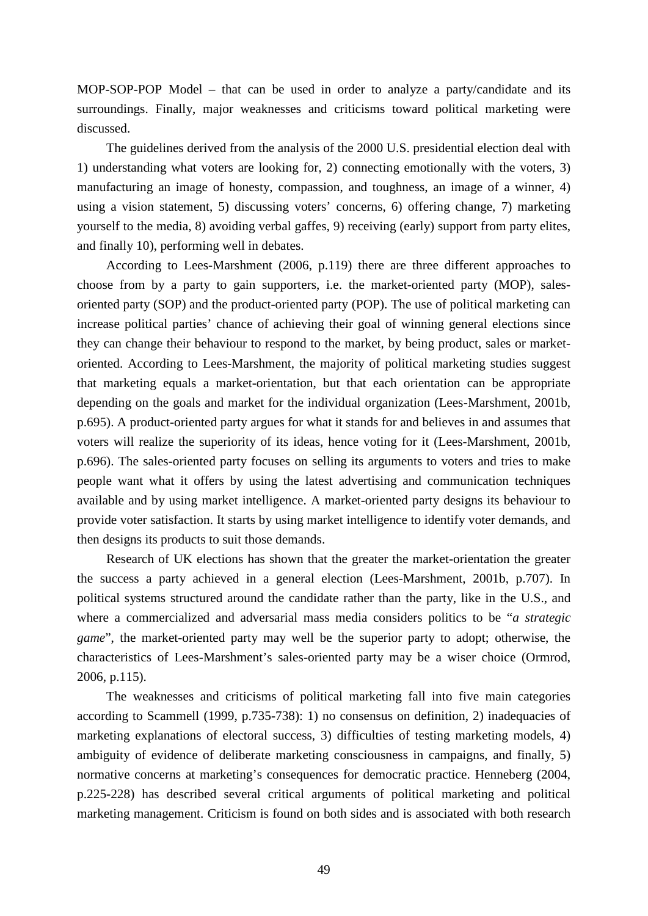MOP-SOP-POP Model – that can be used in order to analyze a party/candidate and its surroundings. Finally, major weaknesses and criticisms toward political marketing were discussed.

The guidelines derived from the analysis of the 2000 U.S. presidential election deal with 1) understanding what voters are looking for, 2) connecting emotionally with the voters, 3) manufacturing an image of honesty, compassion, and toughness, an image of a winner, 4) using a vision statement, 5) discussing voters' concerns, 6) offering change, 7) marketing yourself to the media, 8) avoiding verbal gaffes, 9) receiving (early) support from party elites, and finally 10), performing well in debates.

According to Lees-Marshment (2006, p.119) there are three different approaches to choose from by a party to gain supporters, i.e. the market-oriented party (MOP), sales-oriented party (SOP) and the product-oriented party (POP). The use of political marketing can increase political parties' chance of achieving their goal of winning general elections since they can change their behaviour to respond to the market, by being product, sales or market-oriented. According to Lees-Marshment, the majority of political marketing studies suggest that marketing equals a market-orientation, but that each orientation can be appropriate depending on the goals and market for the individual organization (Lees-Marshment, 2001b, p.695). A product-oriented party argues for what it stands for and believes in and assumes that voters will realize the superiority of its ideas, hence voting for it (Lees-Marshment, 2001b, p.696). The sales-oriented party focuses on selling its arguments to voters and tries to make people want what it offers by using the latest advertising and communication techniques available and by using market intelligence. A market-oriented party designs its behaviour to provide voter satisfaction. It starts by using market intelligence to identify voter demands, and then designs its products to suit those demands.

Research of UK elections has shown that the greater the market-orientation the greater the success a party achieved in a general election (Lees-Marshment, 2001b, p.707). In political systems structured around the candidate rather than the party, like in the U.S., and where a commercialized and adversarial mass media considers politics to be "*a strategic game*", the market-oriented party may well be the superior party to adopt; otherwise, the characteristics of Lees-Marshment's sales-oriented party may be a wiser choice (Ormrod, 2006, p.115).

The weaknesses and criticisms of political marketing fall into five main categories according to Scammell (1999, p.735-738): 1) no consensus on definition, 2) inadequacies of marketing explanations of electoral success, 3) difficulties of testing marketing models, 4) ambiguity of evidence of deliberate marketing consciousness in campaigns, and finally, 5) normative concerns at marketing's consequences for democratic practice. Henneberg (2004, p.225-228) has described several critical arguments of political marketing and political marketing management. Criticism is found on both sides and is associated with both research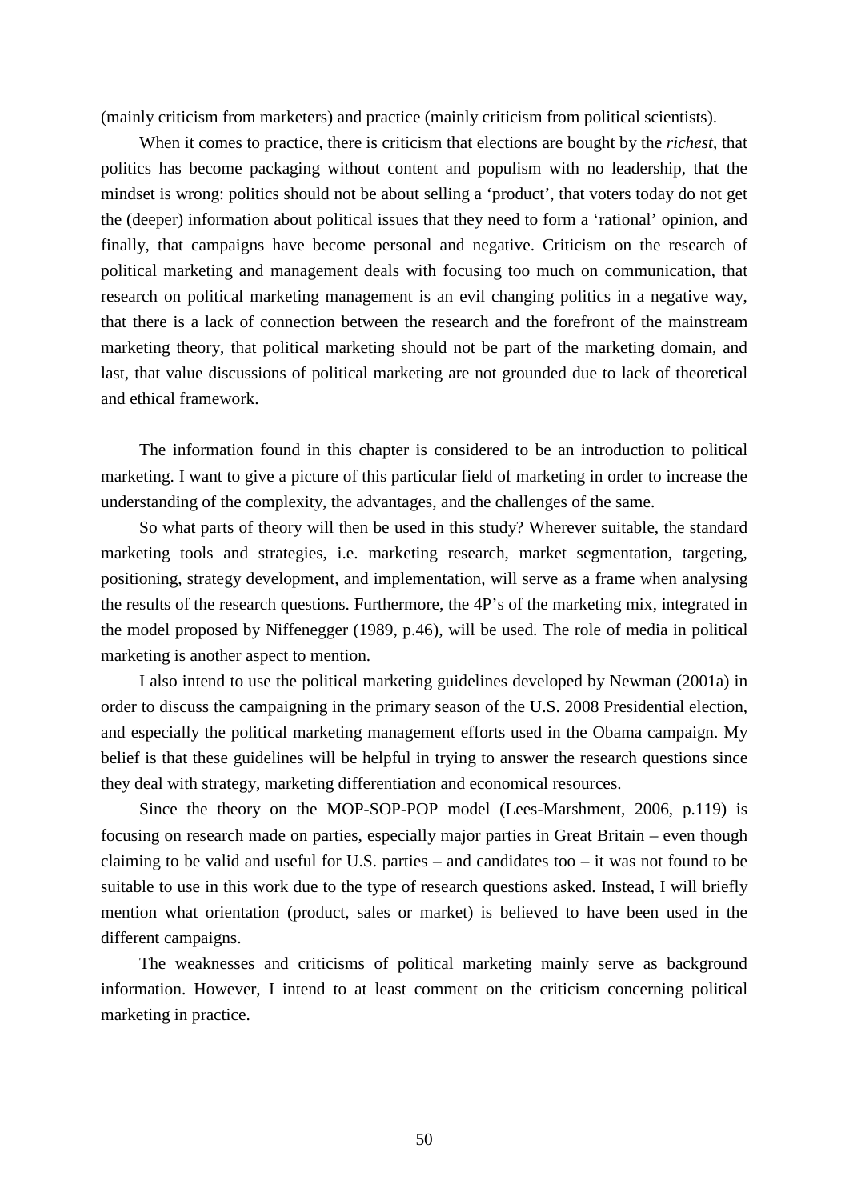(mainly criticism from marketers) and practice (mainly criticism from political scientists).

When it comes to practice, there is criticism that elections are bought by the *richest*, that politics has become packaging without content and populism with no leadership, that the mindset is wrong: politics should not be about selling a 'product', that voters today do not get the (deeper) information about political issues that they need to form a 'rational' opinion, and finally, that campaigns have become personal and negative. Criticism on the research of political marketing and management deals with focusing too much on communication, that research on political marketing management is an evil changing politics in a negative way, that there is a lack of connection between the research and the forefront of the mainstream marketing theory, that political marketing should not be part of the marketing domain, and last, that value discussions of political marketing are not grounded due to lack of theoretical and ethical framework.

The information found in this chapter is considered to be an introduction to political marketing. I want to give a picture of this particular field of marketing in order to increase the understanding of the complexity, the advantages, and the challenges of the same.

So what parts of theory will then be used in this study? Wherever suitable, the standard marketing tools and strategies, i.e. marketing research, market segmentation, targeting, positioning, strategy development, and implementation, will serve as a frame when analysing the results of the research questions. Furthermore, the 4P's of the marketing mix, integrated in the model proposed by Niffenegger (1989, p.46), will be used. The role of media in political marketing is another aspect to mention.

I also intend to use the political marketing guidelines developed by Newman (2001a) in order to discuss the campaigning in the primary season of the U.S. 2008 Presidential election, and especially the political marketing management efforts used in the Obama campaign. My belief is that these guidelines will be helpful in trying to answer the research questions since they deal with strategy, marketing differentiation and economical resources.

Since the theory on the MOP-SOP-POP model (Lees-Marshment, 2006, p.119) is focusing on research made on parties, especially major parties in Great Britain – even though claiming to be valid and useful for U.S. parties – and candidates too – it was not found to be suitable to use in this work due to the type of research questions asked. Instead, I will briefly mention what orientation (product, sales or market) is believed to have been used in the different campaigns.

The weaknesses and criticisms of political marketing mainly serve as background information. However, I intend to at least comment on the criticism concerning political marketing in practice.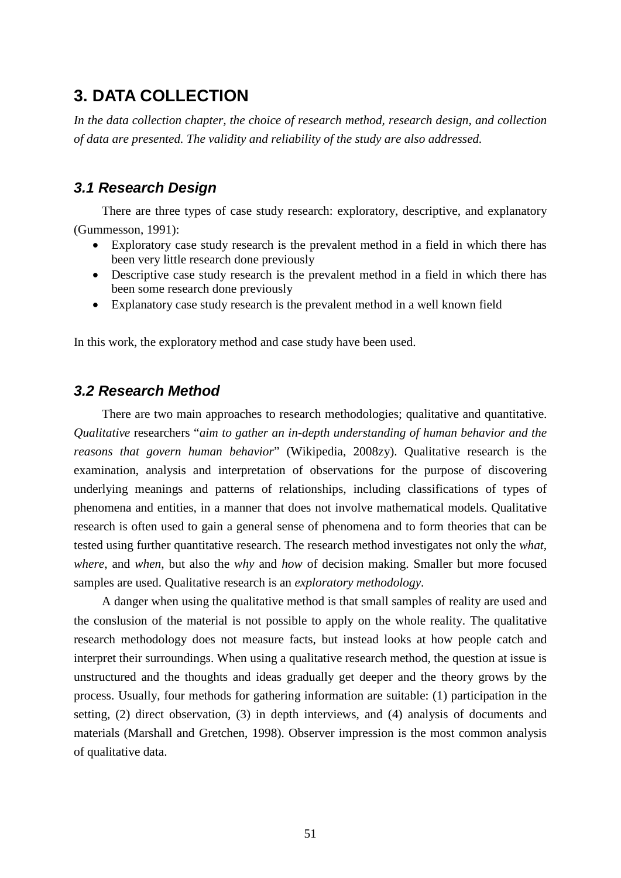## 3. DATA COLLECTION

*In the data collection chapter, the choice of research method, research design, and collection of data are presented. The validity and reliability of the study are also addressed.*

### *3.1 Research Design*

There are three types of case study research: exploratory, descriptive, and explanatory (Gummesson, 1991):

- Exploratory case study research is the prevalent method in a field in which there has been very little research done previously
- Descriptive case study research is the prevalent method in a field in which there has been some research done previously
- Explanatory case study research is the prevalent method in a well known field

In this work, the exploratory method and case study have been used.

### *3.2 Research Method*

There are two main approaches to research methodologies; qualitative and quantitative. *Qualitative* researchers "*aim to gather an in-depth understanding of human behavior and the reasons that govern human behavior*" (Wikipedia, 2008zy). Qualitative research is the examination, analysis and interpretation of observations for the purpose of discovering underlying meanings and patterns of relationships, including classifications of types of phenomena and entities, in a manner that does not involve mathematical models. Qualitative research is often used to gain a general sense of phenomena and to form theories that can be tested using further quantitative research. The research method investigates not only the *what, where*, and *when*, but also the *why* and *how* of decision making. Smaller but more focused samples are used. Qualitative research is an *exploratory methodology*.

A danger when using the qualitative method is that small samples of reality are used and the conslusion of the material is not possible to apply on the whole reality. The qualitative research methodology does not measure facts, but instead looks at how people catch and interpret their surroundings. When using a qualitative research method, the question at issue is unstructured and the thoughts and ideas gradually get deeper and the theory grows by the process. Usually, four methods for gathering information are suitable: (1) participation in the setting, (2) direct observation, (3) in depth interviews, and (4) analysis of documents and materials (Marshall and Gretchen, 1998). Observer impression is the most common analysis of qualitative data.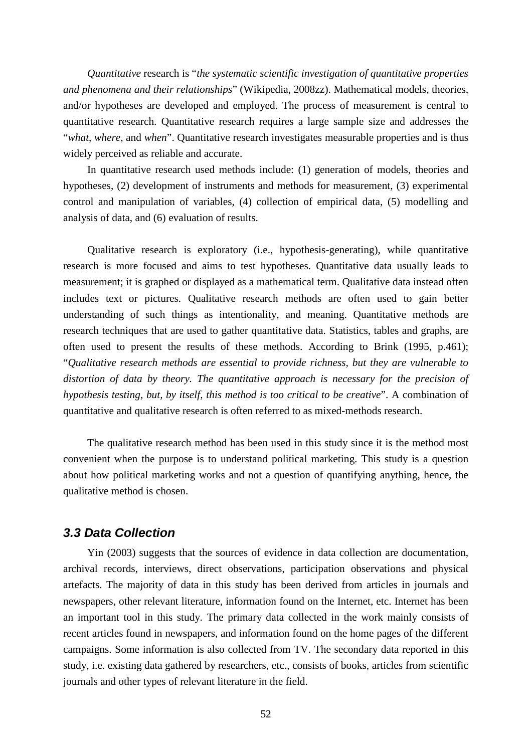*Quantitative* research is "*the systematic scientific investigation of quantitative properties and phenomena and their relationships*" (Wikipedia, 2008zz). Mathematical models, theories, and/or hypotheses are developed and employed. The process of measurement is central to quantitative research. Quantitative research requires a large sample size and addresses the "*what*, *where*, and *when*". Quantitative research investigates measurable properties and is thus widely perceived as reliable and accurate.

In quantitative research used methods include: (1) generation of models, theories and hypotheses, (2) development of instruments and methods for measurement, (3) experimental control and manipulation of variables, (4) collection of empirical data, (5) modelling and analysis of data, and (6) evaluation of results.

Qualitative research is exploratory (i.e., hypothesis-generating), while quantitative research is more focused and aims to test hypotheses. Quantitative data usually leads to measurement; it is graphed or displayed as a mathematical term. Qualitative data instead often includes text or pictures. Qualitative research methods are often used to gain better understanding of such things as intentionality, and meaning. Quantitative methods are research techniques that are used to gather quantitative data. Statistics, tables and graphs, are often used to present the results of these methods. According to Brink (1995, p.461); "*Qualitative research methods are essential to provide richness, but they are vulnerable to distortion of data by theory. The quantitative approach is necessary for the precision of hypothesis testing, but, by itself, this method is too critical to be creative*". A combination of quantitative and qualitative research is often referred to as mixed-methods research.

The qualitative research method has been used in this study since it is the method most convenient when the purpose is to understand political marketing. This study is a question about how political marketing works and not a question of quantifying anything, hence, the qualitative method is chosen.

### *3.3 Data Collection*

Yin (2003) suggests that the sources of evidence in data collection are documentation, archival records, interviews, direct observations, participation observations and physical artefacts. The majority of data in this study has been derived from articles in journals and newspapers, other relevant literature, information found on the Internet, etc. Internet has been an important tool in this study. The primary data collected in the work mainly consists of recent articles found in newspapers, and information found on the home pages of the different campaigns. Some information is also collected from TV. The secondary data reported in this study, i.e. existing data gathered by researchers, etc., consists of books, articles from scientific journals and other types of relevant literature in the field.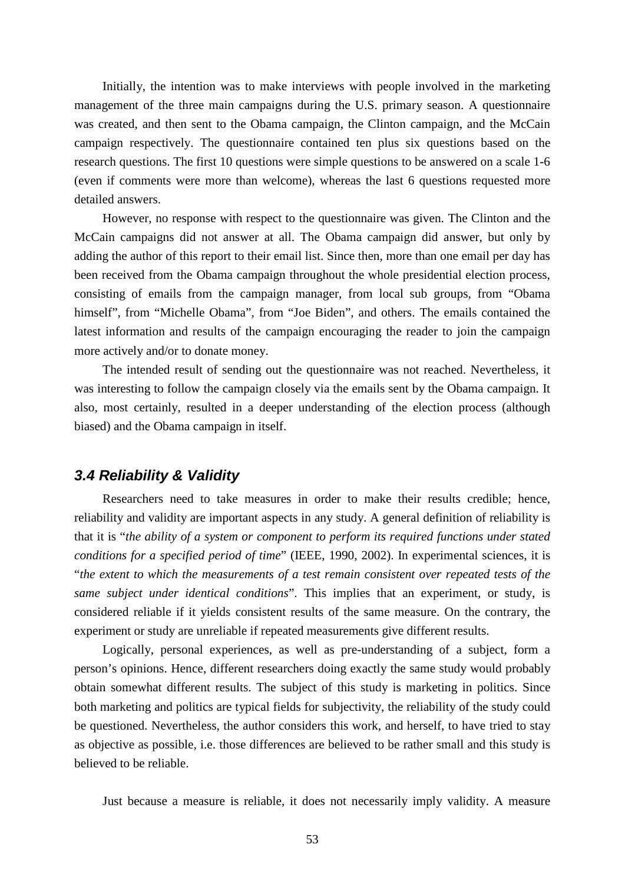Initially, the intention was to make interviews with people involved in the marketing management of the three main campaigns during the U.S. primary season. A questionnaire was created, and then sent to the Obama campaign, the Clinton campaign, and the McCain campaign respectively. The questionnaire contained ten plus six questions based on the research questions. The first 10 questions were simple questions to be answered on a scale 1-6 (even if comments were more than welcome), whereas the last 6 questions requested more detailed answers.

However, no response with respect to the questionnaire was given. The Clinton and the McCain campaigns did not answer at all. The Obama campaign did answer, but only by adding the author of this report to their email list. Since then, more than one email per day has been received from the Obama campaign throughout the whole presidential election process, consisting of emails from the campaign manager, from local sub groups, from "Obama himself", from "Michelle Obama", from "Joe Biden", and others. The emails contained the latest information and results of the campaign encouraging the reader to join the campaign more actively and/or to donate money.

The intended result of sending out the questionnaire was not reached. Nevertheless, it was interesting to follow the campaign closely via the emails sent by the Obama campaign. It also, most certainly, resulted in a deeper understanding of the election process (although biased) and the Obama campaign in itself.

### *3.4 Reliability & Validity*

Researchers need to take measures in order to make their results credible; hence, reliability and validity are important aspects in any study. A general definition of reliability is that it is "*the ability of a system or component to perform its required functions under stated conditions for a specified period of time*" (IEEE, 1990, 2002). In experimental sciences, it is "*the extent to which the measurements of a test remain consistent over repeated tests of the same subject under identical conditions*". This implies that an experiment, or study, is considered reliable if it yields consistent results of the same measure. On the contrary, the experiment or study are unreliable if repeated measurements give different results.

Logically, personal experiences, as well as pre-understanding of a subject, form a person's opinions. Hence, different researchers doing exactly the same study would probably obtain somewhat different results. The subject of this study is marketing in politics. Since both marketing and politics are typical fields for subjectivity, the reliability of the study could be questioned. Nevertheless, the author considers this work, and herself, to have tried to stay as objective as possible, i.e. those differences are believed to be rather small and this study is believed to be reliable.

Just because a measure is reliable, it does not necessarily imply validity. A measure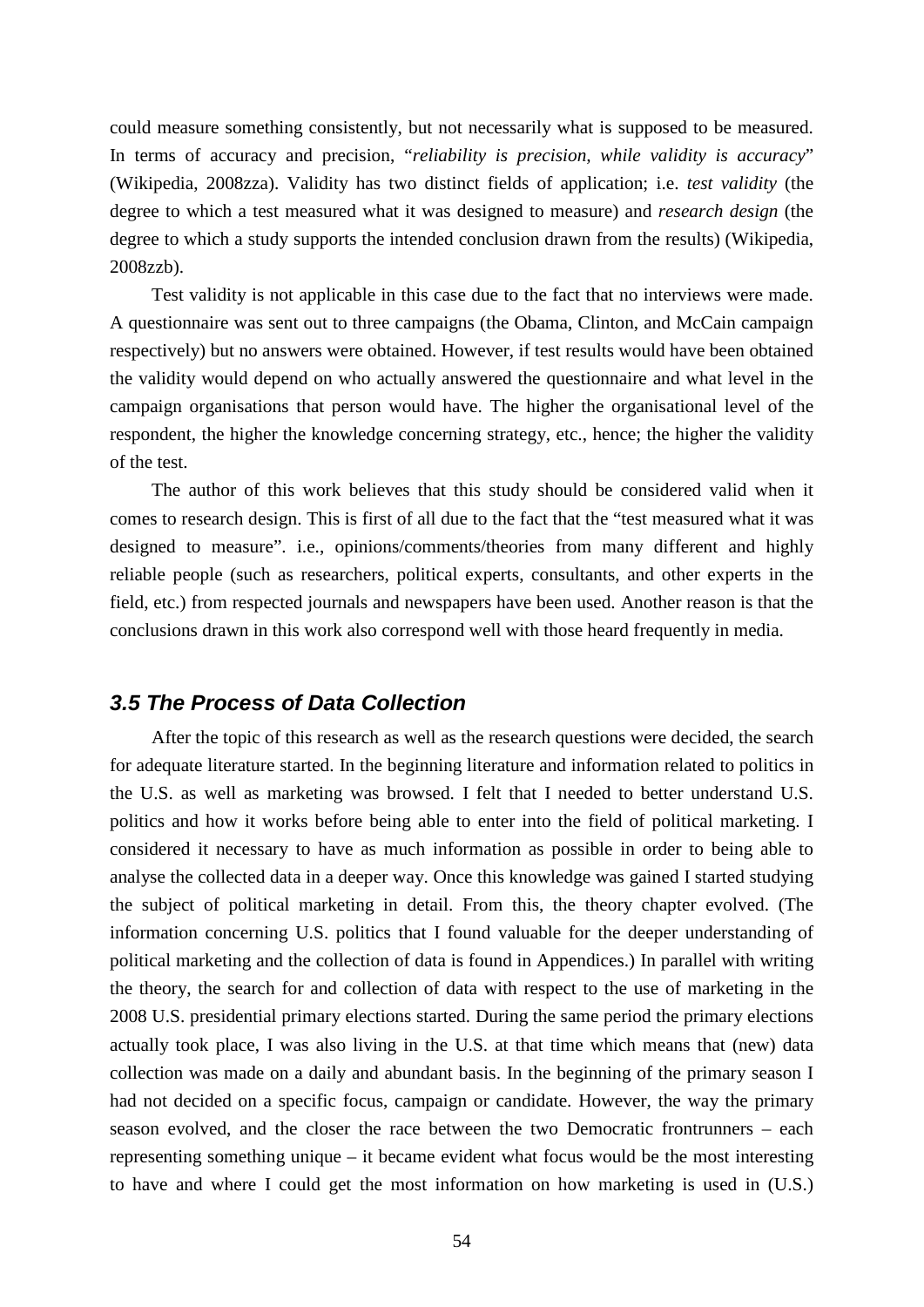could measure something consistently, but not necessarily what is supposed to be measured. In terms of accuracy and precision, "*reliability is precision, while validity is accuracy*" (Wikipedia, 2008zza). Validity has two distinct fields of application; i.e. *test validity* (the degree to which a test measured what it was designed to measure) and *research design* (the degree to which a study supports the intended conclusion drawn from the results) (Wikipedia, 2008zzb).

Test validity is not applicable in this case due to the fact that no interviews were made. A questionnaire was sent out to three campaigns (the Obama, Clinton, and McCain campaign respectively) but no answers were obtained. However, if test results would have been obtained the validity would depend on who actually answered the questionnaire and what level in the campaign organisations that person would have. The higher the organisational level of the respondent, the higher the knowledge concerning strategy, etc., hence; the higher the validity of the test.

The author of this work believes that this study should be considered valid when it comes to research design. This is first of all due to the fact that the "test measured what it was designed to measure". i.e., opinions/comments/theories from many different and highly reliable people (such as researchers, political experts, consultants, and other experts in the field, etc.) from respected journals and newspapers have been used. Another reason is that the conclusions drawn in this work also correspond well with those heard frequently in media.

### 3.5 The Process of Data Collection

After the topic of this research as well as the research questions were decided, the search for adequate literature started. In the beginning literature and information related to politics in the U.S. as well as marketing was browsed. I felt that I needed to better understand U.S. politics and how it works before being able to enter into the field of political marketing. I considered it necessary to have as much information as possible in order to being able to analyse the collected data in a deeper way. Once this knowledge was gained I started studying the subject of political marketing in detail. From this, the theory chapter evolved. (The information concerning U.S. politics that I found valuable for the deeper understanding of political marketing and the collection of data is found in Appendices.) In parallel with writing the theory, the search for and collection of data with respect to the use of marketing in the 2008 U.S. presidential primary elections started. During the same period the primary elections actually took place, I was also living in the U.S. at that time which means that (new) data collection was made on a daily and abundant basis. In the beginning of the primary season I had not decided on a specific focus, campaign or candidate. However, the way the primary season evolved, and the closer the race between the two Democratic frontrunners – each representing something unique – it became evident what focus would be the most interesting to have and where I could get the most information on how marketing is used in (U.S.)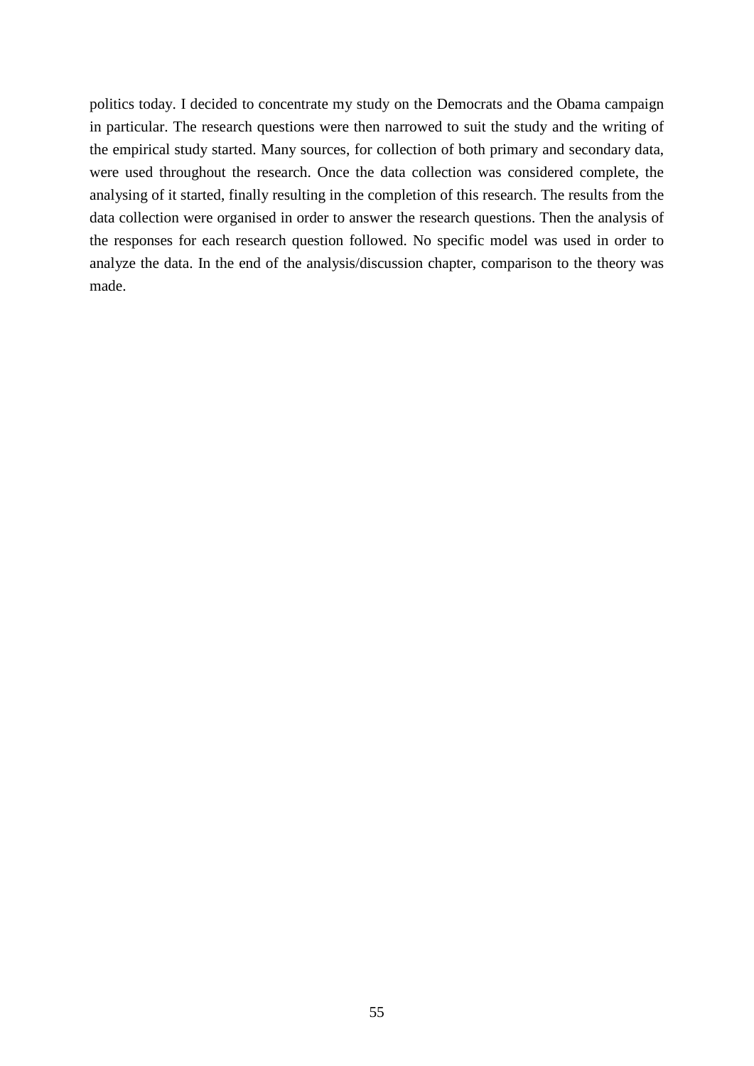politics today. I decided to concentrate my study on the Democrats and the Obama campaign in particular. The research questions were then narrowed to suit the study and the writing of the empirical study started. Many sources, for collection of both primary and secondary data, were used throughout the research. Once the data collection was considered complete, the analysing of it started, finally resulting in the completion of this research. The results from the data collection were organised in order to answer the research questions. Then the analysis of the responses for each research question followed. No specific model was used in order to analyze the data. In the end of the analysis/discussion chapter, comparison to the theory was made.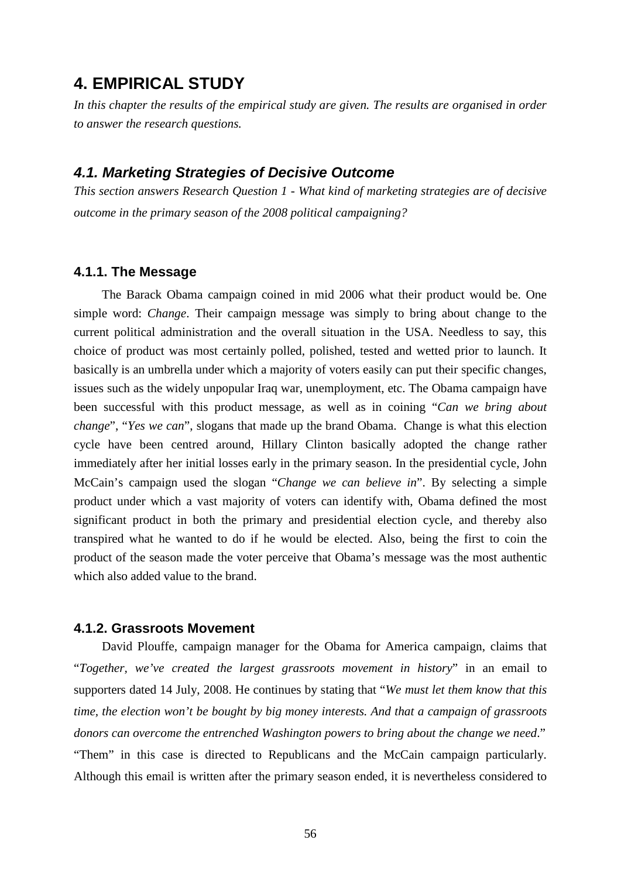# 4. EMPIRICAL STUDY

*In this chapter the results of the empirical study are given. The results are organised in order to answer the research questions.*

## 4.1. Marketing Strategies of Decisive Outcome

*This section answers Research Question 1 - What kind of marketing strategies are of decisive outcome in the primary season of the 2008 political campaigning?*

### 4.1.1. The Message

The Barack Obama campaign coined in mid 2006 what their product would be. One simple word: *Change*. Their campaign message was simply to bring about change to the current political administration and the overall situation in the USA. Needless to say, this choice of product was most certainly polled, polished, tested and wetted prior to launch. It basically is an umbrella under which a majority of voters easily can put their specific changes, issues such as the widely unpopular Iraq war, unemployment, etc. The Obama campaign have been successful with this product message, as well as in coining "*Can we bring about change*", "*Yes we can*", slogans that made up the brand Obama. Change is what this election cycle have been centred around, Hillary Clinton basically adopted the change rather immediately after her initial losses early in the primary season. In the presidential cycle, John McCain's campaign used the slogan "*Change we can believe in*". By selecting a simple product under which a vast majority of voters can identify with, Obama defined the most significant product in both the primary and presidential election cycle, and thereby also transpired what he wanted to do if he would be elected. Also, being the first to coin the product of the season made the voter perceive that Obama's message was the most authentic which also added value to the brand.

### 4.1.2. Grassroots Movement

David Plouffe, campaign manager for the Obama for America campaign, claims that "*Together, we've created the largest grassroots movement in history*" in an email to supporters dated 14 July, 2008. He continues by stating that "*We must let them know that this time, the election won't be bought by big money interests. And that a campaign of grassroots donors can overcome the entrenched Washington powers to bring about the change we need*." "Them" in this case is directed to Republicans and the McCain campaign particularly. Although this email is written after the primary season ended, it is nevertheless considered to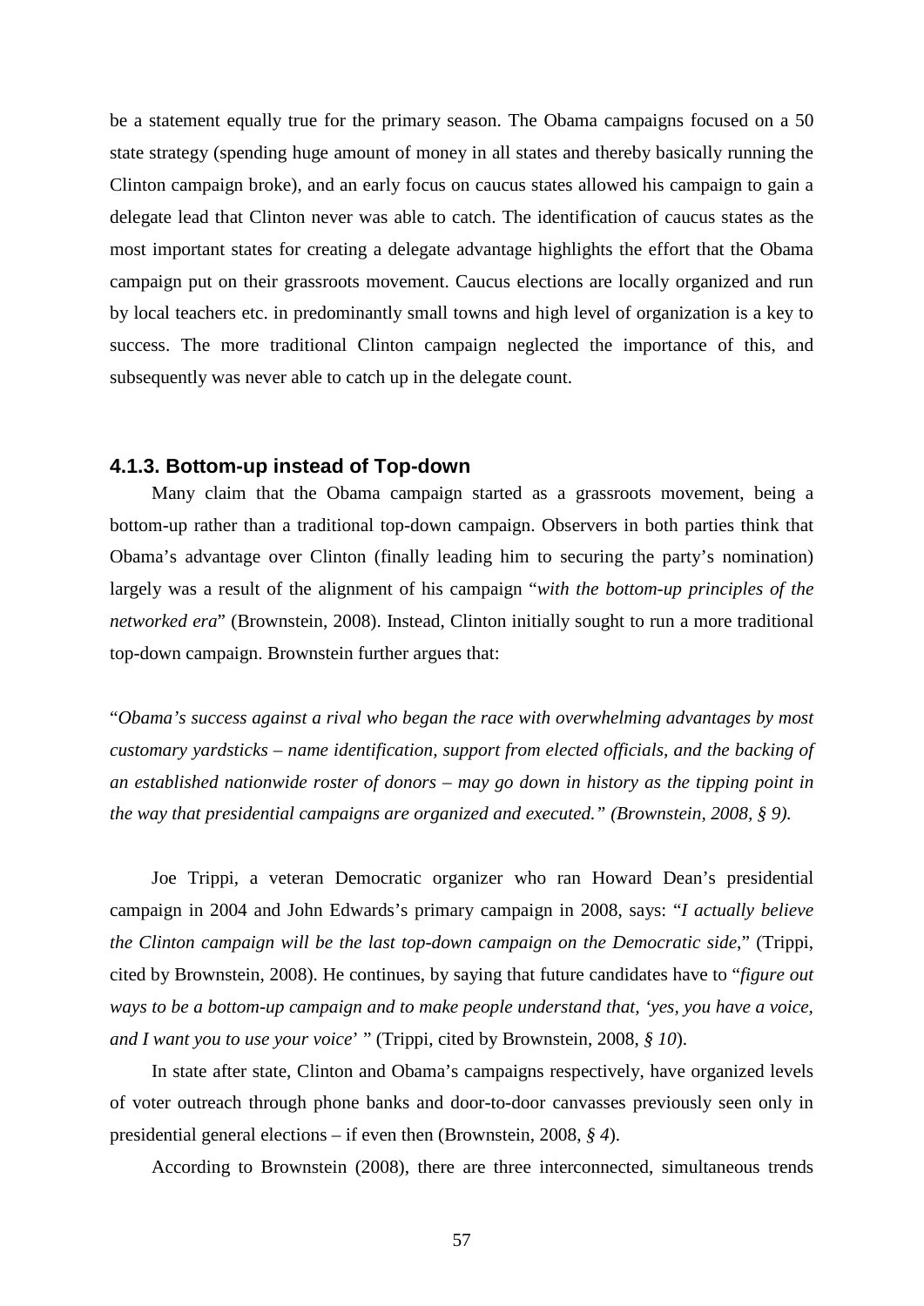be a statement equally true for the primary season. The Obama campaigns focused on a 50 state strategy (spending huge amount of money in all states and thereby basically running the Clinton campaign broke), and an early focus on caucus states allowed his campaign to gain a delegate lead that Clinton never was able to catch. The identification of caucus states as the most important states for creating a delegate advantage highlights the effort that the Obama campaign put on their grassroots movement. Caucus elections are locally organized and run by local teachers etc. in predominantly small towns and high level of organization is a key to success. The more traditional Clinton campaign neglected the importance of this, and subsequently was never able to catch up in the delegate count.

### 4.1.3. Bottom-up instead of Top-down

Many claim that the Obama campaign started as a grassroots movement, being a bottom-up rather than a traditional top-down campaign. Observers in both parties think that Obama's advantage over Clinton (finally leading him to securing the party's nomination) largely was a result of the alignment of his campaign "*with the bottom-up principles of the networked era*" (Brownstein, 2008). Instead, Clinton initially sought to run a more traditional top-down campaign. Brownstein further argues that:

"*Obama's success against a rival who began the race with overwhelming advantages by most customary yardsticks – name identification, support from elected officials, and the backing of an established nationwide roster of donors – may go down in history as the tipping point in the way that presidential campaigns are organized and executed." (Brownstein, 2008, § 9).*

Joe Trippi, a veteran Democratic organizer who ran Howard Dean's presidential campaign in 2004 and John Edwards's primary campaign in 2008, says: "*I actually believe the Clinton campaign will be the last top-down campaign on the Democratic side*," (Trippi, cited by Brownstein, 2008). He continues, by saying that future candidates have to "*figure out ways to be a bottom-up campaign and to make people understand that, 'yes, you have a voice, and I want you to use your voice*' " (Trippi, cited by Brownstein, 2008, *§ 10*).

In state after state, Clinton and Obama's campaigns respectively, have organized levels of voter outreach through phone banks and door-to-door canvasses previously seen only in presidential general elections – if even then (Brownstein, 2008, *§ 4*).

According to Brownstein (2008), there are three interconnected, simultaneous trends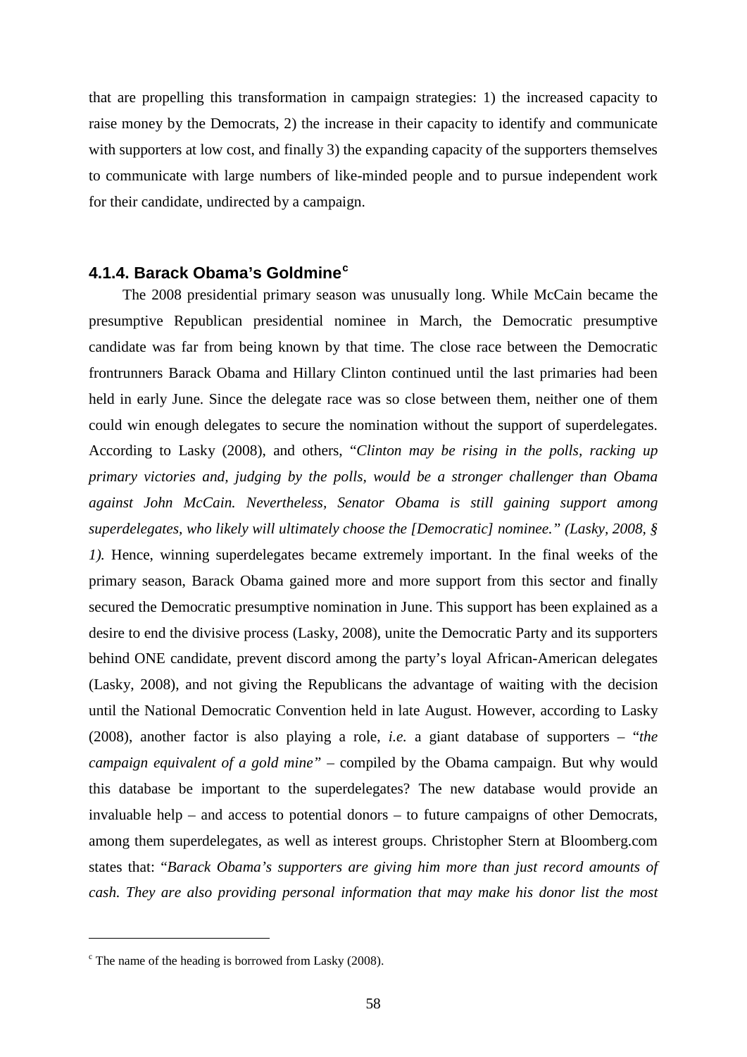that are propelling this transformation in campaign strategies: 1) the increased capacity to raise money by the Democrats, 2) the increase in their capacity to identify and communicate with supporters at low cost, and finally 3) the expanding capacity of the supporters themselves to communicate with large numbers of like-minded people and to pursue independent work for their candidate, undirected by a campaign.

### 4.1.4. Barack Obama's Goldmine[c]

The 2008 presidential primary season was unusually long. While McCain became the presumptive Republican presidential nominee in March, the Democratic presumptive candidate was far from being known by that time. The close race between the Democratic frontrunners Barack Obama and Hillary Clinton continued until the last primaries had been held in early June. Since the delegate race was so close between them, neither one of them could win enough delegates to secure the nomination without the support of superdelegates. According to Lasky (2008), and others, "*Clinton may be rising in the polls, racking up primary victories and, judging by the polls, would be a stronger challenger than Obama against John McCain. Nevertheless, Senator Obama is still gaining support among superdelegates, who likely will ultimately choose the [Democratic] nominee." (Lasky, 2008, § 1).* Hence, winning superdelegates became extremely important. In the final weeks of the primary season, Barack Obama gained more and more support from this sector and finally secured the Democratic presumptive nomination in June. This support has been explained as a desire to end the divisive process (Lasky, 2008), unite the Democratic Party and its supporters behind ONE candidate, prevent discord among the party's loyal African-American delegates (Lasky, 2008), and not giving the Republicans the advantage of waiting with the decision until the National Democratic Convention held in late August. However, according to Lasky (2008), another factor is also playing a role, *i.e.* a giant database of supporters – "*the campaign equivalent of a gold mine"* – compiled by the Obama campaign. But why would this database be important to the superdelegates? The new database would provide an invaluable help – and access to potential donors – to future campaigns of other Democrats, among them superdelegates, as well as interest groups. Christopher Stern at Bloomberg.com states that: "*Barack Obama's supporters are giving him more than just record amounts of cash. They are also providing personal information that may make his donor list the most*

---

[c] The name of the heading is borrowed from Lasky (2008).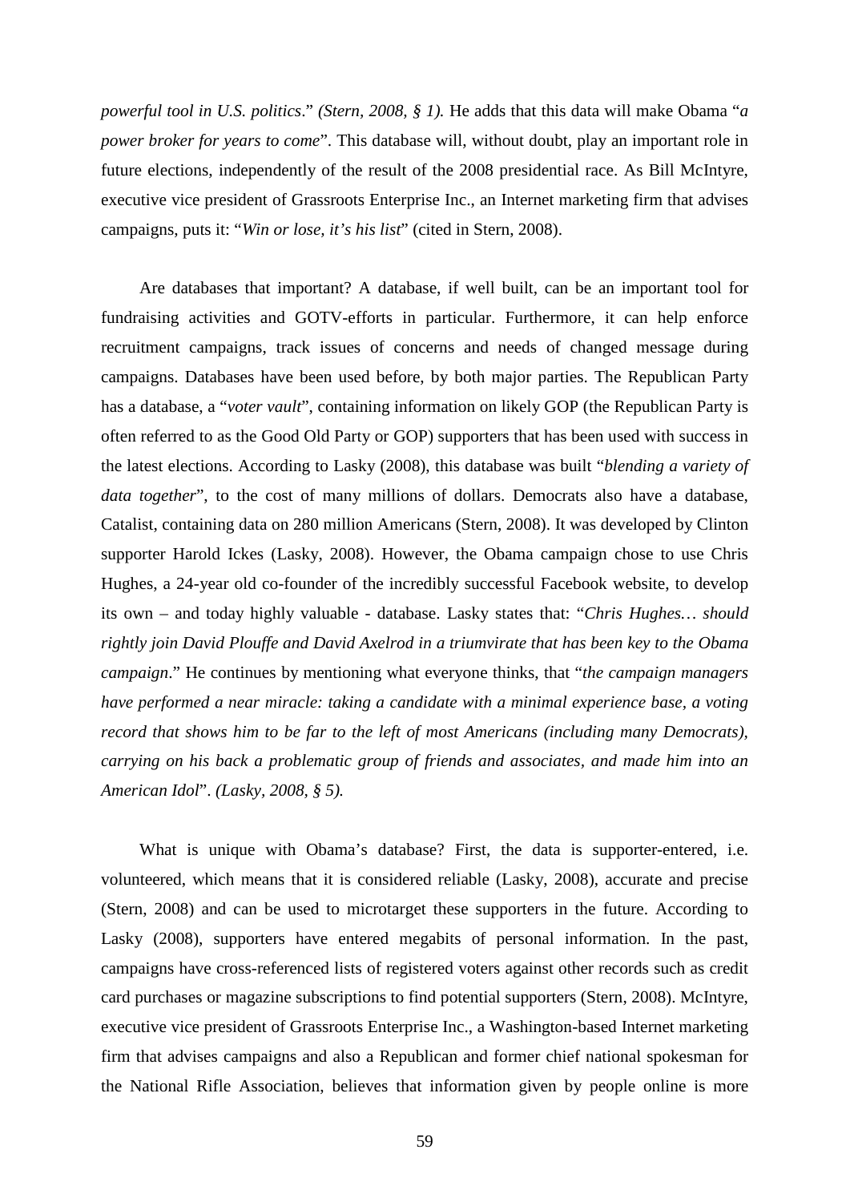*powerful tool in U.S. politics*." *(Stern, 2008, § 1).* He adds that this data will make Obama "*a power broker for years to come*". This database will, without doubt, play an important role in future elections, independently of the result of the 2008 presidential race. As Bill McIntyre, executive vice president of Grassroots Enterprise Inc., an Internet marketing firm that advises campaigns, puts it: "*Win or lose, it's his list*" (cited in Stern, 2008).

Are databases that important? A database, if well built, can be an important tool for fundraising activities and GOTV-efforts in particular. Furthermore, it can help enforce recruitment campaigns, track issues of concerns and needs of changed message during campaigns. Databases have been used before, by both major parties. The Republican Party has a database, a "*voter vault*", containing information on likely GOP (the Republican Party is often referred to as the Good Old Party or GOP) supporters that has been used with success in the latest elections. According to Lasky (2008), this database was built "*blending a variety of data together*", to the cost of many millions of dollars. Democrats also have a database, Catalist, containing data on 280 million Americans (Stern, 2008). It was developed by Clinton supporter Harold Ickes (Lasky, 2008). However, the Obama campaign chose to use Chris Hughes, a 24-year old co-founder of the incredibly successful Facebook website, to develop its own – and today highly valuable - database. Lasky states that: "*Chris Hughes… should rightly join David Plouffe and David Axelrod in a triumvirate that has been key to the Obama campaign*." He continues by mentioning what everyone thinks, that "*the campaign managers have performed a near miracle: taking a candidate with a minimal experience base, a voting record that shows him to be far to the left of most Americans (including many Democrats), carrying on his back a problematic group of friends and associates, and made him into an American Idol*". *(Lasky, 2008, § 5).*

What is unique with Obama's database? First, the data is supporter-entered, i.e. volunteered, which means that it is considered reliable (Lasky, 2008), accurate and precise (Stern, 2008) and can be used to microtarget these supporters in the future. According to Lasky (2008), supporters have entered megabits of personal information. In the past, campaigns have cross-referenced lists of registered voters against other records such as credit card purchases or magazine subscriptions to find potential supporters (Stern, 2008). McIntyre, executive vice president of Grassroots Enterprise Inc., a Washington-based Internet marketing firm that advises campaigns and also a Republican and former chief national spokesman for the National Rifle Association, believes that information given by people online is more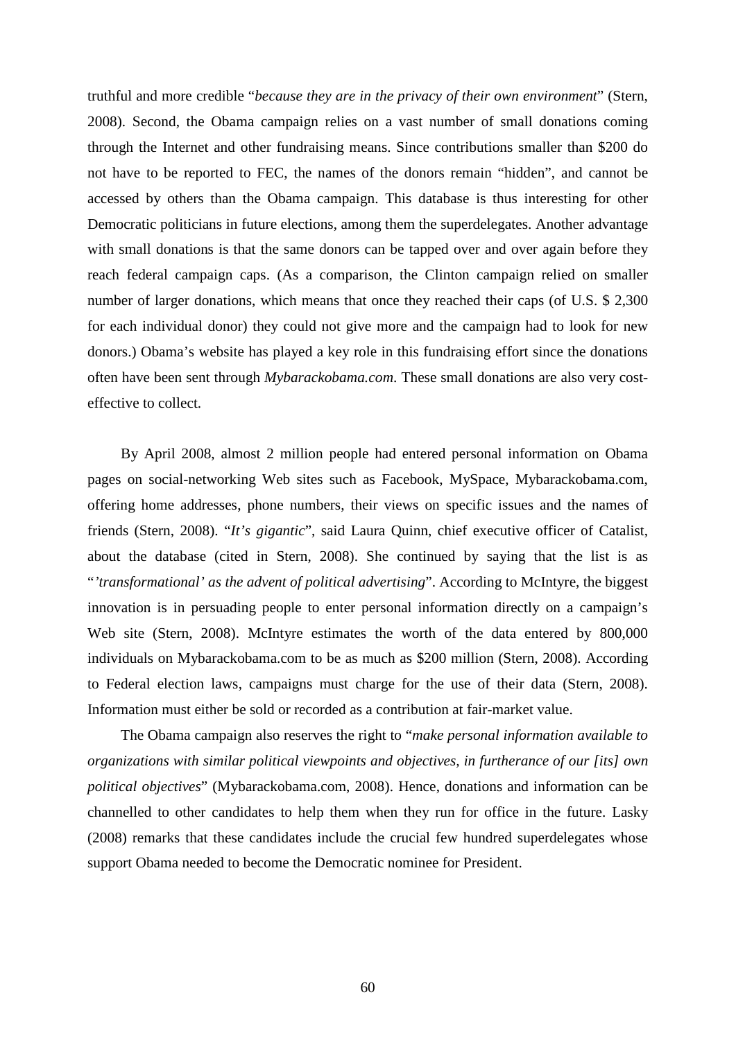truthful and more credible "*because they are in the privacy of their own environment*" (Stern, 2008). Second, the Obama campaign relies on a vast number of small donations coming through the Internet and other fundraising means. Since contributions smaller than $200 do not have to be reported to FEC, the names of the donors remain "hidden", and cannot be accessed by others than the Obama campaign. This database is thus interesting for other Democratic politicians in future elections, among them the superdelegates. Another advantage with small donations is that the same donors can be tapped over and over again before they reach federal campaign caps. (As a comparison, the Clinton campaign relied on smaller number of larger donations, which means that once they reached their caps (of U.S. $ 2,300 for each individual donor) they could not give more and the campaign had to look for new donors.) Obama's website has played a key role in this fundraising effort since the donations often have been sent through *Mybarackobama.com*. These small donations are also very cost-effective to collect.

By April 2008, almost 2 million people had entered personal information on Obama pages on social-networking Web sites such as Facebook, MySpace, Mybarackobama.com, offering home addresses, phone numbers, their views on specific issues and the names of friends (Stern, 2008). "*It's gigantic*", said Laura Quinn, chief executive officer of Catalist, about the database (cited in Stern, 2008). She continued by saying that the list is as "*'transformational' as the advent of political advertising*". According to McIntyre, the biggest innovation is in persuading people to enter personal information directly on a campaign's Web site (Stern, 2008). McIntyre estimates the worth of the data entered by 800,000 individuals on Mybarackobama.com to be as much as $200 million (Stern, 2008). According to Federal election laws, campaigns must charge for the use of their data (Stern, 2008). Information must either be sold or recorded as a contribution at fair-market value.

The Obama campaign also reserves the right to "*make personal information available to organizations with similar political viewpoints and objectives, in furtherance of our [its] own political objectives*" (Mybarackobama.com, 2008). Hence, donations and information can be channelled to other candidates to help them when they run for office in the future. Lasky (2008) remarks that these candidates include the crucial few hundred superdelegates whose support Obama needed to become the Democratic nominee for President.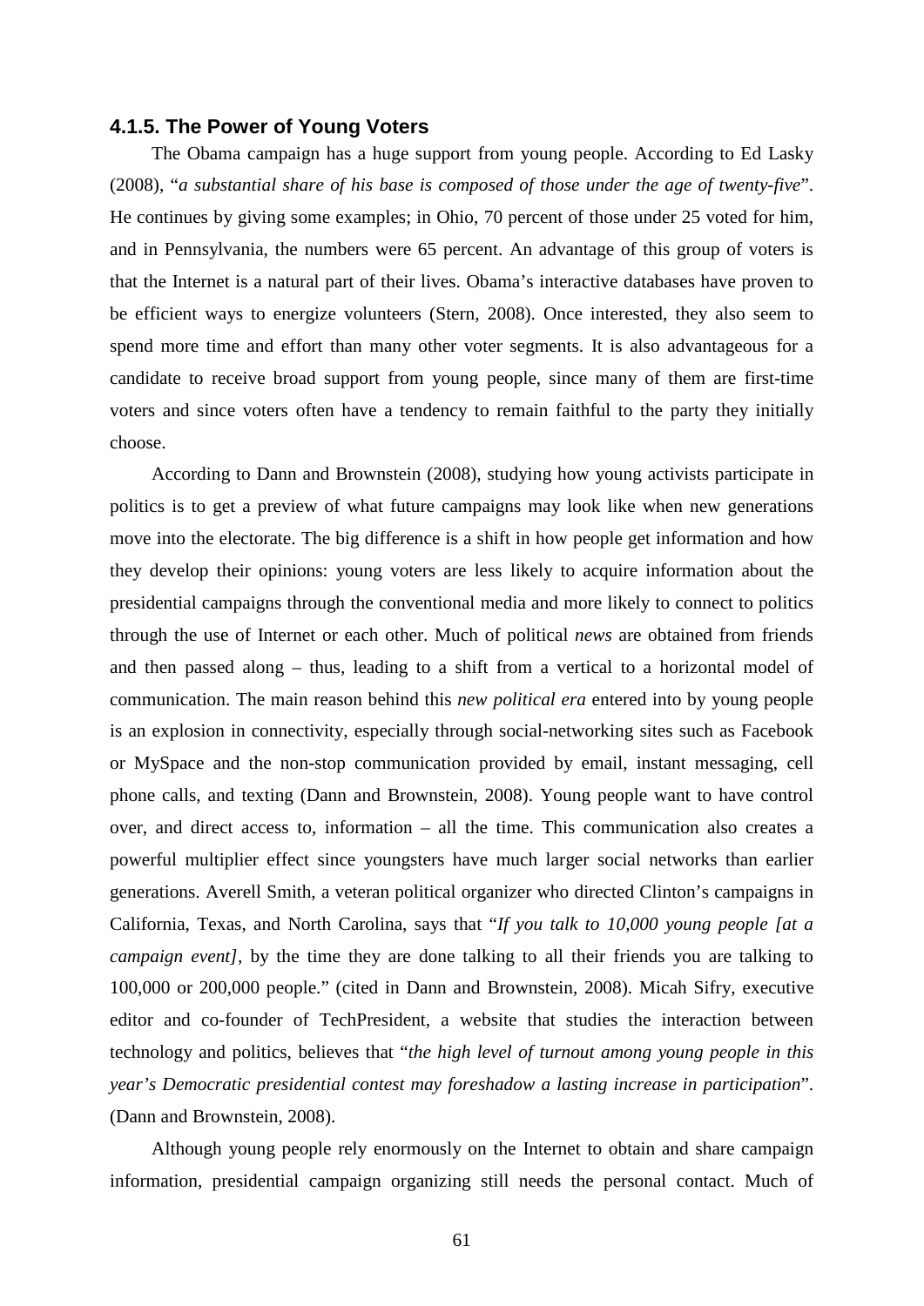### 4.1.5. The Power of Young Voters

The Obama campaign has a huge support from young people. According to Ed Lasky (2008), "*a substantial share of his base is composed of those under the age of twenty-five*". He continues by giving some examples; in Ohio, 70 percent of those under 25 voted for him, and in Pennsylvania, the numbers were 65 percent. An advantage of this group of voters is that the Internet is a natural part of their lives. Obama's interactive databases have proven to be efficient ways to energize volunteers (Stern, 2008). Once interested, they also seem to spend more time and effort than many other voter segments. It is also advantageous for a candidate to receive broad support from young people, since many of them are first-time voters and since voters often have a tendency to remain faithful to the party they initially choose.

According to Dann and Brownstein (2008), studying how young activists participate in politics is to get a preview of what future campaigns may look like when new generations move into the electorate. The big difference is a shift in how people get information and how they develop their opinions: young voters are less likely to acquire information about the presidential campaigns through the conventional media and more likely to connect to politics through the use of Internet or each other. Much of political *news* are obtained from friends and then passed along – thus, leading to a shift from a vertical to a horizontal model of communication. The main reason behind this *new political era* entered into by young people is an explosion in connectivity, especially through social-networking sites such as Facebook or MySpace and the non-stop communication provided by email, instant messaging, cell phone calls, and texting (Dann and Brownstein, 2008). Young people want to have control over, and direct access to, information – all the time. This communication also creates a powerful multiplier effect since youngsters have much larger social networks than earlier generations. Averell Smith, a veteran political organizer who directed Clinton's campaigns in California, Texas, and North Carolina, says that "*If you talk to 10,000 young people [at a campaign event]*, by the time they are done talking to all their friends you are talking to 100,000 or 200,000 people." (cited in Dann and Brownstein, 2008). Micah Sifry, executive editor and co-founder of TechPresident, a website that studies the interaction between technology and politics, believes that "*the high level of turnout among young people in this year's Democratic presidential contest may foreshadow a lasting increase in participation*". (Dann and Brownstein, 2008).

Although young people rely enormously on the Internet to obtain and share campaign information, presidential campaign organizing still needs the personal contact. Much of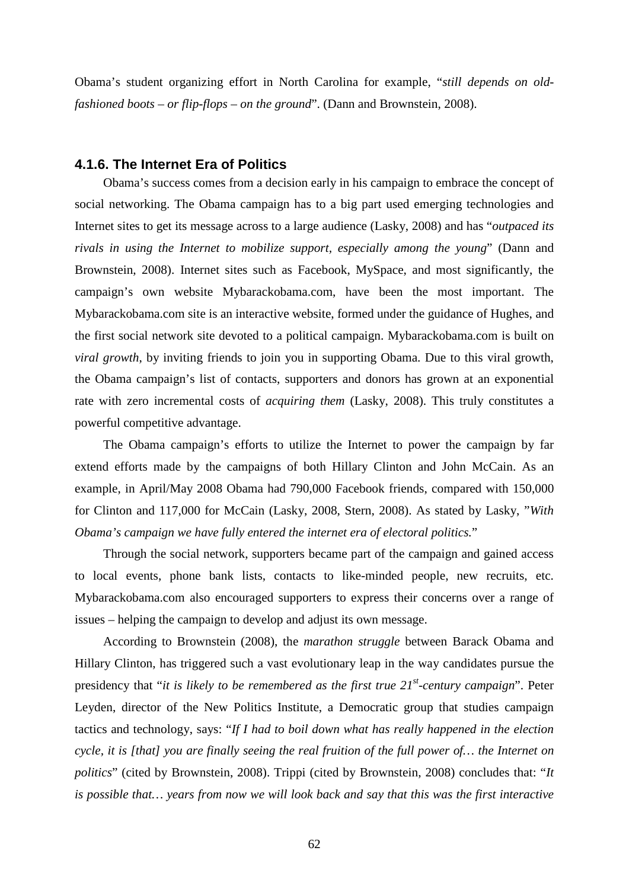Obama's student organizing effort in North Carolina for example, "*still depends on old-fashioned boots – or flip-flops – on the ground*". (Dann and Brownstein, 2008).

#### 4.1.6. The Internet Era of Politics

Obama's success comes from a decision early in his campaign to embrace the concept of social networking. The Obama campaign has to a big part used emerging technologies and Internet sites to get its message across to a large audience (Lasky, 2008) and has "*outpaced its rivals in using the Internet to mobilize support, especially among the young*" (Dann and Brownstein, 2008). Internet sites such as Facebook, MySpace, and most significantly, the campaign's own website Mybarackobama.com, have been the most important. The Mybarackobama.com site is an interactive website, formed under the guidance of Hughes, and the first social network site devoted to a political campaign. Mybarackobama.com is built on *viral growth*, by inviting friends to join you in supporting Obama. Due to this viral growth, the Obama campaign's list of contacts, supporters and donors has grown at an exponential rate with zero incremental costs of *acquiring them* (Lasky, 2008). This truly constitutes a powerful competitive advantage.

The Obama campaign's efforts to utilize the Internet to power the campaign by far extend efforts made by the campaigns of both Hillary Clinton and John McCain. As an example, in April/May 2008 Obama had 790,000 Facebook friends, compared with 150,000 for Clinton and 117,000 for McCain (Lasky, 2008, Stern, 2008). As stated by Lasky, "*With Obama's campaign we have fully entered the internet era of electoral politics.*"

Through the social network, supporters became part of the campaign and gained access to local events, phone bank lists, contacts to like-minded people, new recruits, etc. Mybarackobama.com also encouraged supporters to express their concerns over a range of issues – helping the campaign to develop and adjust its own message.

According to Brownstein (2008), the *marathon struggle* between Barack Obama and Hillary Clinton, has triggered such a vast evolutionary leap in the way candidates pursue the presidency that "*it is likely to be remembered as the first true 21st-century campaign*". Peter Leyden, director of the New Politics Institute, a Democratic group that studies campaign tactics and technology, says: "*If I had to boil down what has really happened in the election cycle, it is [that] you are finally seeing the real fruition of the full power of… the Internet on politics*" (cited by Brownstein, 2008). Trippi (cited by Brownstein, 2008) concludes that: "*It is possible that… years from now we will look back and say that this was the first interactive*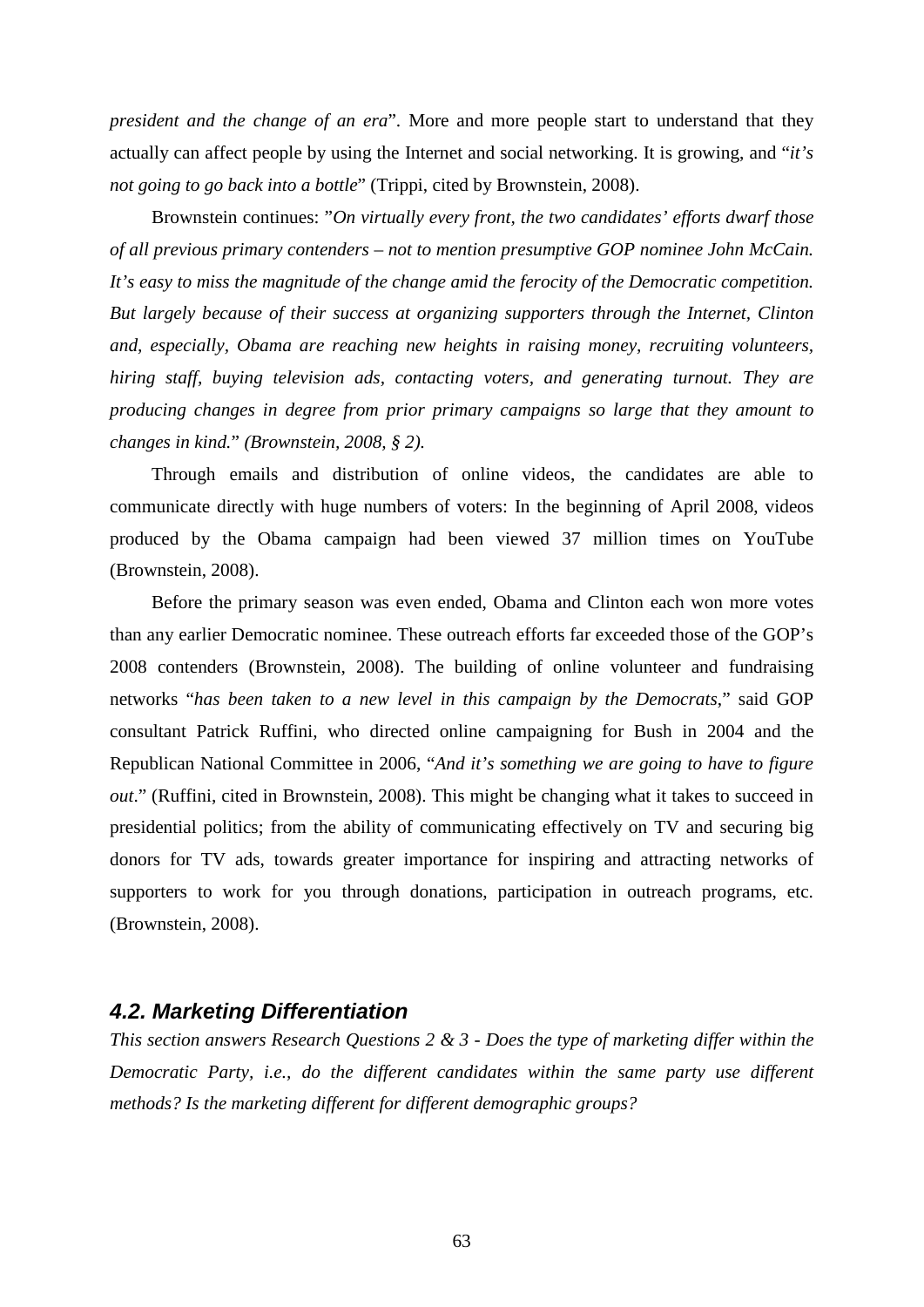*president and the change of an era*". More and more people start to understand that they actually can affect people by using the Internet and social networking. It is growing, and "*it's not going to go back into a bottle*" (Trippi, cited by Brownstein, 2008).

Brownstein continues: "*On virtually every front, the two candidates' efforts dwarf those of all previous primary contenders – not to mention presumptive GOP nominee John McCain. It's easy to miss the magnitude of the change amid the ferocity of the Democratic competition. But largely because of their success at organizing supporters through the Internet, Clinton and, especially, Obama are reaching new heights in raising money, recruiting volunteers, hiring staff, buying television ads, contacting voters, and generating turnout. They are producing changes in degree from prior primary campaigns so large that they amount to changes in kind.*" *(Brownstein, 2008, § 2).*

Through emails and distribution of online videos, the candidates are able to communicate directly with huge numbers of voters: In the beginning of April 2008, videos produced by the Obama campaign had been viewed 37 million times on YouTube (Brownstein, 2008).

Before the primary season was even ended, Obama and Clinton each won more votes than any earlier Democratic nominee. These outreach efforts far exceeded those of the GOP's 2008 contenders (Brownstein, 2008). The building of online volunteer and fundraising networks "*has been taken to a new level in this campaign by the Democrats*," said GOP consultant Patrick Ruffini, who directed online campaigning for Bush in 2004 and the Republican National Committee in 2006, "*And it's something we are going to have to figure out*." (Ruffini, cited in Brownstein, 2008). This might be changing what it takes to succeed in presidential politics; from the ability of communicating effectively on TV and securing big donors for TV ads, towards greater importance for inspiring and attracting networks of supporters to work for you through donations, participation in outreach programs, etc. (Brownstein, 2008).

## 4.2. Marketing Differentiation

*This section answers Research Questions 2 & 3 - Does the type of marketing differ within the Democratic Party, i.e., do the different candidates within the same party use different methods? Is the marketing different for different demographic groups?*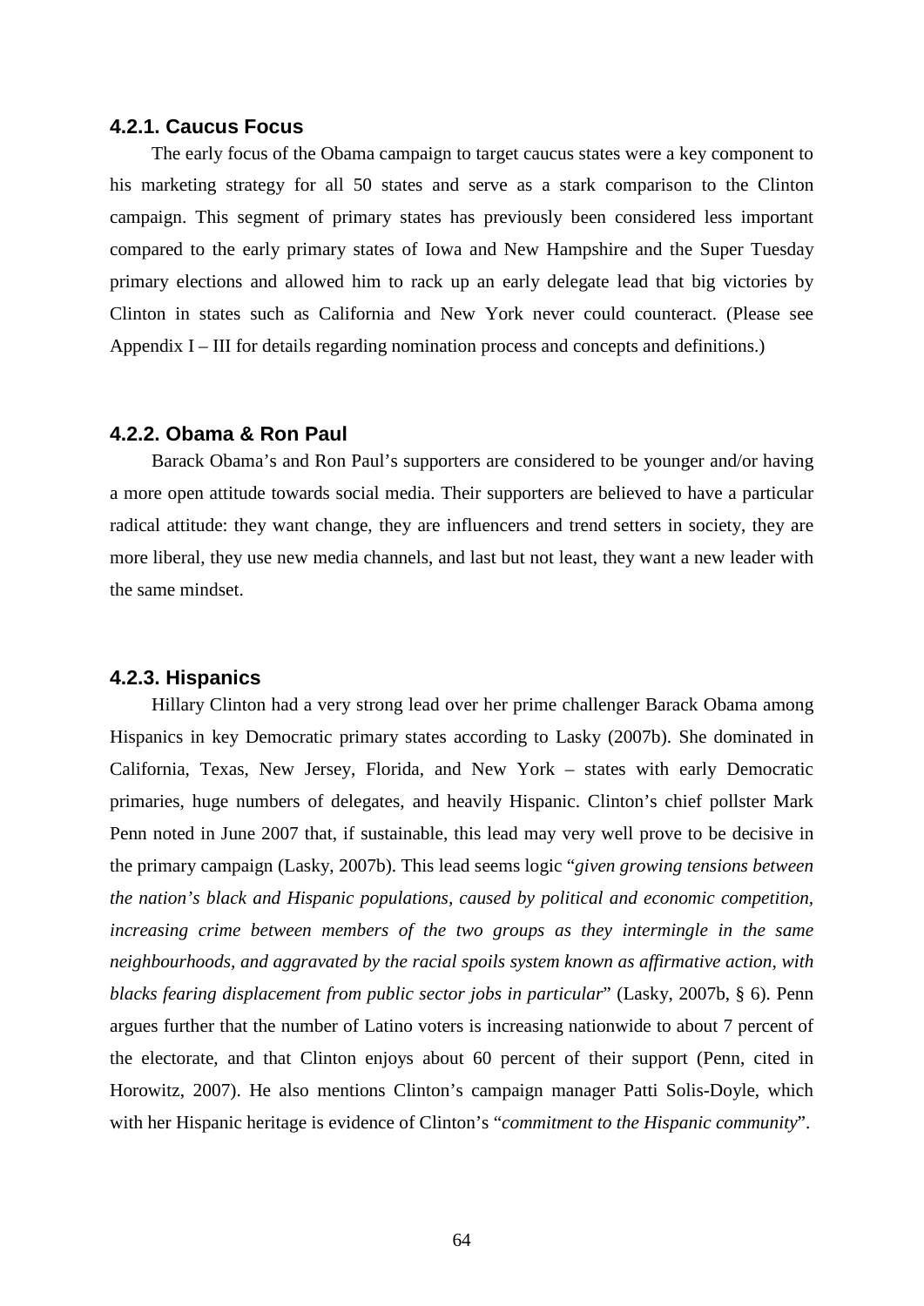### 4.2.1. Caucus Focus

The early focus of the Obama campaign to target caucus states were a key component to his marketing strategy for all 50 states and serve as a stark comparison to the Clinton campaign. This segment of primary states has previously been considered less important compared to the early primary states of Iowa and New Hampshire and the Super Tuesday primary elections and allowed him to rack up an early delegate lead that big victories by Clinton in states such as California and New York never could counteract. (Please see Appendix I – III for details regarding nomination process and concepts and definitions.)

### 4.2.2. Obama & Ron Paul

Barack Obama's and Ron Paul's supporters are considered to be younger and/or having a more open attitude towards social media. Their supporters are believed to have a particular radical attitude: they want change, they are influencers and trend setters in society, they are more liberal, they use new media channels, and last but not least, they want a new leader with the same mindset.

### 4.2.3. Hispanics

Hillary Clinton had a very strong lead over her prime challenger Barack Obama among Hispanics in key Democratic primary states according to Lasky (2007b). She dominated in California, Texas, New Jersey, Florida, and New York – states with early Democratic primaries, huge numbers of delegates, and heavily Hispanic. Clinton's chief pollster Mark Penn noted in June 2007 that, if sustainable, this lead may very well prove to be decisive in the primary campaign (Lasky, 2007b). This lead seems logic "*given growing tensions between the nation's black and Hispanic populations, caused by political and economic competition, increasing crime between members of the two groups as they intermingle in the same neighbourhoods, and aggravated by the racial spoils system known as affirmative action, with blacks fearing displacement from public sector jobs in particular*" (Lasky, 2007b, § 6). Penn argues further that the number of Latino voters is increasing nationwide to about 7 percent of the electorate, and that Clinton enjoys about 60 percent of their support (Penn, cited in Horowitz, 2007). He also mentions Clinton's campaign manager Patti Solis-Doyle, which with her Hispanic heritage is evidence of Clinton's "*commitment to the Hispanic community*".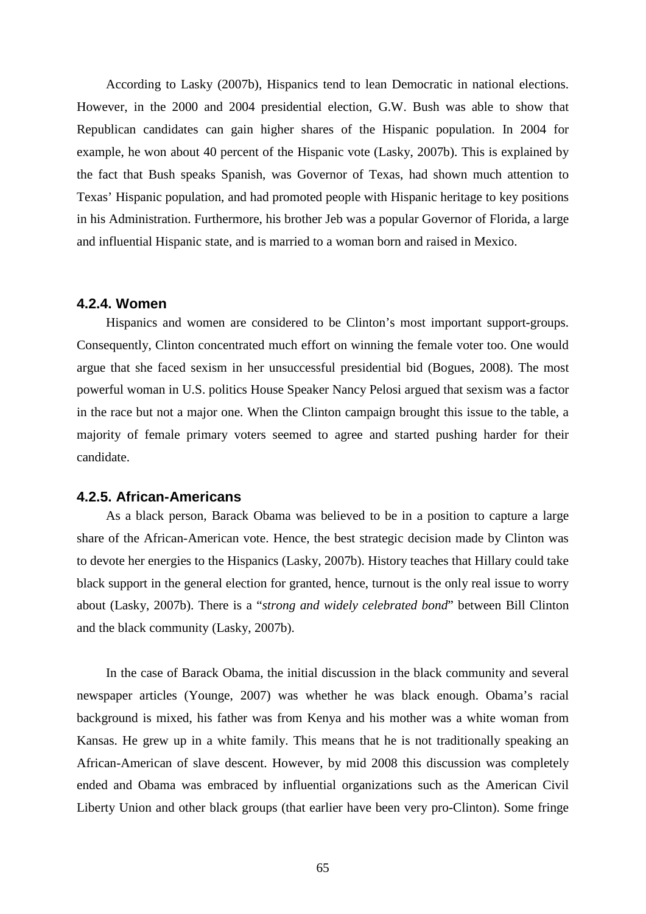According to Lasky (2007b), Hispanics tend to lean Democratic in national elections. However, in the 2000 and 2004 presidential election, G.W. Bush was able to show that Republican candidates can gain higher shares of the Hispanic population. In 2004 for example, he won about 40 percent of the Hispanic vote (Lasky, 2007b). This is explained by the fact that Bush speaks Spanish, was Governor of Texas, had shown much attention to Texas' Hispanic population, and had promoted people with Hispanic heritage to key positions in his Administration. Furthermore, his brother Jeb was a popular Governor of Florida, a large and influential Hispanic state, and is married to a woman born and raised in Mexico.

### 4.2.4. Women

Hispanics and women are considered to be Clinton's most important support-groups. Consequently, Clinton concentrated much effort on winning the female voter too. One would argue that she faced sexism in her unsuccessful presidential bid (Bogues, 2008). The most powerful woman in U.S. politics House Speaker Nancy Pelosi argued that sexism was a factor in the race but not a major one. When the Clinton campaign brought this issue to the table, a majority of female primary voters seemed to agree and started pushing harder for their candidate.

### 4.2.5. African-Americans

As a black person, Barack Obama was believed to be in a position to capture a large share of the African-American vote. Hence, the best strategic decision made by Clinton was to devote her energies to the Hispanics (Lasky, 2007b). History teaches that Hillary could take black support in the general election for granted, hence, turnout is the only real issue to worry about (Lasky, 2007b). There is a "*strong and widely celebrated bond*" between Bill Clinton and the black community (Lasky, 2007b).

In the case of Barack Obama, the initial discussion in the black community and several newspaper articles (Younge, 2007) was whether he was black enough. Obama's racial background is mixed, his father was from Kenya and his mother was a white woman from Kansas. He grew up in a white family. This means that he is not traditionally speaking an African-American of slave descent. However, by mid 2008 this discussion was completely ended and Obama was embraced by influential organizations such as the American Civil Liberty Union and other black groups (that earlier have been very pro-Clinton). Some fringe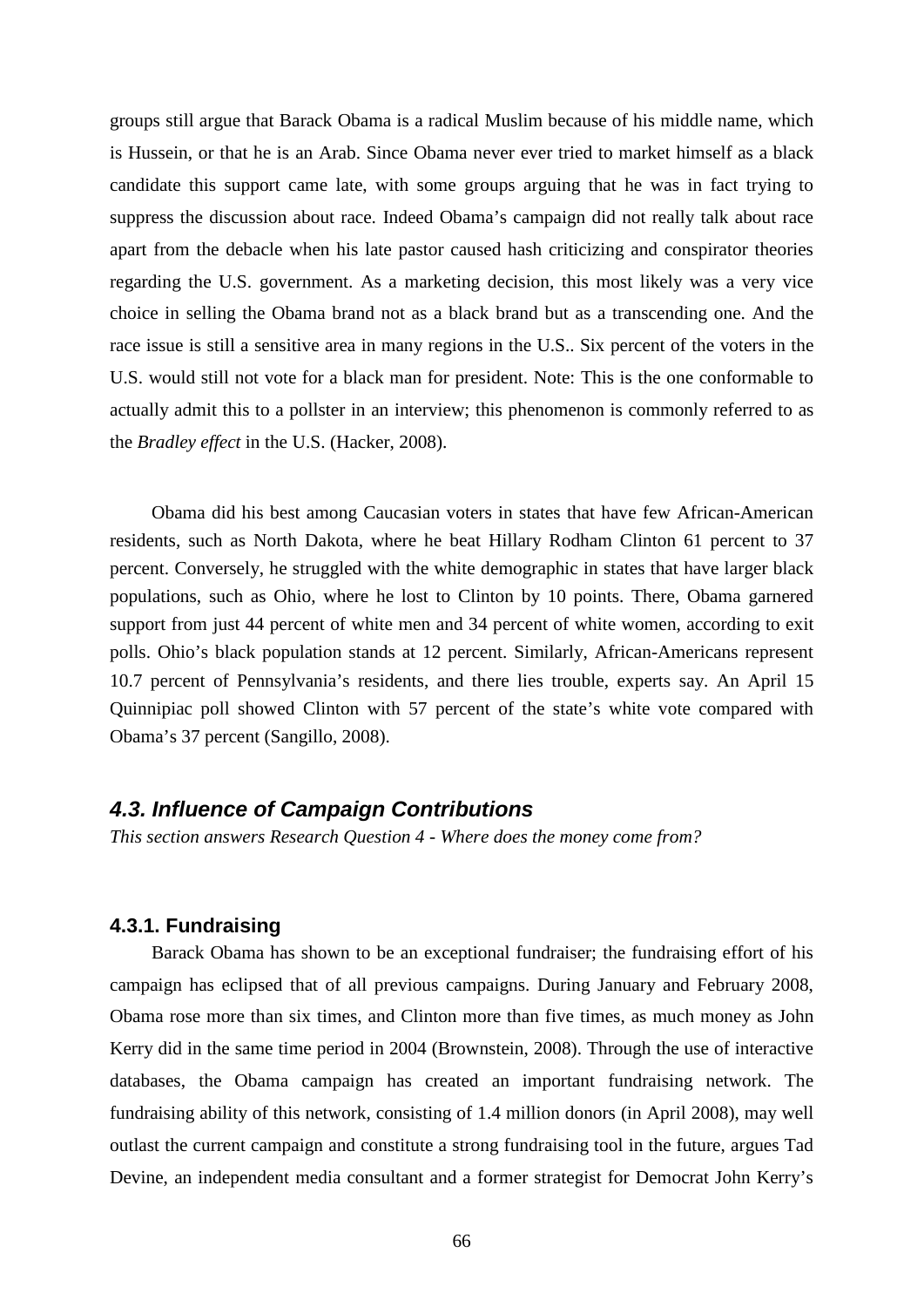groups still argue that Barack Obama is a radical Muslim because of his middle name, which is Hussein, or that he is an Arab. Since Obama never ever tried to market himself as a black candidate this support came late, with some groups arguing that he was in fact trying to suppress the discussion about race. Indeed Obama's campaign did not really talk about race apart from the debacle when his late pastor caused hash criticizing and conspirator theories regarding the U.S. government. As a marketing decision, this most likely was a very vice choice in selling the Obama brand not as a black brand but as a transcending one. And the race issue is still a sensitive area in many regions in the U.S.. Six percent of the voters in the U.S. would still not vote for a black man for president. Note: This is the one conformable to actually admit this to a pollster in an interview; this phenomenon is commonly referred to as the *Bradley effect* in the U.S. (Hacker, 2008).

Obama did his best among Caucasian voters in states that have few African-American residents, such as North Dakota, where he beat Hillary Rodham Clinton 61 percent to 37 percent. Conversely, he struggled with the white demographic in states that have larger black populations, such as Ohio, where he lost to Clinton by 10 points. There, Obama garnered support from just 44 percent of white men and 34 percent of white women, according to exit polls. Ohio's black population stands at 12 percent. Similarly, African-Americans represent 10.7 percent of Pennsylvania's residents, and there lies trouble, experts say. An April 15 Quinnipiac poll showed Clinton with 57 percent of the state's white vote compared with Obama's 37 percent (Sangillo, 2008).

## *4.3. Influence of Campaign Contributions*

*This section answers Research Question 4 - Where does the money come from?*

### 4.3.1. Fundraising

Barack Obama has shown to be an exceptional fundraiser; the fundraising effort of his campaign has eclipsed that of all previous campaigns. During January and February 2008, Obama rose more than six times, and Clinton more than five times, as much money as John Kerry did in the same time period in 2004 (Brownstein, 2008). Through the use of interactive databases, the Obama campaign has created an important fundraising network. The fundraising ability of this network, consisting of 1.4 million donors (in April 2008), may well outlast the current campaign and constitute a strong fundraising tool in the future, argues Tad Devine, an independent media consultant and a former strategist for Democrat John Kerry's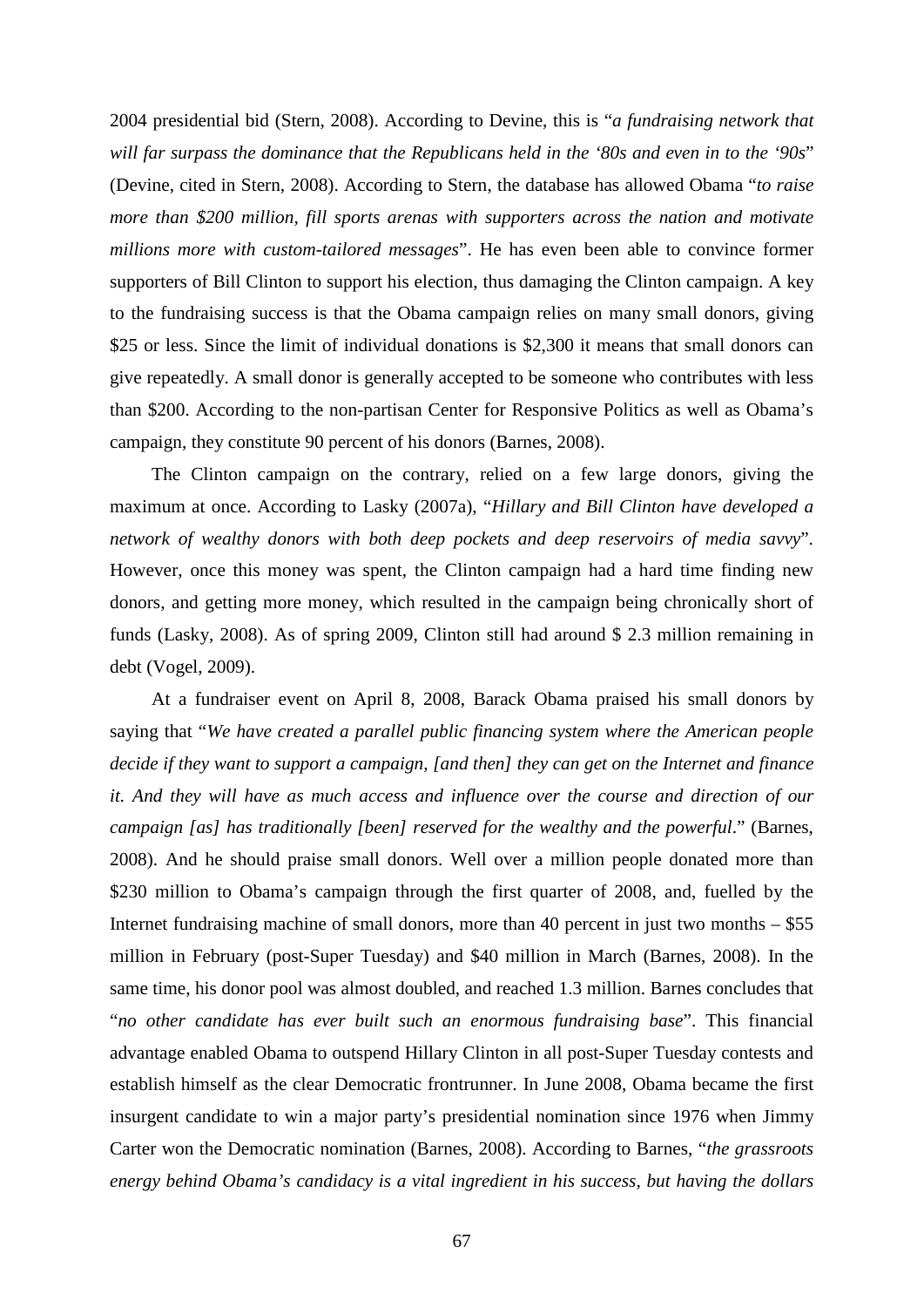2004 presidential bid (Stern, 2008). According to Devine, this is "*a fundraising network that will far surpass the dominance that the Republicans held in the '80s and even in to the '90s*" (Devine, cited in Stern, 2008). According to Stern, the database has allowed Obama "*to raise more than $200 million, fill sports arenas with supporters across the nation and motivate millions more with custom-tailored messages*". He has even been able to convince former supporters of Bill Clinton to support his election, thus damaging the Clinton campaign. A key to the fundraising success is that the Obama campaign relies on many small donors, giving $25 or less. Since the limit of individual donations is $2,300 it means that small donors can give repeatedly. A small donor is generally accepted to be someone who contributes with less than $200. According to the non-partisan Center for Responsive Politics as well as Obama's campaign, they constitute 90 percent of his donors (Barnes, 2008).

The Clinton campaign on the contrary, relied on a few large donors, giving the maximum at once. According to Lasky (2007a), "*Hillary and Bill Clinton have developed a network of wealthy donors with both deep pockets and deep reservoirs of media savvy*". However, once this money was spent, the Clinton campaign had a hard time finding new donors, and getting more money, which resulted in the campaign being chronically short of funds (Lasky, 2008). As of spring 2009, Clinton still had around $ 2.3 million remaining in debt (Vogel, 2009).

At a fundraiser event on April 8, 2008, Barack Obama praised his small donors by saying that "*We have created a parallel public financing system where the American people decide if they want to support a campaign, [and then] they can get on the Internet and finance it. And they will have as much access and influence over the course and direction of our campaign [as] has traditionally [been] reserved for the wealthy and the powerful*." (Barnes, 2008). And he should praise small donors. Well over a million people donated more than $230 million to Obama's campaign through the first quarter of 2008, and, fuelled by the Internet fundraising machine of small donors, more than 40 percent in just two months – $55 million in February (post-Super Tuesday) and $40 million in March (Barnes, 2008). In the same time, his donor pool was almost doubled, and reached 1.3 million. Barnes concludes that "*no other candidate has ever built such an enormous fundraising base*". This financial advantage enabled Obama to outspend Hillary Clinton in all post-Super Tuesday contests and establish himself as the clear Democratic frontrunner. In June 2008, Obama became the first insurgent candidate to win a major party's presidential nomination since 1976 when Jimmy Carter won the Democratic nomination (Barnes, 2008). According to Barnes, "*the grassroots energy behind Obama's candidacy is a vital ingredient in his success, but having the dollars*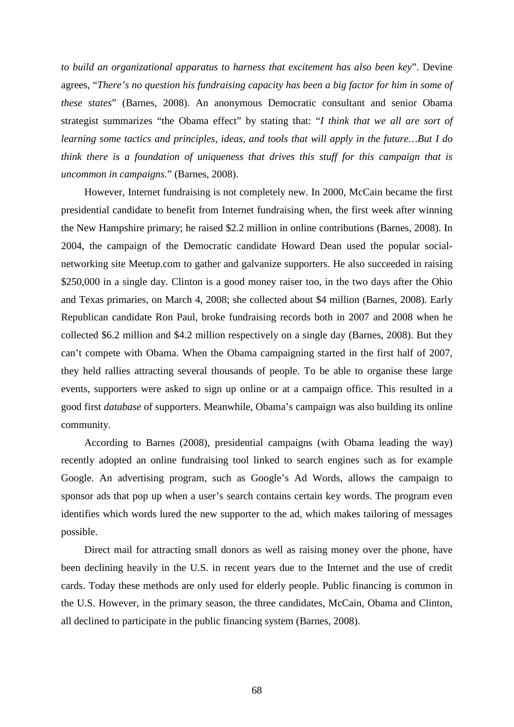*to build an organizational apparatus to harness that excitement has also been key*". Devine agrees, "*There's no question his fundraising capacity has been a big factor for him in some of these states*" (Barnes, 2008). An anonymous Democratic consultant and senior Obama strategist summarizes "the Obama effect" by stating that: "*I think that we all are sort of learning some tactics and principles, ideas, and tools that will apply in the future…But I do think there is a foundation of uniqueness that drives this stuff for this campaign that is uncommon in campaigns.*" (Barnes, 2008).

However, Internet fundraising is not completely new. In 2000, McCain became the first presidential candidate to benefit from Internet fundraising when, the first week after winning the New Hampshire primary; he raised $2.2 million in online contributions (Barnes, 2008). In 2004, the campaign of the Democratic candidate Howard Dean used the popular social-networking site Meetup.com to gather and galvanize supporters. He also succeeded in raising $250,000 in a single day. Clinton is a good money raiser too, in the two days after the Ohio and Texas primaries, on March 4, 2008; she collected about $4 million (Barnes, 2008). Early Republican candidate Ron Paul, broke fundraising records both in 2007 and 2008 when he collected $6.2 million and $4.2 million respectively on a single day (Barnes, 2008). But they can't compete with Obama. When the Obama campaigning started in the first half of 2007, they held rallies attracting several thousands of people. To be able to organise these large events, supporters were asked to sign up online or at a campaign office. This resulted in a good first *database* of supporters. Meanwhile, Obama's campaign was also building its online community.

According to Barnes (2008), presidential campaigns (with Obama leading the way) recently adopted an online fundraising tool linked to search engines such as for example Google. An advertising program, such as Google's Ad Words, allows the campaign to sponsor ads that pop up when a user's search contains certain key words. The program even identifies which words lured the new supporter to the ad, which makes tailoring of messages possible.

Direct mail for attracting small donors as well as raising money over the phone, have been declining heavily in the U.S. in recent years due to the Internet and the use of credit cards. Today these methods are only used for elderly people. Public financing is common in the U.S. However, in the primary season, the three candidates, McCain, Obama and Clinton, all declined to participate in the public financing system (Barnes, 2008).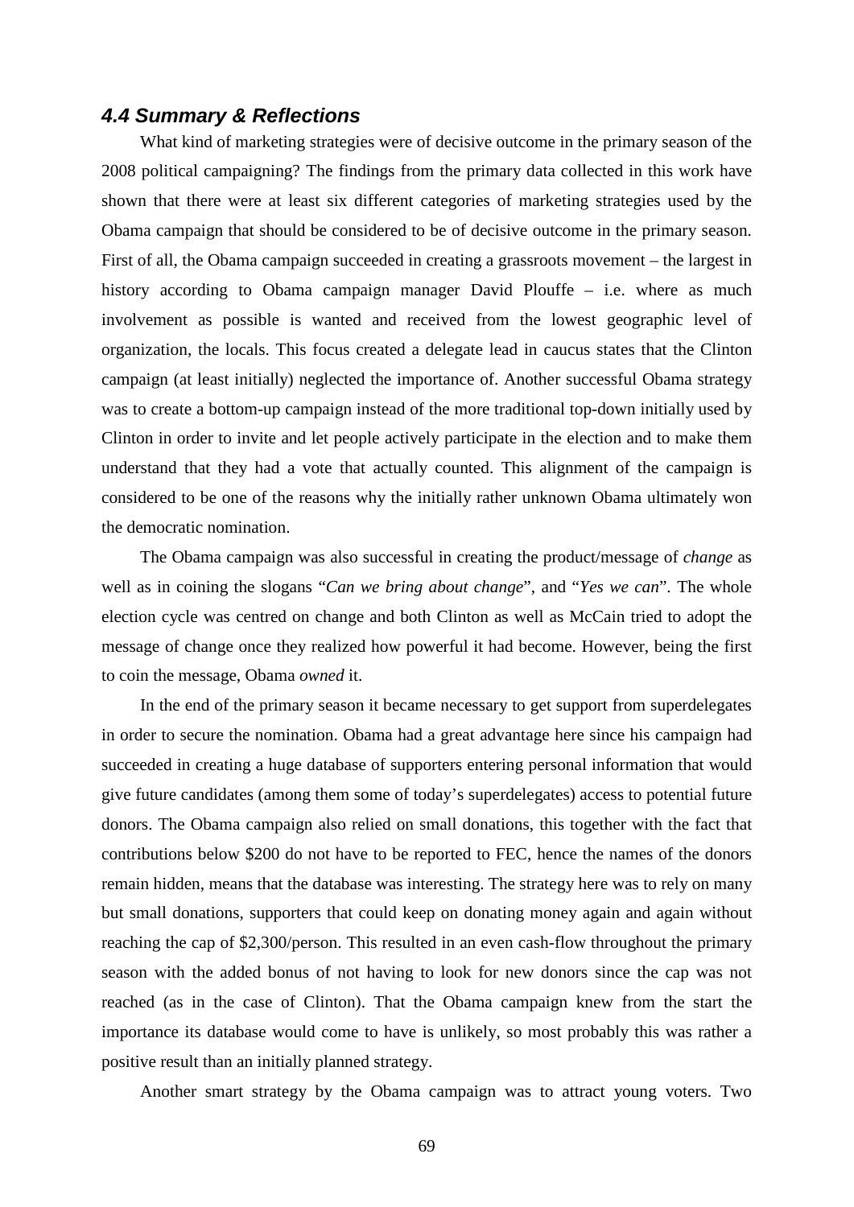### *4.4 Summary & Reflections*

What kind of marketing strategies were of decisive outcome in the primary season of the 2008 political campaigning? The findings from the primary data collected in this work have shown that there were at least six different categories of marketing strategies used by the Obama campaign that should be considered to be of decisive outcome in the primary season. First of all, the Obama campaign succeeded in creating a grassroots movement – the largest in history according to Obama campaign manager David Plouffe – i.e. where as much involvement as possible is wanted and received from the lowest geographic level of organization, the locals. This focus created a delegate lead in caucus states that the Clinton campaign (at least initially) neglected the importance of. Another successful Obama strategy was to create a bottom-up campaign instead of the more traditional top-down initially used by Clinton in order to invite and let people actively participate in the election and to make them understand that they had a vote that actually counted. This alignment of the campaign is considered to be one of the reasons why the initially rather unknown Obama ultimately won the democratic nomination.

The Obama campaign was also successful in creating the product/message of *change* as well as in coining the slogans "*Can we bring about change*", and "*Yes we can*". The whole election cycle was centred on change and both Clinton as well as McCain tried to adopt the message of change once they realized how powerful it had become. However, being the first to coin the message, Obama *owned* it.

In the end of the primary season it became necessary to get support from superdelegates in order to secure the nomination. Obama had a great advantage here since his campaign had succeeded in creating a huge database of supporters entering personal information that would give future candidates (among them some of today's superdelegates) access to potential future donors. The Obama campaign also relied on small donations, this together with the fact that contributions below $200 do not have to be reported to FEC, hence the names of the donors remain hidden, means that the database was interesting. The strategy here was to rely on many but small donations, supporters that could keep on donating money again and again without reaching the cap of $2,300/person. This resulted in an even cash-flow throughout the primary season with the added bonus of not having to look for new donors since the cap was not reached (as in the case of Clinton). That the Obama campaign knew from the start the importance its database would come to have is unlikely, so most probably this was rather a positive result than an initially planned strategy.

Another smart strategy by the Obama campaign was to attract young voters. Two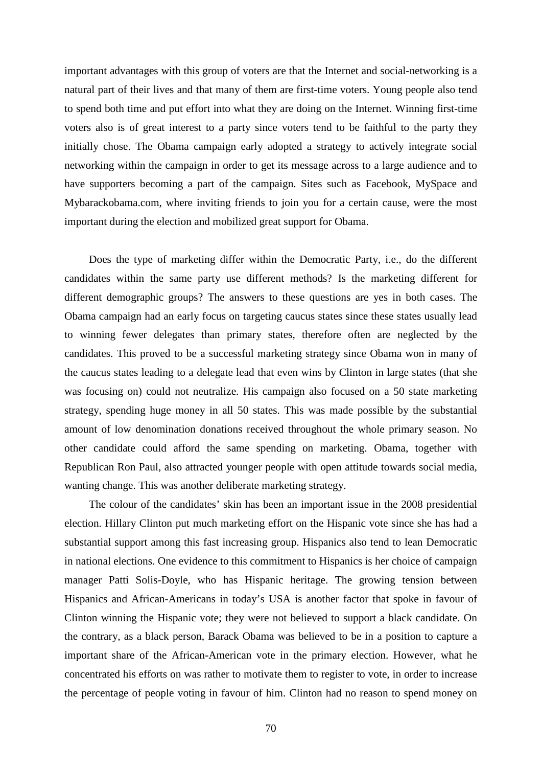important advantages with this group of voters are that the Internet and social-networking is a natural part of their lives and that many of them are first-time voters. Young people also tend to spend both time and put effort into what they are doing on the Internet. Winning first-time voters also is of great interest to a party since voters tend to be faithful to the party they initially chose. The Obama campaign early adopted a strategy to actively integrate social networking within the campaign in order to get its message across to a large audience and to have supporters becoming a part of the campaign. Sites such as Facebook, MySpace and Mybarackobama.com, where inviting friends to join you for a certain cause, were the most important during the election and mobilized great support for Obama.

Does the type of marketing differ within the Democratic Party, i.e., do the different candidates within the same party use different methods? Is the marketing different for different demographic groups? The answers to these questions are yes in both cases. The Obama campaign had an early focus on targeting caucus states since these states usually lead to winning fewer delegates than primary states, therefore often are neglected by the candidates. This proved to be a successful marketing strategy since Obama won in many of the caucus states leading to a delegate lead that even wins by Clinton in large states (that she was focusing on) could not neutralize. His campaign also focused on a 50 state marketing strategy, spending huge money in all 50 states. This was made possible by the substantial amount of low denomination donations received throughout the whole primary season. No other candidate could afford the same spending on marketing. Obama, together with Republican Ron Paul, also attracted younger people with open attitude towards social media, wanting change. This was another deliberate marketing strategy.

The colour of the candidates' skin has been an important issue in the 2008 presidential election. Hillary Clinton put much marketing effort on the Hispanic vote since she has had a substantial support among this fast increasing group. Hispanics also tend to lean Democratic in national elections. One evidence to this commitment to Hispanics is her choice of campaign manager Patti Solis-Doyle, who has Hispanic heritage. The growing tension between Hispanics and African-Americans in today's USA is another factor that spoke in favour of Clinton winning the Hispanic vote; they were not believed to support a black candidate. On the contrary, as a black person, Barack Obama was believed to be in a position to capture a important share of the African-American vote in the primary election. However, what he concentrated his efforts on was rather to motivate them to register to vote, in order to increase the percentage of people voting in favour of him. Clinton had no reason to spend money on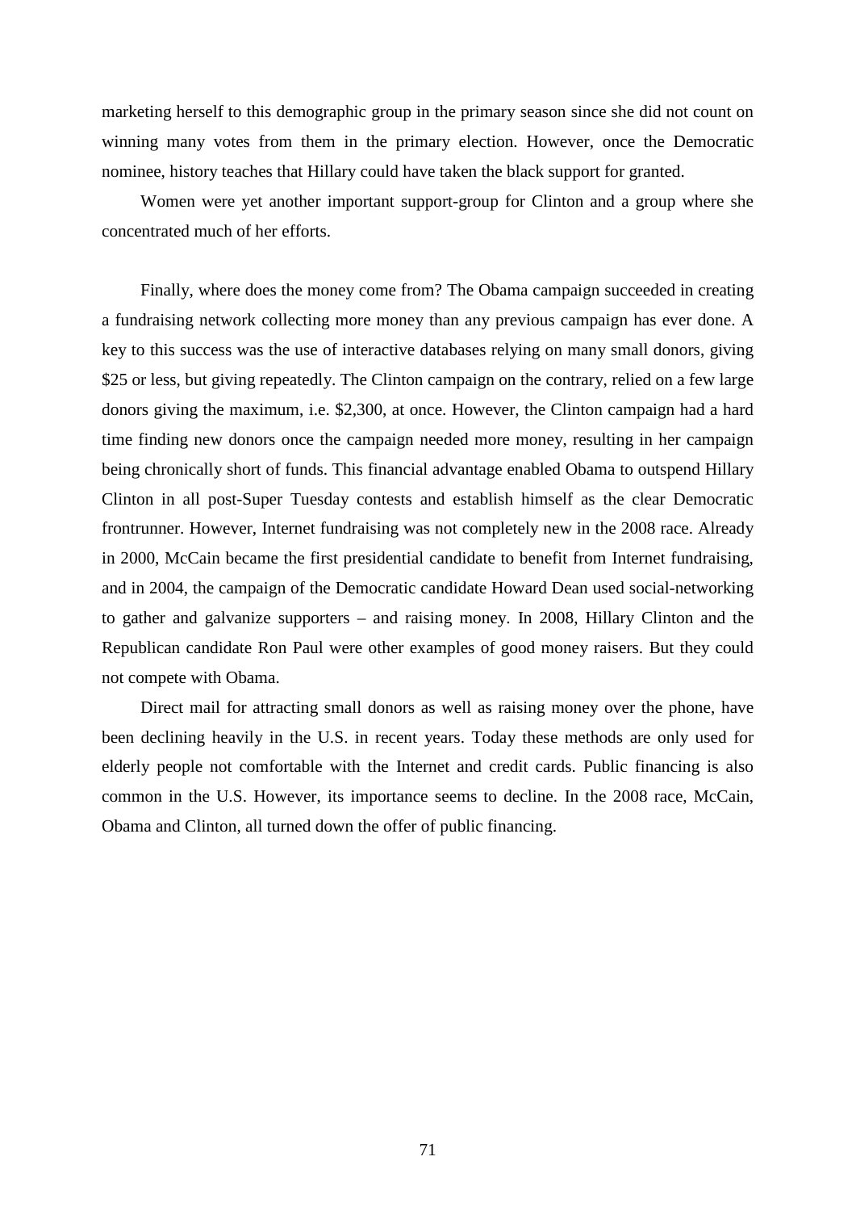marketing herself to this demographic group in the primary season since she did not count on winning many votes from them in the primary election. However, once the Democratic nominee, history teaches that Hillary could have taken the black support for granted.

Women were yet another important support-group for Clinton and a group where she concentrated much of her efforts.

Finally, where does the money come from? The Obama campaign succeeded in creating a fundraising network collecting more money than any previous campaign has ever done. A key to this success was the use of interactive databases relying on many small donors, giving $25 or less, but giving repeatedly. The Clinton campaign on the contrary, relied on a few large donors giving the maximum, i.e. $2,300, at once. However, the Clinton campaign had a hard time finding new donors once the campaign needed more money, resulting in her campaign being chronically short of funds. This financial advantage enabled Obama to outspend Hillary Clinton in all post-Super Tuesday contests and establish himself as the clear Democratic frontrunner. However, Internet fundraising was not completely new in the 2008 race. Already in 2000, McCain became the first presidential candidate to benefit from Internet fundraising, and in 2004, the campaign of the Democratic candidate Howard Dean used social-networking to gather and galvanize supporters – and raising money. In 2008, Hillary Clinton and the Republican candidate Ron Paul were other examples of good money raisers. But they could not compete with Obama.

Direct mail for attracting small donors as well as raising money over the phone, have been declining heavily in the U.S. in recent years. Today these methods are only used for elderly people not comfortable with the Internet and credit cards. Public financing is also common in the U.S. However, its importance seems to decline. In the 2008 race, McCain, Obama and Clinton, all turned down the offer of public financing.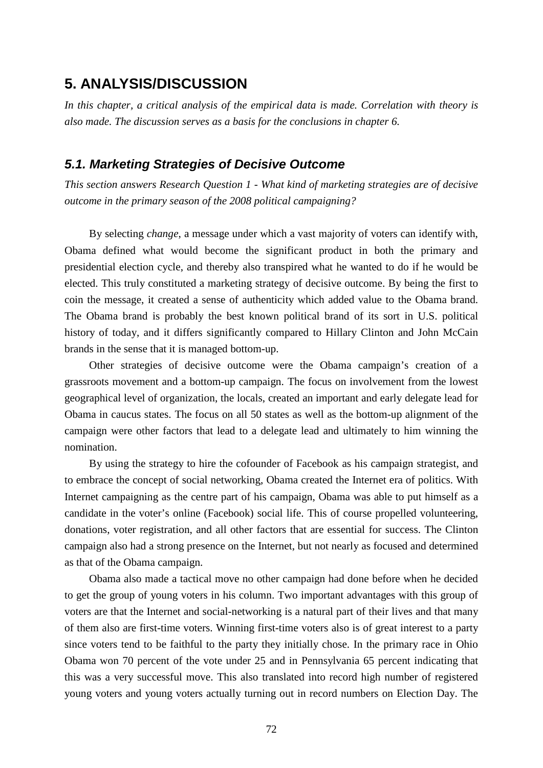# 5. ANALYSIS/DISCUSSION

*In this chapter, a critical analysis of the empirical data is made. Correlation with theory is also made. The discussion serves as a basis for the conclusions in chapter 6.*

## *5.1. Marketing Strategies of Decisive Outcome*

*This section answers Research Question 1 - What kind of marketing strategies are of decisive outcome in the primary season of the 2008 political campaigning?*

By selecting *change*, a message under which a vast majority of voters can identify with, Obama defined what would become the significant product in both the primary and presidential election cycle, and thereby also transpired what he wanted to do if he would be elected. This truly constituted a marketing strategy of decisive outcome. By being the first to coin the message, it created a sense of authenticity which added value to the Obama brand. The Obama brand is probably the best known political brand of its sort in U.S. political history of today, and it differs significantly compared to Hillary Clinton and John McCain brands in the sense that it is managed bottom-up.

Other strategies of decisive outcome were the Obama campaign's creation of a grassroots movement and a bottom-up campaign. The focus on involvement from the lowest geographical level of organization, the locals, created an important and early delegate lead for Obama in caucus states. The focus on all 50 states as well as the bottom-up alignment of the campaign were other factors that lead to a delegate lead and ultimately to him winning the nomination.

By using the strategy to hire the cofounder of Facebook as his campaign strategist, and to embrace the concept of social networking, Obama created the Internet era of politics. With Internet campaigning as the centre part of his campaign, Obama was able to put himself as a candidate in the voter's online (Facebook) social life. This of course propelled volunteering, donations, voter registration, and all other factors that are essential for success. The Clinton campaign also had a strong presence on the Internet, but not nearly as focused and determined as that of the Obama campaign.

Obama also made a tactical move no other campaign had done before when he decided to get the group of young voters in his column. Two important advantages with this group of voters are that the Internet and social-networking is a natural part of their lives and that many of them also are first-time voters. Winning first-time voters also is of great interest to a party since voters tend to be faithful to the party they initially chose. In the primary race in Ohio Obama won 70 percent of the vote under 25 and in Pennsylvania 65 percent indicating that this was a very successful move. This also translated into record high number of registered young voters and young voters actually turning out in record numbers on Election Day. The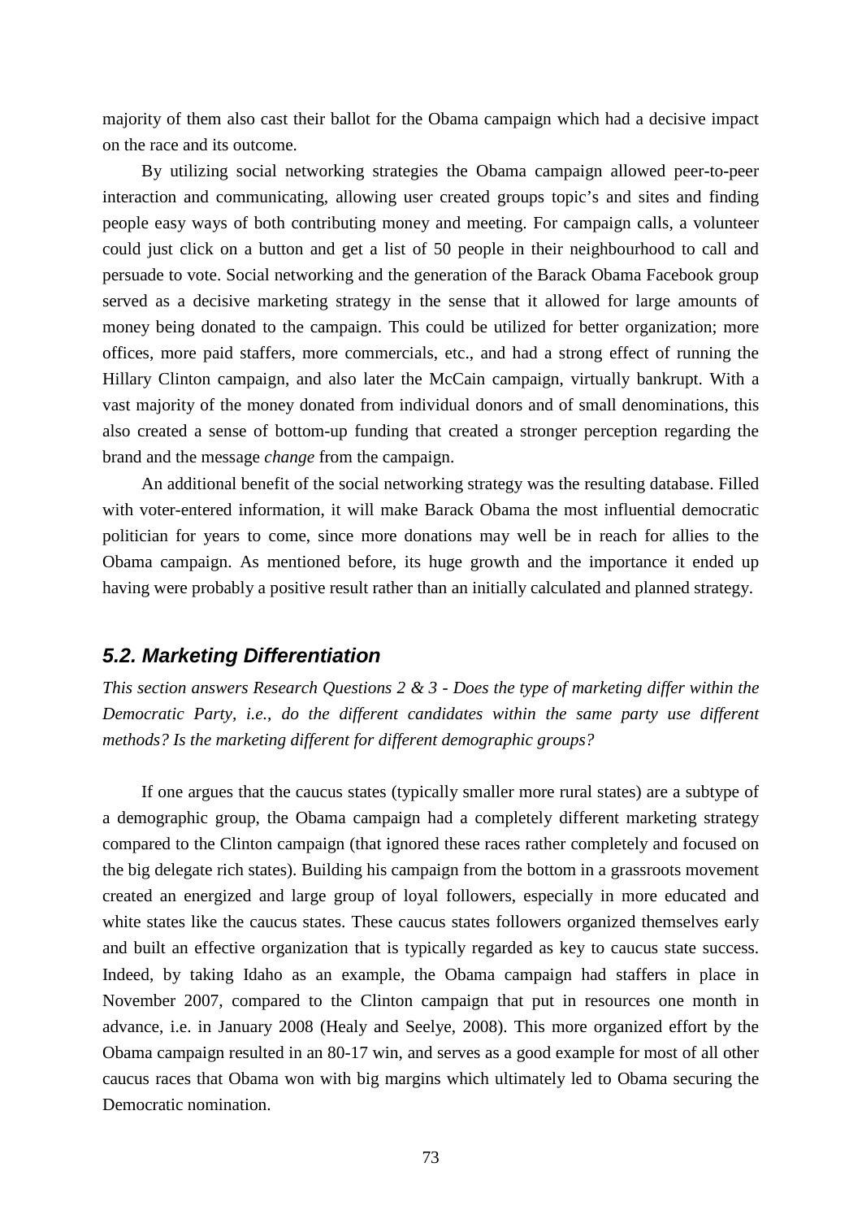majority of them also cast their ballot for the Obama campaign which had a decisive impact on the race and its outcome.

By utilizing social networking strategies the Obama campaign allowed peer-to-peer interaction and communicating, allowing user created groups topic's and sites and finding people easy ways of both contributing money and meeting. For campaign calls, a volunteer could just click on a button and get a list of 50 people in their neighbourhood to call and persuade to vote. Social networking and the generation of the Barack Obama Facebook group served as a decisive marketing strategy in the sense that it allowed for large amounts of money being donated to the campaign. This could be utilized for better organization; more offices, more paid staffers, more commercials, etc., and had a strong effect of running the Hillary Clinton campaign, and also later the McCain campaign, virtually bankrupt. With a vast majority of the money donated from individual donors and of small denominations, this also created a sense of bottom-up funding that created a stronger perception regarding the brand and the message *change* from the campaign.

An additional benefit of the social networking strategy was the resulting database. Filled with voter-entered information, it will make Barack Obama the most influential democratic politician for years to come, since more donations may well be in reach for allies to the Obama campaign. As mentioned before, its huge growth and the importance it ended up having were probably a positive result rather than an initially calculated and planned strategy.

## 5.2. Marketing Differentiation

*This section answers Research Questions 2 & 3 - Does the type of marketing differ within the Democratic Party, i.e., do the different candidates within the same party use different methods? Is the marketing different for different demographic groups?*

If one argues that the caucus states (typically smaller more rural states) are a subtype of a demographic group, the Obama campaign had a completely different marketing strategy compared to the Clinton campaign (that ignored these races rather completely and focused on the big delegate rich states). Building his campaign from the bottom in a grassroots movement created an energized and large group of loyal followers, especially in more educated and white states like the caucus states. These caucus states followers organized themselves early and built an effective organization that is typically regarded as key to caucus state success. Indeed, by taking Idaho as an example, the Obama campaign had staffers in place in November 2007, compared to the Clinton campaign that put in resources one month in advance, i.e. in January 2008 (Healy and Seelye, 2008). This more organized effort by the Obama campaign resulted in an 80-17 win, and serves as a good example for most of all other caucus races that Obama won with big margins which ultimately led to Obama securing the Democratic nomination.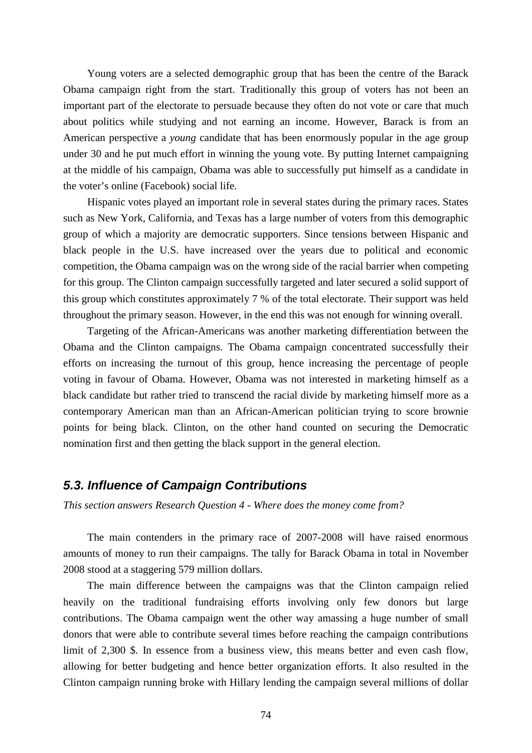Young voters are a selected demographic group that has been the centre of the Barack Obama campaign right from the start. Traditionally this group of voters has not been an important part of the electorate to persuade because they often do not vote or care that much about politics while studying and not earning an income. However, Barack is from an American perspective a *young* candidate that has been enormously popular in the age group under 30 and he put much effort in winning the young vote. By putting Internet campaigning at the middle of his campaign, Obama was able to successfully put himself as a candidate in the voter's online (Facebook) social life.

Hispanic votes played an important role in several states during the primary races. States such as New York, California, and Texas has a large number of voters from this demographic group of which a majority are democratic supporters. Since tensions between Hispanic and black people in the U.S. have increased over the years due to political and economic competition, the Obama campaign was on the wrong side of the racial barrier when competing for this group. The Clinton campaign successfully targeted and later secured a solid support of this group which constitutes approximately 7 % of the total electorate. Their support was held throughout the primary season. However, in the end this was not enough for winning overall.

Targeting of the African-Americans was another marketing differentiation between the Obama and the Clinton campaigns. The Obama campaign concentrated successfully their efforts on increasing the turnout of this group, hence increasing the percentage of people voting in favour of Obama. However, Obama was not interested in marketing himself as a black candidate but rather tried to transcend the racial divide by marketing himself more as a contemporary American man than an African-American politician trying to score brownie points for being black. Clinton, on the other hand counted on securing the Democratic nomination first and then getting the black support in the general election.

## 5.3. Influence of Campaign Contributions

*This section answers Research Question 4 - Where does the money come from?*

The main contenders in the primary race of 2007-2008 will have raised enormous amounts of money to run their campaigns. The tally for Barack Obama in total in November 2008 stood at a staggering 579 million dollars.

The main difference between the campaigns was that the Clinton campaign relied heavily on the traditional fundraising efforts involving only few donors but large contributions. The Obama campaign went the other way amassing a huge number of small donors that were able to contribute several times before reaching the campaign contributions limit of 2,300 $. In essence from a business view, this means better and even cash flow, allowing for better budgeting and hence better organization efforts. It also resulted in the Clinton campaign running broke with Hillary lending the campaign several millions of dollar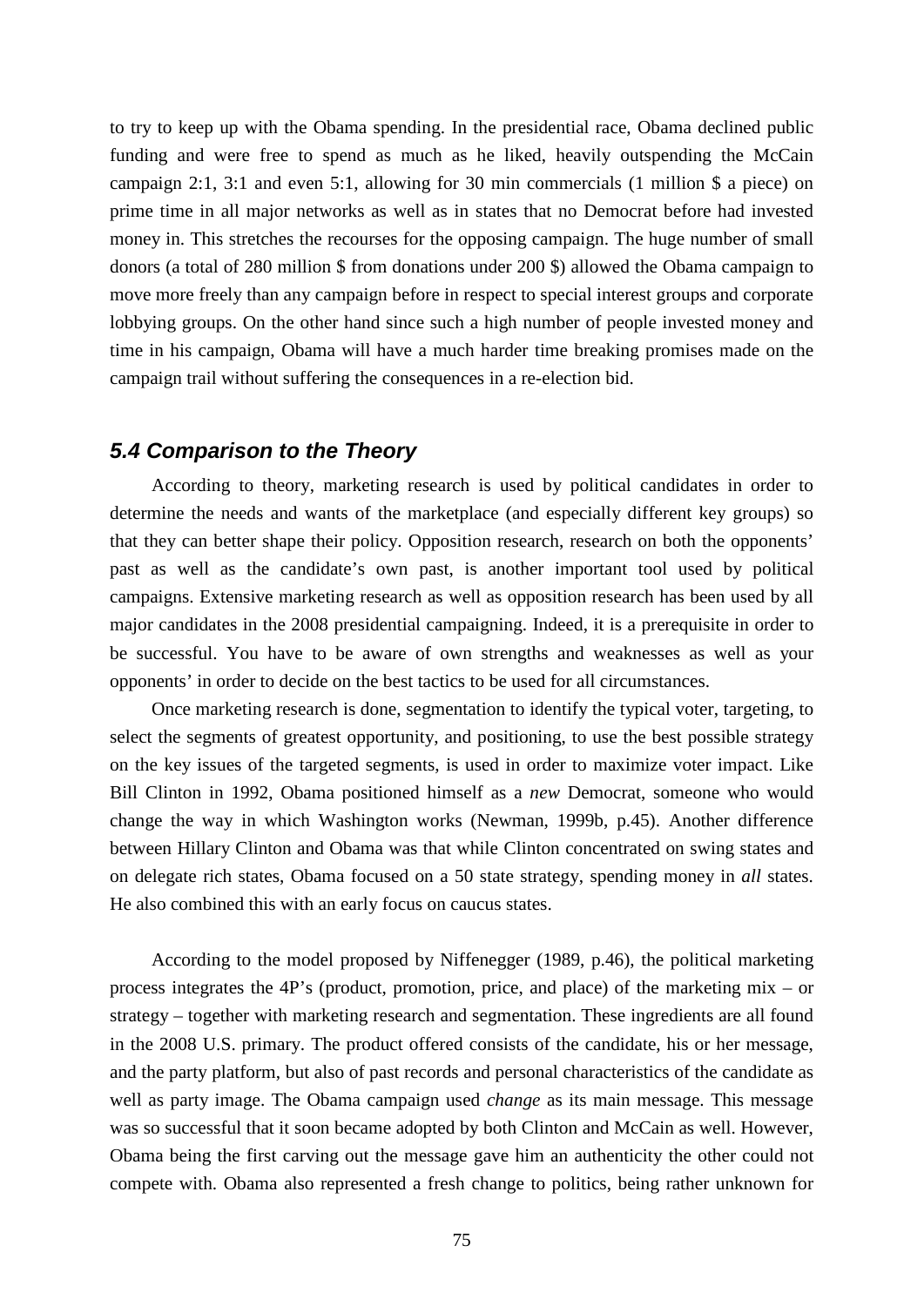to try to keep up with the Obama spending. In the presidential race, Obama declined public funding and were free to spend as much as he liked, heavily outspending the McCain campaign 2:1, 3:1 and even 5:1, allowing for 30 min commercials (1 million $ a piece) on prime time in all major networks as well as in states that no Democrat before had invested money in. This stretches the recourses for the opposing campaign. The huge number of small donors (a total of 280 million $ from donations under 200 $) allowed the Obama campaign to move more freely than any campaign before in respect to special interest groups and corporate lobbying groups. On the other hand since such a high number of people invested money and time in his campaign, Obama will have a much harder time breaking promises made on the campaign trail without suffering the consequences in a re-election bid.

### *5.4 Comparison to the Theory*

According to theory, marketing research is used by political candidates in order to determine the needs and wants of the marketplace (and especially different key groups) so that they can better shape their policy. Opposition research, research on both the opponents' past as well as the candidate's own past, is another important tool used by political campaigns. Extensive marketing research as well as opposition research has been used by all major candidates in the 2008 presidential campaigning. Indeed, it is a prerequisite in order to be successful. You have to be aware of own strengths and weaknesses as well as your opponents' in order to decide on the best tactics to be used for all circumstances.

Once marketing research is done, segmentation to identify the typical voter, targeting, to select the segments of greatest opportunity, and positioning, to use the best possible strategy on the key issues of the targeted segments, is used in order to maximize voter impact. Like Bill Clinton in 1992, Obama positioned himself as a *new* Democrat, someone who would change the way in which Washington works (Newman, 1999b, p.45). Another difference between Hillary Clinton and Obama was that while Clinton concentrated on swing states and on delegate rich states, Obama focused on a 50 state strategy, spending money in *all* states. He also combined this with an early focus on caucus states.

According to the model proposed by Niffenegger (1989, p.46), the political marketing process integrates the 4P's (product, promotion, price, and place) of the marketing mix – or strategy – together with marketing research and segmentation. These ingredients are all found in the 2008 U.S. primary. The product offered consists of the candidate, his or her message, and the party platform, but also of past records and personal characteristics of the candidate as well as party image. The Obama campaign used *change* as its main message. This message was so successful that it soon became adopted by both Clinton and McCain as well. However, Obama being the first carving out the message gave him an authenticity the other could not compete with. Obama also represented a fresh change to politics, being rather unknown for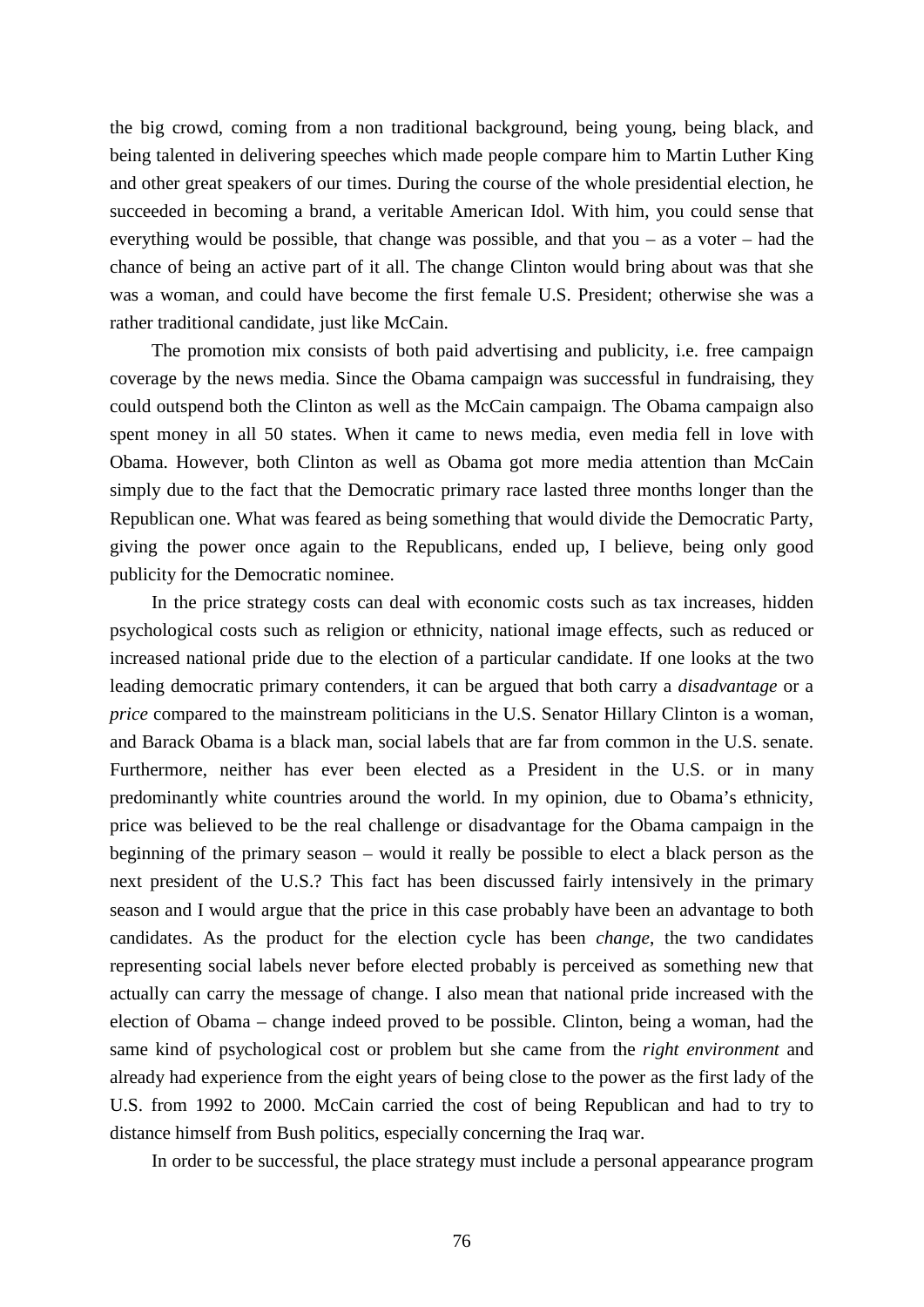the big crowd, coming from a non traditional background, being young, being black, and being talented in delivering speeches which made people compare him to Martin Luther King and other great speakers of our times. During the course of the whole presidential election, he succeeded in becoming a brand, a veritable American Idol. With him, you could sense that everything would be possible, that change was possible, and that you – as a voter – had the chance of being an active part of it all. The change Clinton would bring about was that she was a woman, and could have become the first female U.S. President; otherwise she was a rather traditional candidate, just like McCain.

The promotion mix consists of both paid advertising and publicity, i.e. free campaign coverage by the news media. Since the Obama campaign was successful in fundraising, they could outspend both the Clinton as well as the McCain campaign. The Obama campaign also spent money in all 50 states. When it came to news media, even media fell in love with Obama. However, both Clinton as well as Obama got more media attention than McCain simply due to the fact that the Democratic primary race lasted three months longer than the Republican one. What was feared as being something that would divide the Democratic Party, giving the power once again to the Republicans, ended up, I believe, being only good publicity for the Democratic nominee.

In the price strategy costs can deal with economic costs such as tax increases, hidden psychological costs such as religion or ethnicity, national image effects, such as reduced or increased national pride due to the election of a particular candidate. If one looks at the two leading democratic primary contenders, it can be argued that both carry a *disadvantage* or a *price* compared to the mainstream politicians in the U.S. Senator Hillary Clinton is a woman, and Barack Obama is a black man, social labels that are far from common in the U.S. senate. Furthermore, neither has ever been elected as a President in the U.S. or in many predominantly white countries around the world. In my opinion, due to Obama's ethnicity, price was believed to be the real challenge or disadvantage for the Obama campaign in the beginning of the primary season – would it really be possible to elect a black person as the next president of the U.S.? This fact has been discussed fairly intensively in the primary season and I would argue that the price in this case probably have been an advantage to both candidates. As the product for the election cycle has been *change*, the two candidates representing social labels never before elected probably is perceived as something new that actually can carry the message of change. I also mean that national pride increased with the election of Obama – change indeed proved to be possible. Clinton, being a woman, had the same kind of psychological cost or problem but she came from the *right environment* and already had experience from the eight years of being close to the power as the first lady of the U.S. from 1992 to 2000. McCain carried the cost of being Republican and had to try to distance himself from Bush politics, especially concerning the Iraq war.

In order to be successful, the place strategy must include a personal appearance program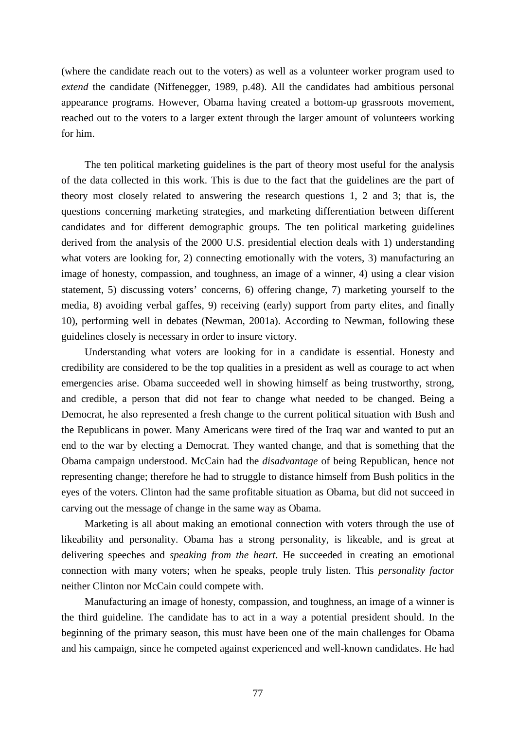(where the candidate reach out to the voters) as well as a volunteer worker program used to *extend* the candidate (Niffenegger, 1989, p.48). All the candidates had ambitious personal appearance programs. However, Obama having created a bottom-up grassroots movement, reached out to the voters to a larger extent through the larger amount of volunteers working for him.

The ten political marketing guidelines is the part of theory most useful for the analysis of the data collected in this work. This is due to the fact that the guidelines are the part of theory most closely related to answering the research questions 1, 2 and 3; that is, the questions concerning marketing strategies, and marketing differentiation between different candidates and for different demographic groups. The ten political marketing guidelines derived from the analysis of the 2000 U.S. presidential election deals with 1) understanding what voters are looking for, 2) connecting emotionally with the voters, 3) manufacturing an image of honesty, compassion, and toughness, an image of a winner, 4) using a clear vision statement, 5) discussing voters' concerns, 6) offering change, 7) marketing yourself to the media, 8) avoiding verbal gaffes, 9) receiving (early) support from party elites, and finally 10), performing well in debates (Newman, 2001a). According to Newman, following these guidelines closely is necessary in order to insure victory.

Understanding what voters are looking for in a candidate is essential. Honesty and credibility are considered to be the top qualities in a president as well as courage to act when emergencies arise. Obama succeeded well in showing himself as being trustworthy, strong, and credible, a person that did not fear to change what needed to be changed. Being a Democrat, he also represented a fresh change to the current political situation with Bush and the Republicans in power. Many Americans were tired of the Iraq war and wanted to put an end to the war by electing a Democrat. They wanted change, and that is something that the Obama campaign understood. McCain had the *disadvantage* of being Republican, hence not representing change; therefore he had to struggle to distance himself from Bush politics in the eyes of the voters. Clinton had the same profitable situation as Obama, but did not succeed in carving out the message of change in the same way as Obama.

Marketing is all about making an emotional connection with voters through the use of likeability and personality. Obama has a strong personality, is likeable, and is great at delivering speeches and *speaking from the heart*. He succeeded in creating an emotional connection with many voters; when he speaks, people truly listen. This *personality factor* neither Clinton nor McCain could compete with.

Manufacturing an image of honesty, compassion, and toughness, an image of a winner is the third guideline. The candidate has to act in a way a potential president should. In the beginning of the primary season, this must have been one of the main challenges for Obama and his campaign, since he competed against experienced and well-known candidates. He had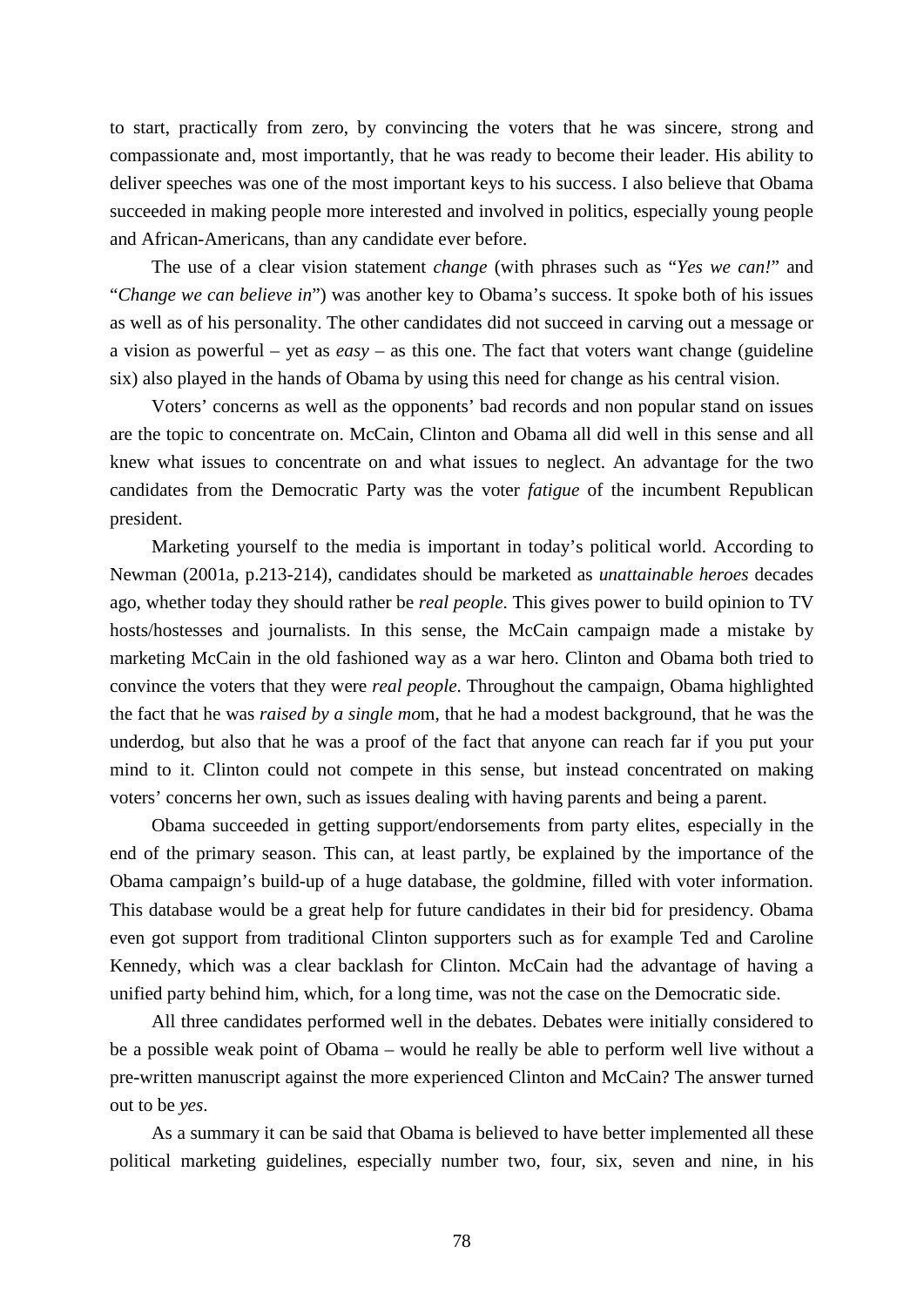to start, practically from zero, by convincing the voters that he was sincere, strong and compassionate and, most importantly, that he was ready to become their leader. His ability to deliver speeches was one of the most important keys to his success. I also believe that Obama succeeded in making people more interested and involved in politics, especially young people and African-Americans, than any candidate ever before.

The use of a clear vision statement *change* (with phrases such as "*Yes we can!*" and "*Change we can believe in*") was another key to Obama's success. It spoke both of his issues as well as of his personality. The other candidates did not succeed in carving out a message or a vision as powerful – yet as *easy* – as this one. The fact that voters want change (guideline six) also played in the hands of Obama by using this need for change as his central vision.

Voters' concerns as well as the opponents' bad records and non popular stand on issues are the topic to concentrate on. McCain, Clinton and Obama all did well in this sense and all knew what issues to concentrate on and what issues to neglect. An advantage for the two candidates from the Democratic Party was the voter *fatigue* of the incumbent Republican president.

Marketing yourself to the media is important in today's political world. According to Newman (2001a, p.213-214), candidates should be marketed as *unattainable heroes* decades ago, whether today they should rather be *real people*. This gives power to build opinion to TV hosts/hostesses and journalists. In this sense, the McCain campaign made a mistake by marketing McCain in the old fashioned way as a war hero. Clinton and Obama both tried to convince the voters that they were *real people*. Throughout the campaign, Obama highlighted the fact that he was *raised by a single mo*m, that he had a modest background, that he was the underdog, but also that he was a proof of the fact that anyone can reach far if you put your mind to it. Clinton could not compete in this sense, but instead concentrated on making voters' concerns her own, such as issues dealing with having parents and being a parent.

Obama succeeded in getting support/endorsements from party elites, especially in the end of the primary season. This can, at least partly, be explained by the importance of the Obama campaign's build-up of a huge database, the goldmine, filled with voter information. This database would be a great help for future candidates in their bid for presidency. Obama even got support from traditional Clinton supporters such as for example Ted and Caroline Kennedy, which was a clear backlash for Clinton. McCain had the advantage of having a unified party behind him, which, for a long time, was not the case on the Democratic side.

All three candidates performed well in the debates. Debates were initially considered to be a possible weak point of Obama – would he really be able to perform well live without a pre-written manuscript against the more experienced Clinton and McCain? The answer turned out to be *yes*.

As a summary it can be said that Obama is believed to have better implemented all these political marketing guidelines, especially number two, four, six, seven and nine, in his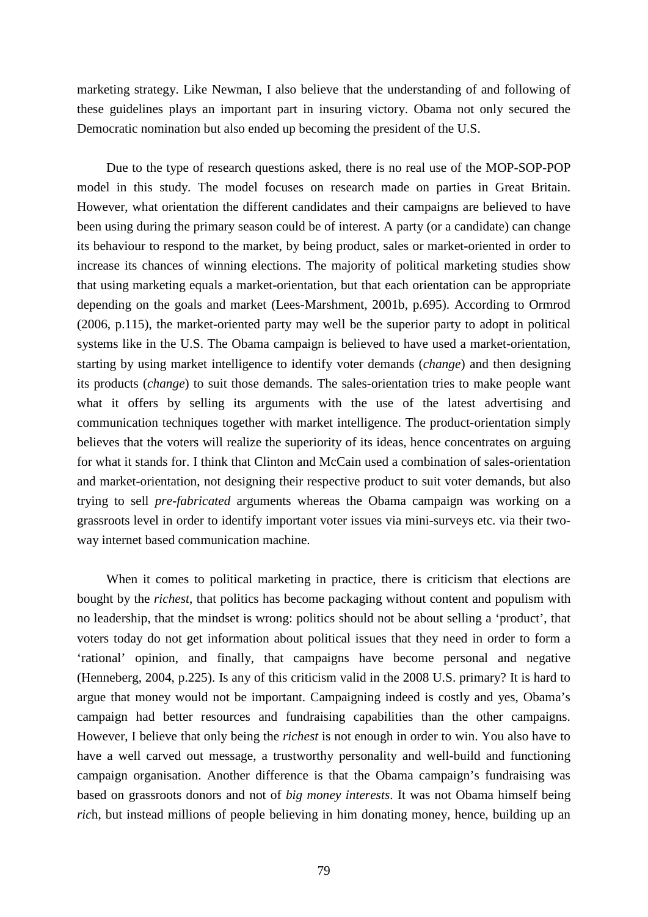marketing strategy. Like Newman, I also believe that the understanding of and following of these guidelines plays an important part in insuring victory. Obama not only secured the Democratic nomination but also ended up becoming the president of the U.S.

Due to the type of research questions asked, there is no real use of the MOP-SOP-POP model in this study. The model focuses on research made on parties in Great Britain. However, what orientation the different candidates and their campaigns are believed to have been using during the primary season could be of interest. A party (or a candidate) can change its behaviour to respond to the market, by being product, sales or market-oriented in order to increase its chances of winning elections. The majority of political marketing studies show that using marketing equals a market-orientation, but that each orientation can be appropriate depending on the goals and market (Lees-Marshment, 2001b, p.695). According to Ormrod (2006, p.115), the market-oriented party may well be the superior party to adopt in political systems like in the U.S. The Obama campaign is believed to have used a market-orientation, starting by using market intelligence to identify voter demands (*change*) and then designing its products (*change*) to suit those demands. The sales-orientation tries to make people want what it offers by selling its arguments with the use of the latest advertising and communication techniques together with market intelligence. The product-orientation simply believes that the voters will realize the superiority of its ideas, hence concentrates on arguing for what it stands for. I think that Clinton and McCain used a combination of sales-orientation and market-orientation, not designing their respective product to suit voter demands, but also trying to sell *pre-fabricated* arguments whereas the Obama campaign was working on a grassroots level in order to identify important voter issues via mini-surveys etc. via their two-way internet based communication machine.

When it comes to political marketing in practice, there is criticism that elections are bought by the *richest*, that politics has become packaging without content and populism with no leadership, that the mindset is wrong: politics should not be about selling a 'product', that voters today do not get information about political issues that they need in order to form a 'rational' opinion, and finally, that campaigns have become personal and negative (Henneberg, 2004, p.225). Is any of this criticism valid in the 2008 U.S. primary? It is hard to argue that money would not be important. Campaigning indeed is costly and yes, Obama's campaign had better resources and fundraising capabilities than the other campaigns. However, I believe that only being the *richest* is not enough in order to win. You also have to have a well carved out message, a trustworthy personality and well-build and functioning campaign organisation. Another difference is that the Obama campaign's fundraising was based on grassroots donors and not of *big money interests*. It was not Obama himself being *ric*h, but instead millions of people believing in him donating money, hence, building up an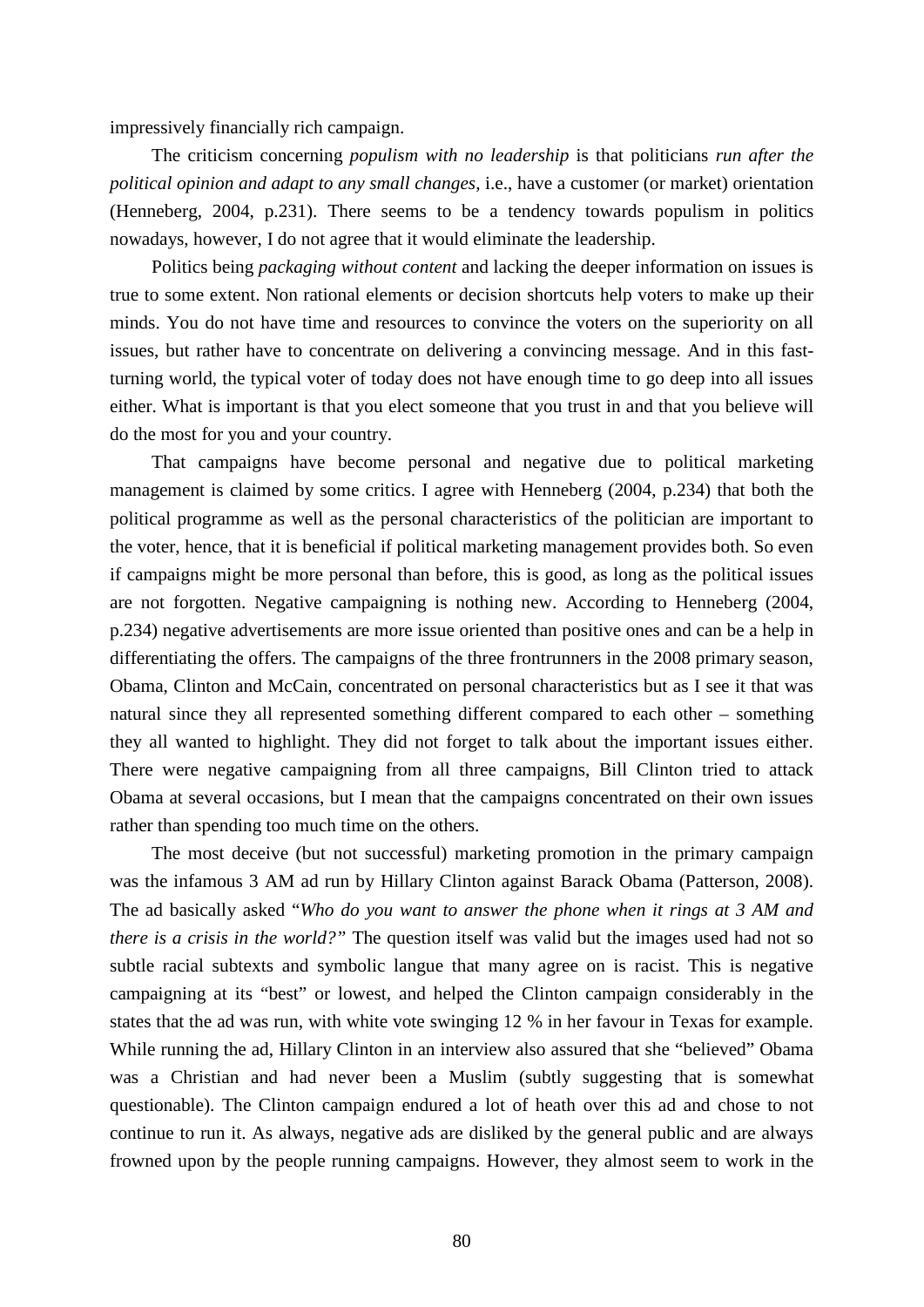impressively financially rich campaign.

The criticism concerning *populism with no leadership* is that politicians *run after the political opinion and adapt to any small changes*, i.e., have a customer (or market) orientation (Henneberg, 2004, p.231). There seems to be a tendency towards populism in politics nowadays, however, I do not agree that it would eliminate the leadership.

Politics being *packaging without content* and lacking the deeper information on issues is true to some extent. Non rational elements or decision shortcuts help voters to make up their minds. You do not have time and resources to convince the voters on the superiority on all issues, but rather have to concentrate on delivering a convincing message. And in this fast-turning world, the typical voter of today does not have enough time to go deep into all issues either. What is important is that you elect someone that you trust in and that you believe will do the most for you and your country.

That campaigns have become personal and negative due to political marketing management is claimed by some critics. I agree with Henneberg (2004, p.234) that both the political programme as well as the personal characteristics of the politician are important to the voter, hence, that it is beneficial if political marketing management provides both. So even if campaigns might be more personal than before, this is good, as long as the political issues are not forgotten. Negative campaigning is nothing new. According to Henneberg (2004, p.234) negative advertisements are more issue oriented than positive ones and can be a help in differentiating the offers. The campaigns of the three frontrunners in the 2008 primary season, Obama, Clinton and McCain, concentrated on personal characteristics but as I see it that was natural since they all represented something different compared to each other – something they all wanted to highlight. They did not forget to talk about the important issues either. There were negative campaigning from all three campaigns, Bill Clinton tried to attack Obama at several occasions, but I mean that the campaigns concentrated on their own issues rather than spending too much time on the others.

The most deceive (but not successful) marketing promotion in the primary campaign was the infamous 3 AM ad run by Hillary Clinton against Barack Obama (Patterson, 2008). The ad basically asked "*Who do you want to answer the phone when it rings at 3 AM and there is a crisis in the world?"* The question itself was valid but the images used had not so subtle racial subtexts and symbolic langue that many agree on is racist. This is negative campaigning at its "best" or lowest, and helped the Clinton campaign considerably in the states that the ad was run, with white vote swinging 12 % in her favour in Texas for example. While running the ad, Hillary Clinton in an interview also assured that she "believed" Obama was a Christian and had never been a Muslim (subtly suggesting that is somewhat questionable). The Clinton campaign endured a lot of heath over this ad and chose to not continue to run it. As always, negative ads are disliked by the general public and are always frowned upon by the people running campaigns. However, they almost seem to work in the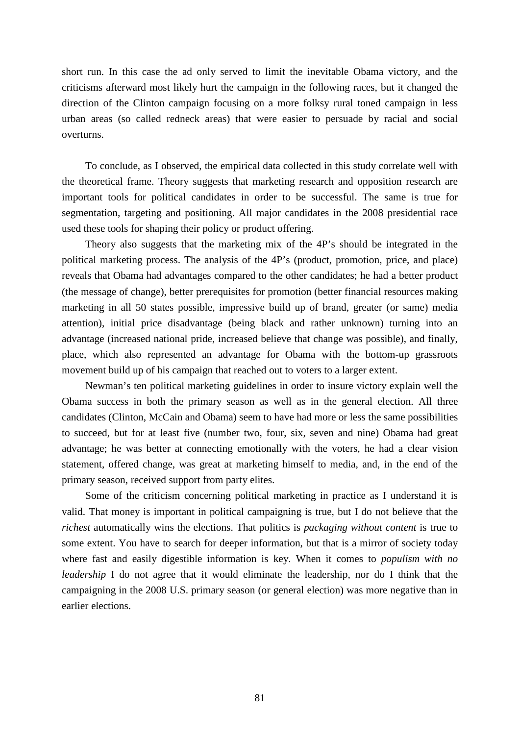short run. In this case the ad only served to limit the inevitable Obama victory, and the criticisms afterward most likely hurt the campaign in the following races, but it changed the direction of the Clinton campaign focusing on a more folksy rural toned campaign in less urban areas (so called redneck areas) that were easier to persuade by racial and social overturns.

To conclude, as I observed, the empirical data collected in this study correlate well with the theoretical frame. Theory suggests that marketing research and opposition research are important tools for political candidates in order to be successful. The same is true for segmentation, targeting and positioning. All major candidates in the 2008 presidential race used these tools for shaping their policy or product offering.

Theory also suggests that the marketing mix of the 4P's should be integrated in the political marketing process. The analysis of the 4P's (product, promotion, price, and place) reveals that Obama had advantages compared to the other candidates; he had a better product (the message of change), better prerequisites for promotion (better financial resources making marketing in all 50 states possible, impressive build up of brand, greater (or same) media attention), initial price disadvantage (being black and rather unknown) turning into an advantage (increased national pride, increased believe that change was possible), and finally, place, which also represented an advantage for Obama with the bottom-up grassroots movement build up of his campaign that reached out to voters to a larger extent.

Newman's ten political marketing guidelines in order to insure victory explain well the Obama success in both the primary season as well as in the general election. All three candidates (Clinton, McCain and Obama) seem to have had more or less the same possibilities to succeed, but for at least five (number two, four, six, seven and nine) Obama had great advantage; he was better at connecting emotionally with the voters, he had a clear vision statement, offered change, was great at marketing himself to media, and, in the end of the primary season, received support from party elites.

Some of the criticism concerning political marketing in practice as I understand it is valid. That money is important in political campaigning is true, but I do not believe that the *richest* automatically wins the elections. That politics is *packaging without content* is true to some extent. You have to search for deeper information, but that is a mirror of society today where fast and easily digestible information is key. When it comes to *populism with no leadership* I do not agree that it would eliminate the leadership, nor do I think that the campaigning in the 2008 U.S. primary season (or general election) was more negative than in earlier elections.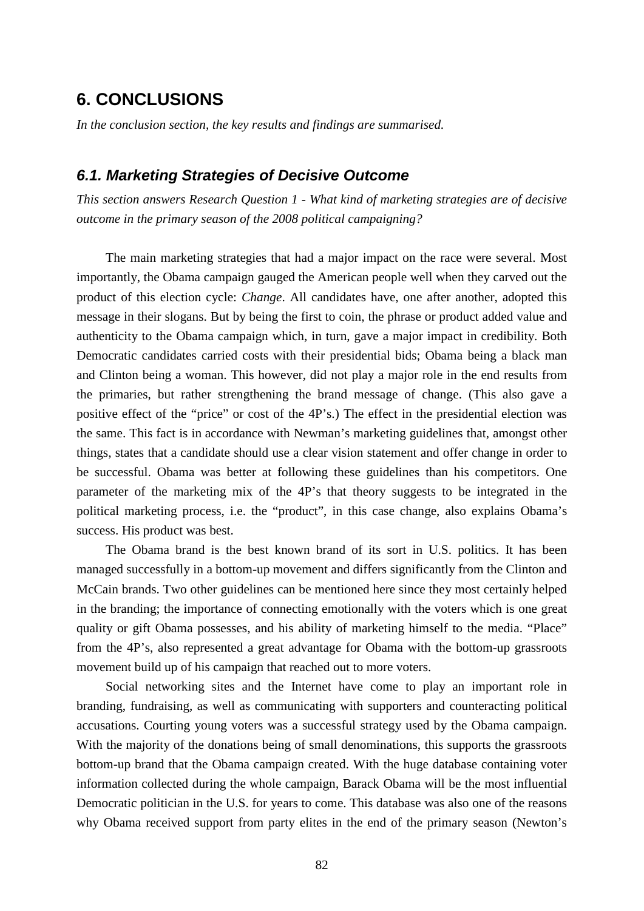# 6. CONCLUSIONS

*In the conclusion section, the key results and findings are summarised.*

## *6.1. Marketing Strategies of Decisive Outcome*

*This section answers Research Question 1 - What kind of marketing strategies are of decisive outcome in the primary season of the 2008 political campaigning?*

The main marketing strategies that had a major impact on the race were several. Most importantly, the Obama campaign gauged the American people well when they carved out the product of this election cycle: *Change*. All candidates have, one after another, adopted this message in their slogans. But by being the first to coin, the phrase or product added value and authenticity to the Obama campaign which, in turn, gave a major impact in credibility. Both Democratic candidates carried costs with their presidential bids; Obama being a black man and Clinton being a woman. This however, did not play a major role in the end results from the primaries, but rather strengthening the brand message of change. (This also gave a positive effect of the "price" or cost of the 4P's.) The effect in the presidential election was the same. This fact is in accordance with Newman's marketing guidelines that, amongst other things, states that a candidate should use a clear vision statement and offer change in order to be successful. Obama was better at following these guidelines than his competitors. One parameter of the marketing mix of the 4P's that theory suggests to be integrated in the political marketing process, i.e. the "product", in this case change, also explains Obama's success. His product was best.

The Obama brand is the best known brand of its sort in U.S. politics. It has been managed successfully in a bottom-up movement and differs significantly from the Clinton and McCain brands. Two other guidelines can be mentioned here since they most certainly helped in the branding; the importance of connecting emotionally with the voters which is one great quality or gift Obama possesses, and his ability of marketing himself to the media. "Place" from the 4P's, also represented a great advantage for Obama with the bottom-up grassroots movement build up of his campaign that reached out to more voters.

Social networking sites and the Internet have come to play an important role in branding, fundraising, as well as communicating with supporters and counteracting political accusations. Courting young voters was a successful strategy used by the Obama campaign. With the majority of the donations being of small denominations, this supports the grassroots bottom-up brand that the Obama campaign created. With the huge database containing voter information collected during the whole campaign, Barack Obama will be the most influential Democratic politician in the U.S. for years to come. This database was also one of the reasons why Obama received support from party elites in the end of the primary season (Newton's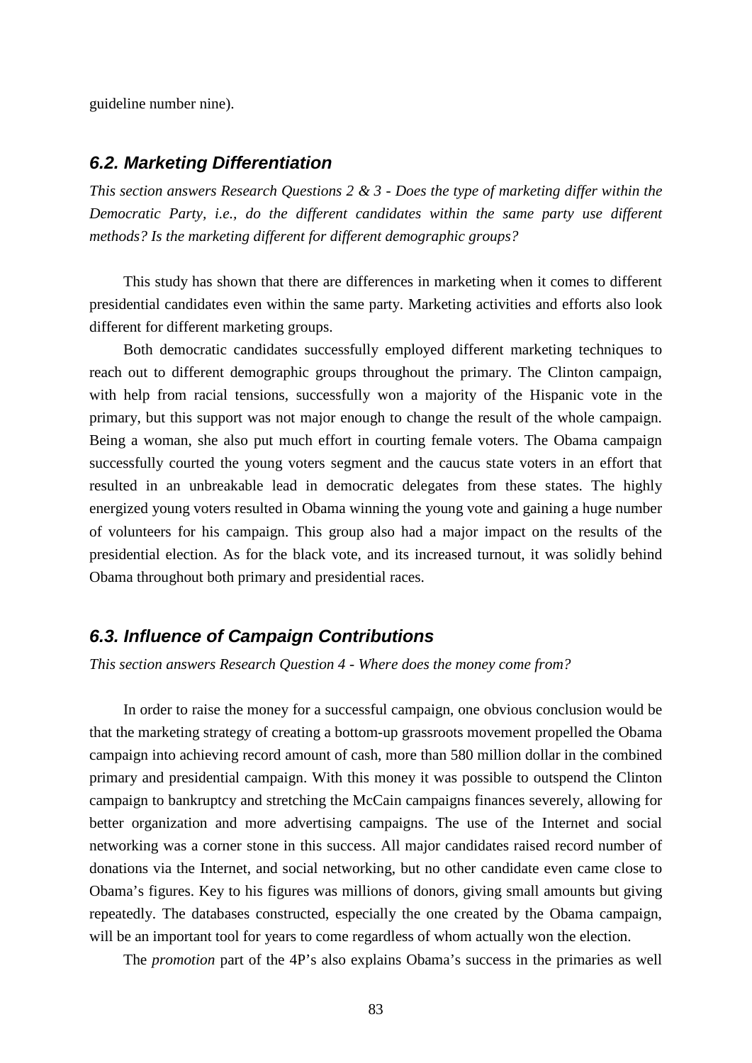guideline number nine).

## 6.2. Marketing Differentiation

*This section answers Research Questions 2 & 3 - Does the type of marketing differ within the Democratic Party, i.e., do the different candidates within the same party use different methods? Is the marketing different for different demographic groups?*

This study has shown that there are differences in marketing when it comes to different presidential candidates even within the same party. Marketing activities and efforts also look different for different marketing groups.

Both democratic candidates successfully employed different marketing techniques to reach out to different demographic groups throughout the primary. The Clinton campaign, with help from racial tensions, successfully won a majority of the Hispanic vote in the primary, but this support was not major enough to change the result of the whole campaign. Being a woman, she also put much effort in courting female voters. The Obama campaign successfully courted the young voters segment and the caucus state voters in an effort that resulted in an unbreakable lead in democratic delegates from these states. The highly energized young voters resulted in Obama winning the young vote and gaining a huge number of volunteers for his campaign. This group also had a major impact on the results of the presidential election. As for the black vote, and its increased turnout, it was solidly behind Obama throughout both primary and presidential races.

## 6.3. Influence of Campaign Contributions

*This section answers Research Question 4 - Where does the money come from?*

In order to raise the money for a successful campaign, one obvious conclusion would be that the marketing strategy of creating a bottom-up grassroots movement propelled the Obama campaign into achieving record amount of cash, more than 580 million dollar in the combined primary and presidential campaign. With this money it was possible to outspend the Clinton campaign to bankruptcy and stretching the McCain campaigns finances severely, allowing for better organization and more advertising campaigns. The use of the Internet and social networking was a corner stone in this success. All major candidates raised record number of donations via the Internet, and social networking, but no other candidate even came close to Obama's figures. Key to his figures was millions of donors, giving small amounts but giving repeatedly. The databases constructed, especially the one created by the Obama campaign, will be an important tool for years to come regardless of whom actually won the election.

The *promotion* part of the 4P's also explains Obama's success in the primaries as well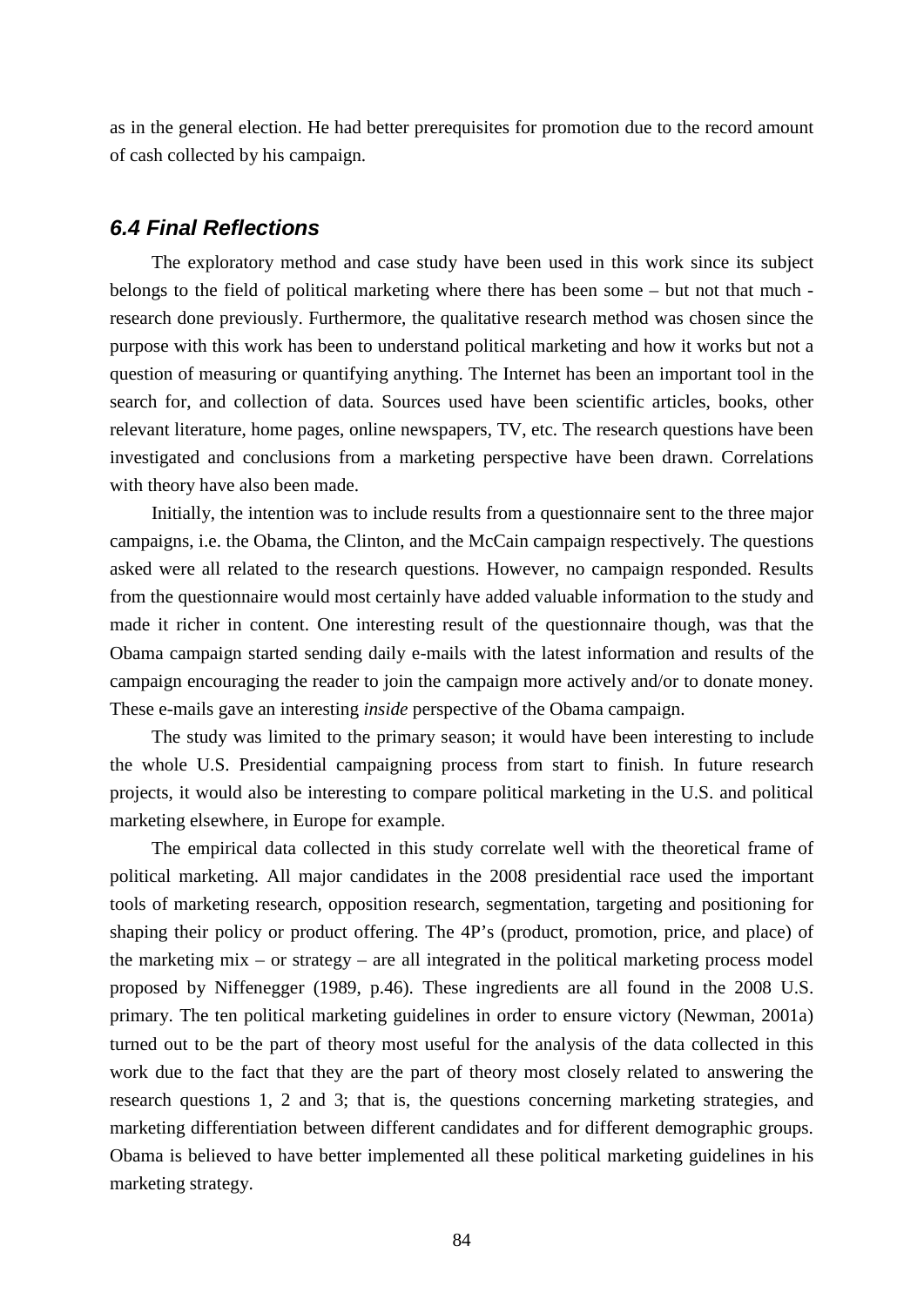as in the general election. He had better prerequisites for promotion due to the record amount of cash collected by his campaign.

### *6.4 Final Reflections*

The exploratory method and case study have been used in this work since its subject belongs to the field of political marketing where there has been some – but not that much - research done previously. Furthermore, the qualitative research method was chosen since the purpose with this work has been to understand political marketing and how it works but not a question of measuring or quantifying anything. The Internet has been an important tool in the search for, and collection of data. Sources used have been scientific articles, books, other relevant literature, home pages, online newspapers, TV, etc. The research questions have been investigated and conclusions from a marketing perspective have been drawn. Correlations with theory have also been made.

Initially, the intention was to include results from a questionnaire sent to the three major campaigns, i.e. the Obama, the Clinton, and the McCain campaign respectively. The questions asked were all related to the research questions. However, no campaign responded. Results from the questionnaire would most certainly have added valuable information to the study and made it richer in content. One interesting result of the questionnaire though, was that the Obama campaign started sending daily e-mails with the latest information and results of the campaign encouraging the reader to join the campaign more actively and/or to donate money. These e-mails gave an interesting *inside* perspective of the Obama campaign.

The study was limited to the primary season; it would have been interesting to include the whole U.S. Presidential campaigning process from start to finish. In future research projects, it would also be interesting to compare political marketing in the U.S. and political marketing elsewhere, in Europe for example.

The empirical data collected in this study correlate well with the theoretical frame of political marketing. All major candidates in the 2008 presidential race used the important tools of marketing research, opposition research, segmentation, targeting and positioning for shaping their policy or product offering. The 4P's (product, promotion, price, and place) of the marketing mix – or strategy – are all integrated in the political marketing process model proposed by Niffenegger (1989, p.46). These ingredients are all found in the 2008 U.S. primary. The ten political marketing guidelines in order to ensure victory (Newman, 2001a) turned out to be the part of theory most useful for the analysis of the data collected in this work due to the fact that they are the part of theory most closely related to answering the research questions 1, 2 and 3; that is, the questions concerning marketing strategies, and marketing differentiation between different candidates and for different demographic groups. Obama is believed to have better implemented all these political marketing guidelines in his marketing strategy.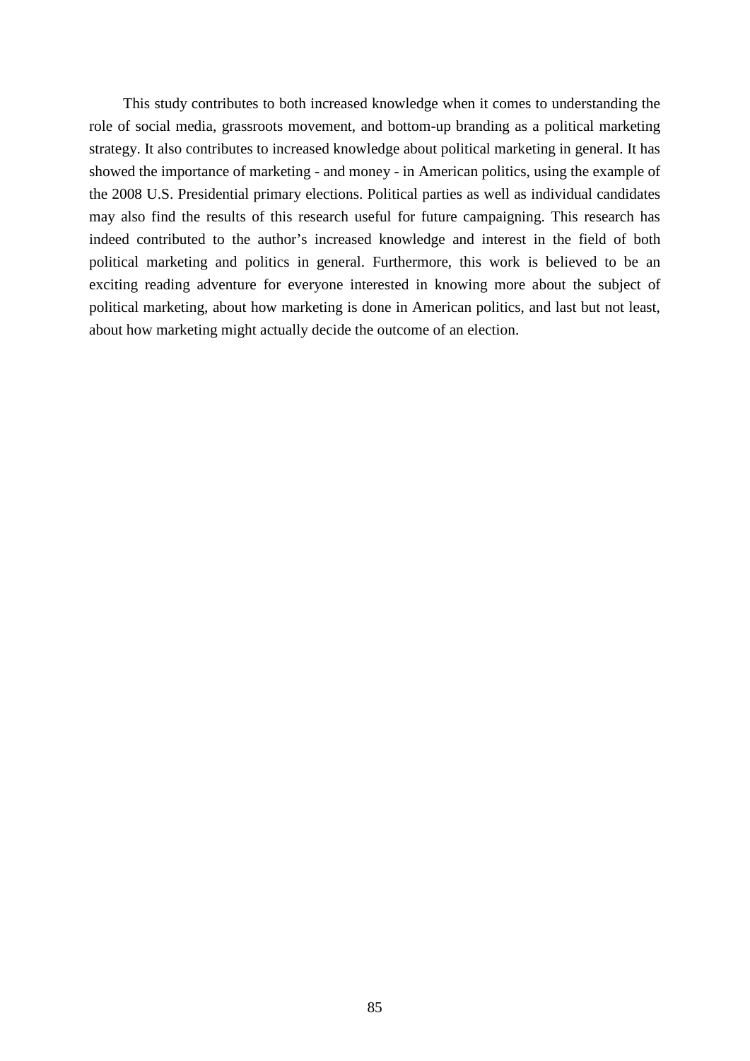This study contributes to both increased knowledge when it comes to understanding the role of social media, grassroots movement, and bottom-up branding as a political marketing strategy. It also contributes to increased knowledge about political marketing in general. It has showed the importance of marketing - and money - in American politics, using the example of the 2008 U.S. Presidential primary elections. Political parties as well as individual candidates may also find the results of this research useful for future campaigning. This research has indeed contributed to the author's increased knowledge and interest in the field of both political marketing and politics in general. Furthermore, this work is believed to be an exciting reading adventure for everyone interested in knowing more about the subject of political marketing, about how marketing is done in American politics, and last but not least, about how marketing might actually decide the outcome of an election.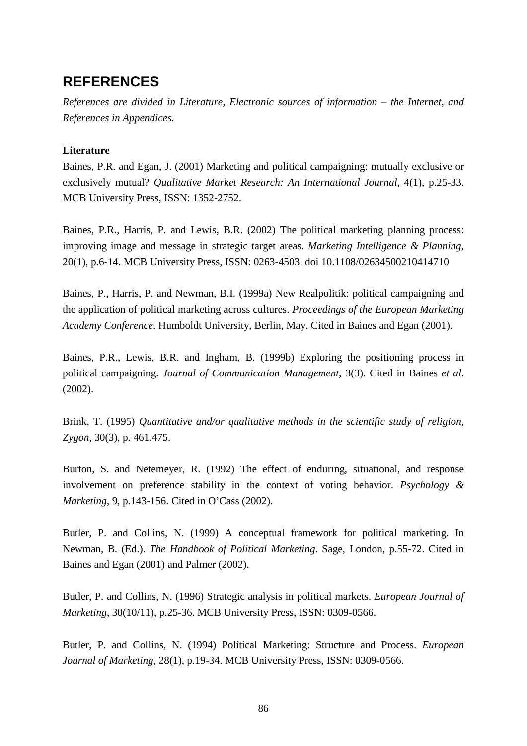## REFERENCES

*References are divided in Literature, Electronic sources of information – the Internet, and References in Appendices.*

**Literature**

Baines, P.R. and Egan, J. (2001) Marketing and political campaigning: mutually exclusive or exclusively mutual? *Qualitative Market Research: An International Journal*, 4(1), p.25-33. MCB University Press, ISSN: 1352-2752.

Baines, P.R., Harris, P. and Lewis, B.R. (2002) The political marketing planning process: improving image and message in strategic target areas. *Marketing Intelligence & Planning*, 20(1), p.6-14. MCB University Press, ISSN: 0263-4503. doi 10.1108/02634500210414710

Baines, P., Harris, P. and Newman, B.I. (1999a) New Realpolitik: political campaigning and the application of political marketing across cultures. *Proceedings of the European Marketing Academy Conference*. Humboldt University, Berlin, May. Cited in Baines and Egan (2001).

Baines, P.R., Lewis, B.R. and Ingham, B. (1999b) Exploring the positioning process in political campaigning. *Journal of Communication Management*, 3(3). Cited in Baines *et al*. (2002).

Brink, T. (1995) *Quantitative and/or qualitative methods in the scientific study of religion*, *Zygon*, 30(3), p. 461.475.

Burton, S. and Netemeyer, R. (1992) The effect of enduring, situational, and response involvement on preference stability in the context of voting behavior. *Psychology & Marketing*, 9, p.143-156. Cited in O'Cass (2002).

Butler, P. and Collins, N. (1999) A conceptual framework for political marketing. In Newman, B. (Ed.). *The Handbook of Political Marketing*. Sage, London, p.55-72. Cited in Baines and Egan (2001) and Palmer (2002).

Butler, P. and Collins, N. (1996) Strategic analysis in political markets. *European Journal of Marketing*, 30(10/11), p.25-36. MCB University Press, ISSN: 0309-0566.

Butler, P. and Collins, N. (1994) Political Marketing: Structure and Process. *European Journal of Marketing*, 28(1), p.19-34. MCB University Press, ISSN: 0309-0566.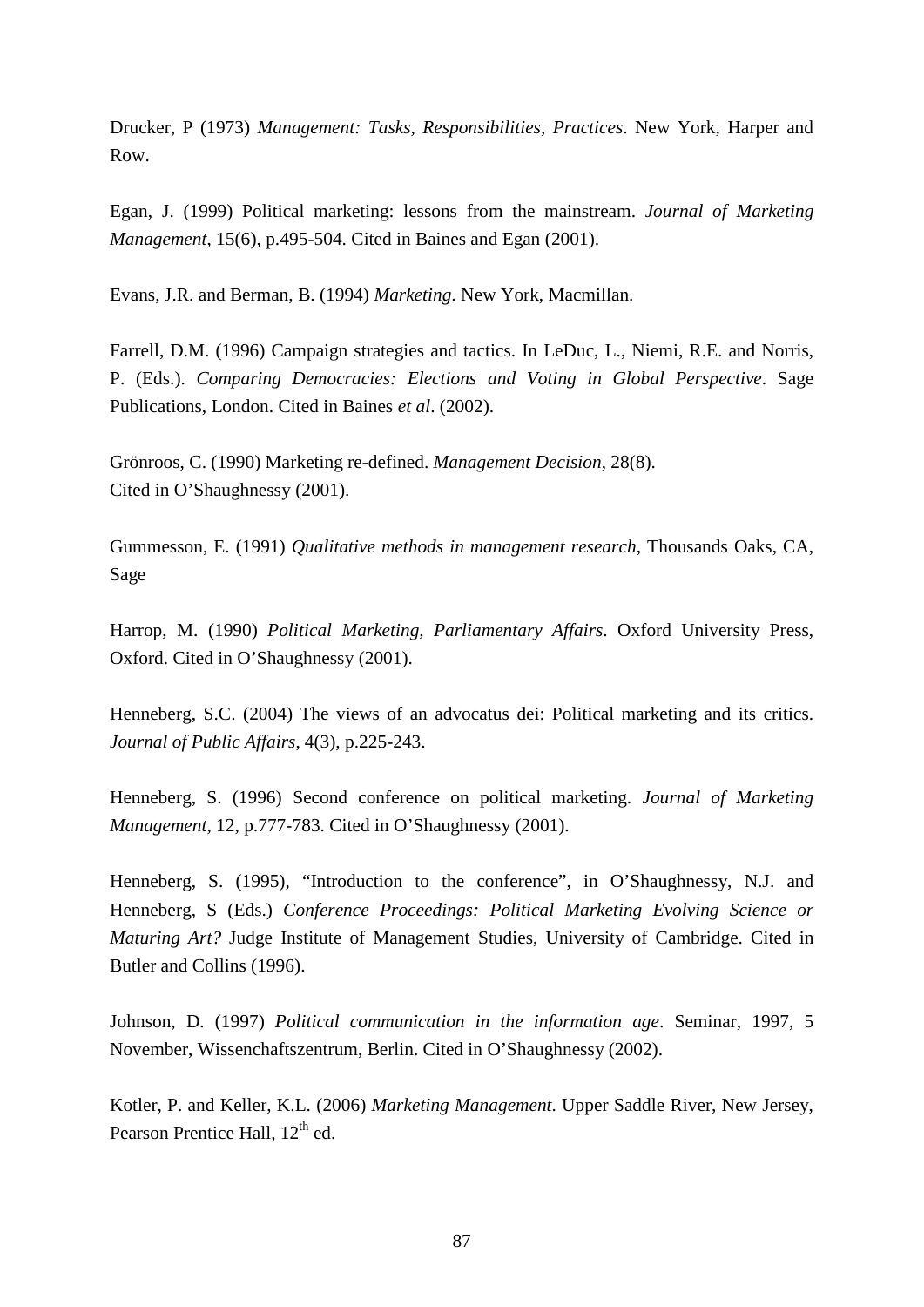Drucker, P (1973) *Management: Tasks, Responsibilities, Practices*. New York, Harper and Row.

Egan, J. (1999) Political marketing: lessons from the mainstream. *Journal of Marketing Management*, 15(6), p.495-504. Cited in Baines and Egan (2001).

Evans, J.R. and Berman, B. (1994) *Marketing*. New York, Macmillan.

Farrell, D.M. (1996) Campaign strategies and tactics. In LeDuc, L., Niemi, R.E. and Norris, P. (Eds.). *Comparing Democracies: Elections and Voting in Global Perspective*. Sage Publications, London. Cited in Baines *et al*. (2002).

Grönroos, C. (1990) Marketing re-defined. *Management Decision*, 28(8).
Cited in O'Shaughnessy (2001).

Gummesson, E. (1991) *Qualitative methods in management research*, Thousands Oaks, CA, Sage

Harrop, M. (1990) *Political Marketing, Parliamentary Affairs*. Oxford University Press, Oxford. Cited in O'Shaughnessy (2001).

Henneberg, S.C. (2004) The views of an advocatus dei: Political marketing and its critics. *Journal of Public Affairs*, 4(3), p.225-243.

Henneberg, S. (1996) Second conference on political marketing. *Journal of Marketing Management*, 12, p.777-783. Cited in O'Shaughnessy (2001).

Henneberg, S. (1995), "Introduction to the conference", in O'Shaughnessy, N.J. and Henneberg, S (Eds.) *Conference Proceedings: Political Marketing Evolving Science or Maturing Art?* Judge Institute of Management Studies, University of Cambridge. Cited in Butler and Collins (1996).

Johnson, D. (1997) *Political communication in the information age*. Seminar, 1997, 5 November, Wissenchaftszentrum, Berlin. Cited in O'Shaughnessy (2002).

Kotler, P. and Keller, K.L. (2006) *Marketing Management*. Upper Saddle River, New Jersey, Pearson Prentice Hall, 12$^{th}$ ed.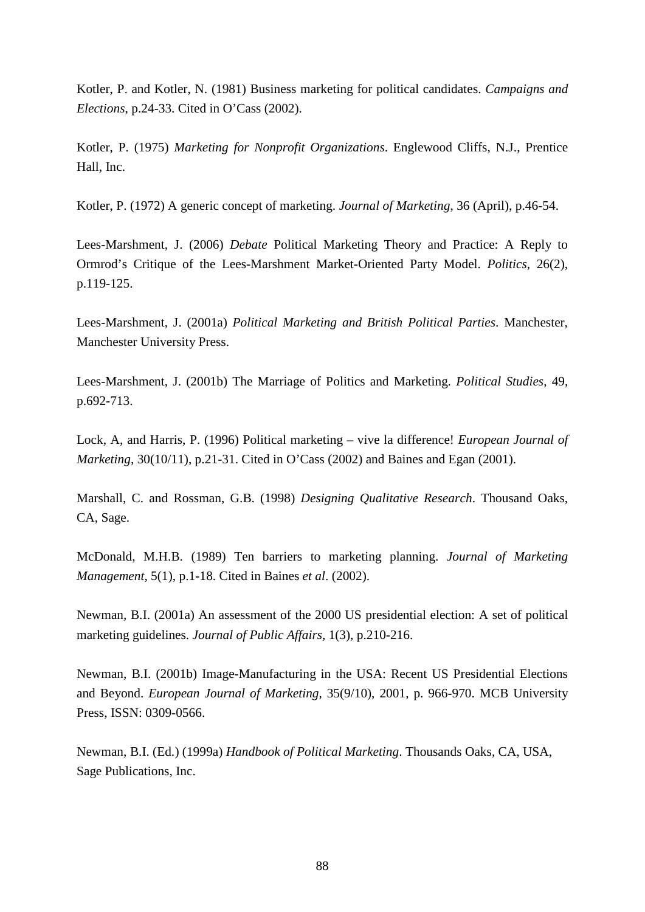Kotler, P. and Kotler, N. (1981) Business marketing for political candidates. *Campaigns and Elections*, p.24-33. Cited in O'Cass (2002).

Kotler, P. (1975) *Marketing for Nonprofit Organizations*. Englewood Cliffs, N.J., Prentice Hall, Inc.

Kotler, P. (1972) A generic concept of marketing. *Journal of Marketing*, 36 (April), p.46-54.

Lees-Marshment, J. (2006) *Debate* Political Marketing Theory and Practice: A Reply to Ormrod's Critique of the Lees-Marshment Market-Oriented Party Model. *Politics*, 26(2), p.119-125.

Lees-Marshment, J. (2001a) *Political Marketing and British Political Parties*. Manchester, Manchester University Press.

Lees-Marshment, J. (2001b) The Marriage of Politics and Marketing. *Political Studies*, 49, p.692-713.

Lock, A, and Harris, P. (1996) Political marketing – vive la difference! *European Journal of Marketing*, 30(10/11), p.21-31. Cited in O'Cass (2002) and Baines and Egan (2001).

Marshall, C. and Rossman, G.B. (1998) *Designing Qualitative Research*. Thousand Oaks, CA, Sage.

McDonald, M.H.B. (1989) Ten barriers to marketing planning. *Journal of Marketing Management*, 5(1), p.1-18. Cited in Baines *et al*. (2002).

Newman, B.I. (2001a) An assessment of the 2000 US presidential election: A set of political marketing guidelines. *Journal of Public Affairs*, 1(3), p.210-216.

Newman, B.I. (2001b) Image-Manufacturing in the USA: Recent US Presidential Elections and Beyond. *European Journal of Marketing*, 35(9/10), 2001, p. 966-970. MCB University Press, ISSN: 0309-0566.

Newman, B.I. (Ed.) (1999a) *Handbook of Political Marketing*. Thousands Oaks, CA, USA, Sage Publications, Inc.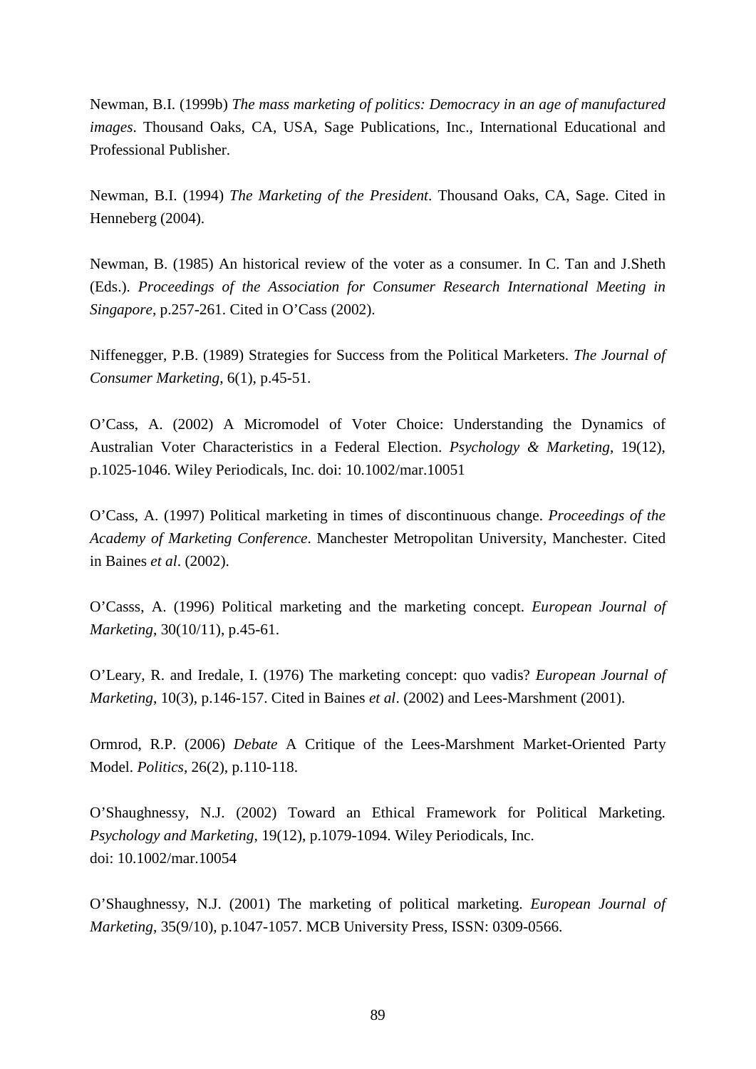Newman, B.I. (1999b) *The mass marketing of politics: Democracy in an age of manufactured images*. Thousand Oaks, CA, USA, Sage Publications, Inc., International Educational and Professional Publisher.

Newman, B.I. (1994) *The Marketing of the President*. Thousand Oaks, CA, Sage. Cited in Henneberg (2004).

Newman, B. (1985) An historical review of the voter as a consumer. In C. Tan and J.Sheth (Eds.). *Proceedings of the Association for Consumer Research International Meeting in Singapore*, p.257-261. Cited in O'Cass (2002).

Niffenegger, P.B. (1989) Strategies for Success from the Political Marketers. *The Journal of Consumer Marketing*, 6(1), p.45-51.

O'Cass, A. (2002) A Micromodel of Voter Choice: Understanding the Dynamics of Australian Voter Characteristics in a Federal Election. *Psychology & Marketing*, 19(12), p.1025-1046. Wiley Periodicals, Inc. doi: 10.1002/mar.10051

O'Cass, A. (1997) Political marketing in times of discontinuous change. *Proceedings of the Academy of Marketing Conference*. Manchester Metropolitan University, Manchester. Cited in Baines *et al*. (2002).

O'Casss, A. (1996) Political marketing and the marketing concept. *European Journal of Marketing*, 30(10/11), p.45-61.

O'Leary, R. and Iredale, I. (1976) The marketing concept: quo vadis? *European Journal of Marketing*, 10(3), p.146-157. Cited in Baines *et al*. (2002) and Lees-Marshment (2001).

Ormrod, R.P. (2006) *Debate* A Critique of the Lees-Marshment Market-Oriented Party Model. *Politics*, 26(2), p.110-118.

O'Shaughnessy, N.J. (2002) Toward an Ethical Framework for Political Marketing. *Psychology and Marketing*, 19(12), p.1079-1094. Wiley Periodicals, Inc.
doi: 10.1002/mar.10054

O'Shaughnessy, N.J. (2001) The marketing of political marketing. *European Journal of Marketing*, 35(9/10), p.1047-1057. MCB University Press, ISSN: 0309-0566.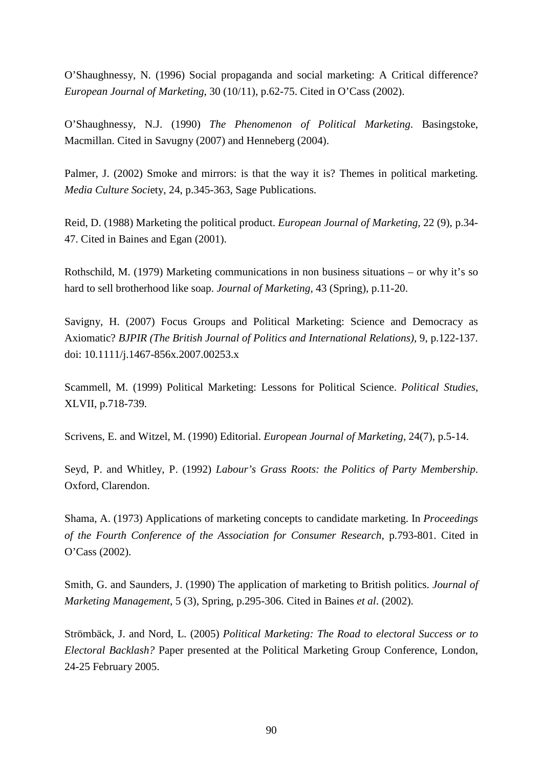O'Shaughnessy, N. (1996) Social propaganda and social marketing: A Critical difference? *European Journal of Marketing*, 30 (10/11), p.62-75. Cited in O'Cass (2002).

O'Shaughnessy, N.J. (1990) *The Phenomenon of Political Marketing*. Basingstoke, Macmillan. Cited in Savugny (2007) and Henneberg (2004).

Palmer, J. (2002) Smoke and mirrors: is that the way it is? Themes in political marketing. *Media Culture Soci*ety, 24, p.345-363, Sage Publications.

Reid, D. (1988) Marketing the political product. *European Journal of Marketing*, 22 (9), p.34-47. Cited in Baines and Egan (2001).

Rothschild, M. (1979) Marketing communications in non business situations – or why it's so hard to sell brotherhood like soap. *Journal of Marketing*, 43 (Spring), p.11-20.

Savigny, H. (2007) Focus Groups and Political Marketing: Science and Democracy as Axiomatic? *BJPIR (The British Journal of Politics and International Relations)*, 9, p.122-137. doi: 10.1111/j.1467-856x.2007.00253.x

Scammell, M. (1999) Political Marketing: Lessons for Political Science. *Political Studies*, XLVII, p.718-739.

Scrivens, E. and Witzel, M. (1990) Editorial. *European Journal of Marketing*, 24(7), p.5-14.

Seyd, P. and Whitley, P. (1992) *Labour's Grass Roots: the Politics of Party Membership*. Oxford, Clarendon.

Shama, A. (1973) Applications of marketing concepts to candidate marketing. In *Proceedings of the Fourth Conference of the Association for Consumer Research*, p.793-801. Cited in O'Cass (2002).

Smith, G. and Saunders, J. (1990) The application of marketing to British politics. *Journal of Marketing Management*, 5 (3), Spring, p.295-306. Cited in Baines *et al*. (2002).

Strömbäck, J. and Nord, L. (2005) *Political Marketing: The Road to electoral Success or to Electoral Backlash?* Paper presented at the Political Marketing Group Conference, London, 24-25 February 2005.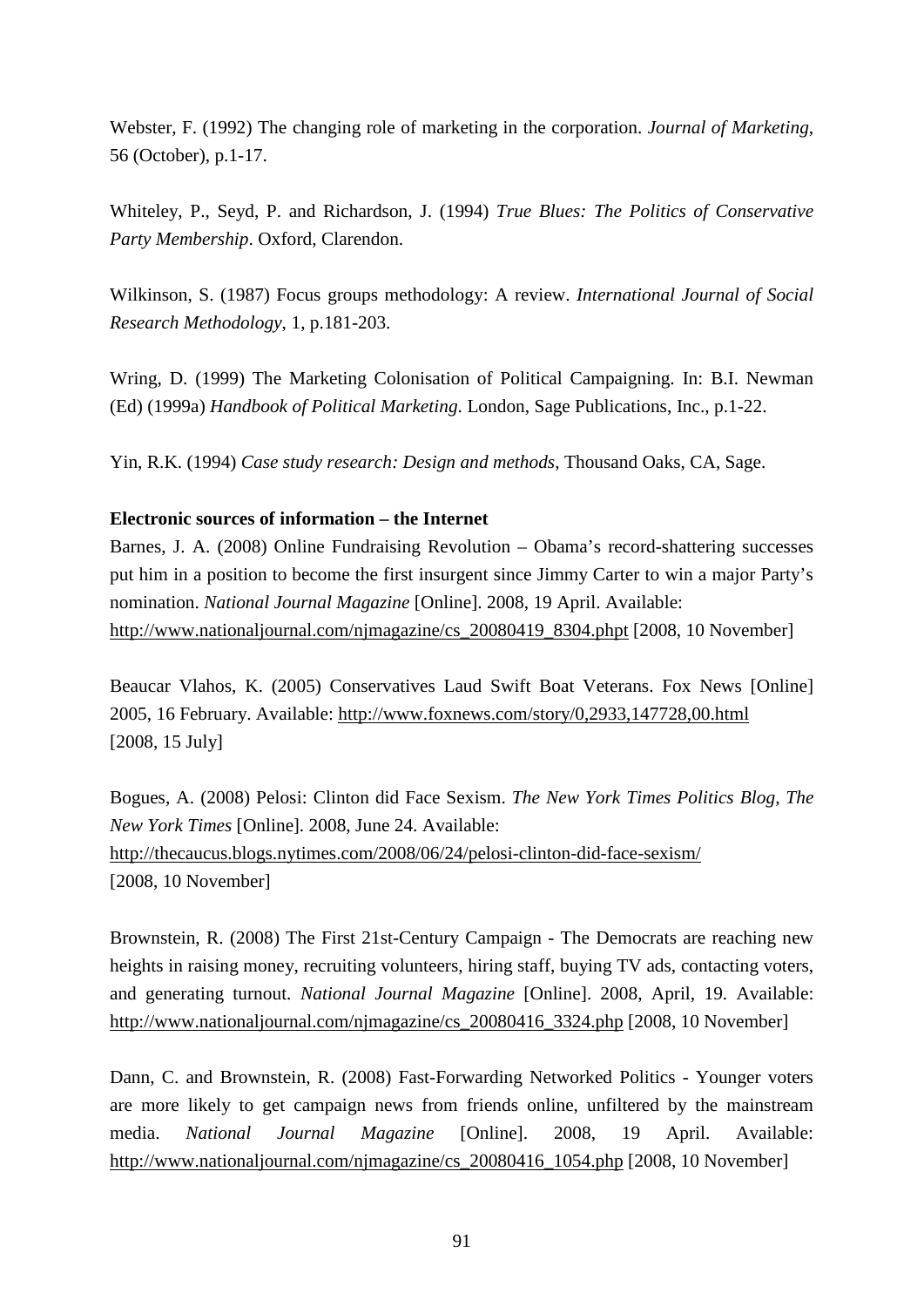Webster, F. (1992) The changing role of marketing in the corporation. *Journal of Marketing*, 56 (October), p.1-17.

Whiteley, P., Seyd, P. and Richardson, J. (1994) *True Blues: The Politics of Conservative Party Membership*. Oxford, Clarendon.

Wilkinson, S. (1987) Focus groups methodology: A review. *International Journal of Social Research Methodology*, 1, p.181-203.

Wring, D. (1999) The Marketing Colonisation of Political Campaigning. In: B.I. Newman (Ed) (1999a) *Handbook of Political Marketing*. London, Sage Publications, Inc., p.1-22.

Yin, R.K. (1994) *Case study research: Design and methods*, Thousand Oaks, CA, Sage.

**Electronic sources of information – the Internet**

Barnes, J. A. (2008) Online Fundraising Revolution – Obama's record-shattering successes put him in a position to become the first insurgent since Jimmy Carter to win a major Party's nomination. *National Journal Magazine* [Online]. 2008, 19 April. Available: http://www.nationaljournal.com/njmagazine/cs_20080419_8304.phpt [2008, 10 November]

Beaucar Vlahos, K. (2005) Conservatives Laud Swift Boat Veterans. Fox News [Online] 2005, 16 February. Available: http://www.foxnews.com/story/0,2933,147728,00.html [2008, 15 July]

Bogues, A. (2008) Pelosi: Clinton did Face Sexism. *The New York Times Politics Blog, The New York Times* [Online]. 2008, June 24. Available: http://thecaucus.blogs.nytimes.com/2008/06/24/pelosi-clinton-did-face-sexism/ [2008, 10 November]

Brownstein, R. (2008) The First 21st-Century Campaign - The Democrats are reaching new heights in raising money, recruiting volunteers, hiring staff, buying TV ads, contacting voters, and generating turnout. *National Journal Magazine* [Online]. 2008, April, 19. Available: http://www.nationaljournal.com/njmagazine/cs_20080416_3324.php [2008, 10 November]

Dann, C. and Brownstein, R. (2008) Fast-Forwarding Networked Politics - Younger voters are more likely to get campaign news from friends online, unfiltered by the mainstream media. *National Journal Magazine* [Online]. 2008, 19 April. Available: http://www.nationaljournal.com/njmagazine/cs_20080416_1054.php [2008, 10 November]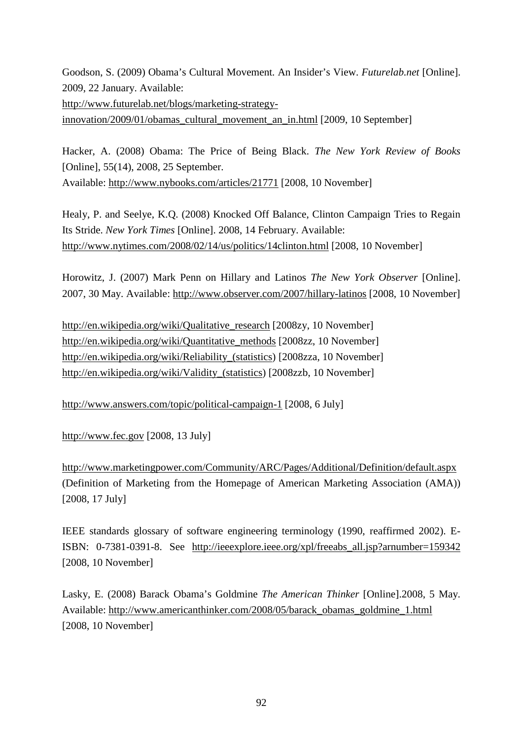Goodson, S. (2009) Obama's Cultural Movement. An Insider's View. *Futurelab.net* [Online]. 2009, 22 January. Available:
http://www.futurelab.net/blogs/marketing-strategy-innovation/2009/01/obamas_cultural_movement_an_in.html [2009, 10 September]

Hacker, A. (2008) Obama: The Price of Being Black. *The New York Review of Books* [Online], 55(14), 2008, 25 September.
Available: http://www.nybooks.com/articles/21771 [2008, 10 November]

Healy, P. and Seelye, K.Q. (2008) Knocked Off Balance, Clinton Campaign Tries to Regain Its Stride. *New York Times* [Online]. 2008, 14 February. Available:
http://www.nytimes.com/2008/02/14/us/politics/14clinton.html [2008, 10 November]

Horowitz, J. (2007) Mark Penn on Hillary and Latinos *The New York Observer* [Online]. 2007, 30 May. Available: http://www.observer.com/2007/hillary-latinos [2008, 10 November]

http://en.wikipedia.org/wiki/Qualitative_research [2008zy, 10 November]
http://en.wikipedia.org/wiki/Quantitative_methods [2008zz, 10 November]
http://en.wikipedia.org/wiki/Reliability_(statistics) [2008zza, 10 November]
http://en.wikipedia.org/wiki/Validity_(statistics) [2008zzb, 10 November]

http://www.answers.com/topic/political-campaign-1 [2008, 6 July]

http://www.fec.gov [2008, 13 July]

http://www.marketingpower.com/Community/ARC/Pages/Additional/Definition/default.aspx (Definition of Marketing from the Homepage of American Marketing Association (AMA)) [2008, 17 July]

IEEE standards glossary of software engineering terminology (1990, reaffirmed 2002). E-ISBN: 0-7381-0391-8. See http://ieeexplore.ieee.org/xpl/freeabs_all.jsp?arnumber=159342 [2008, 10 November]

Lasky, E. (2008) Barack Obama's Goldmine *The American Thinker* [Online].2008, 5 May. Available: http://www.americanthinker.com/2008/05/barack_obamas_goldmine_1.html [2008, 10 November]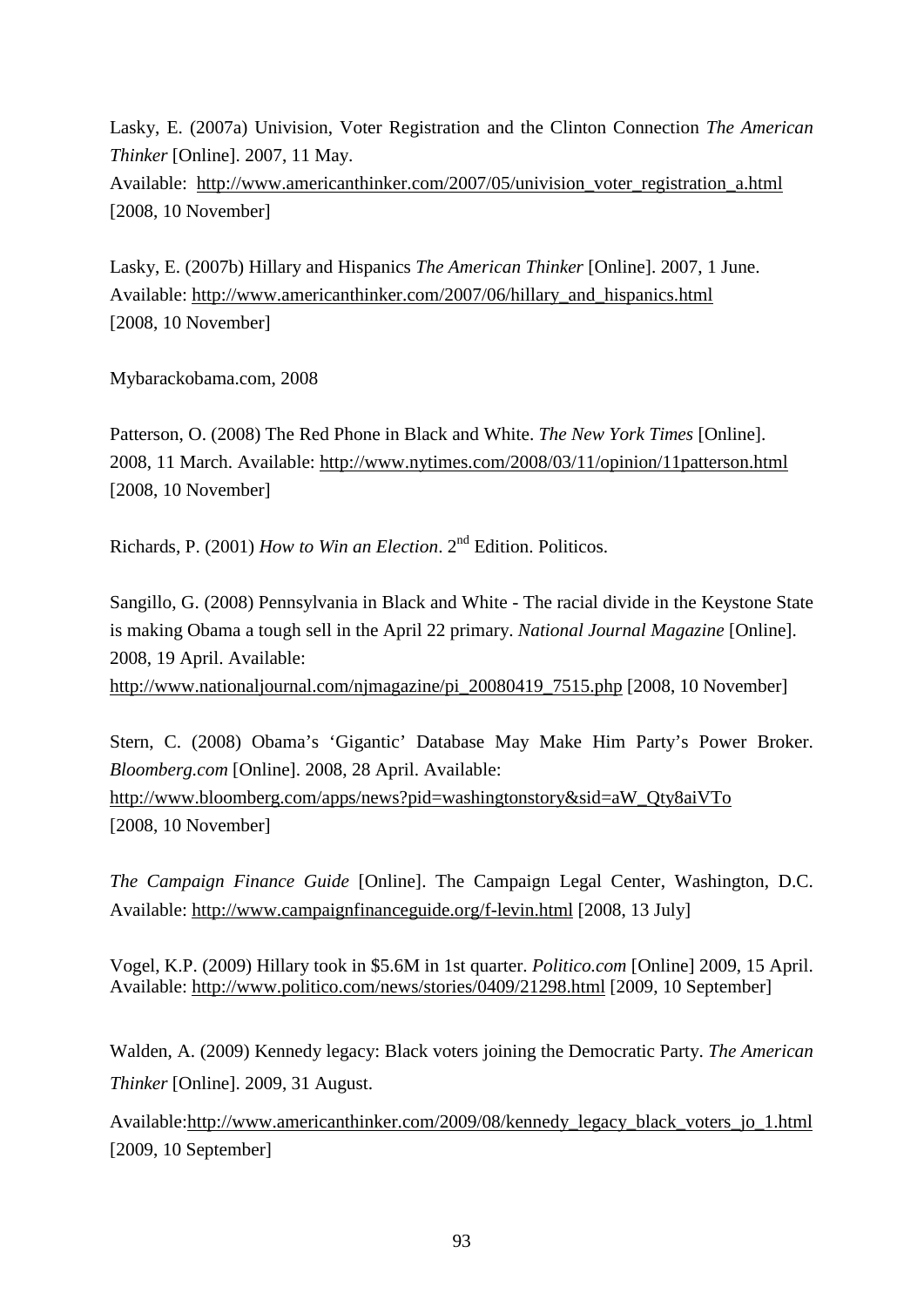Lasky, E. (2007a) Univision, Voter Registration and the Clinton Connection *The American Thinker* [Online]. 2007, 11 May.
Available: http://www.americanthinker.com/2007/05/univision_voter_registration_a.html [2008, 10 November]

Lasky, E. (2007b) Hillary and Hispanics *The American Thinker* [Online]. 2007, 1 June.
Available: http://www.americanthinker.com/2007/06/hillary_and_hispanics.html [2008, 10 November]

Mybarackobama.com, 2008

Patterson, O. (2008) The Red Phone in Black and White. *The New York Times* [Online]. 2008, 11 March. Available: http://www.nytimes.com/2008/03/11/opinion/11patterson.html [2008, 10 November]

Richards, P. (2001) *How to Win an Election*. 2nd Edition. Politicos.

Sangillo, G. (2008) Pennsylvania in Black and White - The racial divide in the Keystone State is making Obama a tough sell in the April 22 primary. *National Journal Magazine* [Online]. 2008, 19 April. Available:
http://www.nationaljournal.com/njmagazine/pi_20080419_7515.php [2008, 10 November]

Stern, C. (2008) Obama's 'Gigantic' Database May Make Him Party's Power Broker. *Bloomberg.com* [Online]. 2008, 28 April. Available:
http://www.bloomberg.com/apps/news?pid=washingtonstory&sid=aW_Qty8aiVTo [2008, 10 November]

*The Campaign Finance Guide* [Online]. The Campaign Legal Center, Washington, D.C. Available: http://www.campaignfinanceguide.org/f-levin.html [2008, 13 July]

Vogel, K.P. (2009) Hillary took in $5.6M in 1st quarter. *Politico.com* [Online] 2009, 15 April. Available: http://www.politico.com/news/stories/0409/21298.html [2009, 10 September]

Walden, A. (2009) Kennedy legacy: Black voters joining the Democratic Party. *The American Thinker* [Online]. 2009, 31 August.

Available:http://www.americanthinker.com/2009/08/kennedy_legacy_black_voters_jo_1.html [2009, 10 September]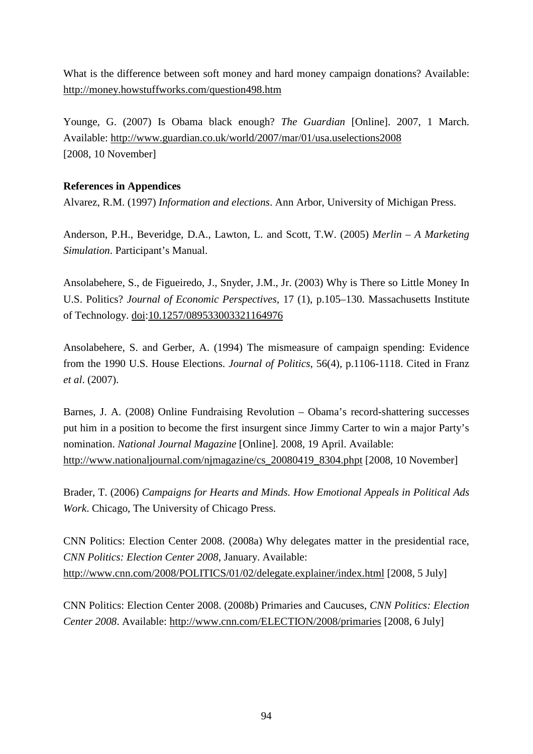What is the difference between soft money and hard money campaign donations? Available: http://money.howstuffworks.com/question498.htm

Younge, G. (2007) Is Obama black enough? *The Guardian* [Online]. 2007, 1 March. Available: http://www.guardian.co.uk/world/2007/mar/01/usa.uselections2008 [2008, 10 November]

**References in Appendices**

Alvarez, R.M. (1997) *Information and elections*. Ann Arbor, University of Michigan Press.

Anderson, P.H., Beveridge, D.A., Lawton, L. and Scott, T.W. (2005) *Merlin – A Marketing Simulation*. Participant's Manual.

Ansolabehere, S., de Figueiredo, J., Snyder, J.M., Jr. (2003) Why is There so Little Money In U.S. Politics? *Journal of Economic Perspectives,* 17 (1), p.105–130. Massachusetts Institute of Technology. doi:10.1257/089533003321164976

Ansolabehere, S. and Gerber, A. (1994) The mismeasure of campaign spending: Evidence from the 1990 U.S. House Elections. *Journal of Politics*, 56(4), p.1106-1118. Cited in Franz *et al*. (2007).

Barnes, J. A. (2008) Online Fundraising Revolution – Obama's record-shattering successes put him in a position to become the first insurgent since Jimmy Carter to win a major Party's nomination. *National Journal Magazine* [Online]. 2008, 19 April. Available: http://www.nationaljournal.com/njmagazine/cs_20080419_8304.phpt [2008, 10 November]

Brader, T. (2006) *Campaigns for Hearts and Minds. How Emotional Appeals in Political Ads Work*. Chicago, The University of Chicago Press.

CNN Politics: Election Center 2008. (2008a) Why delegates matter in the presidential race, *CNN Politics: Election Center 2008*, January. Available: http://www.cnn.com/2008/POLITICS/01/02/delegate.explainer/index.html [2008, 5 July]

CNN Politics: Election Center 2008. (2008b) Primaries and Caucuses, *CNN Politics: Election Center 2008*. Available: http://www.cnn.com/ELECTION/2008/primaries [2008, 6 July]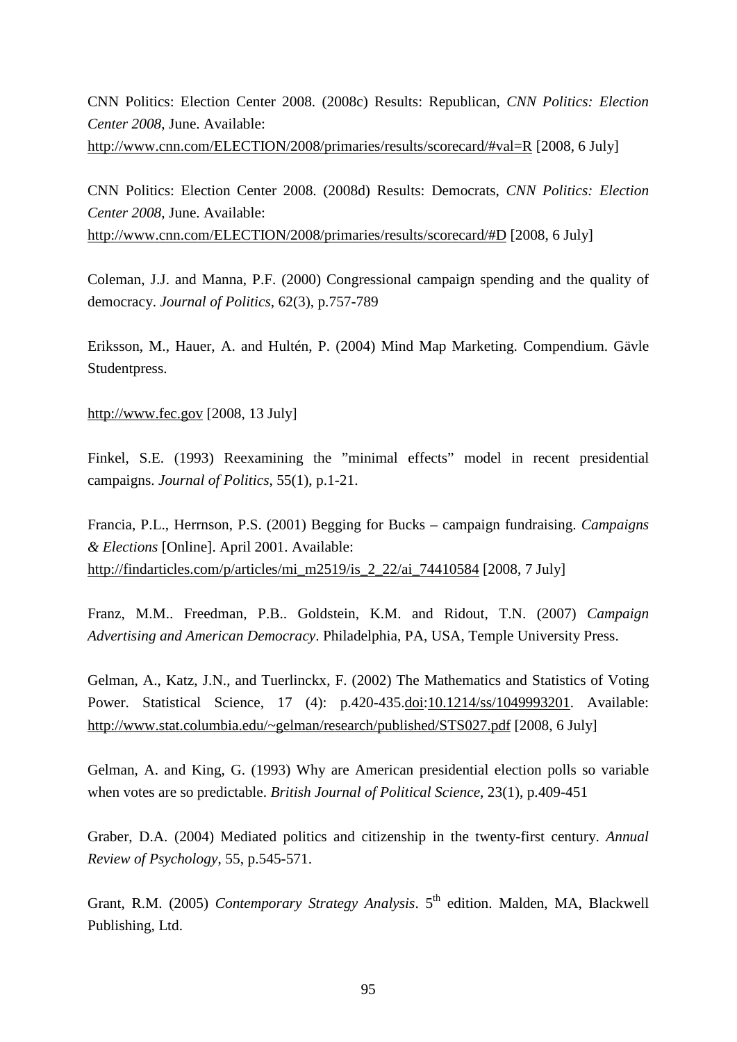CNN Politics: Election Center 2008. (2008c) Results: Republican, *CNN Politics: Election Center 2008*, June. Available: http://www.cnn.com/ELECTION/2008/primaries/results/scorecard/#val=R [2008, 6 July]

CNN Politics: Election Center 2008. (2008d) Results: Democrats, *CNN Politics: Election Center 2008*, June. Available: http://www.cnn.com/ELECTION/2008/primaries/results/scorecard/#D [2008, 6 July]

Coleman, J.J. and Manna, P.F. (2000) Congressional campaign spending and the quality of democracy. *Journal of Politics*, 62(3), p.757-789

Eriksson, M., Hauer, A. and Hultén, P. (2004) Mind Map Marketing. Compendium. Gävle Studentpress.

http://www.fec.gov [2008, 13 July]

Finkel, S.E. (1993) Reexamining the "minimal effects" model in recent presidential campaigns. *Journal of Politics*, 55(1), p.1-21.

Francia, P.L., Herrnson, P.S. (2001) Begging for Bucks – campaign fundraising. *Campaigns & Elections* [Online]. April 2001. Available: http://findarticles.com/p/articles/mi_m2519/is_2_22/ai_74410584 [2008, 7 July]

Franz, M.M.. Freedman, P.B.. Goldstein, K.M. and Ridout, T.N. (2007) *Campaign Advertising and American Democracy*. Philadelphia, PA, USA, Temple University Press.

Gelman, A., Katz, J.N., and Tuerlinckx, F. (2002) The Mathematics and Statistics of Voting Power. Statistical Science, 17 (4): p.420-435.doi:10.1214/ss/1049993201. Available: http://www.stat.columbia.edu/~gelman/research/published/STS027.pdf [2008, 6 July]

Gelman, A. and King, G. (1993) Why are American presidential election polls so variable when votes are so predictable. *British Journal of Political Science*, 23(1), p.409-451

Graber, D.A. (2004) Mediated politics and citizenship in the twenty-first century. *Annual Review of Psychology*, 55, p.545-571.

Grant, R.M. (2005) *Contemporary Strategy Analysis*. 5th edition. Malden, MA, Blackwell Publishing, Ltd.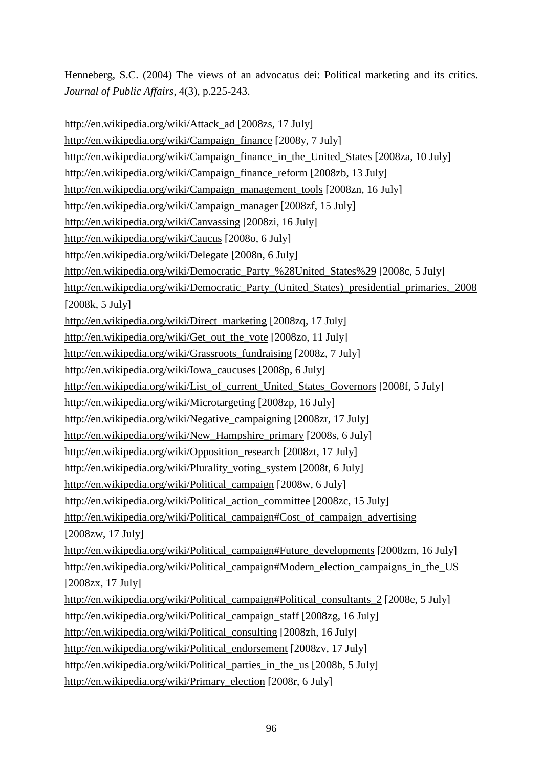Henneberg, S.C. (2004) The views of an advocatus dei: Political marketing and its critics. *Journal of Public Affairs*, 4(3), p.225-243.

http://en.wikipedia.org/wiki/Attack_ad [2008zs, 17 July]
http://en.wikipedia.org/wiki/Campaign_finance [2008y, 7 July]
http://en.wikipedia.org/wiki/Campaign_finance_in_the_United_States [2008za, 10 July]
http://en.wikipedia.org/wiki/Campaign_finance_reform [2008zb, 13 July]
http://en.wikipedia.org/wiki/Campaign_management_tools [2008zn, 16 July]
http://en.wikipedia.org/wiki/Campaign_manager [2008zf, 15 July]
http://en.wikipedia.org/wiki/Canvassing [2008zi, 16 July]
http://en.wikipedia.org/wiki/Caucus [2008o, 6 July]
http://en.wikipedia.org/wiki/Delegate [2008n, 6 July]
http://en.wikipedia.org/wiki/Democratic_Party_%28United_States%29 [2008c, 5 July]
http://en.wikipedia.org/wiki/Democratic_Party_(United_States)_presidential_primaries,_2008 [2008k, 5 July]
http://en.wikipedia.org/wiki/Direct_marketing [2008zq, 17 July]
http://en.wikipedia.org/wiki/Get_out_the_vote [2008zo, 11 July]
http://en.wikipedia.org/wiki/Grassroots_fundraising [2008z, 7 July]
http://en.wikipedia.org/wiki/Iowa_caucuses [2008p, 6 July]
http://en.wikipedia.org/wiki/List_of_current_United_States_Governors [2008f, 5 July]
http://en.wikipedia.org/wiki/Microtargeting [2008zp, 16 July]
http://en.wikipedia.org/wiki/Negative_campaigning [2008zr, 17 July]
http://en.wikipedia.org/wiki/New_Hampshire_primary [2008s, 6 July]
http://en.wikipedia.org/wiki/Opposition_research [2008zt, 17 July]
http://en.wikipedia.org/wiki/Plurality_voting_system [2008t, 6 July]
http://en.wikipedia.org/wiki/Political_campaign [2008w, 6 July]
http://en.wikipedia.org/wiki/Political_action_committee [2008zc, 15 July]
http://en.wikipedia.org/wiki/Political_campaign#Cost_of_campaign_advertising [2008zw, 17 July]
http://en.wikipedia.org/wiki/Political_campaign#Future_developments [2008zm, 16 July]
http://en.wikipedia.org/wiki/Political_campaign#Modern_election_campaigns_in_the_US [2008zx, 17 July]
http://en.wikipedia.org/wiki/Political_campaign#Political_consultants_2 [2008e, 5 July]
http://en.wikipedia.org/wiki/Political_campaign_staff [2008zg, 16 July]
http://en.wikipedia.org/wiki/Political_consulting [2008zh, 16 July]
http://en.wikipedia.org/wiki/Political_endorsement [2008zv, 17 July]
http://en.wikipedia.org/wiki/Political_parties_in_the_us [2008b, 5 July]
http://en.wikipedia.org/wiki/Primary_election [2008r, 6 July]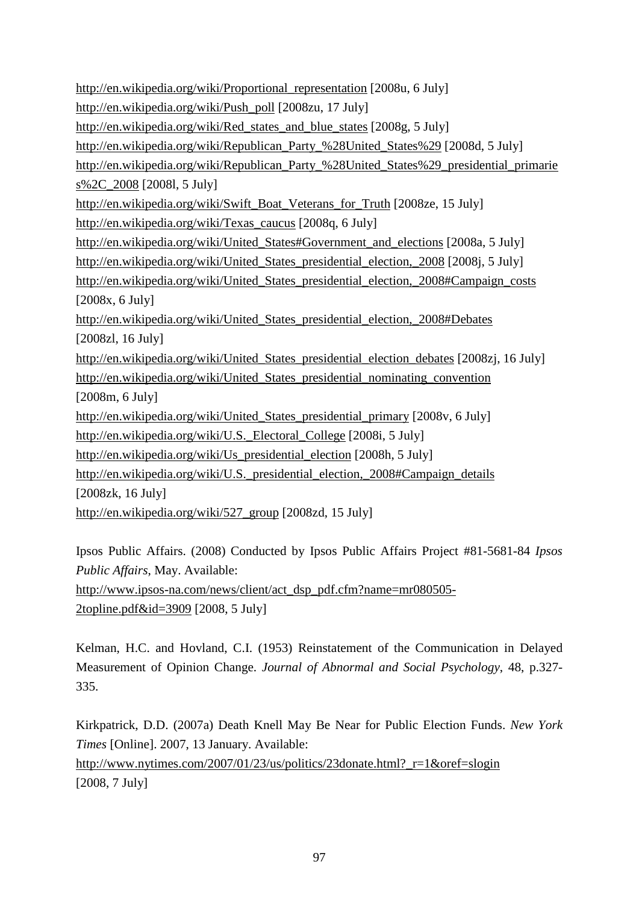http://en.wikipedia.org/wiki/Proportional_representation [2008u, 6 July]
http://en.wikipedia.org/wiki/Push_poll [2008zu, 17 July]
http://en.wikipedia.org/wiki/Red_states_and_blue_states [2008g, 5 July]
http://en.wikipedia.org/wiki/Republican_Party_%28United_States%29 [2008d, 5 July]
http://en.wikipedia.org/wiki/Republican_Party_%28United_States%29_presidential_primaries%2C_2008 [2008l, 5 July]
http://en.wikipedia.org/wiki/Swift_Boat_Veterans_for_Truth [2008ze, 15 July]
http://en.wikipedia.org/wiki/Texas_caucus [2008q, 6 July]
http://en.wikipedia.org/wiki/United_States#Government_and_elections [2008a, 5 July]
http://en.wikipedia.org/wiki/United_States_presidential_election,_2008 [2008j, 5 July]
http://en.wikipedia.org/wiki/United_States_presidential_election,_2008#Campaign_costs [2008x, 6 July]
http://en.wikipedia.org/wiki/United_States_presidential_election,_2008#Debates [2008zl, 16 July]
http://en.wikipedia.org/wiki/United_States_presidential_election_debates [2008zj, 16 July]
http://en.wikipedia.org/wiki/United_States_presidential_nominating_convention [2008m, 6 July]
http://en.wikipedia.org/wiki/United_States_presidential_primary [2008v, 6 July]
http://en.wikipedia.org/wiki/U.S._Electoral_College [2008i, 5 July]
http://en.wikipedia.org/wiki/Us_presidential_election [2008h, 5 July]
http://en.wikipedia.org/wiki/U.S._presidential_election,_2008#Campaign_details [2008zk, 16 July]
http://en.wikipedia.org/wiki/527_group [2008zd, 15 July]

Ipsos Public Affairs. (2008) Conducted by Ipsos Public Affairs Project #81-5681-84 *Ipsos Public Affairs*, May. Available:
http://www.ipsos-na.com/news/client/act_dsp_pdf.cfm?name=mr080505-2topline.pdf&id=3909 [2008, 5 July]

Kelman, H.C. and Hovland, C.I. (1953) Reinstatement of the Communication in Delayed Measurement of Opinion Change. *Journal of Abnormal and Social Psychology*, 48, p.327-335.

Kirkpatrick, D.D. (2007a) Death Knell May Be Near for Public Election Funds. *New York Times* [Online]. 2007, 13 January. Available:
http://www.nytimes.com/2007/01/23/us/politics/23donate.html?_r=1&oref=slogin [2008, 7 July]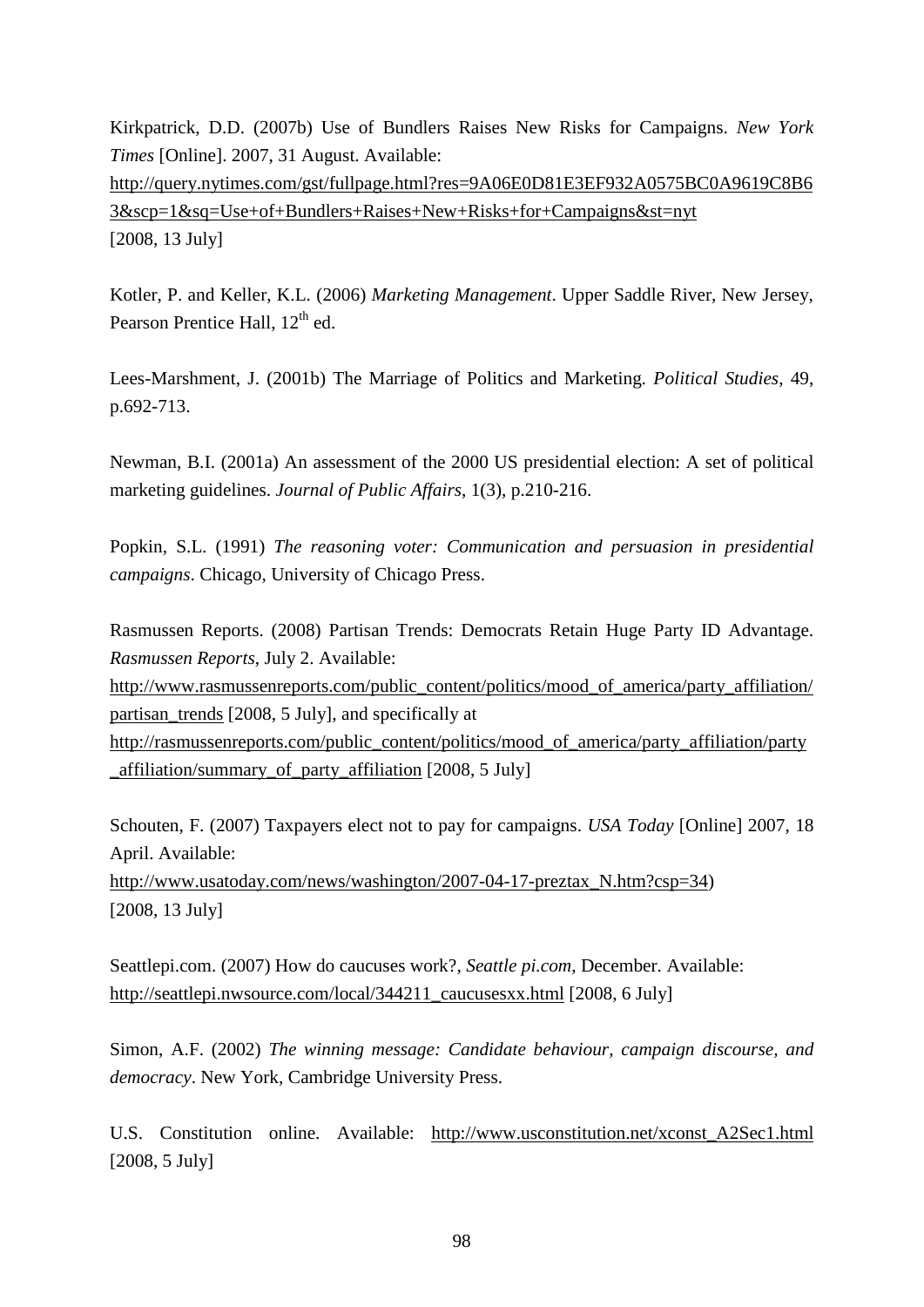Kirkpatrick, D.D. (2007b) Use of Bundlers Raises New Risks for Campaigns. *New York Times* [Online]. 2007, 31 August. Available: http://query.nytimes.com/gst/fullpage.html?res=9A06E0D81E3EF932A0575BC0A9619C8B63&scp=1&sq=Use+of+Bundlers+Raises+New+Risks+for+Campaigns&st=nyt [2008, 13 July]

Kotler, P. and Keller, K.L. (2006) *Marketing Management*. Upper Saddle River, New Jersey, Pearson Prentice Hall, 12th ed.

Lees-Marshment, J. (2001b) The Marriage of Politics and Marketing. *Political Studies*, 49, p.692-713.

Newman, B.I. (2001a) An assessment of the 2000 US presidential election: A set of political marketing guidelines. *Journal of Public Affairs*, 1(3), p.210-216.

Popkin, S.L. (1991) *The reasoning voter: Communication and persuasion in presidential campaigns*. Chicago, University of Chicago Press.

Rasmussen Reports. (2008) Partisan Trends: Democrats Retain Huge Party ID Advantage. *Rasmussen Reports*, July 2. Available: http://www.rasmussenreports.com/public_content/politics/mood_of_america/party_affiliation/partisan_trends [2008, 5 July], and specifically at http://rasmussenreports.com/public_content/politics/mood_of_america/party_affiliation/party_affiliation/summary_of_party_affiliation [2008, 5 July]

Schouten, F. (2007) Taxpayers elect not to pay for campaigns. *USA Today* [Online] 2007, 18 April. Available: http://www.usatoday.com/news/washington/2007-04-17-preztax_N.htm?csp=34) [2008, 13 July]

Seattlepi.com. (2007) How do caucuses work?, *Seattle pi.com*, December. Available: http://seattlepi.nwsource.com/local/344211_caucusesxx.html [2008, 6 July]

Simon, A.F. (2002) *The winning message: Candidate behaviour, campaign discourse, and democracy*. New York, Cambridge University Press.

U.S. Constitution online. Available: http://www.usconstitution.net/xconst_A2Sec1.html [2008, 5 July]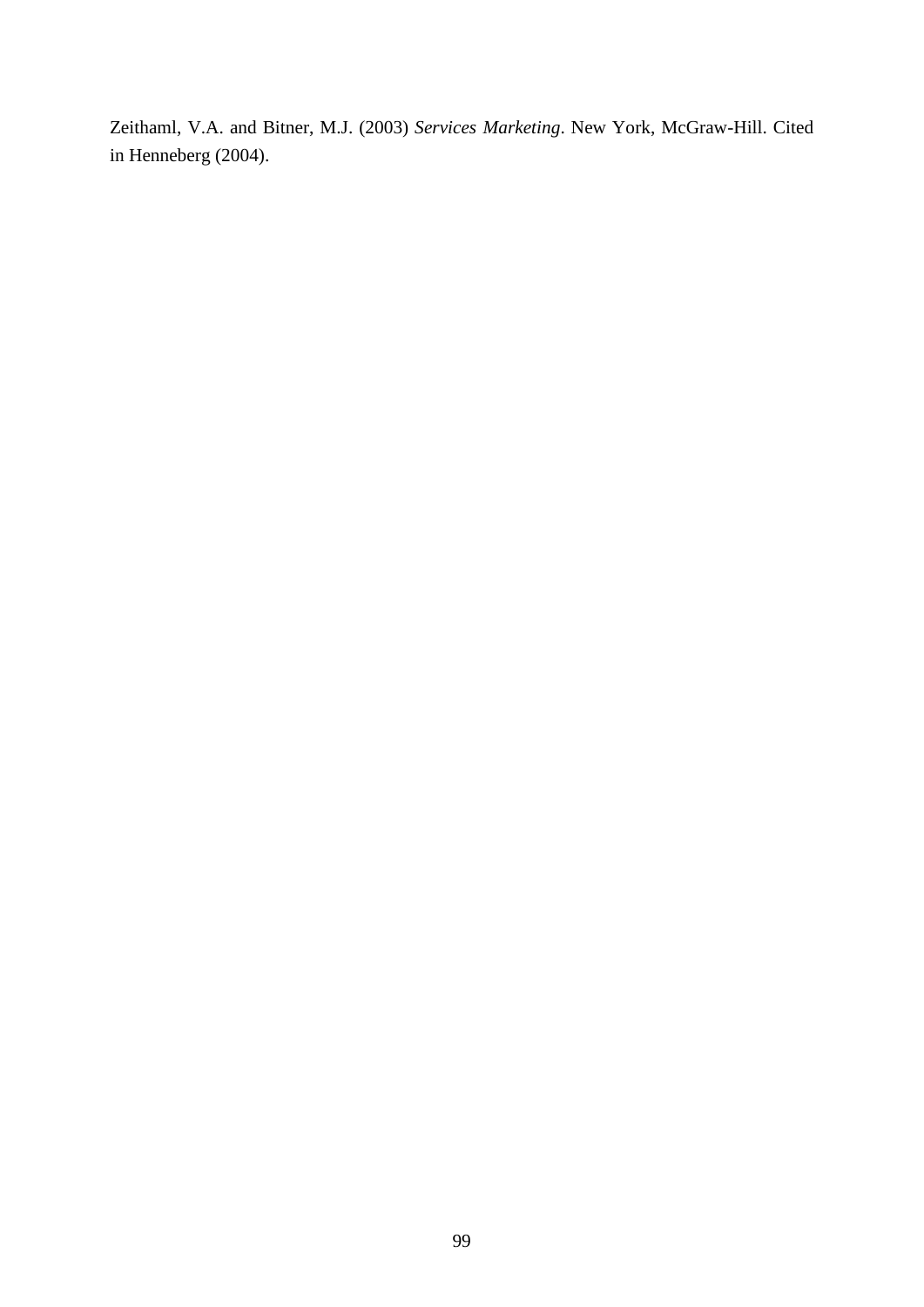Zeithaml, V.A. and Bitner, M.J. (2003) *Services Marketing*. New York, McGraw-Hill. Cited in Henneberg (2004).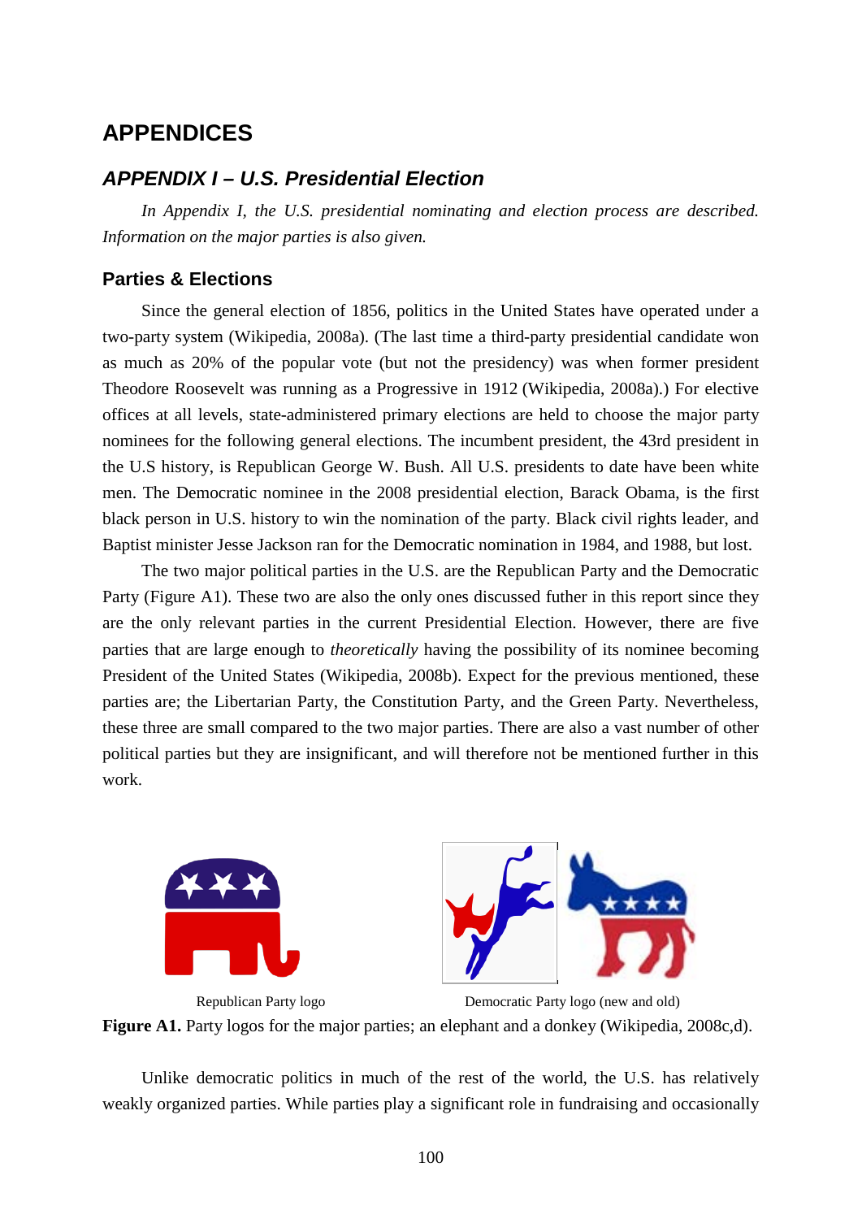# APPENDICES

## APPENDIX I – U.S. Presidential Election

*In Appendix I, the U.S. presidential nominating and election process are described. Information on the major parties is also given.*

### Parties & Elections

Since the general election of 1856, politics in the United States have operated under a two-party system (Wikipedia, 2008a). (The last time a third-party presidential candidate won as much as 20% of the popular vote (but not the presidency) was when former president Theodore Roosevelt was running as a Progressive in 1912 (Wikipedia, 2008a).) For elective offices at all levels, state-administered primary elections are held to choose the major party nominees for the following general elections. The incumbent president, the 43rd president in the U.S history, is Republican George W. Bush. All U.S. presidents to date have been white men. The Democratic nominee in the 2008 presidential election, Barack Obama, is the first black person in U.S. history to win the nomination of the party. Black civil rights leader, and Baptist minister Jesse Jackson ran for the Democratic nomination in 1984, and 1988, but lost.

The two major political parties in the U.S. are the Republican Party and the Democratic Party (Figure A1). These two are also the only ones discussed futher in this report since they are the only relevant parties in the current Presidential Election. However, there are five parties that are large enough to *theoretically* having the possibility of its nominee becoming President of the United States (Wikipedia, 2008b). Expect for the previous mentioned, these parties are; the Libertarian Party, the Constitution Party, and the Green Party. Nevertheless, these three are small compared to the two major parties. There are also a vast number of other political parties but they are insignificant, and will therefore not be mentioned further in this work.

Republican Party logo　　　　Democratic Party logo (new and old)

**Figure A1.** Party logos for the major parties; an elephant and a donkey (Wikipedia, 2008c,d).

Unlike democratic politics in much of the rest of the world, the U.S. has relatively weakly organized parties. While parties play a significant role in fundraising and occasionally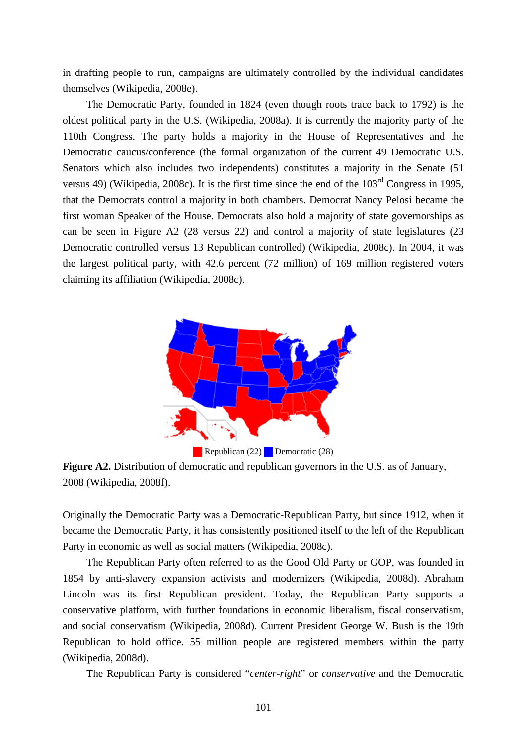in drafting people to run, campaigns are ultimately controlled by the individual candidates themselves (Wikipedia, 2008e).

The Democratic Party, founded in 1824 (even though roots trace back to 1792) is the oldest political party in the U.S. (Wikipedia, 2008a). It is currently the majority party of the 110th Congress. The party holds a majority in the House of Representatives and the Democratic caucus/conference (the formal organization of the current 49 Democratic U.S. Senators which also includes two independents) constitutes a majority in the Senate (51 versus 49) (Wikipedia, 2008c). It is the first time since the end of the 103rd Congress in 1995, that the Democrats control a majority in both chambers. Democrat Nancy Pelosi became the first woman Speaker of the House. Democrats also hold a majority of state governorships as can be seen in Figure A2 (28 versus 22) and control a majority of state legislatures (23 Democratic controlled versus 13 Republican controlled) (Wikipedia, 2008c). In 2004, it was the largest political party, with 42.6 percent (72 million) of 169 million registered voters claiming its affiliation (Wikipedia, 2008c).

Republican (22) Democratic (28)

**Figure A2.** Distribution of democratic and republican governors in the U.S. as of January, 2008 (Wikipedia, 2008f).

Originally the Democratic Party was a Democratic-Republican Party, but since 1912, when it became the Democratic Party, it has consistently positioned itself to the left of the Republican Party in economic as well as social matters (Wikipedia, 2008c).

The Republican Party often referred to as the Good Old Party or GOP, was founded in 1854 by anti-slavery expansion activists and modernizers (Wikipedia, 2008d). Abraham Lincoln was its first Republican president. Today, the Republican Party supports a conservative platform, with further foundations in economic liberalism, fiscal conservatism, and social conservatism (Wikipedia, 2008d). Current President George W. Bush is the 19th Republican to hold office. 55 million people are registered members within the party (Wikipedia, 2008d).

The Republican Party is considered "*center-right*" or *conservative* and the Democratic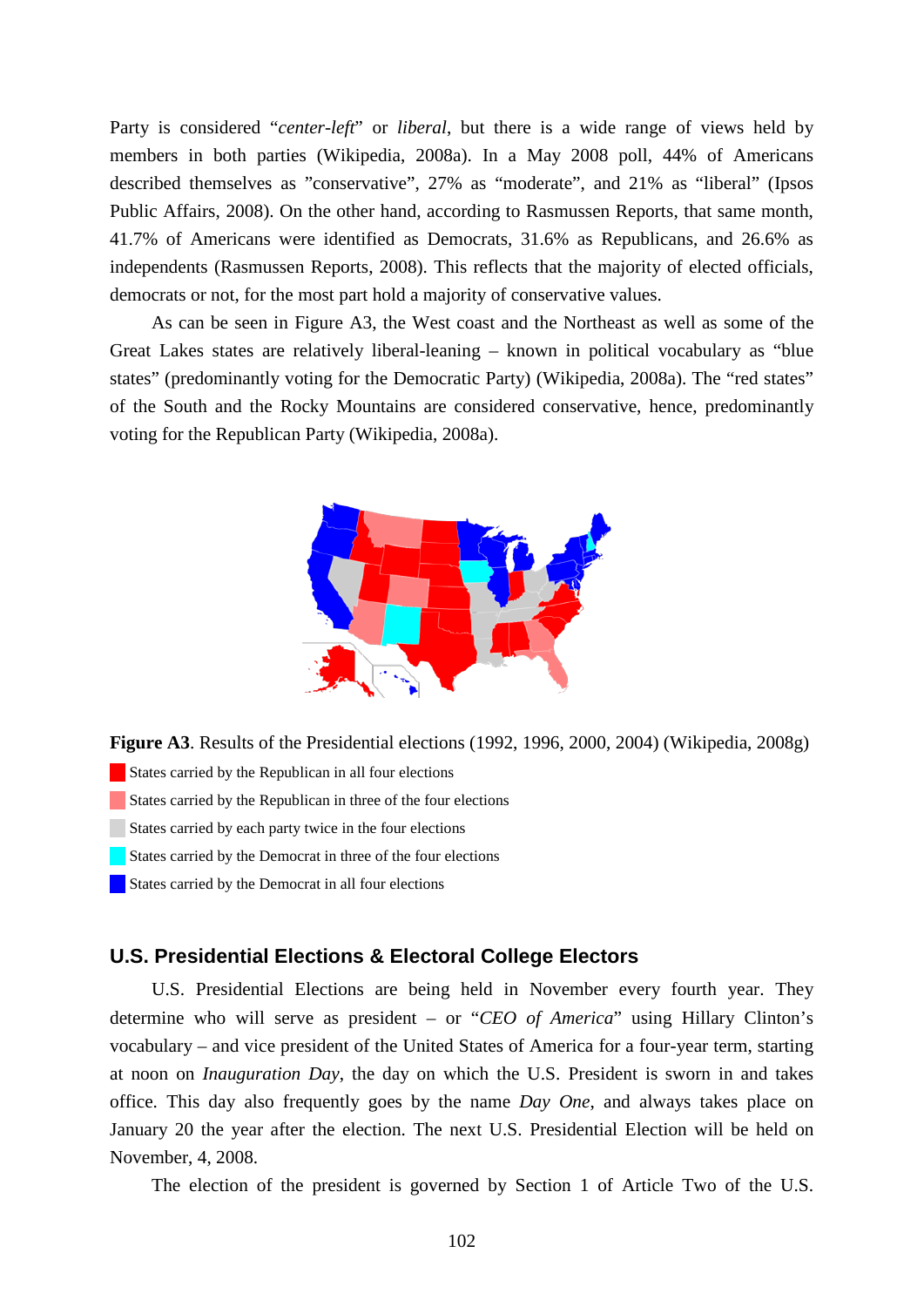Party is considered “*center-left*” or *liberal*, but there is a wide range of views held by members in both parties (Wikipedia, 2008a). In a May 2008 poll, 44% of Americans described themselves as ”conservative”, 27% as “moderate”, and 21% as “liberal” (Ipsos Public Affairs, 2008). On the other hand, according to Rasmussen Reports, that same month, 41.7% of Americans were identified as Democrats, 31.6% as Republicans, and 26.6% as independents (Rasmussen Reports, 2008). This reflects that the majority of elected officials, democrats or not, for the most part hold a majority of conservative values.

As can be seen in Figure A3, the West coast and the Northeast as well as some of the Great Lakes states are relatively liberal-leaning – known in political vocabulary as “blue states” (predominantly voting for the Democratic Party) (Wikipedia, 2008a). The “red states” of the South and the Rocky Mountains are considered conservative, hence, predominantly voting for the Republican Party (Wikipedia, 2008a).

**Figure A3**. Results of the Presidential elections (1992, 1996, 2000, 2004) (Wikipedia, 2008g)

- States carried by the Republican in all four elections
- States carried by the Republican in three of the four elections
- States carried by each party twice in the four elections
- States carried by the Democrat in three of the four elections
- States carried by the Democrat in all four elections

## U.S. Presidential Elections & Electoral College Electors

U.S. Presidential Elections are being held in November every fourth year. They determine who will serve as president – or “*CEO of America*” using Hillary Clinton’s vocabulary – and vice president of the United States of America for a four-year term, starting at noon on *Inauguration Day*, the day on which the U.S. President is sworn in and takes office. This day also frequently goes by the name *Day One*, and always takes place on January 20 the year after the election. The next U.S. Presidential Election will be held on November, 4, 2008.

The election of the president is governed by Section 1 of Article Two of the U.S.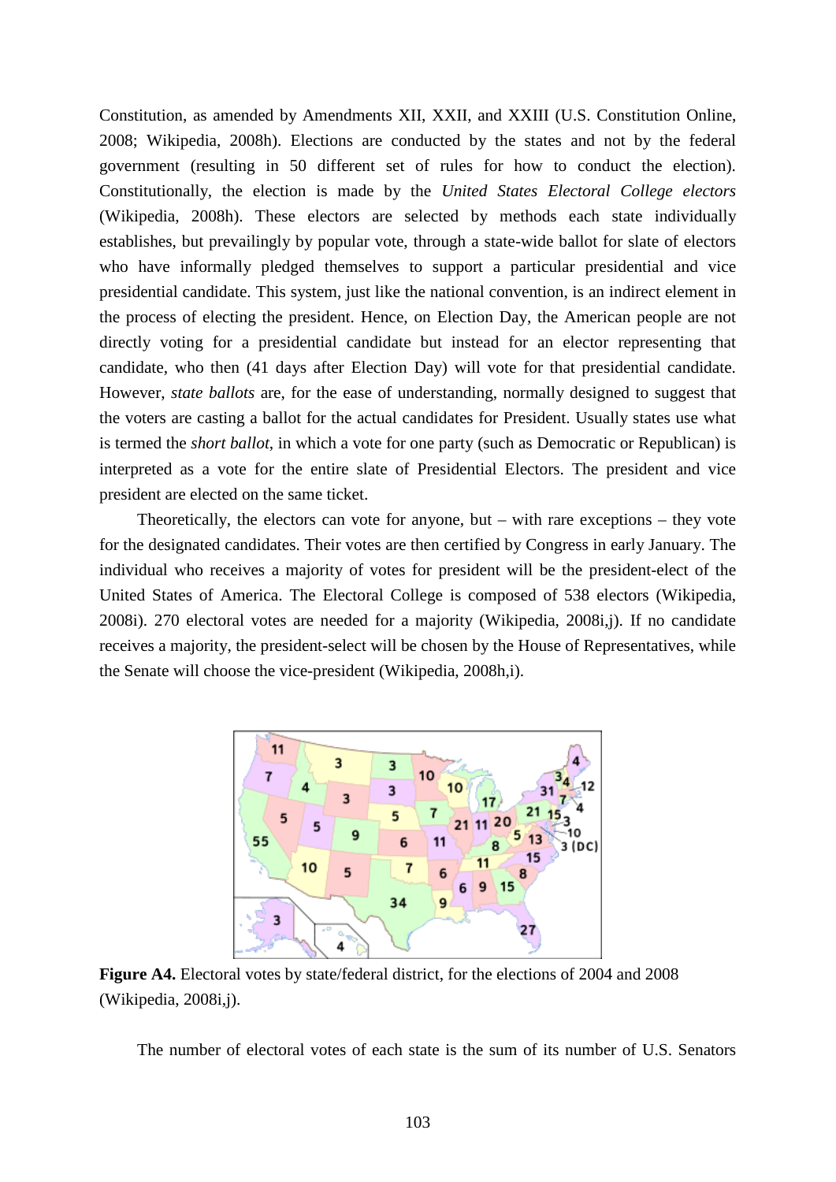Constitution, as amended by Amendments XII, XXII, and XXIII (U.S. Constitution Online, 2008; Wikipedia, 2008h). Elections are conducted by the states and not by the federal government (resulting in 50 different set of rules for how to conduct the election). Constitutionally, the election is made by the *United States Electoral College electors* (Wikipedia, 2008h). These electors are selected by methods each state individually establishes, but prevailingly by popular vote, through a state-wide ballot for slate of electors who have informally pledged themselves to support a particular presidential and vice presidential candidate. This system, just like the national convention, is an indirect element in the process of electing the president. Hence, on Election Day, the American people are not directly voting for a presidential candidate but instead for an elector representing that candidate, who then (41 days after Election Day) will vote for that presidential candidate. However, *state ballots* are, for the ease of understanding, normally designed to suggest that the voters are casting a ballot for the actual candidates for President. Usually states use what is termed the *short ballot*, in which a vote for one party (such as Democratic or Republican) is interpreted as a vote for the entire slate of Presidential Electors. The president and vice president are elected on the same ticket.

Theoretically, the electors can vote for anyone, but – with rare exceptions – they vote for the designated candidates. Their votes are then certified by Congress in early January. The individual who receives a majority of votes for president will be the president-elect of the United States of America. The Electoral College is composed of 538 electors (Wikipedia, 2008i). 270 electoral votes are needed for a majority (Wikipedia, 2008i,j). If no candidate receives a majority, the president-select will be chosen by the House of Representatives, while the Senate will choose the vice-president (Wikipedia, 2008h,i).

**Figure A4.** Electoral votes by state/federal district, for the elections of 2004 and 2008 (Wikipedia, 2008i,j).

The number of electoral votes of each state is the sum of its number of U.S. Senators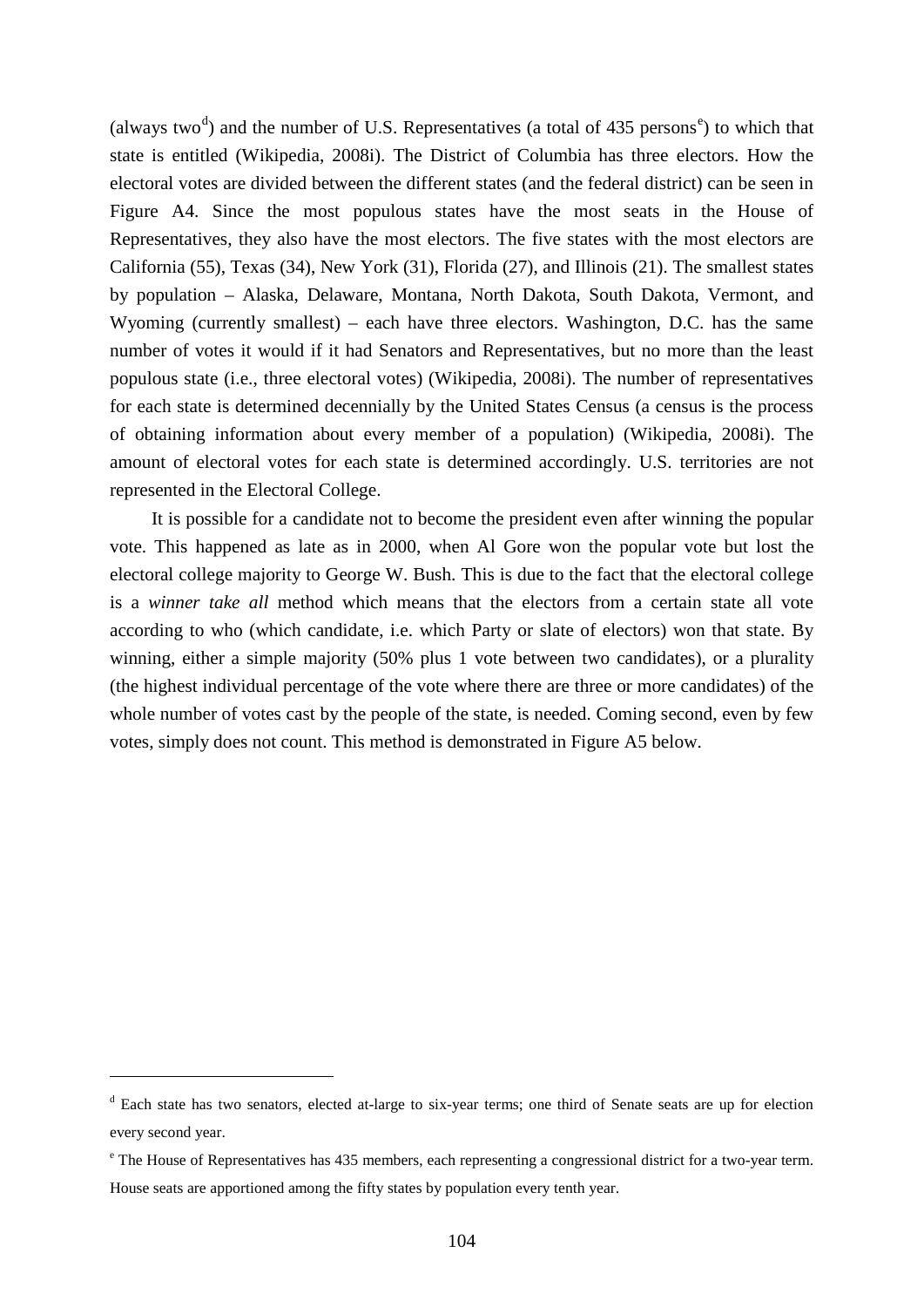(always two[d]) and the number of U.S. Representatives (a total of 435 persons[e]) to which that state is entitled (Wikipedia, 2008i). The District of Columbia has three electors. How the electoral votes are divided between the different states (and the federal district) can be seen in Figure A4. Since the most populous states have the most seats in the House of Representatives, they also have the most electors. The five states with the most electors are California (55), Texas (34), New York (31), Florida (27), and Illinois (21). The smallest states by population – Alaska, Delaware, Montana, North Dakota, South Dakota, Vermont, and Wyoming (currently smallest) – each have three electors. Washington, D.C. has the same number of votes it would if it had Senators and Representatives, but no more than the least populous state (i.e., three electoral votes) (Wikipedia, 2008i). The number of representatives for each state is determined decennially by the United States Census (a census is the process of obtaining information about every member of a population) (Wikipedia, 2008i). The amount of electoral votes for each state is determined accordingly. U.S. territories are not represented in the Electoral College.

It is possible for a candidate not to become the president even after winning the popular vote. This happened as late as in 2000, when Al Gore won the popular vote but lost the electoral college majority to George W. Bush. This is due to the fact that the electoral college is a *winner take all* method which means that the electors from a certain state all vote according to who (which candidate, i.e. which Party or slate of electors) won that state. By winning, either a simple majority (50% plus 1 vote between two candidates), or a plurality (the highest individual percentage of the vote where there are three or more candidates) of the whole number of votes cast by the people of the state, is needed. Coming second, even by few votes, simply does not count. This method is demonstrated in Figure A5 below.

---

[d] Each state has two senators, elected at-large to six-year terms; one third of Senate seats are up for election every second year.

[e] The House of Representatives has 435 members, each representing a congressional district for a two-year term. House seats are apportioned among the fifty states by population every tenth year.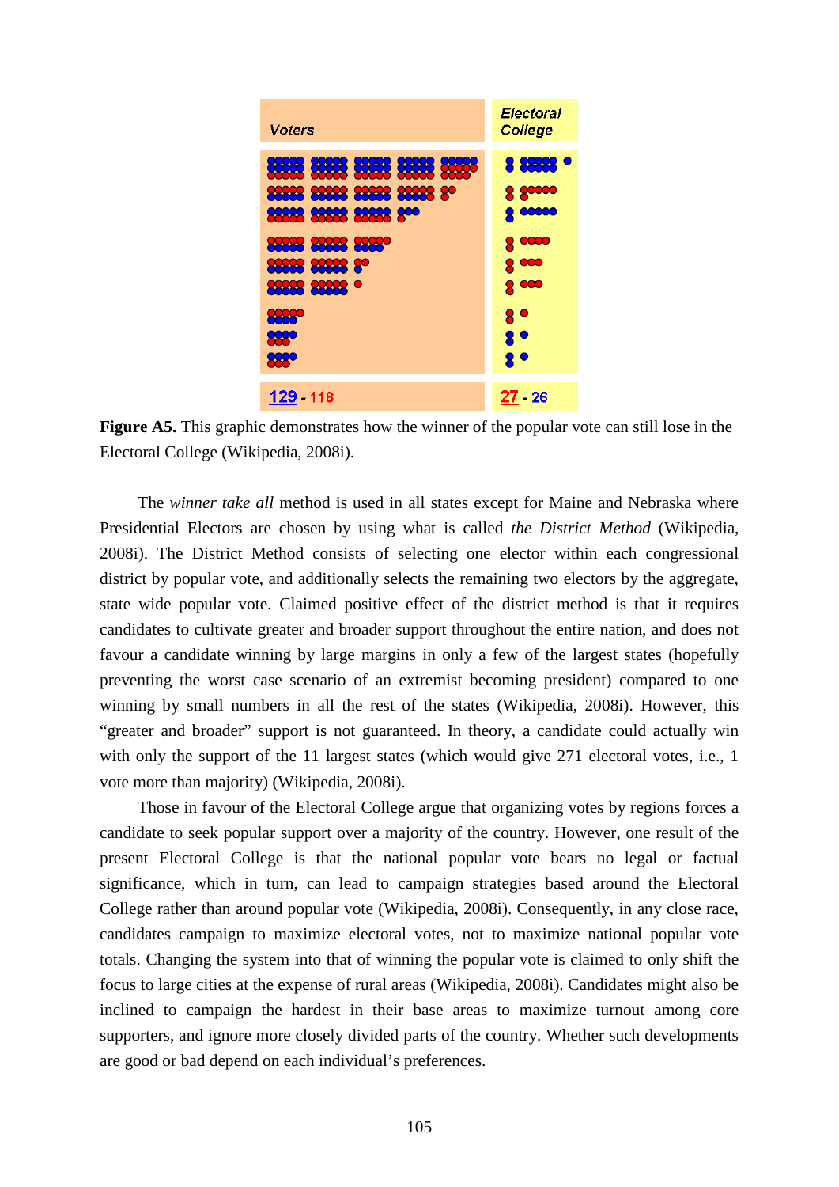Voters

Electoral College

129 - 118

27 - 26

**Figure A5.** This graphic demonstrates how the winner of the popular vote can still lose in the Electoral College (Wikipedia, 2008i).

The *winner take all* method is used in all states except for Maine and Nebraska where Presidential Electors are chosen by using what is called *the District Method* (Wikipedia, 2008i). The District Method consists of selecting one elector within each congressional district by popular vote, and additionally selects the remaining two electors by the aggregate, state wide popular vote. Claimed positive effect of the district method is that it requires candidates to cultivate greater and broader support throughout the entire nation, and does not favour a candidate winning by large margins in only a few of the largest states (hopefully preventing the worst case scenario of an extremist becoming president) compared to one winning by small numbers in all the rest of the states (Wikipedia, 2008i). However, this "greater and broader" support is not guaranteed. In theory, a candidate could actually win with only the support of the 11 largest states (which would give 271 electoral votes, i.e., 1 vote more than majority) (Wikipedia, 2008i).

Those in favour of the Electoral College argue that organizing votes by regions forces a candidate to seek popular support over a majority of the country. However, one result of the present Electoral College is that the national popular vote bears no legal or factual significance, which in turn, can lead to campaign strategies based around the Electoral College rather than around popular vote (Wikipedia, 2008i). Consequently, in any close race, candidates campaign to maximize electoral votes, not to maximize national popular vote totals. Changing the system into that of winning the popular vote is claimed to only shift the focus to large cities at the expense of rural areas (Wikipedia, 2008i). Candidates might also be inclined to campaign the hardest in their base areas to maximize turnout among core supporters, and ignore more closely divided parts of the country. Whether such developments are good or bad depend on each individual's preferences.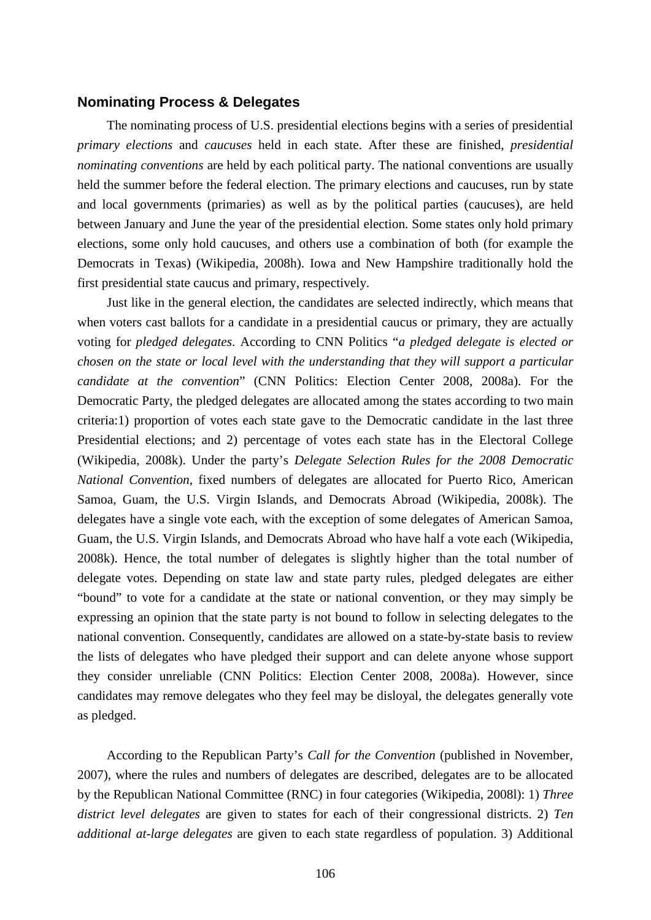### Nominating Process & Delegates

The nominating process of U.S. presidential elections begins with a series of presidential *primary elections* and *caucuses* held in each state. After these are finished, *presidential nominating conventions* are held by each political party. The national conventions are usually held the summer before the federal election. The primary elections and caucuses, run by state and local governments (primaries) as well as by the political parties (caucuses), are held between January and June the year of the presidential election. Some states only hold primary elections, some only hold caucuses, and others use a combination of both (for example the Democrats in Texas) (Wikipedia, 2008h). Iowa and New Hampshire traditionally hold the first presidential state caucus and primary, respectively.

Just like in the general election, the candidates are selected indirectly, which means that when voters cast ballots for a candidate in a presidential caucus or primary, they are actually voting for *pledged delegates*. According to CNN Politics "*a pledged delegate is elected or chosen on the state or local level with the understanding that they will support a particular candidate at the convention*" (CNN Politics: Election Center 2008, 2008a). For the Democratic Party, the pledged delegates are allocated among the states according to two main criteria:1) proportion of votes each state gave to the Democratic candidate in the last three Presidential elections; and 2) percentage of votes each state has in the Electoral College (Wikipedia, 2008k). Under the party's *Delegate Selection Rules for the 2008 Democratic National Convention*, fixed numbers of delegates are allocated for Puerto Rico, American Samoa, Guam, the U.S. Virgin Islands, and Democrats Abroad (Wikipedia, 2008k). The delegates have a single vote each, with the exception of some delegates of American Samoa, Guam, the U.S. Virgin Islands, and Democrats Abroad who have half a vote each (Wikipedia, 2008k). Hence, the total number of delegates is slightly higher than the total number of delegate votes. Depending on state law and state party rules, pledged delegates are either "bound" to vote for a candidate at the state or national convention, or they may simply be expressing an opinion that the state party is not bound to follow in selecting delegates to the national convention. Consequently, candidates are allowed on a state-by-state basis to review the lists of delegates who have pledged their support and can delete anyone whose support they consider unreliable (CNN Politics: Election Center 2008, 2008a). However, since candidates may remove delegates who they feel may be disloyal, the delegates generally vote as pledged.

According to the Republican Party's *Call for the Convention* (published in November, 2007), where the rules and numbers of delegates are described, delegates are to be allocated by the Republican National Committee (RNC) in four categories (Wikipedia, 2008l): 1) *Three district level delegates* are given to states for each of their congressional districts. 2) *Ten additional at-large delegates* are given to each state regardless of population. 3) Additional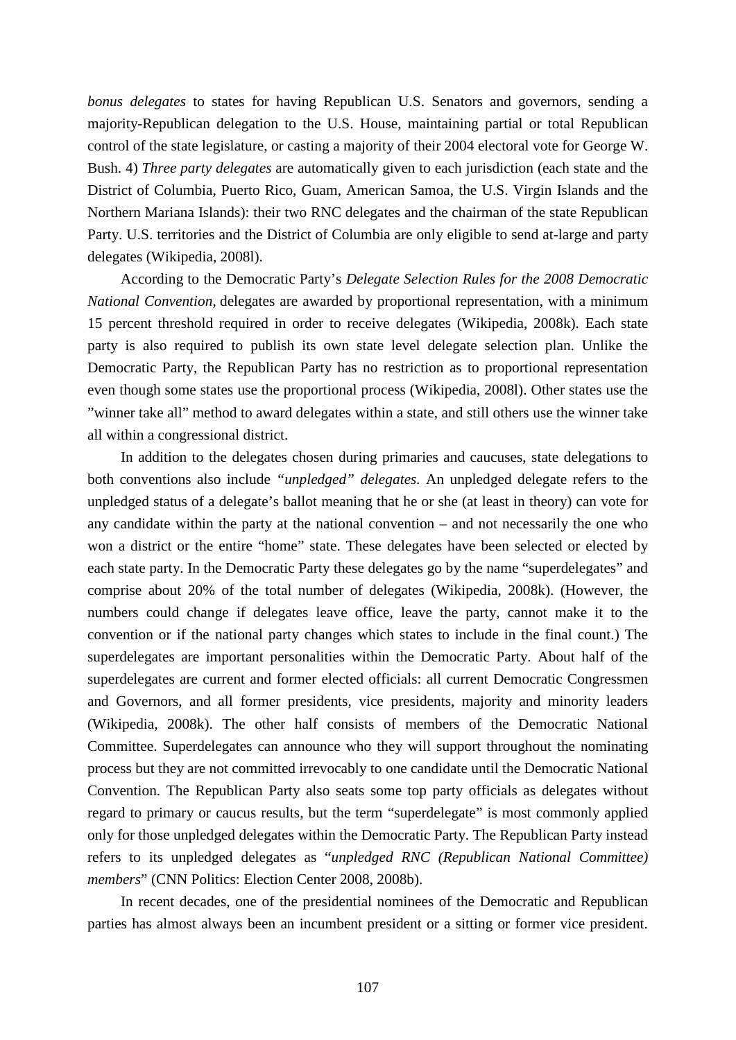*bonus delegates* to states for having Republican U.S. Senators and governors, sending a majority-Republican delegation to the U.S. House, maintaining partial or total Republican control of the state legislature, or casting a majority of their 2004 electoral vote for George W. Bush. 4) *Three party delegates* are automatically given to each jurisdiction (each state and the District of Columbia, Puerto Rico, Guam, American Samoa, the U.S. Virgin Islands and the Northern Mariana Islands): their two RNC delegates and the chairman of the state Republican Party. U.S. territories and the District of Columbia are only eligible to send at-large and party delegates (Wikipedia, 2008l).

According to the Democratic Party's *Delegate Selection Rules for the 2008 Democratic National Convention*, delegates are awarded by proportional representation, with a minimum 15 percent threshold required in order to receive delegates (Wikipedia, 2008k). Each state party is also required to publish its own state level delegate selection plan. Unlike the Democratic Party, the Republican Party has no restriction as to proportional representation even though some states use the proportional process (Wikipedia, 2008l). Other states use the "winner take all" method to award delegates within a state, and still others use the winner take all within a congressional district.

In addition to the delegates chosen during primaries and caucuses, state delegations to both conventions also include *"unpledged" delegates*. An unpledged delegate refers to the unpledged status of a delegate's ballot meaning that he or she (at least in theory) can vote for any candidate within the party at the national convention – and not necessarily the one who won a district or the entire "home" state. These delegates have been selected or elected by each state party. In the Democratic Party these delegates go by the name "superdelegates" and comprise about 20% of the total number of delegates (Wikipedia, 2008k). (However, the numbers could change if delegates leave office, leave the party, cannot make it to the convention or if the national party changes which states to include in the final count.) The superdelegates are important personalities within the Democratic Party. About half of the superdelegates are current and former elected officials: all current Democratic Congressmen and Governors, and all former presidents, vice presidents, majority and minority leaders (Wikipedia, 2008k). The other half consists of members of the Democratic National Committee. Superdelegates can announce who they will support throughout the nominating process but they are not committed irrevocably to one candidate until the Democratic National Convention. The Republican Party also seats some top party officials as delegates without regard to primary or caucus results, but the term "superdelegate" is most commonly applied only for those unpledged delegates within the Democratic Party. The Republican Party instead refers to its unpledged delegates as "*unpledged RNC (Republican National Committee) members*" (CNN Politics: Election Center 2008, 2008b).

In recent decades, one of the presidential nominees of the Democratic and Republican parties has almost always been an incumbent president or a sitting or former vice president.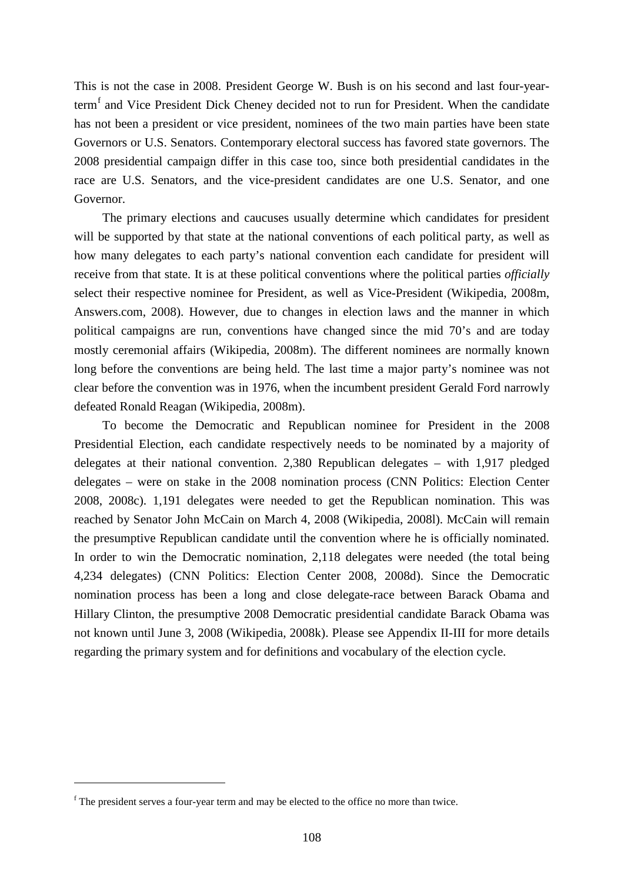This is not the case in 2008. President George W. Bush is on his second and last four-year-term[f] and Vice President Dick Cheney decided not to run for President. When the candidate has not been a president or vice president, nominees of the two main parties have been state Governors or U.S. Senators. Contemporary electoral success has favored state governors. The 2008 presidential campaign differ in this case too, since both presidential candidates in the race are U.S. Senators, and the vice-president candidates are one U.S. Senator, and one Governor.

The primary elections and caucuses usually determine which candidates for president will be supported by that state at the national conventions of each political party, as well as how many delegates to each party's national convention each candidate for president will receive from that state. It is at these political conventions where the political parties *officially* select their respective nominee for President, as well as Vice-President (Wikipedia, 2008m, Answers.com, 2008). However, due to changes in election laws and the manner in which political campaigns are run, conventions have changed since the mid 70's and are today mostly ceremonial affairs (Wikipedia, 2008m). The different nominees are normally known long before the conventions are being held. The last time a major party's nominee was not clear before the convention was in 1976, when the incumbent president Gerald Ford narrowly defeated Ronald Reagan (Wikipedia, 2008m).

To become the Democratic and Republican nominee for President in the 2008 Presidential Election, each candidate respectively needs to be nominated by a majority of delegates at their national convention. 2,380 Republican delegates – with 1,917 pledged delegates – were on stake in the 2008 nomination process (CNN Politics: Election Center 2008, 2008c). 1,191 delegates were needed to get the Republican nomination. This was reached by Senator John McCain on March 4, 2008 (Wikipedia, 2008l). McCain will remain the presumptive Republican candidate until the convention where he is officially nominated. In order to win the Democratic nomination, 2,118 delegates were needed (the total being 4,234 delegates) (CNN Politics: Election Center 2008, 2008d). Since the Democratic nomination process has been a long and close delegate-race between Barack Obama and Hillary Clinton, the presumptive 2008 Democratic presidential candidate Barack Obama was not known until June 3, 2008 (Wikipedia, 2008k). Please see Appendix II-III for more details regarding the primary system and for definitions and vocabulary of the election cycle.

---

[f] The president serves a four-year term and may be elected to the office no more than twice.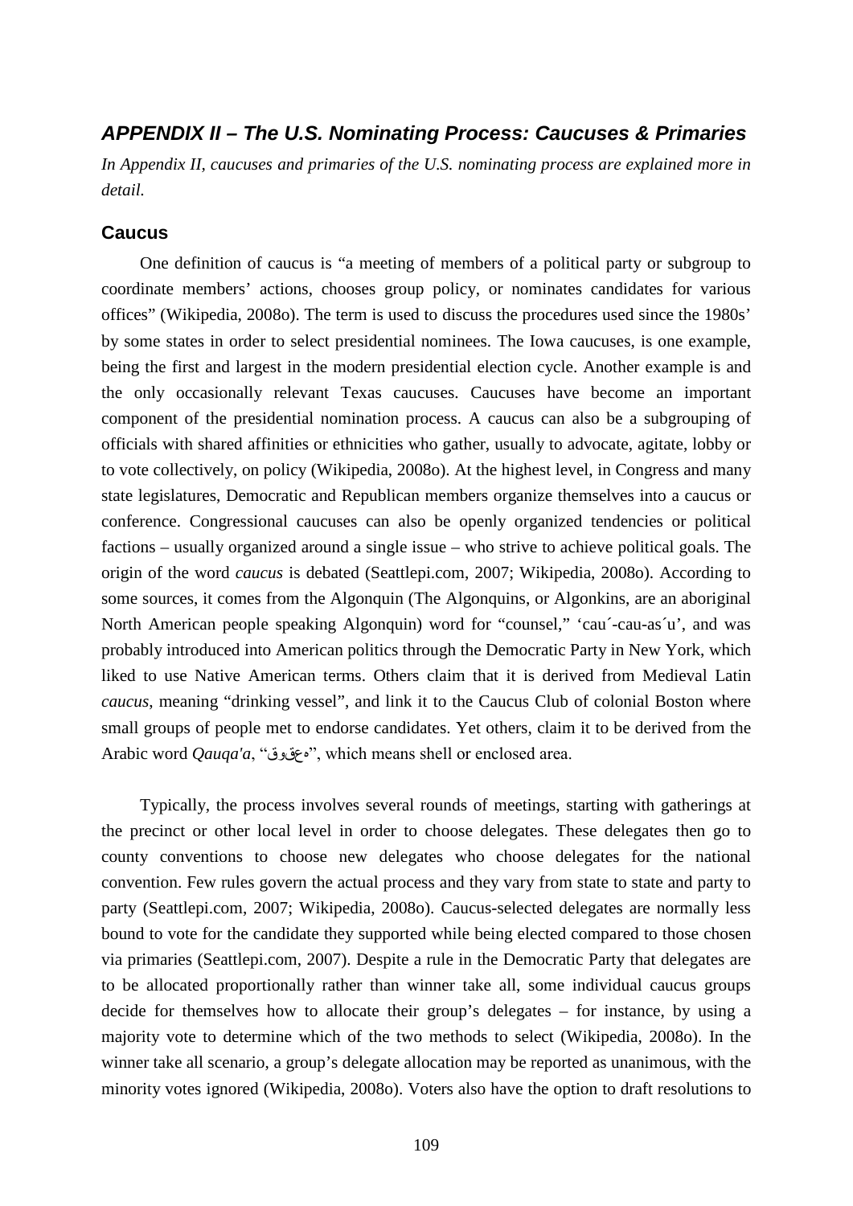## *APPENDIX II – The U.S. Nominating Process: Caucuses & Primaries*

*In Appendix II, caucuses and primaries of the U.S. nominating process are explained more in detail.*

### Caucus

One definition of caucus is "a meeting of members of a political party or subgroup to coordinate members' actions, chooses group policy, or nominates candidates for various offices" (Wikipedia, 2008o). The term is used to discuss the procedures used since the 1980s' by some states in order to select presidential nominees. The Iowa caucuses, is one example, being the first and largest in the modern presidential election cycle. Another example is and the only occasionally relevant Texas caucuses. Caucuses have become an important component of the presidential nomination process. A caucus can also be a subgrouping of officials with shared affinities or ethnicities who gather, usually to advocate, agitate, lobby or to vote collectively, on policy (Wikipedia, 2008o). At the highest level, in Congress and many state legislatures, Democratic and Republican members organize themselves into a caucus or conference. Congressional caucuses can also be openly organized tendencies or political factions – usually organized around a single issue – who strive to achieve political goals. The origin of the word *caucus* is debated (Seattlepi.com, 2007; Wikipedia, 2008o). According to some sources, it comes from the Algonquin (The Algonquins, or Algonkins, are an aboriginal North American people speaking Algonquin) word for "counsel," 'cau´-cau-as´u', and was probably introduced into American politics through the Democratic Party in New York, which liked to use Native American terms. Others claim that it is derived from Medieval Latin *caucus*, meaning "drinking vessel", and link it to the Caucus Club of colonial Boston where small groups of people met to endorse candidates. Yet others, claim it to be derived from the Arabic word *Qauqa'a*, "قوقعه", which means shell or enclosed area.

Typically, the process involves several rounds of meetings, starting with gatherings at the precinct or other local level in order to choose delegates. These delegates then go to county conventions to choose new delegates who choose delegates for the national convention. Few rules govern the actual process and they vary from state to state and party to party (Seattlepi.com, 2007; Wikipedia, 2008o). Caucus-selected delegates are normally less bound to vote for the candidate they supported while being elected compared to those chosen via primaries (Seattlepi.com, 2007). Despite a rule in the Democratic Party that delegates are to be allocated proportionally rather than winner take all, some individual caucus groups decide for themselves how to allocate their group's delegates – for instance, by using a majority vote to determine which of the two methods to select (Wikipedia, 2008o). In the winner take all scenario, a group's delegate allocation may be reported as unanimous, with the minority votes ignored (Wikipedia, 2008o). Voters also have the option to draft resolutions to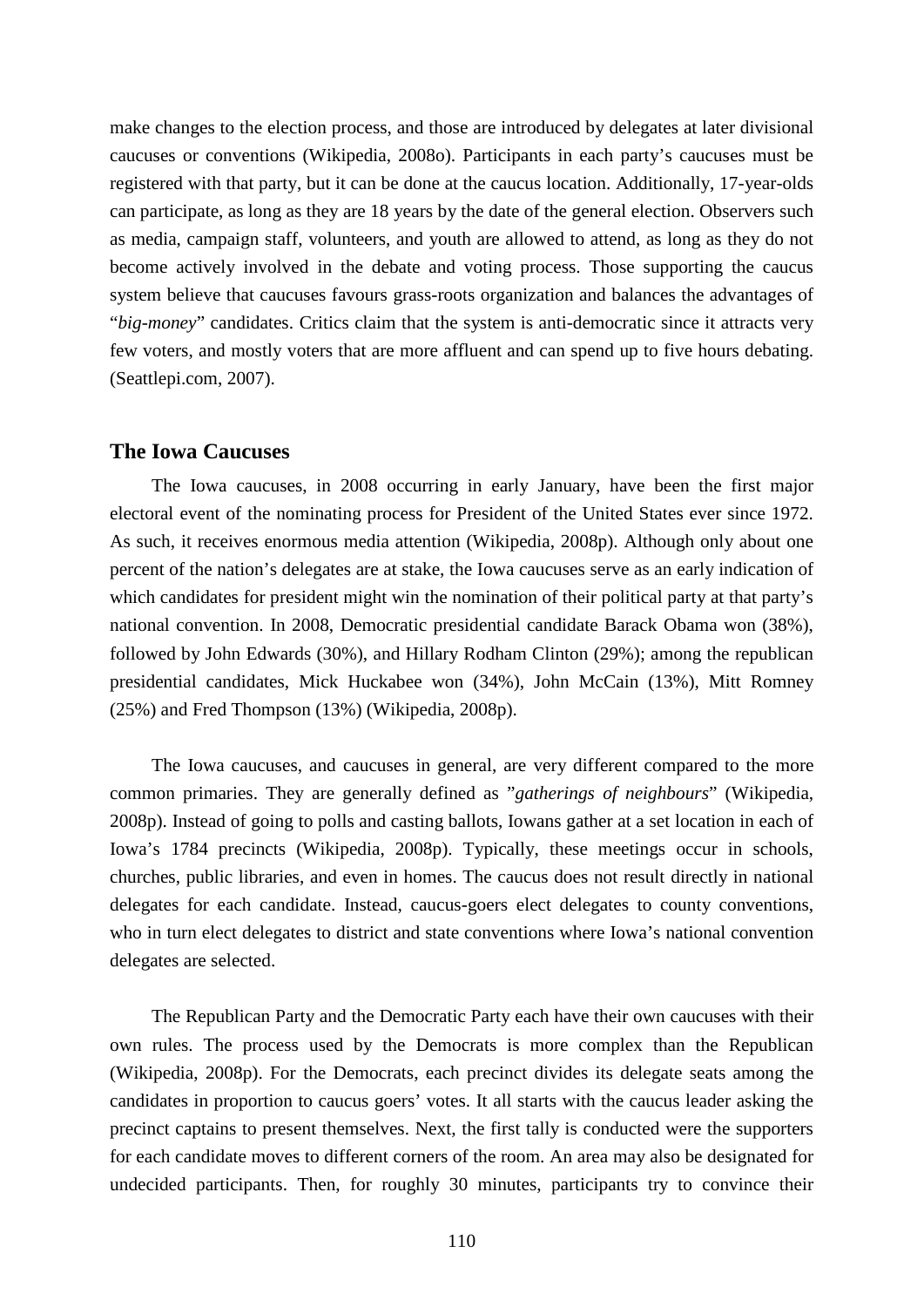make changes to the election process, and those are introduced by delegates at later divisional caucuses or conventions (Wikipedia, 2008o). Participants in each party's caucuses must be registered with that party, but it can be done at the caucus location. Additionally, 17-year-olds can participate, as long as they are 18 years by the date of the general election. Observers such as media, campaign staff, volunteers, and youth are allowed to attend, as long as they do not become actively involved in the debate and voting process. Those supporting the caucus system believe that caucuses favours grass-roots organization and balances the advantages of "*big-money*" candidates. Critics claim that the system is anti-democratic since it attracts very few voters, and mostly voters that are more affluent and can spend up to five hours debating. (Seattlepi.com, 2007).

## The Iowa Caucuses

The Iowa caucuses, in 2008 occurring in early January, have been the first major electoral event of the nominating process for President of the United States ever since 1972. As such, it receives enormous media attention (Wikipedia, 2008p). Although only about one percent of the nation's delegates are at stake, the Iowa caucuses serve as an early indication of which candidates for president might win the nomination of their political party at that party's national convention. In 2008, Democratic presidential candidate Barack Obama won (38%), followed by John Edwards (30%), and Hillary Rodham Clinton (29%); among the republican presidential candidates, Mick Huckabee won (34%), John McCain (13%), Mitt Romney (25%) and Fred Thompson (13%) (Wikipedia, 2008p).

The Iowa caucuses, and caucuses in general, are very different compared to the more common primaries. They are generally defined as "*gatherings of neighbours*" (Wikipedia, 2008p). Instead of going to polls and casting ballots, Iowans gather at a set location in each of Iowa's 1784 precincts (Wikipedia, 2008p). Typically, these meetings occur in schools, churches, public libraries, and even in homes. The caucus does not result directly in national delegates for each candidate. Instead, caucus-goers elect delegates to county conventions, who in turn elect delegates to district and state conventions where Iowa's national convention delegates are selected.

The Republican Party and the Democratic Party each have their own caucuses with their own rules. The process used by the Democrats is more complex than the Republican (Wikipedia, 2008p). For the Democrats, each precinct divides its delegate seats among the candidates in proportion to caucus goers' votes. It all starts with the caucus leader asking the precinct captains to present themselves. Next, the first tally is conducted were the supporters for each candidate moves to different corners of the room. An area may also be designated for undecided participants. Then, for roughly 30 minutes, participants try to convince their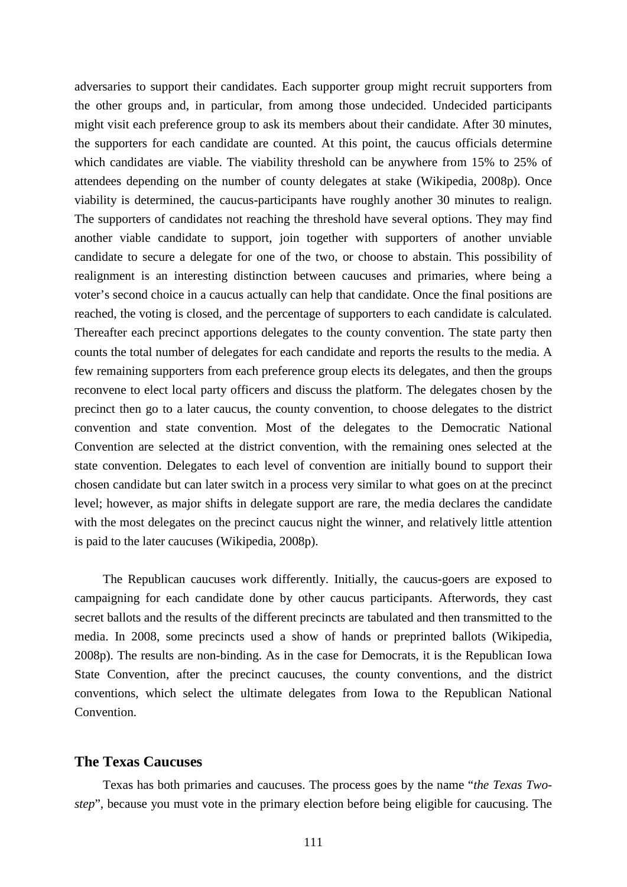adversaries to support their candidates. Each supporter group might recruit supporters from the other groups and, in particular, from among those undecided. Undecided participants might visit each preference group to ask its members about their candidate. After 30 minutes, the supporters for each candidate are counted. At this point, the caucus officials determine which candidates are viable. The viability threshold can be anywhere from 15% to 25% of attendees depending on the number of county delegates at stake (Wikipedia, 2008p). Once viability is determined, the caucus-participants have roughly another 30 minutes to realign. The supporters of candidates not reaching the threshold have several options. They may find another viable candidate to support, join together with supporters of another unviable candidate to secure a delegate for one of the two, or choose to abstain. This possibility of realignment is an interesting distinction between caucuses and primaries, where being a voter's second choice in a caucus actually can help that candidate. Once the final positions are reached, the voting is closed, and the percentage of supporters to each candidate is calculated. Thereafter each precinct apportions delegates to the county convention. The state party then counts the total number of delegates for each candidate and reports the results to the media. A few remaining supporters from each preference group elects its delegates, and then the groups reconvene to elect local party officers and discuss the platform. The delegates chosen by the precinct then go to a later caucus, the county convention, to choose delegates to the district convention and state convention. Most of the delegates to the Democratic National Convention are selected at the district convention, with the remaining ones selected at the state convention. Delegates to each level of convention are initially bound to support their chosen candidate but can later switch in a process very similar to what goes on at the precinct level; however, as major shifts in delegate support are rare, the media declares the candidate with the most delegates on the precinct caucus night the winner, and relatively little attention is paid to the later caucuses (Wikipedia, 2008p).

The Republican caucuses work differently. Initially, the caucus-goers are exposed to campaigning for each candidate done by other caucus participants. Afterwords, they cast secret ballots and the results of the different precincts are tabulated and then transmitted to the media. In 2008, some precincts used a show of hands or preprinted ballots (Wikipedia, 2008p). The results are non-binding. As in the case for Democrats, it is the Republican Iowa State Convention, after the precinct caucuses, the county conventions, and the district conventions, which select the ultimate delegates from Iowa to the Republican National Convention.

## The Texas Caucuses

Texas has both primaries and caucuses. The process goes by the name "*the Texas Two-step*", because you must vote in the primary election before being eligible for caucusing. The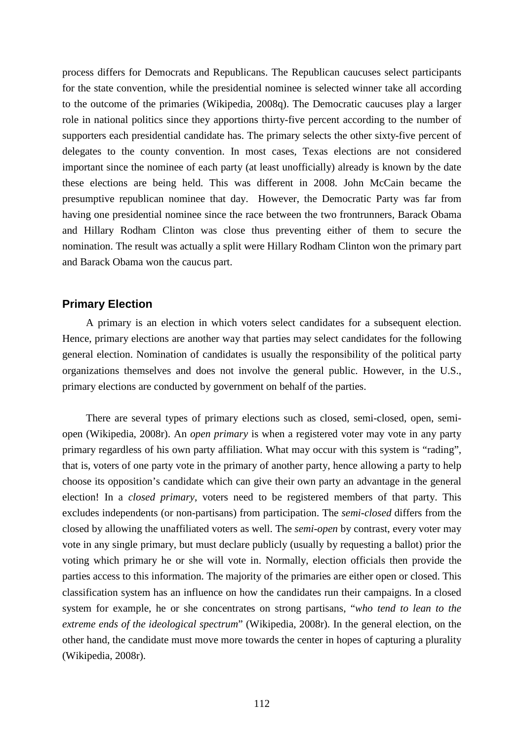process differs for Democrats and Republicans. The Republican caucuses select participants for the state convention, while the presidential nominee is selected winner take all according to the outcome of the primaries (Wikipedia, 2008q). The Democratic caucuses play a larger role in national politics since they apportions thirty-five percent according to the number of supporters each presidential candidate has. The primary selects the other sixty-five percent of delegates to the county convention. In most cases, Texas elections are not considered important since the nominee of each party (at least unofficially) already is known by the date these elections are being held. This was different in 2008. John McCain became the presumptive republican nominee that day. However, the Democratic Party was far from having one presidential nominee since the race between the two frontrunners, Barack Obama and Hillary Rodham Clinton was close thus preventing either of them to secure the nomination. The result was actually a split were Hillary Rodham Clinton won the primary part and Barack Obama won the caucus part.

### Primary Election

A primary is an election in which voters select candidates for a subsequent election. Hence, primary elections are another way that parties may select candidates for the following general election. Nomination of candidates is usually the responsibility of the political party organizations themselves and does not involve the general public. However, in the U.S., primary elections are conducted by government on behalf of the parties.

There are several types of primary elections such as closed, semi-closed, open, semi-open (Wikipedia, 2008r). An *open primary* is when a registered voter may vote in any party primary regardless of his own party affiliation. What may occur with this system is "rading", that is, voters of one party vote in the primary of another party, hence allowing a party to help choose its opposition's candidate which can give their own party an advantage in the general election! In a *closed primary*, voters need to be registered members of that party. This excludes independents (or non-partisans) from participation. The *semi-closed* differs from the closed by allowing the unaffiliated voters as well. The *semi-open* by contrast, every voter may vote in any single primary, but must declare publicly (usually by requesting a ballot) prior the voting which primary he or she will vote in. Normally, election officials then provide the parties access to this information. The majority of the primaries are either open or closed. This classification system has an influence on how the candidates run their campaigns. In a closed system for example, he or she concentrates on strong partisans, "*who tend to lean to the extreme ends of the ideological spectrum*" (Wikipedia, 2008r). In the general election, on the other hand, the candidate must move more towards the center in hopes of capturing a plurality (Wikipedia, 2008r).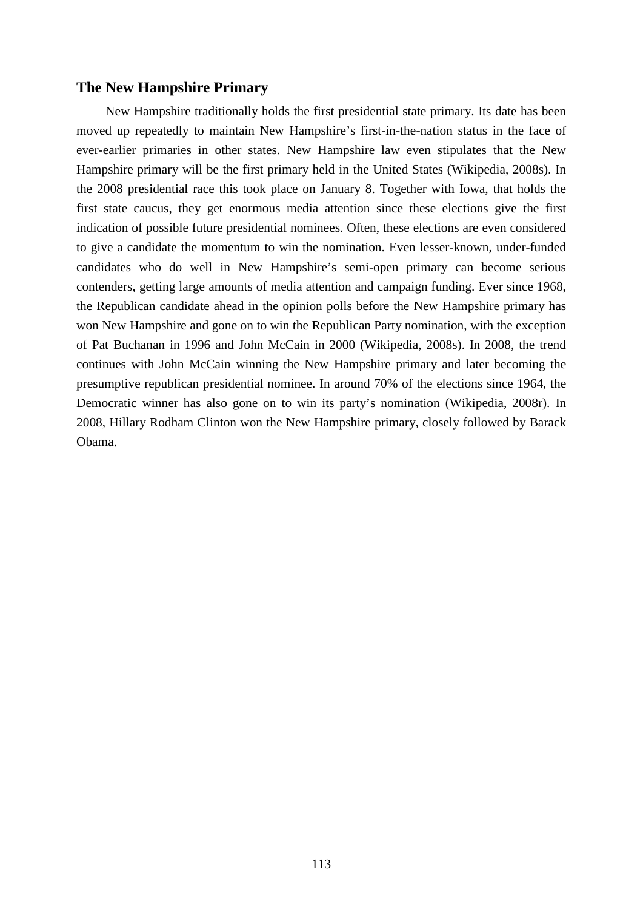## The New Hampshire Primary

New Hampshire traditionally holds the first presidential state primary. Its date has been moved up repeatedly to maintain New Hampshire's first-in-the-nation status in the face of ever-earlier primaries in other states. New Hampshire law even stipulates that the New Hampshire primary will be the first primary held in the United States (Wikipedia, 2008s). In the 2008 presidential race this took place on January 8. Together with Iowa, that holds the first state caucus, they get enormous media attention since these elections give the first indication of possible future presidential nominees. Often, these elections are even considered to give a candidate the momentum to win the nomination. Even lesser-known, under-funded candidates who do well in New Hampshire's semi-open primary can become serious contenders, getting large amounts of media attention and campaign funding. Ever since 1968, the Republican candidate ahead in the opinion polls before the New Hampshire primary has won New Hampshire and gone on to win the Republican Party nomination, with the exception of Pat Buchanan in 1996 and John McCain in 2000 (Wikipedia, 2008s). In 2008, the trend continues with John McCain winning the New Hampshire primary and later becoming the presumptive republican presidential nominee. In around 70% of the elections since 1964, the Democratic winner has also gone on to win its party's nomination (Wikipedia, 2008r). In 2008, Hillary Rodham Clinton won the New Hampshire primary, closely followed by Barack Obama.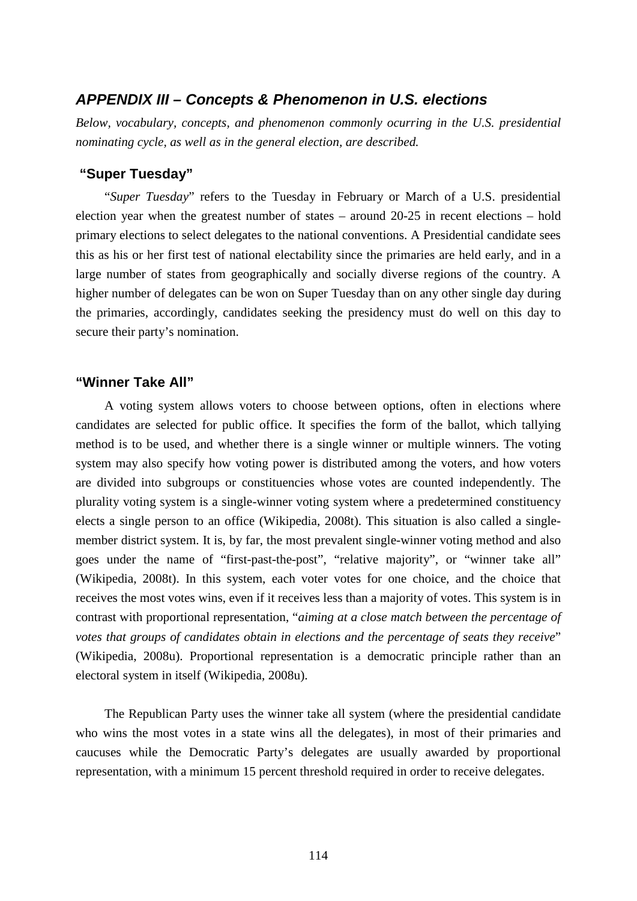## *APPENDIX III – Concepts & Phenomenon in U.S. elections*

*Below, vocabulary, concepts, and phenomenon commonly ocurring in the U.S. presidential nominating cycle, as well as in the general election, are described.*

### "Super Tuesday"

"*Super Tuesday*" refers to the Tuesday in February or March of a U.S. presidential election year when the greatest number of states – around 20-25 in recent elections – hold primary elections to select delegates to the national conventions. A Presidential candidate sees this as his or her first test of national electability since the primaries are held early, and in a large number of states from geographically and socially diverse regions of the country. A higher number of delegates can be won on Super Tuesday than on any other single day during the primaries, accordingly, candidates seeking the presidency must do well on this day to secure their party's nomination.

### "Winner Take All"

A voting system allows voters to choose between options, often in elections where candidates are selected for public office. It specifies the form of the ballot, which tallying method is to be used, and whether there is a single winner or multiple winners. The voting system may also specify how voting power is distributed among the voters, and how voters are divided into subgroups or constituencies whose votes are counted independently. The plurality voting system is a single-winner voting system where a predetermined constituency elects a single person to an office (Wikipedia, 2008t). This situation is also called a single-member district system. It is, by far, the most prevalent single-winner voting method and also goes under the name of "first-past-the-post", "relative majority", or "winner take all" (Wikipedia, 2008t). In this system, each voter votes for one choice, and the choice that receives the most votes wins, even if it receives less than a majority of votes. This system is in contrast with proportional representation, "*aiming at a close match between the percentage of votes that groups of candidates obtain in elections and the percentage of seats they receive*" (Wikipedia, 2008u). Proportional representation is a democratic principle rather than an electoral system in itself (Wikipedia, 2008u).

The Republican Party uses the winner take all system (where the presidential candidate who wins the most votes in a state wins all the delegates), in most of their primaries and caucuses while the Democratic Party's delegates are usually awarded by proportional representation, with a minimum 15 percent threshold required in order to receive delegates.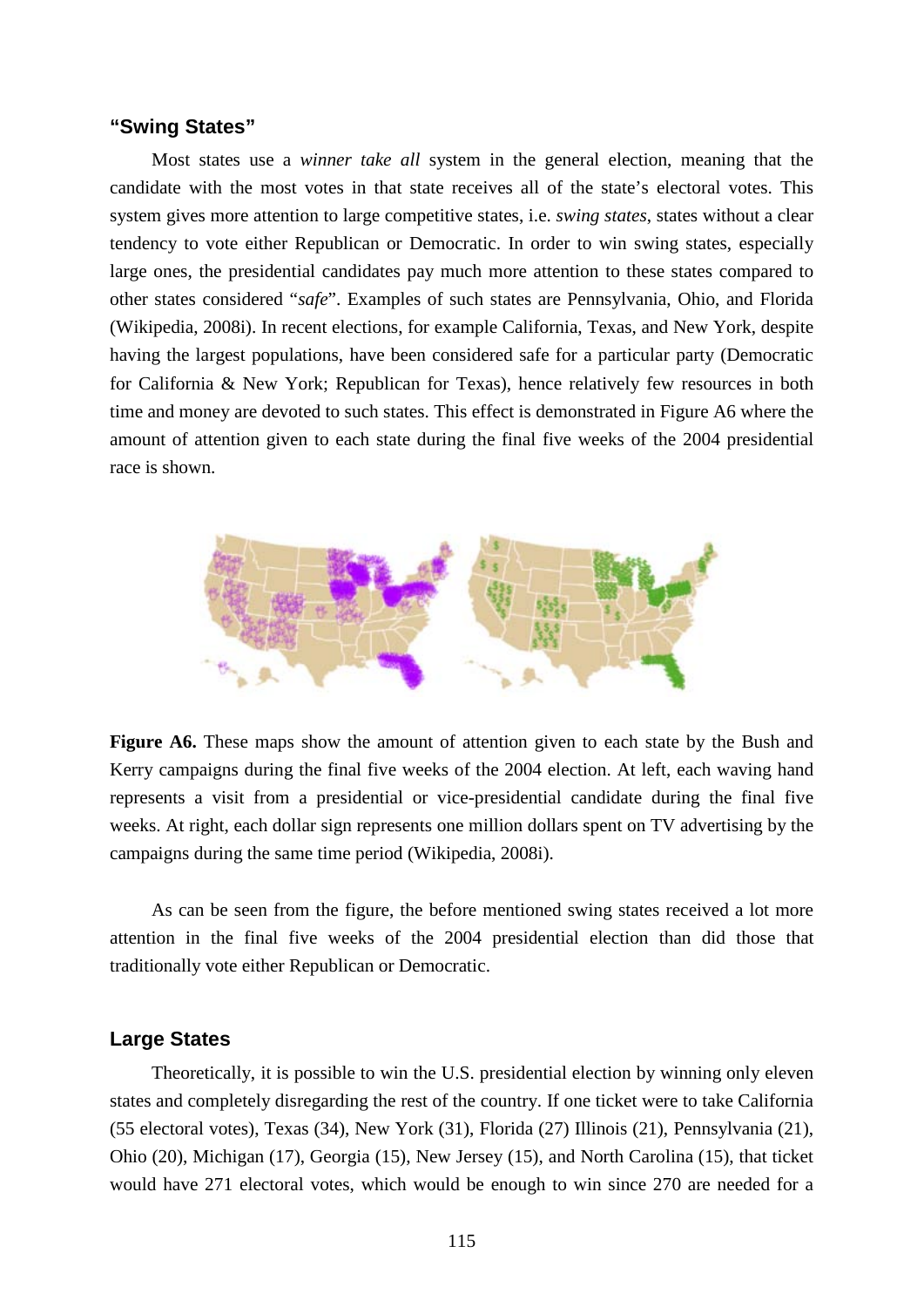### "Swing States"

Most states use a *winner take all* system in the general election, meaning that the candidate with the most votes in that state receives all of the state's electoral votes. This system gives more attention to large competitive states, i.e. *swing states*, states without a clear tendency to vote either Republican or Democratic. In order to win swing states, especially large ones, the presidential candidates pay much more attention to these states compared to other states considered "*safe*". Examples of such states are Pennsylvania, Ohio, and Florida (Wikipedia, 2008i). In recent elections, for example California, Texas, and New York, despite having the largest populations, have been considered safe for a particular party (Democratic for California & New York; Republican for Texas), hence relatively few resources in both time and money are devoted to such states. This effect is demonstrated in Figure A6 where the amount of attention given to each state during the final five weeks of the 2004 presidential race is shown.

**Figure A6.** These maps show the amount of attention given to each state by the Bush and Kerry campaigns during the final five weeks of the 2004 election. At left, each waving hand represents a visit from a presidential or vice-presidential candidate during the final five weeks. At right, each dollar sign represents one million dollars spent on TV advertising by the campaigns during the same time period (Wikipedia, 2008i).

As can be seen from the figure, the before mentioned swing states received a lot more attention in the final five weeks of the 2004 presidential election than did those that traditionally vote either Republican or Democratic.

### Large States

Theoretically, it is possible to win the U.S. presidential election by winning only eleven states and completely disregarding the rest of the country. If one ticket were to take California (55 electoral votes), Texas (34), New York (31), Florida (27) Illinois (21), Pennsylvania (21), Ohio (20), Michigan (17), Georgia (15), New Jersey (15), and North Carolina (15), that ticket would have 271 electoral votes, which would be enough to win since 270 are needed for a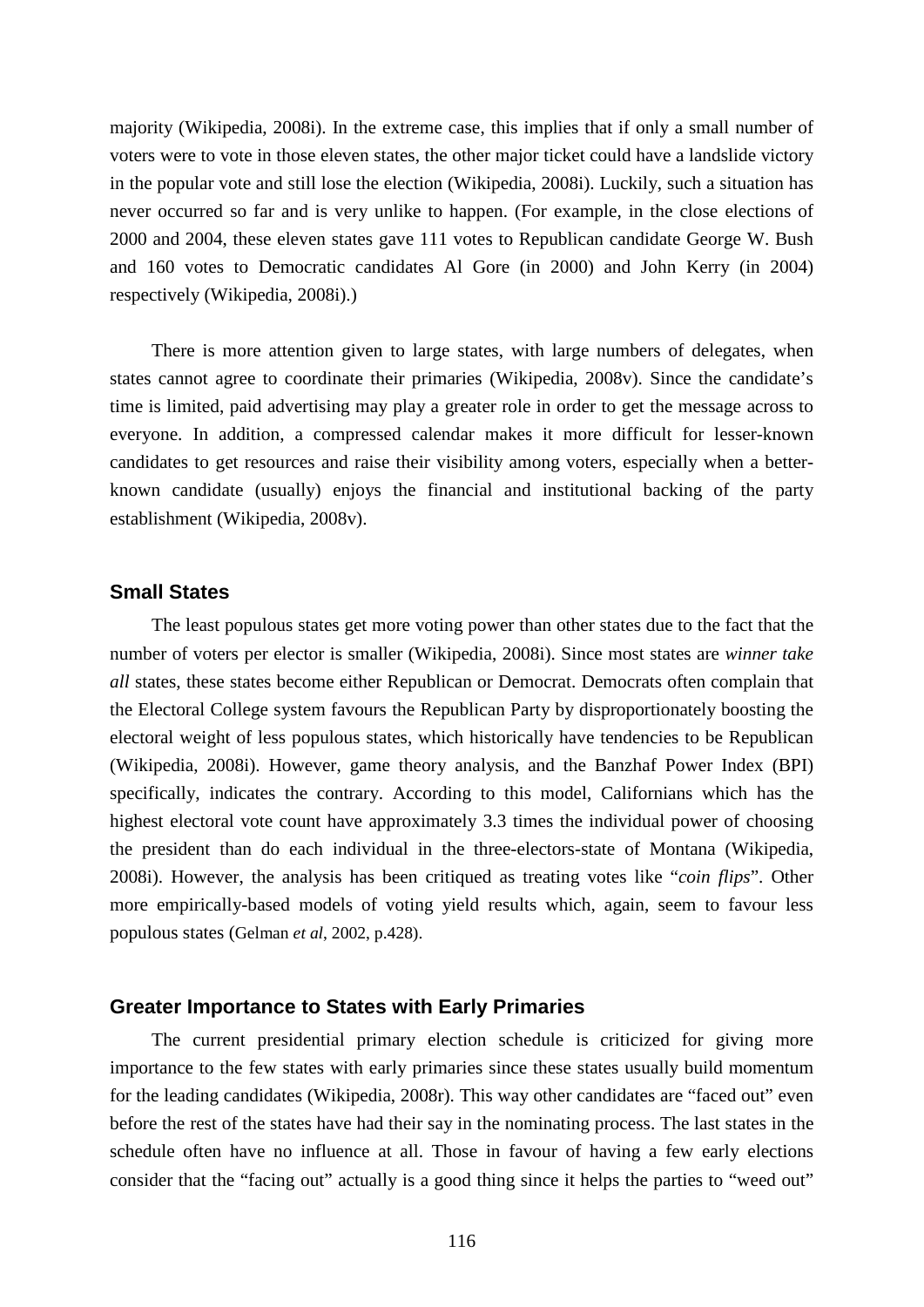majority (Wikipedia, 2008i). In the extreme case, this implies that if only a small number of voters were to vote in those eleven states, the other major ticket could have a landslide victory in the popular vote and still lose the election (Wikipedia, 2008i). Luckily, such a situation has never occurred so far and is very unlike to happen. (For example, in the close elections of 2000 and 2004, these eleven states gave 111 votes to Republican candidate George W. Bush and 160 votes to Democratic candidates Al Gore (in 2000) and John Kerry (in 2004) respectively (Wikipedia, 2008i).)

There is more attention given to large states, with large numbers of delegates, when states cannot agree to coordinate their primaries (Wikipedia, 2008v). Since the candidate's time is limited, paid advertising may play a greater role in order to get the message across to everyone. In addition, a compressed calendar makes it more difficult for lesser-known candidates to get resources and raise their visibility among voters, especially when a better-known candidate (usually) enjoys the financial and institutional backing of the party establishment (Wikipedia, 2008v).

### Small States

The least populous states get more voting power than other states due to the fact that the number of voters per elector is smaller (Wikipedia, 2008i). Since most states are *winner take all* states, these states become either Republican or Democrat. Democrats often complain that the Electoral College system favours the Republican Party by disproportionately boosting the electoral weight of less populous states, which historically have tendencies to be Republican (Wikipedia, 2008i). However, game theory analysis, and the Banzhaf Power Index (BPI) specifically, indicates the contrary. According to this model, Californians which has the highest electoral vote count have approximately 3.3 times the individual power of choosing the president than do each individual in the three-electors-state of Montana (Wikipedia, 2008i). However, the analysis has been critiqued as treating votes like "*coin flips*". Other more empirically-based models of voting yield results which, again, seem to favour less populous states (Gelman *et al*, 2002, p.428).

### Greater Importance to States with Early Primaries

The current presidential primary election schedule is criticized for giving more importance to the few states with early primaries since these states usually build momentum for the leading candidates (Wikipedia, 2008r). This way other candidates are "faced out" even before the rest of the states have had their say in the nominating process. The last states in the schedule often have no influence at all. Those in favour of having a few early elections consider that the "facing out" actually is a good thing since it helps the parties to "weed out"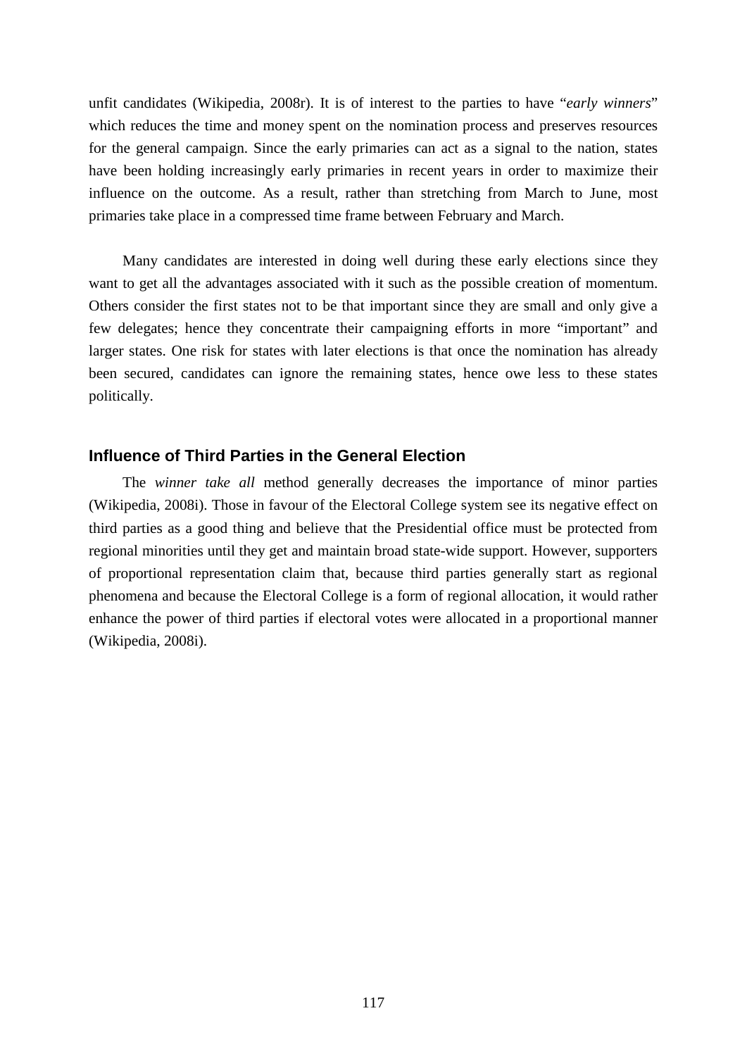unfit candidates (Wikipedia, 2008r). It is of interest to the parties to have "*early winners*" which reduces the time and money spent on the nomination process and preserves resources for the general campaign. Since the early primaries can act as a signal to the nation, states have been holding increasingly early primaries in recent years in order to maximize their influence on the outcome. As a result, rather than stretching from March to June, most primaries take place in a compressed time frame between February and March.

Many candidates are interested in doing well during these early elections since they want to get all the advantages associated with it such as the possible creation of momentum. Others consider the first states not to be that important since they are small and only give a few delegates; hence they concentrate their campaigning efforts in more "important" and larger states. One risk for states with later elections is that once the nomination has already been secured, candidates can ignore the remaining states, hence owe less to these states politically.

### Influence of Third Parties in the General Election

The *winner take all* method generally decreases the importance of minor parties (Wikipedia, 2008i). Those in favour of the Electoral College system see its negative effect on third parties as a good thing and believe that the Presidential office must be protected from regional minorities until they get and maintain broad state-wide support. However, supporters of proportional representation claim that, because third parties generally start as regional phenomena and because the Electoral College is a form of regional allocation, it would rather enhance the power of third parties if electoral votes were allocated in a proportional manner (Wikipedia, 2008i).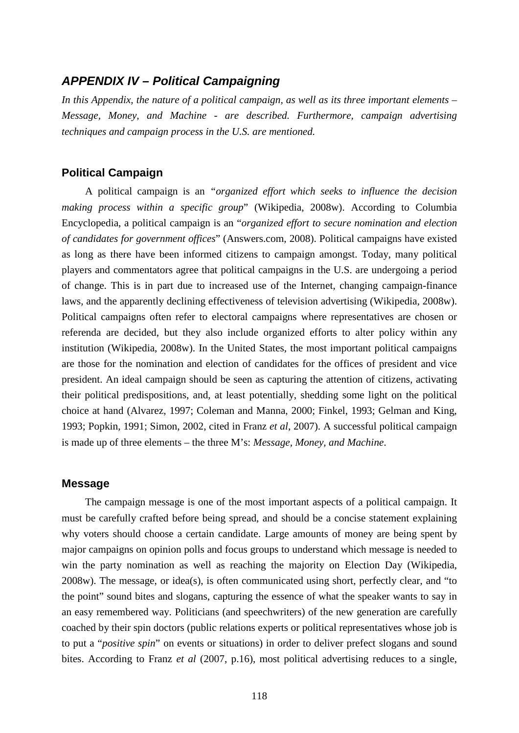## *APPENDIX IV – Political Campaigning*

*In this Appendix, the nature of a political campaign, as well as its three important elements – Message, Money, and Machine - are described. Furthermore, campaign advertising techniques and campaign process in the U.S. are mentioned.*

### Political Campaign

A political campaign is an *"organized effort which seeks to influence the decision making process within a specific group*" (Wikipedia, 2008w). According to Columbia Encyclopedia, a political campaign is an "*organized effort to secure nomination and election of candidates for government offices*" (Answers.com, 2008). Political campaigns have existed as long as there have been informed citizens to campaign amongst. Today, many political players and commentators agree that political campaigns in the U.S. are undergoing a period of change. This is in part due to increased use of the Internet, changing campaign-finance laws, and the apparently declining effectiveness of television advertising (Wikipedia, 2008w). Political campaigns often refer to electoral campaigns where representatives are chosen or referenda are decided, but they also include organized efforts to alter policy within any institution (Wikipedia, 2008w). In the United States, the most important political campaigns are those for the nomination and election of candidates for the offices of president and vice president. An ideal campaign should be seen as capturing the attention of citizens, activating their political predispositions, and, at least potentially, shedding some light on the political choice at hand (Alvarez, 1997; Coleman and Manna, 2000; Finkel, 1993; Gelman and King, 1993; Popkin, 1991; Simon, 2002, cited in Franz *et al*, 2007). A successful political campaign is made up of three elements – the three M's: *Message, Money, and Machine*.

### Message

The campaign message is one of the most important aspects of a political campaign. It must be carefully crafted before being spread, and should be a concise statement explaining why voters should choose a certain candidate. Large amounts of money are being spent by major campaigns on opinion polls and focus groups to understand which message is needed to win the party nomination as well as reaching the majority on Election Day (Wikipedia, 2008w). The message, or idea(s), is often communicated using short, perfectly clear, and "to the point" sound bites and slogans, capturing the essence of what the speaker wants to say in an easy remembered way. Politicians (and speechwriters) of the new generation are carefully coached by their spin doctors (public relations experts or political representatives whose job is to put a "*positive spin*" on events or situations) in order to deliver prefect slogans and sound bites. According to Franz *et al* (2007, p.16), most political advertising reduces to a single,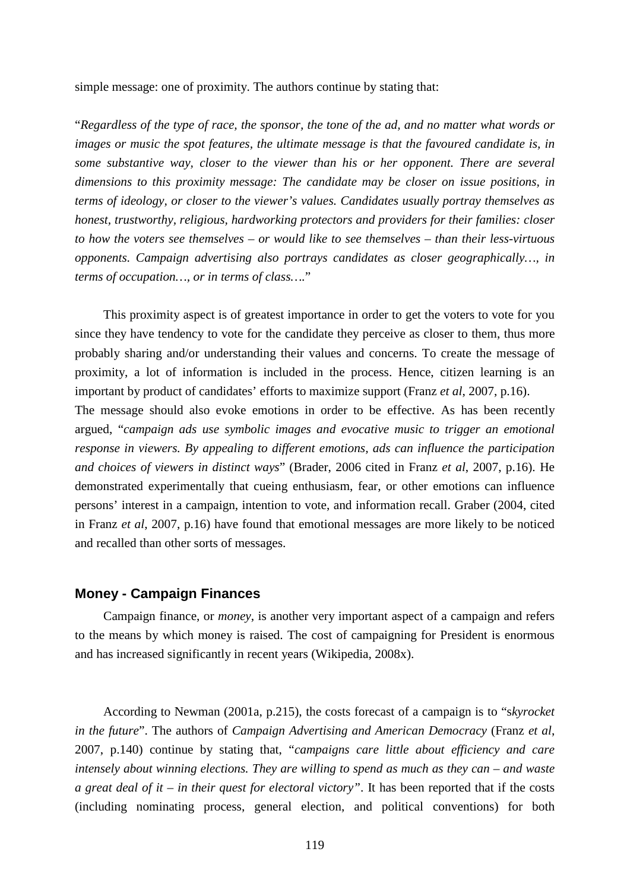simple message: one of proximity. The authors continue by stating that:

"*Regardless of the type of race, the sponsor, the tone of the ad, and no matter what words or images or music the spot features, the ultimate message is that the favoured candidate is, in some substantive way, closer to the viewer than his or her opponent. There are several dimensions to this proximity message: The candidate may be closer on issue positions, in terms of ideology, or closer to the viewer's values. Candidates usually portray themselves as honest, trustworthy, religious, hardworking protectors and providers for their families: closer to how the voters see themselves – or would like to see themselves – than their less-virtuous opponents. Campaign advertising also portrays candidates as closer geographically…, in terms of occupation…, or in terms of class….*"

This proximity aspect is of greatest importance in order to get the voters to vote for you since they have tendency to vote for the candidate they perceive as closer to them, thus more probably sharing and/or understanding their values and concerns. To create the message of proximity, a lot of information is included in the process. Hence, citizen learning is an important by product of candidates' efforts to maximize support (Franz *et al*, 2007, p.16).
The message should also evoke emotions in order to be effective. As has been recently argued, "*campaign ads use symbolic images and evocative music to trigger an emotional response in viewers. By appealing to different emotions, ads can influence the participation and choices of viewers in distinct ways*" (Brader, 2006 cited in Franz *et al*, 2007, p.16). He demonstrated experimentally that cueing enthusiasm, fear, or other emotions can influence persons' interest in a campaign, intention to vote, and information recall. Graber (2004, cited in Franz *et al*, 2007, p.16) have found that emotional messages are more likely to be noticed and recalled than other sorts of messages.

## Money - Campaign Finances

Campaign finance, or *money*, is another very important aspect of a campaign and refers to the means by which money is raised. The cost of campaigning for President is enormous and has increased significantly in recent years (Wikipedia, 2008x).

According to Newman (2001a, p.215), the costs forecast of a campaign is to "s*kyrocket in the future*". The authors of *Campaign Advertising and American Democracy* (Franz *et al*, 2007, p.140) continue by stating that, "*campaigns care little about efficiency and care intensely about winning elections. They are willing to spend as much as they can – and waste a great deal of it – in their quest for electoral victory*". It has been reported that if the costs (including nominating process, general election, and political conventions) for both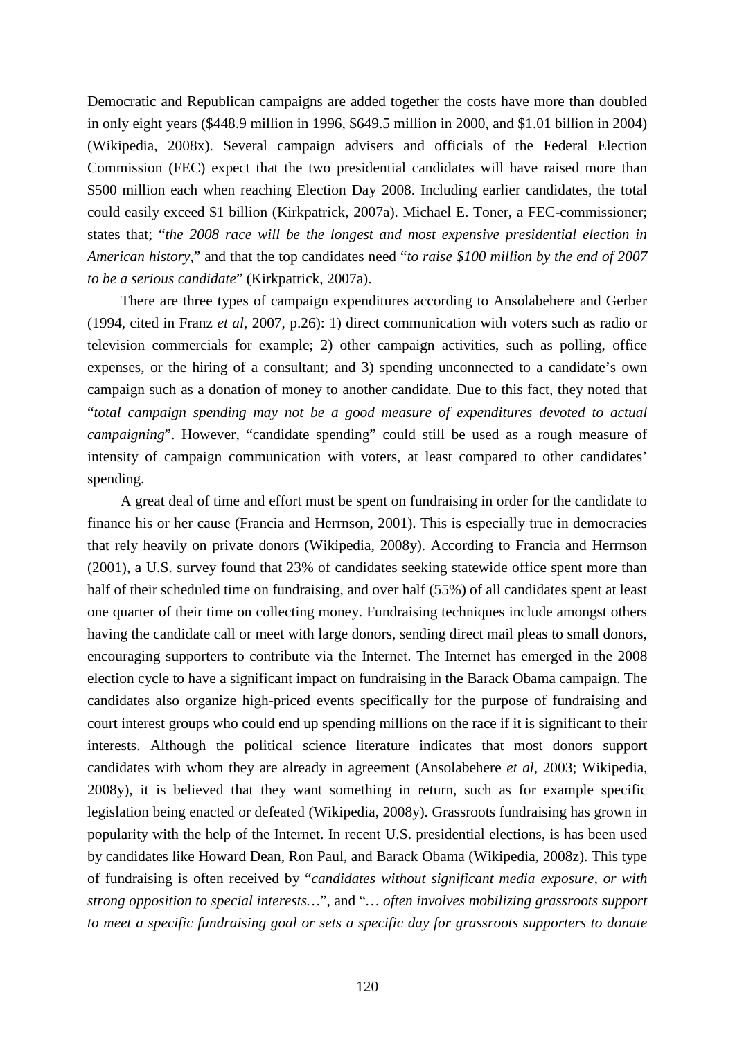Democratic and Republican campaigns are added together the costs have more than doubled in only eight years ($448.9 million in 1996, $649.5 million in 2000, and $1.01 billion in 2004) (Wikipedia, 2008x). Several campaign advisers and officials of the Federal Election Commission (FEC) expect that the two presidential candidates will have raised more than $500 million each when reaching Election Day 2008. Including earlier candidates, the total could easily exceed $1 billion (Kirkpatrick, 2007a). Michael E. Toner, a FEC-commissioner; states that; "*the 2008 race will be the longest and most expensive presidential election in American history*," and that the top candidates need "*to raise $100 million by the end of 2007 to be a serious candidate*" (Kirkpatrick, 2007a).

There are three types of campaign expenditures according to Ansolabehere and Gerber (1994, cited in Franz *et al*, 2007, p.26): 1) direct communication with voters such as radio or television commercials for example; 2) other campaign activities, such as polling, office expenses, or the hiring of a consultant; and 3) spending unconnected to a candidate's own campaign such as a donation of money to another candidate. Due to this fact, they noted that "*total campaign spending may not be a good measure of expenditures devoted to actual campaigning*". However, "candidate spending" could still be used as a rough measure of intensity of campaign communication with voters, at least compared to other candidates' spending.

A great deal of time and effort must be spent on fundraising in order for the candidate to finance his or her cause (Francia and Herrnson, 2001). This is especially true in democracies that rely heavily on private donors (Wikipedia, 2008y). According to Francia and Herrnson (2001), a U.S. survey found that 23% of candidates seeking statewide office spent more than half of their scheduled time on fundraising, and over half (55%) of all candidates spent at least one quarter of their time on collecting money. Fundraising techniques include amongst others having the candidate call or meet with large donors, sending direct mail pleas to small donors, encouraging supporters to contribute via the Internet. The Internet has emerged in the 2008 election cycle to have a significant impact on fundraising in the Barack Obama campaign. The candidates also organize high-priced events specifically for the purpose of fundraising and court interest groups who could end up spending millions on the race if it is significant to their interests. Although the political science literature indicates that most donors support candidates with whom they are already in agreement (Ansolabehere *et al*, 2003; Wikipedia, 2008y), it is believed that they want something in return, such as for example specific legislation being enacted or defeated (Wikipedia, 2008y). Grassroots fundraising has grown in popularity with the help of the Internet. In recent U.S. presidential elections, is has been used by candidates like Howard Dean, Ron Paul, and Barack Obama (Wikipedia, 2008z). This type of fundraising is often received by "*candidates without significant media exposure, or with strong opposition to special interests…*", and "*… often involves mobilizing grassroots support to meet a specific fundraising goal or sets a specific day for grassroots supporters to donate*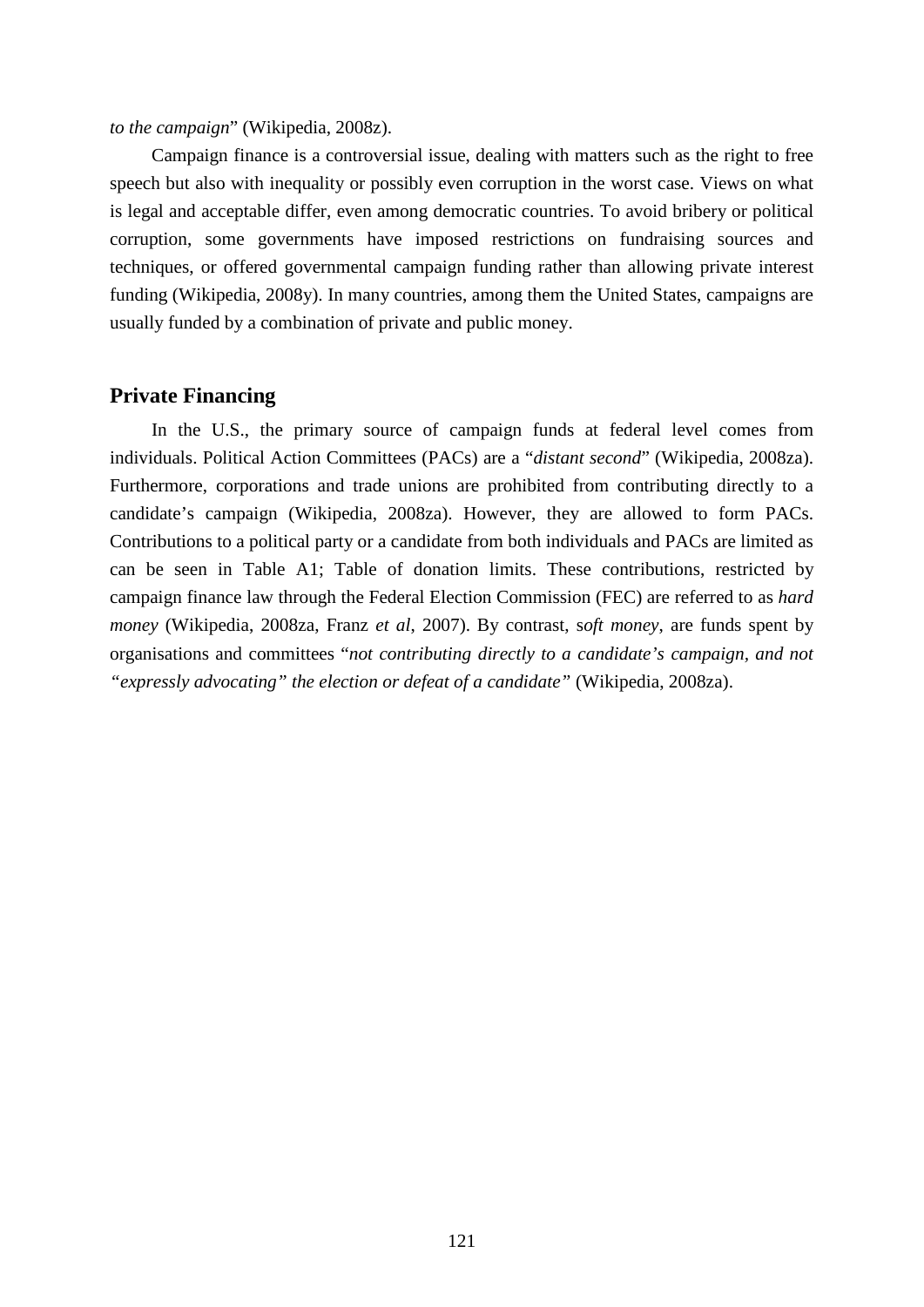*to the campaign*" (Wikipedia, 2008z).

Campaign finance is a controversial issue, dealing with matters such as the right to free speech but also with inequality or possibly even corruption in the worst case. Views on what is legal and acceptable differ, even among democratic countries. To avoid bribery or political corruption, some governments have imposed restrictions on fundraising sources and techniques, or offered governmental campaign funding rather than allowing private interest funding (Wikipedia, 2008y). In many countries, among them the United States, campaigns are usually funded by a combination of private and public money.

## Private Financing

In the U.S., the primary source of campaign funds at federal level comes from individuals. Political Action Committees (PACs) are a "*distant second*" (Wikipedia, 2008za). Furthermore, corporations and trade unions are prohibited from contributing directly to a candidate's campaign (Wikipedia, 2008za). However, they are allowed to form PACs. Contributions to a political party or a candidate from both individuals and PACs are limited as can be seen in Table A1; Table of donation limits. These contributions, restricted by campaign finance law through the Federal Election Commission (FEC) are referred to as *hard money* (Wikipedia, 2008za, Franz *et al*, 2007). By contrast, s*oft money*, are funds spent by organisations and committees "*not contributing directly to a candidate's campaign, and not "expressly advocating" the election or defeat of a candidate"* (Wikipedia, 2008za).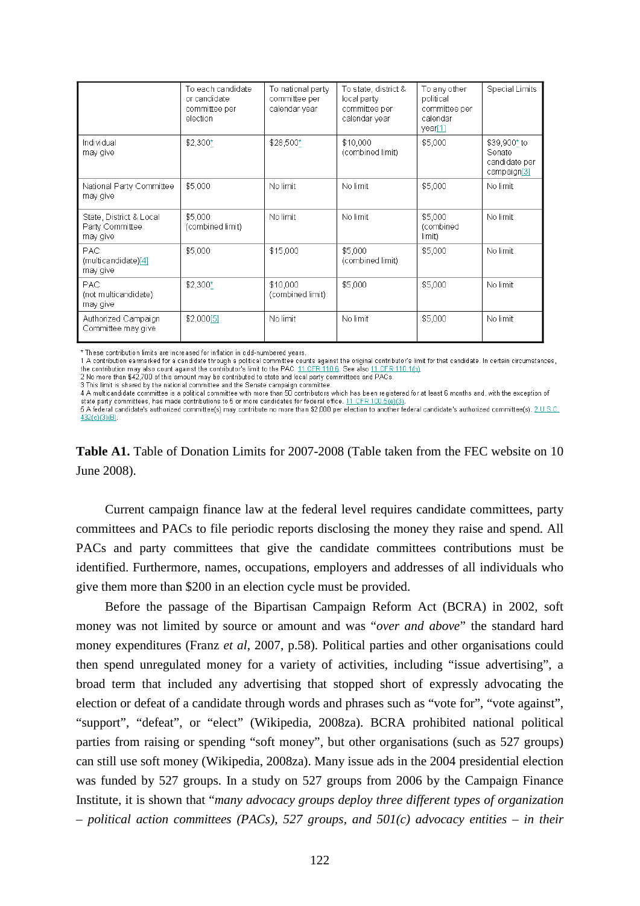|  | To each candidate or candidate committee per election | To national party committee per calendar year | To state, district & local party committee per calendar year | To any other political committee per calendar year[1] | Special Limits |
|---|---|---|---|---|---|
| Individual may give | $2,300* | $28,500* | $10,000 (combined limit) | $5,000 | $39,900* to Senate candidate per campaign[3] |
| National Party Committee may give | $5,000 | No limit | No limit | $5,000 | No limit |
| State, District & Local Party Committee may give | $5,000 (combined limit) | No limit | No limit | $5,000 (combined limit) | No limit |
| PAC (multicandidate)[4] may give | $5,000 | $15,000 | $5,000 (combined limit) | $5,000 | No limit |
| PAC (not multicandidate) may give | $2,300* | $10,000 (combined limit) | $5,000 | $5,000 | No limit |
| Authorized Campaign Committee may give | $2,000[5] | No limit | No limit | $5,000 | No limit |

* These contribution limits are increased for inflation in odd-numbered years.
1 A contribution earmarked for a candidate through a political committee counts against the original contributor's limit for that candidate. In certain circumstances, the contribution may also count against the contributor's limit to the PAC. 11 CFR 110.6. See also 11 CFR 110.1(h).
2 No more than $42,700 of this amount may be contributed to state and local party committees and PACs.
3 This limit is shared by the national committee and the Senate campaign committee.
4 A multicandidate committee is a political committee with more than 50 contributors which has been registered for at least 6 months and, with the exception of state party committees, has made contributions to 5 or more candidates for federal office. 11 CFR 100.5(e)(3).
5 A federal candidate's authorized committee(s) may contribute no more than $2,000 per election to another federal candidate's authorized committee(s). 2 U.S.C. 432(e)(3)(B).

**Table A1.** Table of Donation Limits for 2007-2008 (Table taken from the FEC website on 10 June 2008).

Current campaign finance law at the federal level requires candidate committees, party committees and PACs to file periodic reports disclosing the money they raise and spend. All PACs and party committees that give the candidate committees contributions must be identified. Furthermore, names, occupations, employers and addresses of all individuals who give them more than $200 in an election cycle must be provided.

Before the passage of the Bipartisan Campaign Reform Act (BCRA) in 2002, soft money was not limited by source or amount and was "*over and above*" the standard hard money expenditures (Franz *et al*, 2007, p.58). Political parties and other organisations could then spend unregulated money for a variety of activities, including "issue advertising", a broad term that included any advertising that stopped short of expressly advocating the election or defeat of a candidate through words and phrases such as "vote for", "vote against", "support", "defeat", or "elect" (Wikipedia, 2008za). BCRA prohibited national political parties from raising or spending "soft money", but other organisations (such as 527 groups) can still use soft money (Wikipedia, 2008za). Many issue ads in the 2004 presidential election was funded by 527 groups. In a study on 527 groups from 2006 by the Campaign Finance Institute, it is shown that "*many advocacy groups deploy three different types of organization – political action committees (PACs), 527 groups, and 501(c) advocacy entities – in their*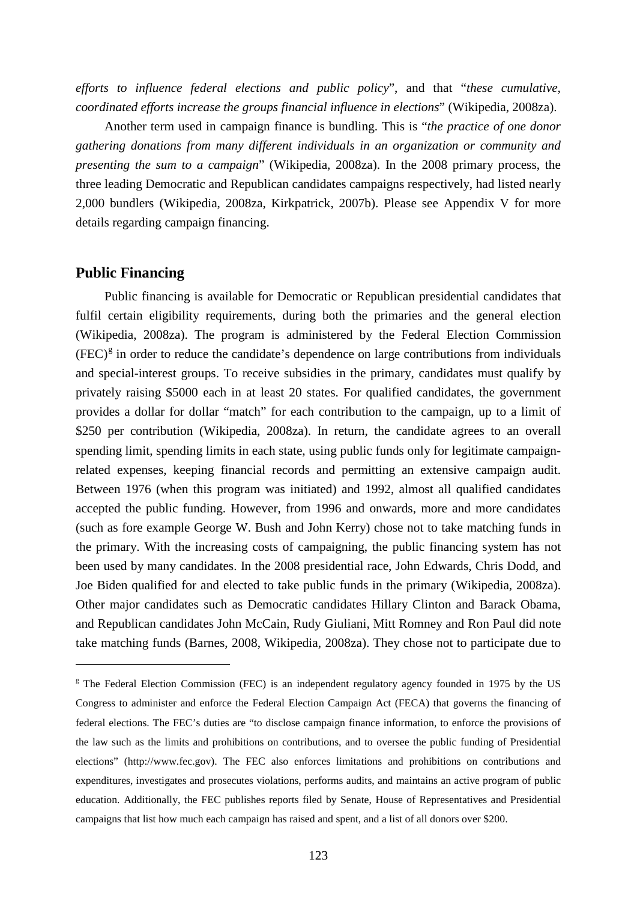*efforts to influence federal elections and public policy*", and that "*these cumulative, coordinated efforts increase the groups financial influence in elections*" (Wikipedia, 2008za).

Another term used in campaign finance is bundling. This is "*the practice of one donor gathering donations from many different individuals in an organization or community and presenting the sum to a campaign*" (Wikipedia, 2008za). In the 2008 primary process, the three leading Democratic and Republican candidates campaigns respectively, had listed nearly 2,000 bundlers (Wikipedia, 2008za, Kirkpatrick, 2007b). Please see Appendix V for more details regarding campaign financing.

## Public Financing

Public financing is available for Democratic or Republican presidential candidates that fulfil certain eligibility requirements, during both the primaries and the general election (Wikipedia, 2008za). The program is administered by the Federal Election Commission (FEC)[g] in order to reduce the candidate's dependence on large contributions from individuals and special-interest groups. To receive subsidies in the primary, candidates must qualify by privately raising $5000 each in at least 20 states. For qualified candidates, the government provides a dollar for dollar "match" for each contribution to the campaign, up to a limit of $250 per contribution (Wikipedia, 2008za). In return, the candidate agrees to an overall spending limit, spending limits in each state, using public funds only for legitimate campaign-related expenses, keeping financial records and permitting an extensive campaign audit. Between 1976 (when this program was initiated) and 1992, almost all qualified candidates accepted the public funding. However, from 1996 and onwards, more and more candidates (such as fore example George W. Bush and John Kerry) chose not to take matching funds in the primary. With the increasing costs of campaigning, the public financing system has not been used by many candidates. In the 2008 presidential race, John Edwards, Chris Dodd, and Joe Biden qualified for and elected to take public funds in the primary (Wikipedia, 2008za). Other major candidates such as Democratic candidates Hillary Clinton and Barack Obama, and Republican candidates John McCain, Rudy Giuliani, Mitt Romney and Ron Paul did note take matching funds (Barnes, 2008, Wikipedia, 2008za). They chose not to participate due to

---

[g] The Federal Election Commission (FEC) is an independent regulatory agency founded in 1975 by the US Congress to administer and enforce the Federal Election Campaign Act (FECA) that governs the financing of federal elections. The FEC's duties are "to disclose campaign finance information, to enforce the provisions of the law such as the limits and prohibitions on contributions, and to oversee the public funding of Presidential elections" (http://www.fec.gov). The FEC also enforces limitations and prohibitions on contributions and expenditures, investigates and prosecutes violations, performs audits, and maintains an active program of public education. Additionally, the FEC publishes reports filed by Senate, House of Representatives and Presidential campaigns that list how much each campaign has raised and spent, and a list of all donors over $200.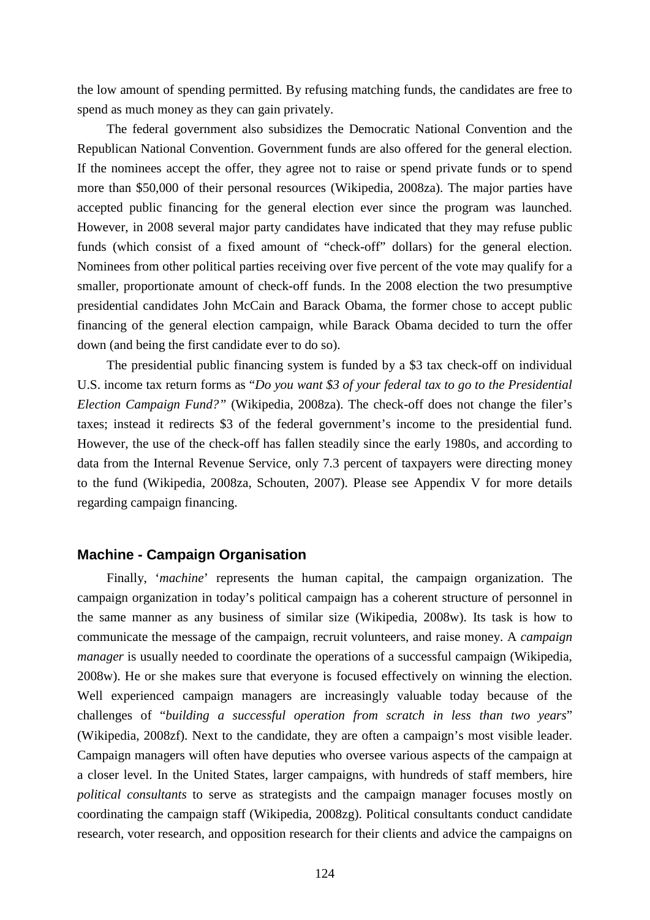the low amount of spending permitted. By refusing matching funds, the candidates are free to spend as much money as they can gain privately.

The federal government also subsidizes the Democratic National Convention and the Republican National Convention. Government funds are also offered for the general election. If the nominees accept the offer, they agree not to raise or spend private funds or to spend more than $50,000 of their personal resources (Wikipedia, 2008za). The major parties have accepted public financing for the general election ever since the program was launched. However, in 2008 several major party candidates have indicated that they may refuse public funds (which consist of a fixed amount of "check-off" dollars) for the general election. Nominees from other political parties receiving over five percent of the vote may qualify for a smaller, proportionate amount of check-off funds. In the 2008 election the two presumptive presidential candidates John McCain and Barack Obama, the former chose to accept public financing of the general election campaign, while Barack Obama decided to turn the offer down (and being the first candidate ever to do so).

The presidential public financing system is funded by a $3 tax check-off on individual U.S. income tax return forms as "*Do you want $3 of your federal tax to go to the Presidential Election Campaign Fund?"* (Wikipedia, 2008za). The check-off does not change the filer's taxes; instead it redirects $3 of the federal government's income to the presidential fund. However, the use of the check-off has fallen steadily since the early 1980s, and according to data from the Internal Revenue Service, only 7.3 percent of taxpayers were directing money to the fund (Wikipedia, 2008za, Schouten, 2007). Please see Appendix V for more details regarding campaign financing.

## Machine - Campaign Organisation

Finally, '*machine*' represents the human capital, the campaign organization. The campaign organization in today's political campaign has a coherent structure of personnel in the same manner as any business of similar size (Wikipedia, 2008w). Its task is how to communicate the message of the campaign, recruit volunteers, and raise money. A *campaign manager* is usually needed to coordinate the operations of a successful campaign (Wikipedia, 2008w). He or she makes sure that everyone is focused effectively on winning the election. Well experienced campaign managers are increasingly valuable today because of the challenges of "*building a successful operation from scratch in less than two years*" (Wikipedia, 2008zf). Next to the candidate, they are often a campaign's most visible leader. Campaign managers will often have deputies who oversee various aspects of the campaign at a closer level. In the United States, larger campaigns, with hundreds of staff members, hire *political consultants* to serve as strategists and the campaign manager focuses mostly on coordinating the campaign staff (Wikipedia, 2008zg). Political consultants conduct candidate research, voter research, and opposition research for their clients and advice the campaigns on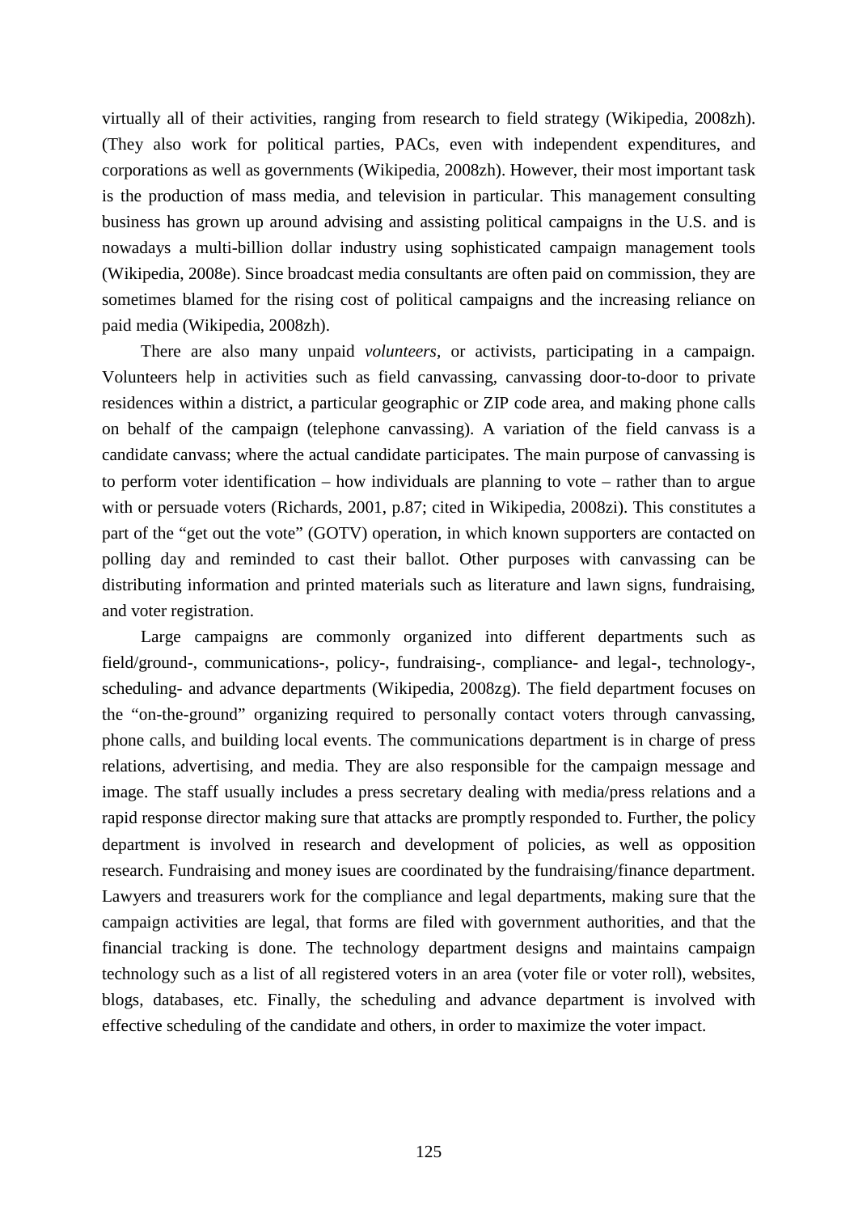virtually all of their activities, ranging from research to field strategy (Wikipedia, 2008zh). (They also work for political parties, PACs, even with independent expenditures, and corporations as well as governments (Wikipedia, 2008zh). However, their most important task is the production of mass media, and television in particular. This management consulting business has grown up around advising and assisting political campaigns in the U.S. and is nowadays a multi-billion dollar industry using sophisticated campaign management tools (Wikipedia, 2008e). Since broadcast media consultants are often paid on commission, they are sometimes blamed for the rising cost of political campaigns and the increasing reliance on paid media (Wikipedia, 2008zh).

There are also many unpaid *volunteers*, or activists, participating in a campaign. Volunteers help in activities such as field canvassing, canvassing door-to-door to private residences within a district, a particular geographic or ZIP code area, and making phone calls on behalf of the campaign (telephone canvassing). A variation of the field canvass is a candidate canvass; where the actual candidate participates. The main purpose of canvassing is to perform voter identification – how individuals are planning to vote – rather than to argue with or persuade voters (Richards, 2001, p.87; cited in Wikipedia, 2008zi). This constitutes a part of the "get out the vote" (GOTV) operation, in which known supporters are contacted on polling day and reminded to cast their ballot. Other purposes with canvassing can be distributing information and printed materials such as literature and lawn signs, fundraising, and voter registration.

Large campaigns are commonly organized into different departments such as field/ground-, communications-, policy-, fundraising-, compliance- and legal-, technology-, scheduling- and advance departments (Wikipedia, 2008zg). The field department focuses on the "on-the-ground" organizing required to personally contact voters through canvassing, phone calls, and building local events. The communications department is in charge of press relations, advertising, and media. They are also responsible for the campaign message and image. The staff usually includes a press secretary dealing with media/press relations and a rapid response director making sure that attacks are promptly responded to. Further, the policy department is involved in research and development of policies, as well as opposition research. Fundraising and money isues are coordinated by the fundraising/finance department. Lawyers and treasurers work for the compliance and legal departments, making sure that the campaign activities are legal, that forms are filed with government authorities, and that the financial tracking is done. The technology department designs and maintains campaign technology such as a list of all registered voters in an area (voter file or voter roll), websites, blogs, databases, etc. Finally, the scheduling and advance department is involved with effective scheduling of the candidate and others, in order to maximize the voter impact.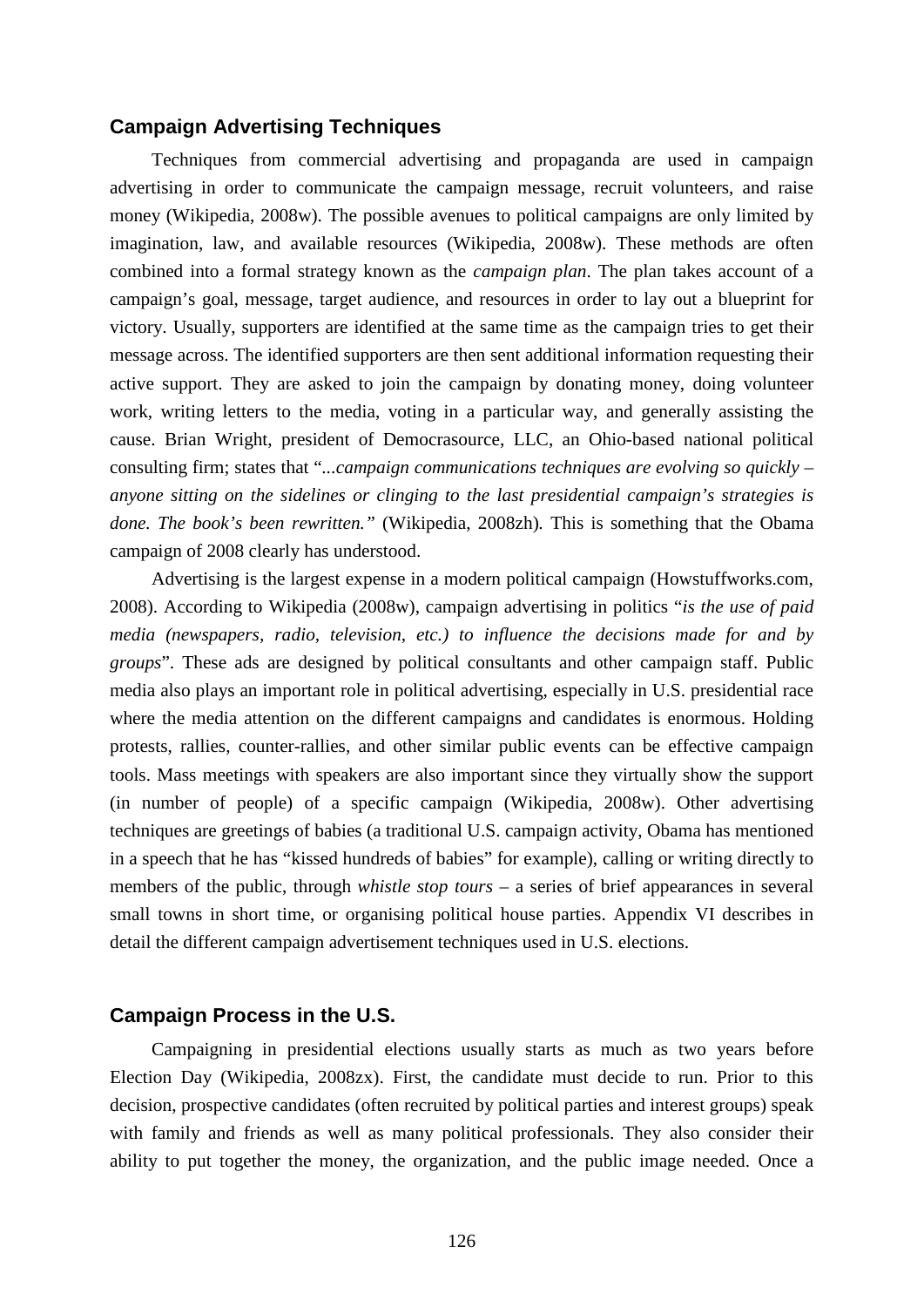## Campaign Advertising Techniques

Techniques from commercial advertising and propaganda are used in campaign advertising in order to communicate the campaign message, recruit volunteers, and raise money (Wikipedia, 2008w). The possible avenues to political campaigns are only limited by imagination, law, and available resources (Wikipedia, 2008w). These methods are often combined into a formal strategy known as the *campaign plan*. The plan takes account of a campaign's goal, message, target audience, and resources in order to lay out a blueprint for victory. Usually, supporters are identified at the same time as the campaign tries to get their message across. The identified supporters are then sent additional information requesting their active support. They are asked to join the campaign by donating money, doing volunteer work, writing letters to the media, voting in a particular way, and generally assisting the cause. Brian Wright, president of Democrasource, LLC, an Ohio-based national political consulting firm; states that "*...campaign communications techniques are evolving so quickly – anyone sitting on the sidelines or clinging to the last presidential campaign's strategies is done. The book's been rewritten.*" (Wikipedia, 2008zh). This is something that the Obama campaign of 2008 clearly has understood.

Advertising is the largest expense in a modern political campaign (Howstuffworks.com, 2008). According to Wikipedia (2008w), campaign advertising in politics "*is the use of paid media (newspapers, radio, television, etc.) to influence the decisions made for and by groups*". These ads are designed by political consultants and other campaign staff. Public media also plays an important role in political advertising, especially in U.S. presidential race where the media attention on the different campaigns and candidates is enormous. Holding protests, rallies, counter-rallies, and other similar public events can be effective campaign tools. Mass meetings with speakers are also important since they virtually show the support (in number of people) of a specific campaign (Wikipedia, 2008w). Other advertising techniques are greetings of babies (a traditional U.S. campaign activity, Obama has mentioned in a speech that he has "kissed hundreds of babies" for example), calling or writing directly to members of the public, through *whistle stop tours* – a series of brief appearances in several small towns in short time, or organising political house parties. Appendix VI describes in detail the different campaign advertisement techniques used in U.S. elections.

## Campaign Process in the U.S.

Campaigning in presidential elections usually starts as much as two years before Election Day (Wikipedia, 2008zx). First, the candidate must decide to run. Prior to this decision, prospective candidates (often recruited by political parties and interest groups) speak with family and friends as well as many political professionals. They also consider their ability to put together the money, the organization, and the public image needed. Once a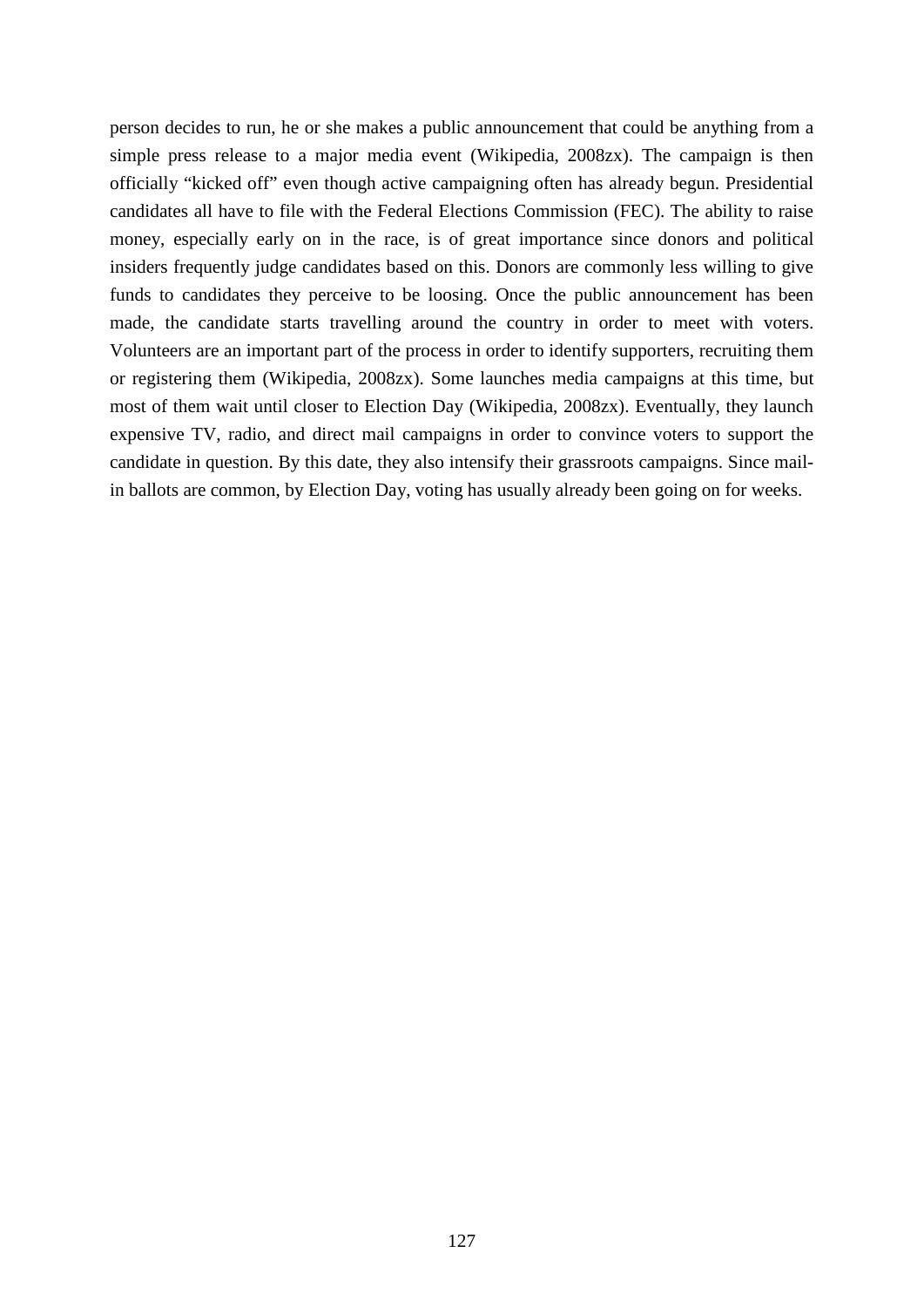person decides to run, he or she makes a public announcement that could be anything from a simple press release to a major media event (Wikipedia, 2008zx). The campaign is then officially “kicked off” even though active campaigning often has already begun. Presidential candidates all have to file with the Federal Elections Commission (FEC). The ability to raise money, especially early on in the race, is of great importance since donors and political insiders frequently judge candidates based on this. Donors are commonly less willing to give funds to candidates they perceive to be loosing. Once the public announcement has been made, the candidate starts travelling around the country in order to meet with voters. Volunteers are an important part of the process in order to identify supporters, recruiting them or registering them (Wikipedia, 2008zx). Some launches media campaigns at this time, but most of them wait until closer to Election Day (Wikipedia, 2008zx). Eventually, they launch expensive TV, radio, and direct mail campaigns in order to convince voters to support the candidate in question. By this date, they also intensify their grassroots campaigns. Since mail-in ballots are common, by Election Day, voting has usually already been going on for weeks.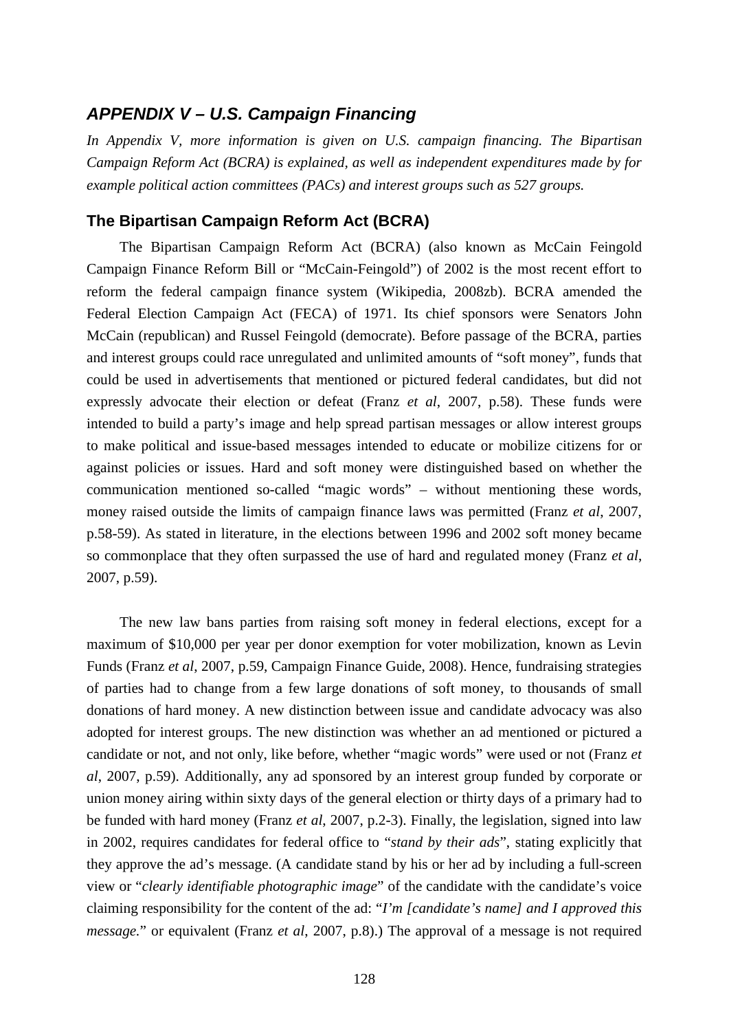## *APPENDIX V – U.S. Campaign Financing*

*In Appendix V, more information is given on U.S. campaign financing. The Bipartisan Campaign Reform Act (BCRA) is explained, as well as independent expenditures made by for example political action committees (PACs) and interest groups such as 527 groups.*

### The Bipartisan Campaign Reform Act (BCRA)

The Bipartisan Campaign Reform Act (BCRA) (also known as McCain Feingold Campaign Finance Reform Bill or "McCain-Feingold") of 2002 is the most recent effort to reform the federal campaign finance system (Wikipedia, 2008zb). BCRA amended the Federal Election Campaign Act (FECA) of 1971. Its chief sponsors were Senators John McCain (republican) and Russel Feingold (democrate). Before passage of the BCRA, parties and interest groups could race unregulated and unlimited amounts of "soft money", funds that could be used in advertisements that mentioned or pictured federal candidates, but did not expressly advocate their election or defeat (Franz *et al*, 2007, p.58). These funds were intended to build a party's image and help spread partisan messages or allow interest groups to make political and issue-based messages intended to educate or mobilize citizens for or against policies or issues. Hard and soft money were distinguished based on whether the communication mentioned so-called "magic words" – without mentioning these words, money raised outside the limits of campaign finance laws was permitted (Franz *et al*, 2007, p.58-59). As stated in literature, in the elections between 1996 and 2002 soft money became so commonplace that they often surpassed the use of hard and regulated money (Franz *et al*, 2007, p.59).

The new law bans parties from raising soft money in federal elections, except for a maximum of $10,000 per year per donor exemption for voter mobilization, known as Levin Funds (Franz *et al*, 2007, p.59, Campaign Finance Guide, 2008). Hence, fundraising strategies of parties had to change from a few large donations of soft money, to thousands of small donations of hard money. A new distinction between issue and candidate advocacy was also adopted for interest groups. The new distinction was whether an ad mentioned or pictured a candidate or not, and not only, like before, whether "magic words" were used or not (Franz *et al*, 2007, p.59). Additionally, any ad sponsored by an interest group funded by corporate or union money airing within sixty days of the general election or thirty days of a primary had to be funded with hard money (Franz *et al*, 2007, p.2-3). Finally, the legislation, signed into law in 2002, requires candidates for federal office to "*stand by their ads*", stating explicitly that they approve the ad's message. (A candidate stand by his or her ad by including a full-screen view or "*clearly identifiable photographic image*" of the candidate with the candidate's voice claiming responsibility for the content of the ad: "*I'm [candidate's name] and I approved this message.*" or equivalent (Franz *et al*, 2007, p.8).) The approval of a message is not required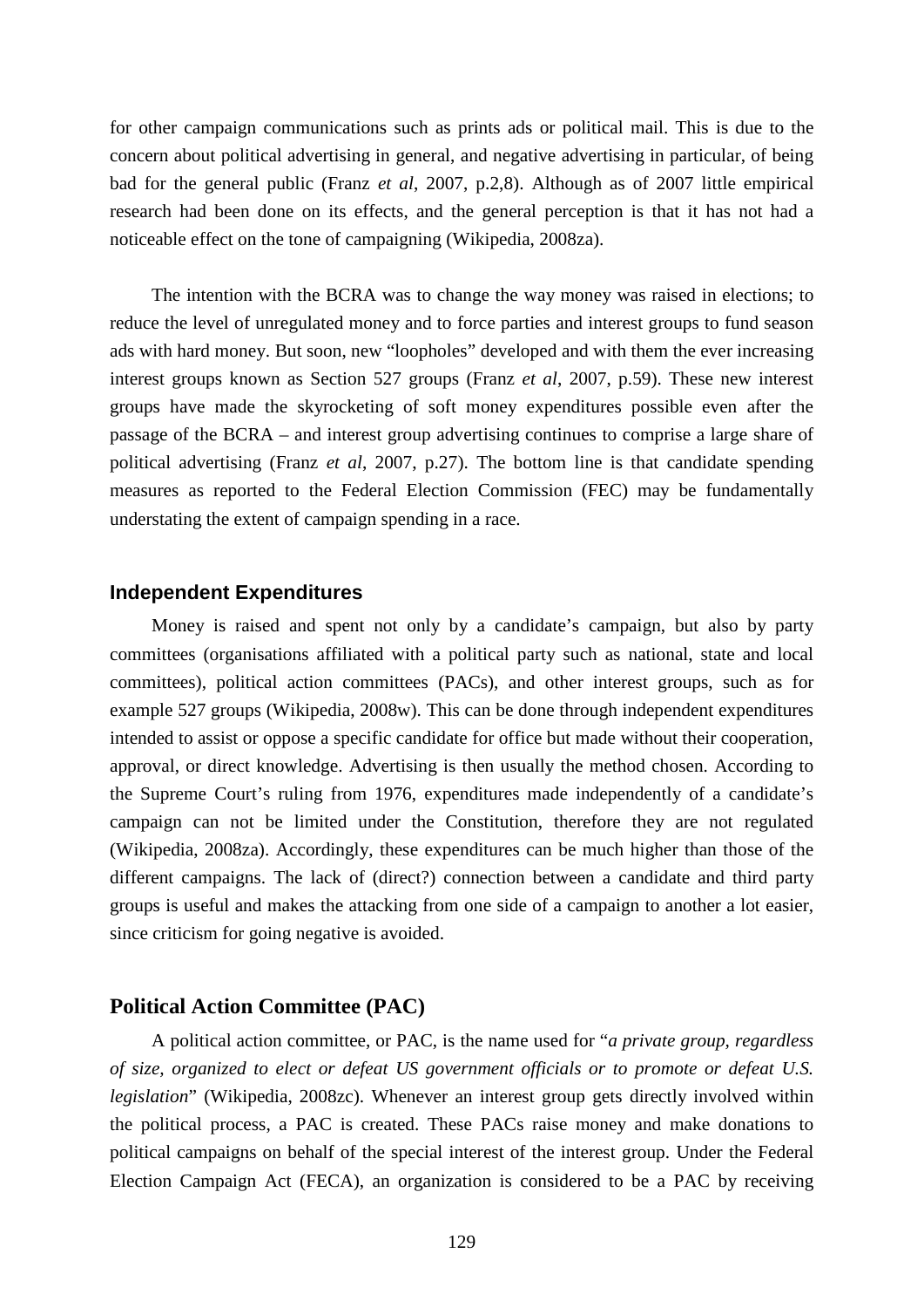for other campaign communications such as prints ads or political mail. This is due to the concern about political advertising in general, and negative advertising in particular, of being bad for the general public (Franz *et al*, 2007, p.2,8). Although as of 2007 little empirical research had been done on its effects, and the general perception is that it has not had a noticeable effect on the tone of campaigning (Wikipedia, 2008za).

The intention with the BCRA was to change the way money was raised in elections; to reduce the level of unregulated money and to force parties and interest groups to fund season ads with hard money. But soon, new "loopholes" developed and with them the ever increasing interest groups known as Section 527 groups (Franz *et al*, 2007, p.59). These new interest groups have made the skyrocketing of soft money expenditures possible even after the passage of the BCRA – and interest group advertising continues to comprise a large share of political advertising (Franz *et al*, 2007, p.27). The bottom line is that candidate spending measures as reported to the Federal Election Commission (FEC) may be fundamentally understating the extent of campaign spending in a race.

### Independent Expenditures

Money is raised and spent not only by a candidate's campaign, but also by party committees (organisations affiliated with a political party such as national, state and local committees), political action committees (PACs), and other interest groups, such as for example 527 groups (Wikipedia, 2008w). This can be done through independent expenditures intended to assist or oppose a specific candidate for office but made without their cooperation, approval, or direct knowledge. Advertising is then usually the method chosen. According to the Supreme Court's ruling from 1976, expenditures made independently of a candidate's campaign can not be limited under the Constitution, therefore they are not regulated (Wikipedia, 2008za). Accordingly, these expenditures can be much higher than those of the different campaigns. The lack of (direct?) connection between a candidate and third party groups is useful and makes the attacking from one side of a campaign to another a lot easier, since criticism for going negative is avoided.

## Political Action Committee (PAC)

A political action committee, or PAC, is the name used for "*a private group, regardless of size, organized to elect or defeat US government officials or to promote or defeat U.S. legislation*" (Wikipedia, 2008zc). Whenever an interest group gets directly involved within the political process, a PAC is created. These PACs raise money and make donations to political campaigns on behalf of the special interest of the interest group. Under the Federal Election Campaign Act (FECA), an organization is considered to be a PAC by receiving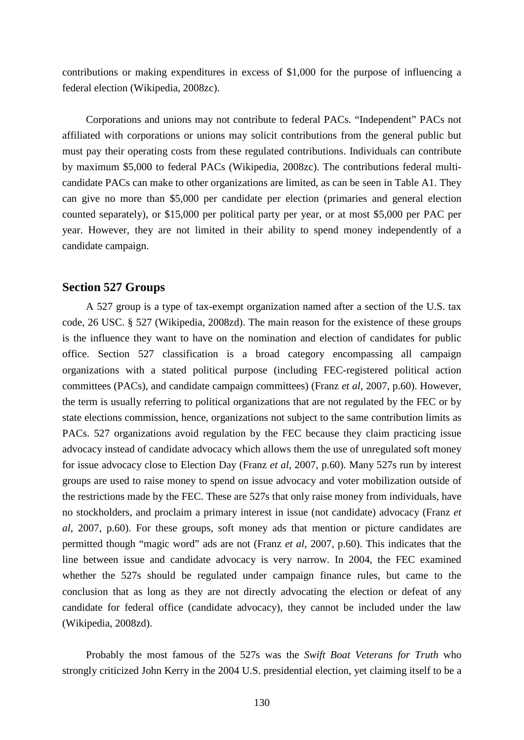contributions or making expenditures in excess of $1,000 for the purpose of influencing a federal election (Wikipedia, 2008zc).

Corporations and unions may not contribute to federal PACs. “Independent” PACs not affiliated with corporations or unions may solicit contributions from the general public but must pay their operating costs from these regulated contributions. Individuals can contribute by maximum $5,000 to federal PACs (Wikipedia, 2008zc). The contributions federal multi-candidate PACs can make to other organizations are limited, as can be seen in Table A1. They can give no more than $5,000 per candidate per election (primaries and general election counted separately), or $15,000 per political party per year, or at most $5,000 per PAC per year. However, they are not limited in their ability to spend money independently of a candidate campaign.

## Section 527 Groups

A 527 group is a type of tax-exempt organization named after a section of the U.S. tax code, 26 USC. § 527 (Wikipedia, 2008zd). The main reason for the existence of these groups is the influence they want to have on the nomination and election of candidates for public office. Section 527 classification is a broad category encompassing all campaign organizations with a stated political purpose (including FEC-registered political action committees (PACs), and candidate campaign committees) (Franz *et al*, 2007, p.60). However, the term is usually referring to political organizations that are not regulated by the FEC or by state elections commission, hence, organizations not subject to the same contribution limits as PACs. 527 organizations avoid regulation by the FEC because they claim practicing issue advocacy instead of candidate advocacy which allows them the use of unregulated soft money for issue advocacy close to Election Day (Franz *et al*, 2007, p.60). Many 527s run by interest groups are used to raise money to spend on issue advocacy and voter mobilization outside of the restrictions made by the FEC. These are 527s that only raise money from individuals, have no stockholders, and proclaim a primary interest in issue (not candidate) advocacy (Franz *et al*, 2007, p.60). For these groups, soft money ads that mention or picture candidates are permitted though “magic word” ads are not (Franz *et al*, 2007, p.60). This indicates that the line between issue and candidate advocacy is very narrow. In 2004, the FEC examined whether the 527s should be regulated under campaign finance rules, but came to the conclusion that as long as they are not directly advocating the election or defeat of any candidate for federal office (candidate advocacy), they cannot be included under the law (Wikipedia, 2008zd).

Probably the most famous of the 527s was the *Swift Boat Veterans for Truth* who strongly criticized John Kerry in the 2004 U.S. presidential election, yet claiming itself to be a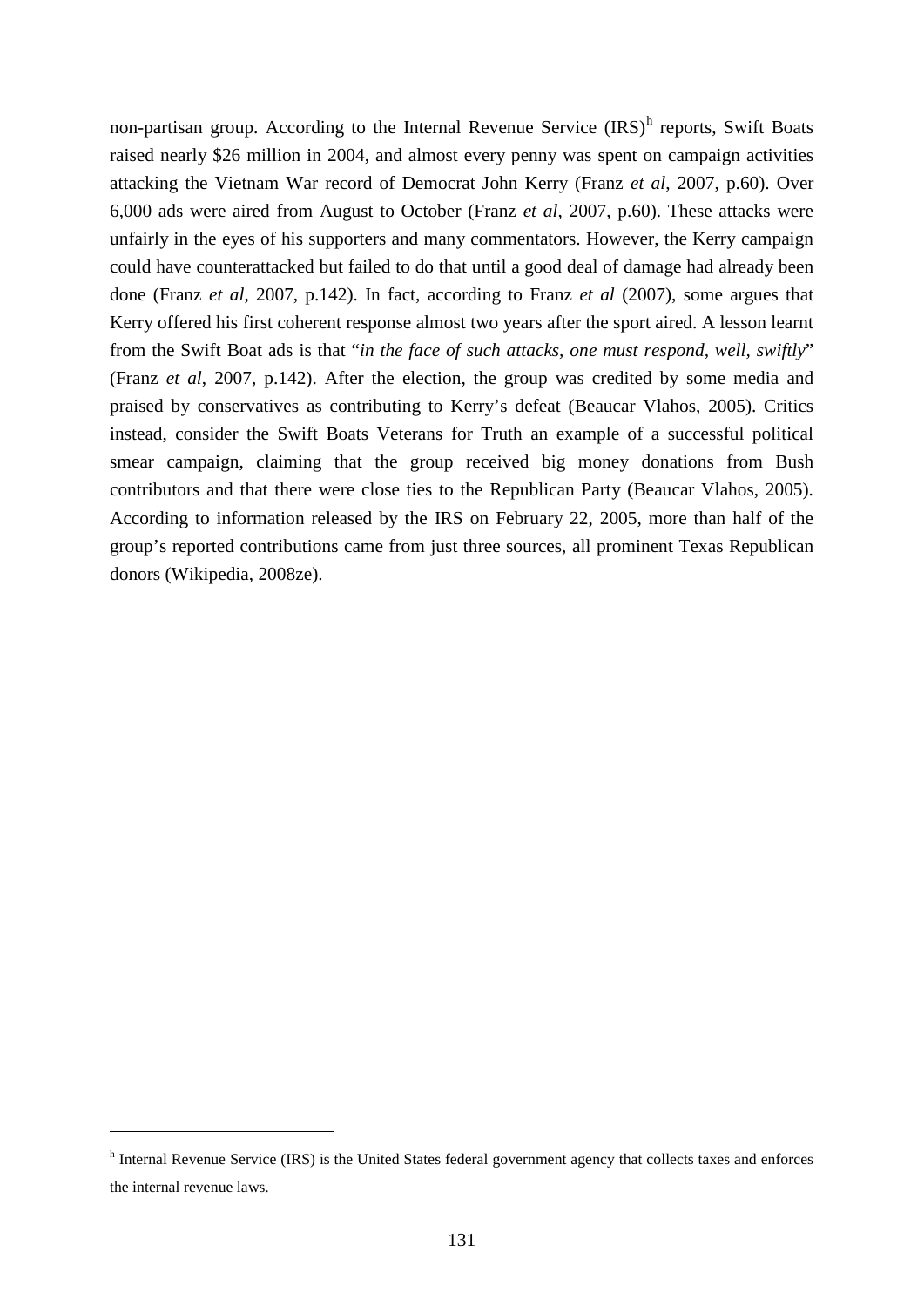non-partisan group. According to the Internal Revenue Service (IRS)[h] reports, Swift Boats raised nearly $26 million in 2004, and almost every penny was spent on campaign activities attacking the Vietnam War record of Democrat John Kerry (Franz *et al*, 2007, p.60). Over 6,000 ads were aired from August to October (Franz *et al*, 2007, p.60). These attacks were unfairly in the eyes of his supporters and many commentators. However, the Kerry campaign could have counterattacked but failed to do that until a good deal of damage had already been done (Franz *et al*, 2007, p.142). In fact, according to Franz *et al* (2007), some argues that Kerry offered his first coherent response almost two years after the sport aired. A lesson learnt from the Swift Boat ads is that "*in the face of such attacks, one must respond, well, swiftly*" (Franz *et al*, 2007, p.142). After the election, the group was credited by some media and praised by conservatives as contributing to Kerry's defeat (Beaucar Vlahos, 2005). Critics instead, consider the Swift Boats Veterans for Truth an example of a successful political smear campaign, claiming that the group received big money donations from Bush contributors and that there were close ties to the Republican Party (Beaucar Vlahos, 2005). According to information released by the IRS on February 22, 2005, more than half of the group's reported contributions came from just three sources, all prominent Texas Republican donors (Wikipedia, 2008ze).

---

[h] Internal Revenue Service (IRS) is the United States federal government agency that collects taxes and enforces the internal revenue laws.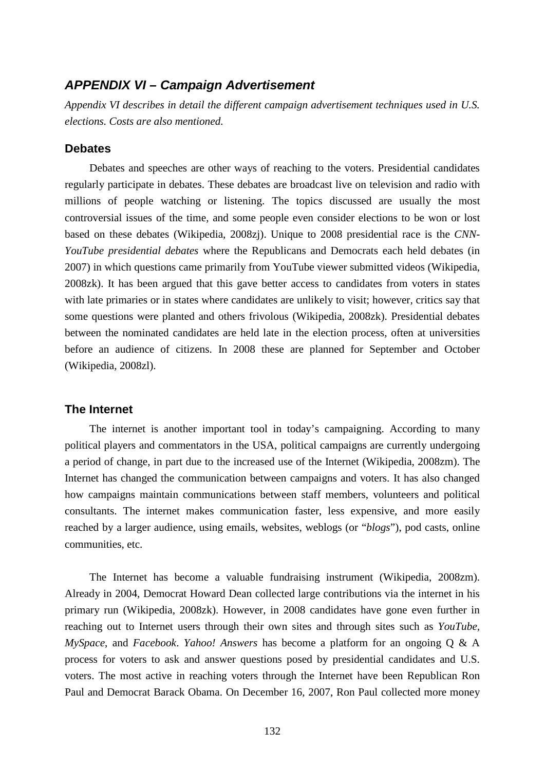## *APPENDIX VI – Campaign Advertisement*

*Appendix VI describes in detail the different campaign advertisement techniques used in U.S. elections. Costs are also mentioned.*

### Debates

Debates and speeches are other ways of reaching to the voters. Presidential candidates regularly participate in debates. These debates are broadcast live on television and radio with millions of people watching or listening. The topics discussed are usually the most controversial issues of the time, and some people even consider elections to be won or lost based on these debates (Wikipedia, 2008zj). Unique to 2008 presidential race is the *CNN-YouTube presidential debates* where the Republicans and Democrats each held debates (in 2007) in which questions came primarily from YouTube viewer submitted videos (Wikipedia, 2008zk). It has been argued that this gave better access to candidates from voters in states with late primaries or in states where candidates are unlikely to visit; however, critics say that some questions were planted and others frivolous (Wikipedia, 2008zk). Presidential debates between the nominated candidates are held late in the election process, often at universities before an audience of citizens. In 2008 these are planned for September and October (Wikipedia, 2008zl).

### The Internet

The internet is another important tool in today's campaigning. According to many political players and commentators in the USA, political campaigns are currently undergoing a period of change, in part due to the increased use of the Internet (Wikipedia, 2008zm). The Internet has changed the communication between campaigns and voters. It has also changed how campaigns maintain communications between staff members, volunteers and political consultants. The internet makes communication faster, less expensive, and more easily reached by a larger audience, using emails, websites, weblogs (or "*blogs*"), pod casts, online communities, etc.

The Internet has become a valuable fundraising instrument (Wikipedia, 2008zm). Already in 2004, Democrat Howard Dean collected large contributions via the internet in his primary run (Wikipedia, 2008zk). However, in 2008 candidates have gone even further in reaching out to Internet users through their own sites and through sites such as *YouTube, MySpace*, and *Facebook*. *Yahoo! Answers* has become a platform for an ongoing Q & A process for voters to ask and answer questions posed by presidential candidates and U.S. voters. The most active in reaching voters through the Internet have been Republican Ron Paul and Democrat Barack Obama. On December 16, 2007, Ron Paul collected more money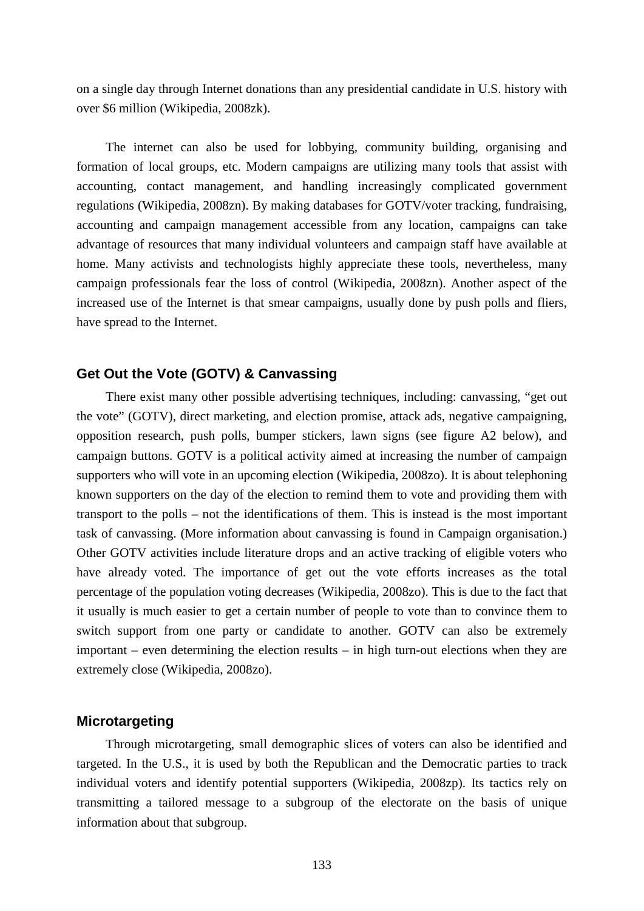on a single day through Internet donations than any presidential candidate in U.S. history with over $6 million (Wikipedia, 2008zk).

The internet can also be used for lobbying, community building, organising and formation of local groups, etc. Modern campaigns are utilizing many tools that assist with accounting, contact management, and handling increasingly complicated government regulations (Wikipedia, 2008zn). By making databases for GOTV/voter tracking, fundraising, accounting and campaign management accessible from any location, campaigns can take advantage of resources that many individual volunteers and campaign staff have available at home. Many activists and technologists highly appreciate these tools, nevertheless, many campaign professionals fear the loss of control (Wikipedia, 2008zn). Another aspect of the increased use of the Internet is that smear campaigns, usually done by push polls and fliers, have spread to the Internet.

## Get Out the Vote (GOTV) & Canvassing

There exist many other possible advertising techniques, including: canvassing, "get out the vote" (GOTV), direct marketing, and election promise, attack ads, negative campaigning, opposition research, push polls, bumper stickers, lawn signs (see figure A2 below), and campaign buttons. GOTV is a political activity aimed at increasing the number of campaign supporters who will vote in an upcoming election (Wikipedia, 2008zo). It is about telephoning known supporters on the day of the election to remind them to vote and providing them with transport to the polls – not the identifications of them. This is instead is the most important task of canvassing. (More information about canvassing is found in Campaign organisation.) Other GOTV activities include literature drops and an active tracking of eligible voters who have already voted. The importance of get out the vote efforts increases as the total percentage of the population voting decreases (Wikipedia, 2008zo). This is due to the fact that it usually is much easier to get a certain number of people to vote than to convince them to switch support from one party or candidate to another. GOTV can also be extremely important – even determining the election results – in high turn-out elections when they are extremely close (Wikipedia, 2008zo).

## Microtargeting

Through microtargeting, small demographic slices of voters can also be identified and targeted. In the U.S., it is used by both the Republican and the Democratic parties to track individual voters and identify potential supporters (Wikipedia, 2008zp). Its tactics rely on transmitting a tailored message to a subgroup of the electorate on the basis of unique information about that subgroup.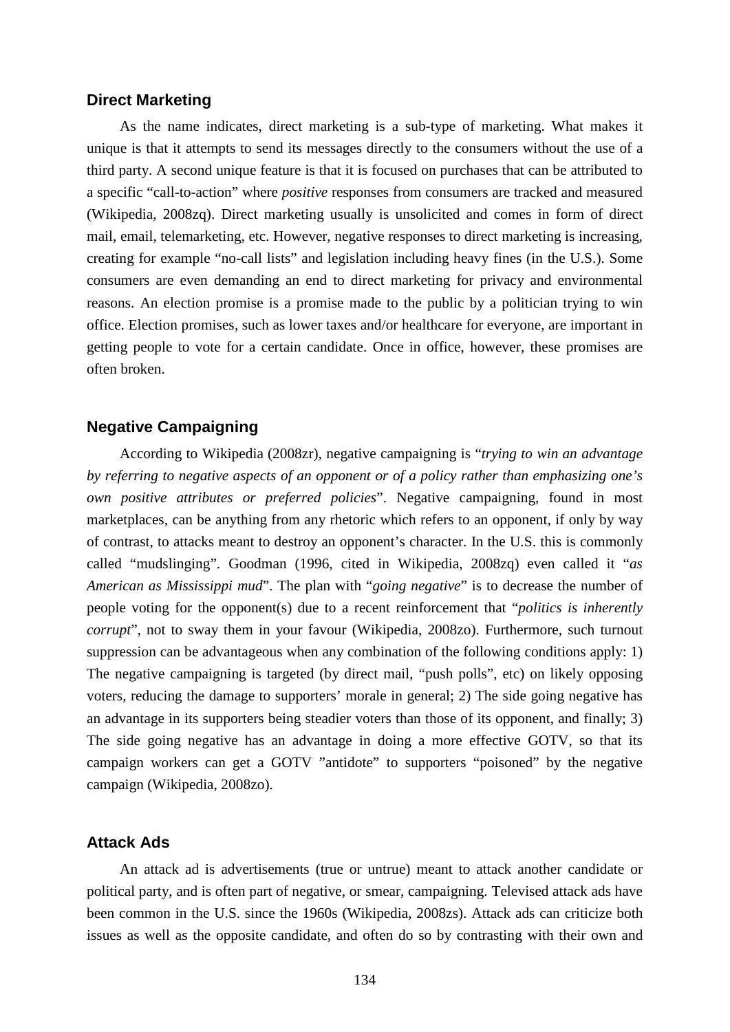### Direct Marketing

As the name indicates, direct marketing is a sub-type of marketing. What makes it unique is that it attempts to send its messages directly to the consumers without the use of a third party. A second unique feature is that it is focused on purchases that can be attributed to a specific "call-to-action" where *positive* responses from consumers are tracked and measured (Wikipedia, 2008zq). Direct marketing usually is unsolicited and comes in form of direct mail, email, telemarketing, etc. However, negative responses to direct marketing is increasing, creating for example "no-call lists" and legislation including heavy fines (in the U.S.). Some consumers are even demanding an end to direct marketing for privacy and environmental reasons. An election promise is a promise made to the public by a politician trying to win office. Election promises, such as lower taxes and/or healthcare for everyone, are important in getting people to vote for a certain candidate. Once in office, however, these promises are often broken.

### Negative Campaigning

According to Wikipedia (2008zr), negative campaigning is "*trying to win an advantage by referring to negative aspects of an opponent or of a policy rather than emphasizing one's own positive attributes or preferred policies*". Negative campaigning, found in most marketplaces, can be anything from any rhetoric which refers to an opponent, if only by way of contrast, to attacks meant to destroy an opponent's character. In the U.S. this is commonly called "mudslinging". Goodman (1996, cited in Wikipedia, 2008zq) even called it "*as American as Mississippi mud*". The plan with "*going negative*" is to decrease the number of people voting for the opponent(s) due to a recent reinforcement that "*politics is inherently corrupt*", not to sway them in your favour (Wikipedia, 2008zo). Furthermore, such turnout suppression can be advantageous when any combination of the following conditions apply: 1) The negative campaigning is targeted (by direct mail, "push polls", etc) on likely opposing voters, reducing the damage to supporters' morale in general; 2) The side going negative has an advantage in its supporters being steadier voters than those of its opponent, and finally; 3) The side going negative has an advantage in doing a more effective GOTV, so that its campaign workers can get a GOTV "antidote" to supporters "poisoned" by the negative campaign (Wikipedia, 2008zo).

### Attack Ads

An attack ad is advertisements (true or untrue) meant to attack another candidate or political party, and is often part of negative, or smear, campaigning. Televised attack ads have been common in the U.S. since the 1960s (Wikipedia, 2008zs). Attack ads can criticize both issues as well as the opposite candidate, and often do so by contrasting with their own and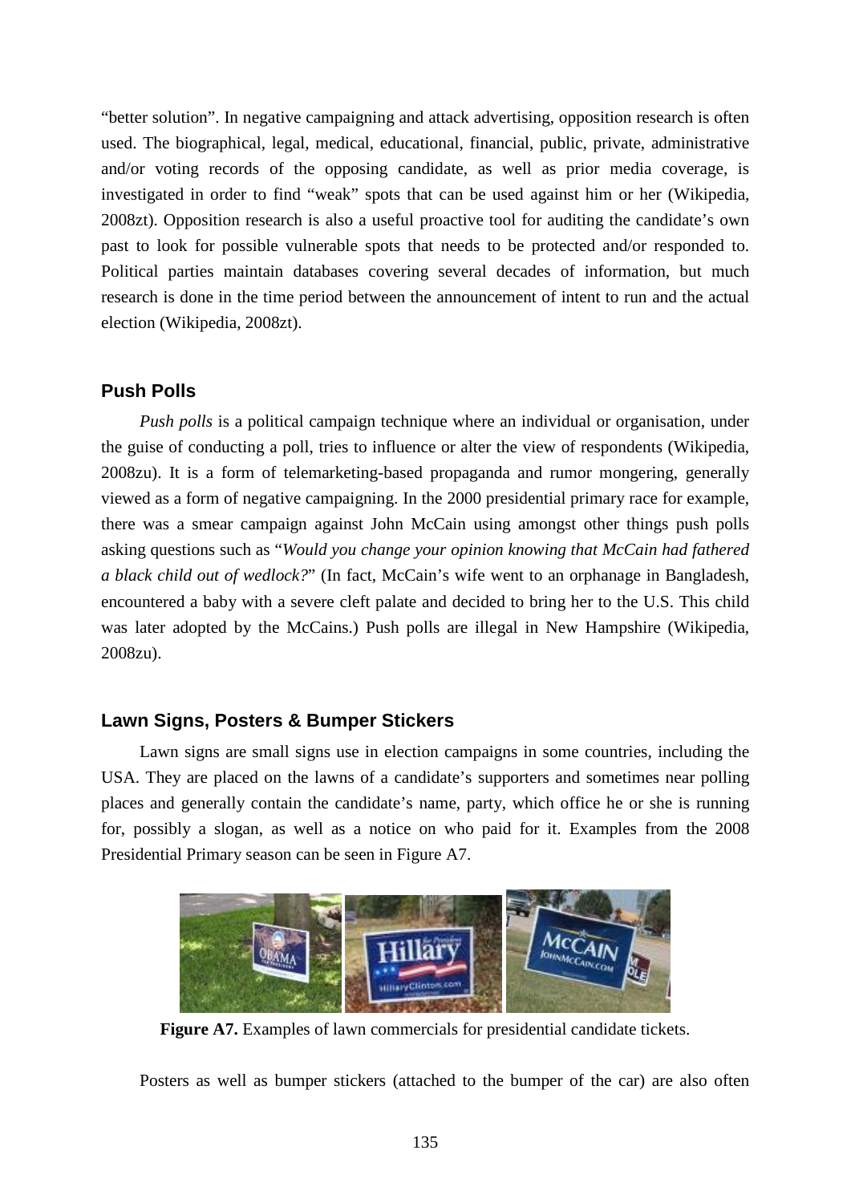"better solution". In negative campaigning and attack advertising, opposition research is often used. The biographical, legal, medical, educational, financial, public, private, administrative and/or voting records of the opposing candidate, as well as prior media coverage, is investigated in order to find "weak" spots that can be used against him or her (Wikipedia, 2008zt). Opposition research is also a useful proactive tool for auditing the candidate's own past to look for possible vulnerable spots that needs to be protected and/or responded to. Political parties maintain databases covering several decades of information, but much research is done in the time period between the announcement of intent to run and the actual election (Wikipedia, 2008zt).

### Push Polls

*Push polls* is a political campaign technique where an individual or organisation, under the guise of conducting a poll, tries to influence or alter the view of respondents (Wikipedia, 2008zu). It is a form of telemarketing-based propaganda and rumor mongering, generally viewed as a form of negative campaigning. In the 2000 presidential primary race for example, there was a smear campaign against John McCain using amongst other things push polls asking questions such as "*Would you change your opinion knowing that McCain had fathered a black child out of wedlock?*" (In fact, McCain's wife went to an orphanage in Bangladesh, encountered a baby with a severe cleft palate and decided to bring her to the U.S. This child was later adopted by the McCains.) Push polls are illegal in New Hampshire (Wikipedia, 2008zu).

### Lawn Signs, Posters & Bumper Stickers

Lawn signs are small signs use in election campaigns in some countries, including the USA. They are placed on the lawns of a candidate's supporters and sometimes near polling places and generally contain the candidate's name, party, which office he or she is running for, possibly a slogan, as well as a notice on who paid for it. Examples from the 2008 Presidential Primary season can be seen in Figure A7.

**Figure A7.** Examples of lawn commercials for presidential candidate tickets.

Posters as well as bumper stickers (attached to the bumper of the car) are also often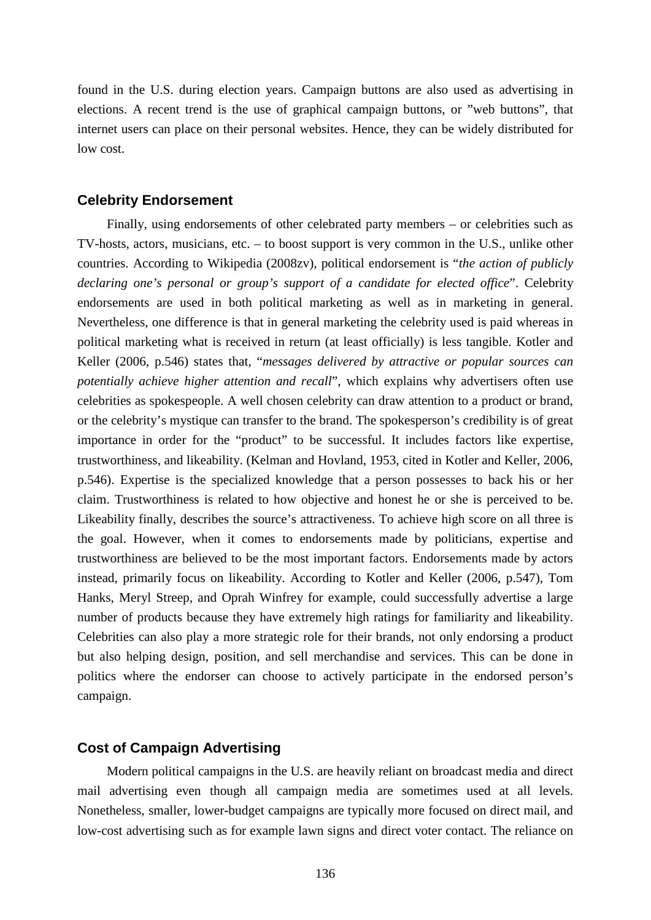found in the U.S. during election years. Campaign buttons are also used as advertising in elections. A recent trend is the use of graphical campaign buttons, or ”web buttons”, that internet users can place on their personal websites. Hence, they can be widely distributed for low cost.

### Celebrity Endorsement

Finally, using endorsements of other celebrated party members – or celebrities such as TV-hosts, actors, musicians, etc. – to boost support is very common in the U.S., unlike other countries. According to Wikipedia (2008zv), political endorsement is “*the action of publicly declaring one’s personal or group’s support of a candidate for elected office*”. Celebrity endorsements are used in both political marketing as well as in marketing in general. Nevertheless, one difference is that in general marketing the celebrity used is paid whereas in political marketing what is received in return (at least officially) is less tangible. Kotler and Keller (2006, p.546) states that, “*messages delivered by attractive or popular sources can potentially achieve higher attention and recall*”, which explains why advertisers often use celebrities as spokespeople. A well chosen celebrity can draw attention to a product or brand, or the celebrity’s mystique can transfer to the brand. The spokesperson’s credibility is of great importance in order for the “product” to be successful. It includes factors like expertise, trustworthiness, and likeability. (Kelman and Hovland, 1953, cited in Kotler and Keller, 2006, p.546). Expertise is the specialized knowledge that a person possesses to back his or her claim. Trustworthiness is related to how objective and honest he or she is perceived to be. Likeability finally, describes the source’s attractiveness. To achieve high score on all three is the goal. However, when it comes to endorsements made by politicians, expertise and trustworthiness are believed to be the most important factors. Endorsements made by actors instead, primarily focus on likeability. According to Kotler and Keller (2006, p.547), Tom Hanks, Meryl Streep, and Oprah Winfrey for example, could successfully advertise a large number of products because they have extremely high ratings for familiarity and likeability. Celebrities can also play a more strategic role for their brands, not only endorsing a product but also helping design, position, and sell merchandise and services. This can be done in politics where the endorser can choose to actively participate in the endorsed person’s campaign.

### Cost of Campaign Advertising

Modern political campaigns in the U.S. are heavily reliant on broadcast media and direct mail advertising even though all campaign media are sometimes used at all levels. Nonetheless, smaller, lower-budget campaigns are typically more focused on direct mail, and low-cost advertising such as for example lawn signs and direct voter contact. The reliance on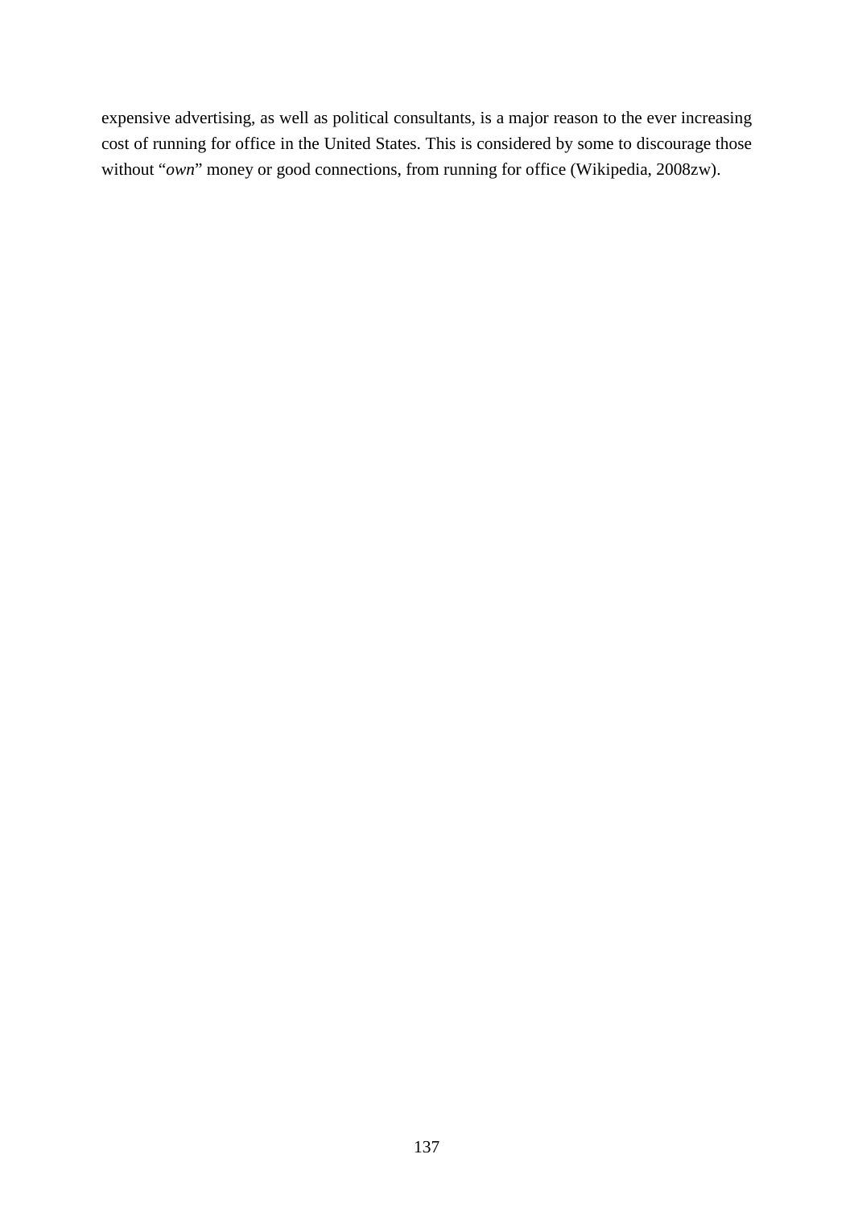expensive advertising, as well as political consultants, is a major reason to the ever increasing cost of running for office in the United States. This is considered by some to discourage those without "*own*" money or good connections, from running for office (Wikipedia, 2008zw).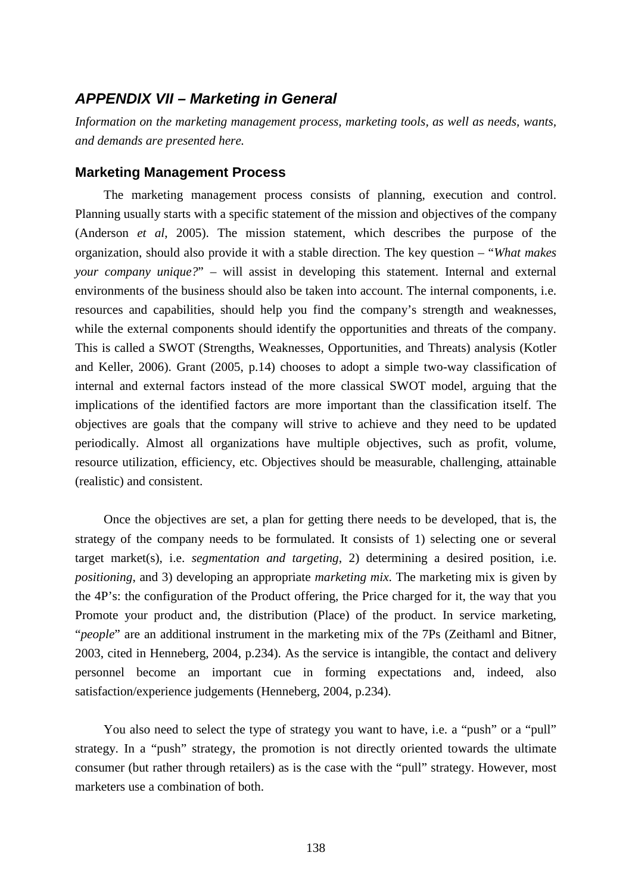## ***APPENDIX VII – Marketing in General***

*Information on the marketing management process, marketing tools, as well as needs, wants, and demands are presented here.*

### Marketing Management Process

The marketing management process consists of planning, execution and control. Planning usually starts with a specific statement of the mission and objectives of the company (Anderson *et al*, 2005). The mission statement, which describes the purpose of the organization, should also provide it with a stable direction. The key question – "*What makes your company unique?*" – will assist in developing this statement. Internal and external environments of the business should also be taken into account. The internal components, i.e. resources and capabilities, should help you find the company's strength and weaknesses, while the external components should identify the opportunities and threats of the company. This is called a SWOT (Strengths, Weaknesses, Opportunities, and Threats) analysis (Kotler and Keller, 2006). Grant (2005, p.14) chooses to adopt a simple two-way classification of internal and external factors instead of the more classical SWOT model, arguing that the implications of the identified factors are more important than the classification itself. The objectives are goals that the company will strive to achieve and they need to be updated periodically. Almost all organizations have multiple objectives, such as profit, volume, resource utilization, efficiency, etc. Objectives should be measurable, challenging, attainable (realistic) and consistent.

Once the objectives are set, a plan for getting there needs to be developed, that is, the strategy of the company needs to be formulated. It consists of 1) selecting one or several target market(s), i.e. *segmentation and targeting*, 2) determining a desired position, i.e. *positioning*, and 3) developing an appropriate *marketing mix*. The marketing mix is given by the 4P's: the configuration of the Product offering, the Price charged for it, the way that you Promote your product and, the distribution (Place) of the product. In service marketing, "*people*" are an additional instrument in the marketing mix of the 7Ps (Zeithaml and Bitner, 2003, cited in Henneberg, 2004, p.234). As the service is intangible, the contact and delivery personnel become an important cue in forming expectations and, indeed, also satisfaction/experience judgements (Henneberg, 2004, p.234).

You also need to select the type of strategy you want to have, i.e. a "push" or a "pull" strategy. In a "push" strategy, the promotion is not directly oriented towards the ultimate consumer (but rather through retailers) as is the case with the "pull" strategy. However, most marketers use a combination of both.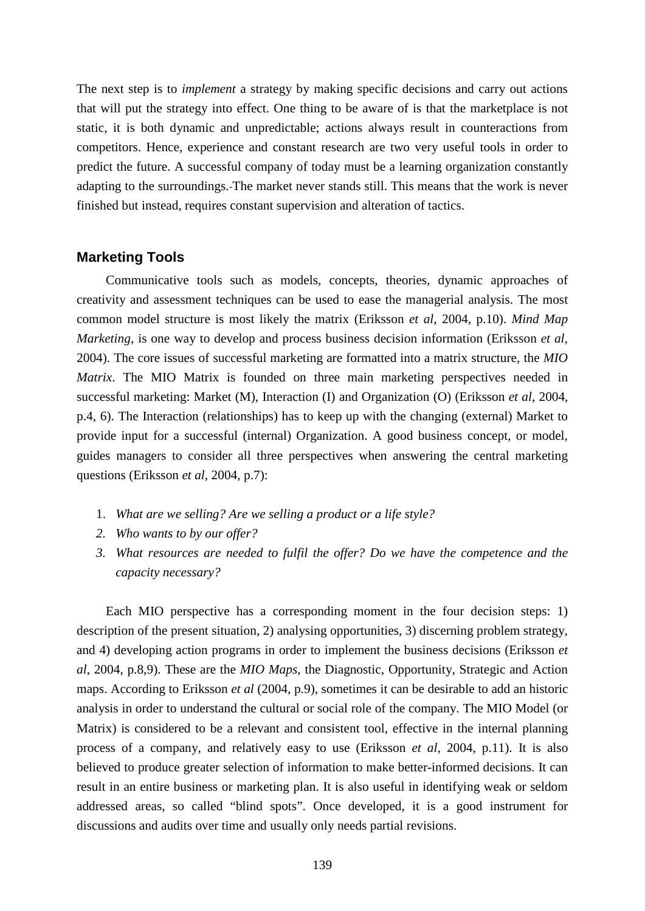The next step is to *implement* a strategy by making specific decisions and carry out actions that will put the strategy into effect. One thing to be aware of is that the marketplace is not static, it is both dynamic and unpredictable; actions always result in counteractions from competitors. Hence, experience and constant research are two very useful tools in order to predict the future. A successful company of today must be a learning organization constantly adapting to the surroundings. The market never stands still. This means that the work is never finished but instead, requires constant supervision and alteration of tactics.

### Marketing Tools

Communicative tools such as models, concepts, theories, dynamic approaches of creativity and assessment techniques can be used to ease the managerial analysis. The most common model structure is most likely the matrix (Eriksson *et al*, 2004, p.10). *Mind Map Marketing,* is one way to develop and process business decision information (Eriksson *et al*, 2004). The core issues of successful marketing are formatted into a matrix structure, the *MIO Matrix*. The MIO Matrix is founded on three main marketing perspectives needed in successful marketing: Market (M), Interaction (I) and Organization (O) (Eriksson *et al*, 2004, p.4, 6). The Interaction (relationships) has to keep up with the changing (external) Market to provide input for a successful (internal) Organization. A good business concept, or model, guides managers to consider all three perspectives when answering the central marketing questions (Eriksson *et al*, 2004, p.7):

1. *What are we selling? Are we selling a product or a life style?*
2. *Who wants to by our offer?*
3. *What resources are needed to fulfil the offer? Do we have the competence and the capacity necessary?*

Each MIO perspective has a corresponding moment in the four decision steps: 1) description of the present situation, 2) analysing opportunities, 3) discerning problem strategy, and 4) developing action programs in order to implement the business decisions (Eriksson *et al*, 2004, p.8,9). These are the *MIO Maps*, the Diagnostic, Opportunity, Strategic and Action maps. According to Eriksson *et al* (2004, p.9), sometimes it can be desirable to add an historic analysis in order to understand the cultural or social role of the company. The MIO Model (or Matrix) is considered to be a relevant and consistent tool, effective in the internal planning process of a company, and relatively easy to use (Eriksson *et al*, 2004, p.11). It is also believed to produce greater selection of information to make better-informed decisions. It can result in an entire business or marketing plan. It is also useful in identifying weak or seldom addressed areas, so called "blind spots". Once developed, it is a good instrument for discussions and audits over time and usually only needs partial revisions.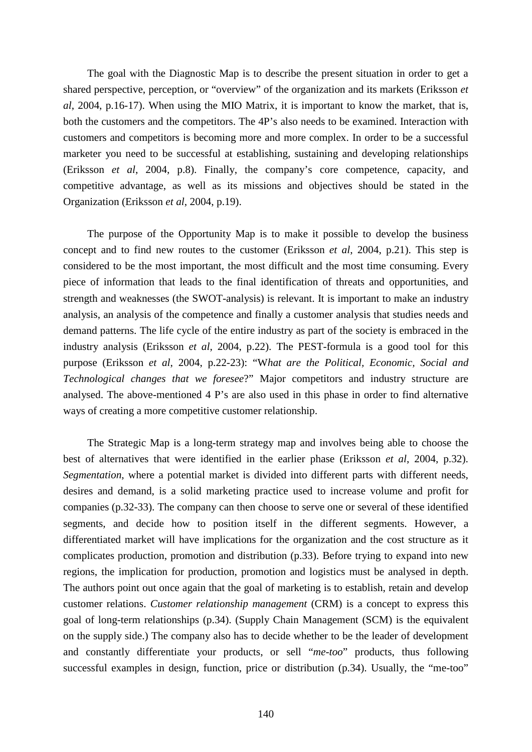The goal with the Diagnostic Map is to describe the present situation in order to get a shared perspective, perception, or "overview" of the organization and its markets (Eriksson *et al*, 2004, p.16-17). When using the MIO Matrix, it is important to know the market, that is, both the customers and the competitors. The 4P's also needs to be examined. Interaction with customers and competitors is becoming more and more complex. In order to be a successful marketer you need to be successful at establishing, sustaining and developing relationships (Eriksson *et al*, 2004, p.8). Finally, the company's core competence, capacity, and competitive advantage, as well as its missions and objectives should be stated in the Organization (Eriksson *et al*, 2004, p.19).

The purpose of the Opportunity Map is to make it possible to develop the business concept and to find new routes to the customer (Eriksson *et al*, 2004, p.21). This step is considered to be the most important, the most difficult and the most time consuming. Every piece of information that leads to the final identification of threats and opportunities, and strength and weaknesses (the SWOT-analysis) is relevant. It is important to make an industry analysis, an analysis of the competence and finally a customer analysis that studies needs and demand patterns. The life cycle of the entire industry as part of the society is embraced in the industry analysis (Eriksson *et al*, 2004, p.22). The PEST-formula is a good tool for this purpose (Eriksson *et al*, 2004, p.22-23): "W*hat are the Political, Economic, Social and Technological changes that we foresee*?" Major competitors and industry structure are analysed. The above-mentioned 4 P's are also used in this phase in order to find alternative ways of creating a more competitive customer relationship.

The Strategic Map is a long-term strategy map and involves being able to choose the best of alternatives that were identified in the earlier phase (Eriksson *et al*, 2004, p.32). *Segmentation*, where a potential market is divided into different parts with different needs, desires and demand, is a solid marketing practice used to increase volume and profit for companies (p.32-33). The company can then choose to serve one or several of these identified segments, and decide how to position itself in the different segments. However, a differentiated market will have implications for the organization and the cost structure as it complicates production, promotion and distribution (p.33). Before trying to expand into new regions, the implication for production, promotion and logistics must be analysed in depth. The authors point out once again that the goal of marketing is to establish, retain and develop customer relations. *Customer relationship management* (CRM) is a concept to express this goal of long-term relationships (p.34). (Supply Chain Management (SCM) is the equivalent on the supply side.) The company also has to decide whether to be the leader of development and constantly differentiate your products, or sell "*me-too*" products, thus following successful examples in design, function, price or distribution (p.34). Usually, the "me-too"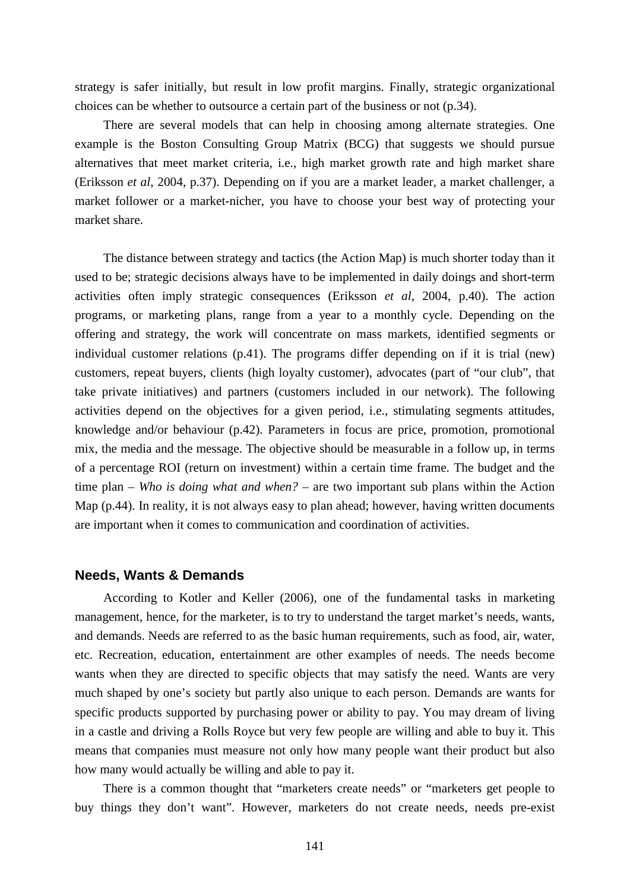strategy is safer initially, but result in low profit margins. Finally, strategic organizational choices can be whether to outsource a certain part of the business or not (p.34).

There are several models that can help in choosing among alternate strategies. One example is the Boston Consulting Group Matrix (BCG) that suggests we should pursue alternatives that meet market criteria, i.e., high market growth rate and high market share (Eriksson *et al*, 2004, p.37). Depending on if you are a market leader, a market challenger, a market follower or a market-nicher, you have to choose your best way of protecting your market share.

The distance between strategy and tactics (the Action Map) is much shorter today than it used to be; strategic decisions always have to be implemented in daily doings and short-term activities often imply strategic consequences (Eriksson *et al*, 2004, p.40). The action programs, or marketing plans, range from a year to a monthly cycle. Depending on the offering and strategy, the work will concentrate on mass markets, identified segments or individual customer relations (p.41). The programs differ depending on if it is trial (new) customers, repeat buyers, clients (high loyalty customer), advocates (part of "our club", that take private initiatives) and partners (customers included in our network). The following activities depend on the objectives for a given period, i.e., stimulating segments attitudes, knowledge and/or behaviour (p.42). Parameters in focus are price, promotion, promotional mix, the media and the message. The objective should be measurable in a follow up, in terms of a percentage ROI (return on investment) within a certain time frame. The budget and the time plan – *Who is doing what and when?* – are two important sub plans within the Action Map (p.44). In reality, it is not always easy to plan ahead; however, having written documents are important when it comes to communication and coordination of activities.

## Needs, Wants & Demands

According to Kotler and Keller (2006), one of the fundamental tasks in marketing management, hence, for the marketer, is to try to understand the target market's needs, wants, and demands. Needs are referred to as the basic human requirements, such as food, air, water, etc. Recreation, education, entertainment are other examples of needs. The needs become wants when they are directed to specific objects that may satisfy the need. Wants are very much shaped by one's society but partly also unique to each person. Demands are wants for specific products supported by purchasing power or ability to pay. You may dream of living in a castle and driving a Rolls Royce but very few people are willing and able to buy it. This means that companies must measure not only how many people want their product but also how many would actually be willing and able to pay it.

There is a common thought that "marketers create needs" or "marketers get people to buy things they don't want". However, marketers do not create needs, needs pre-exist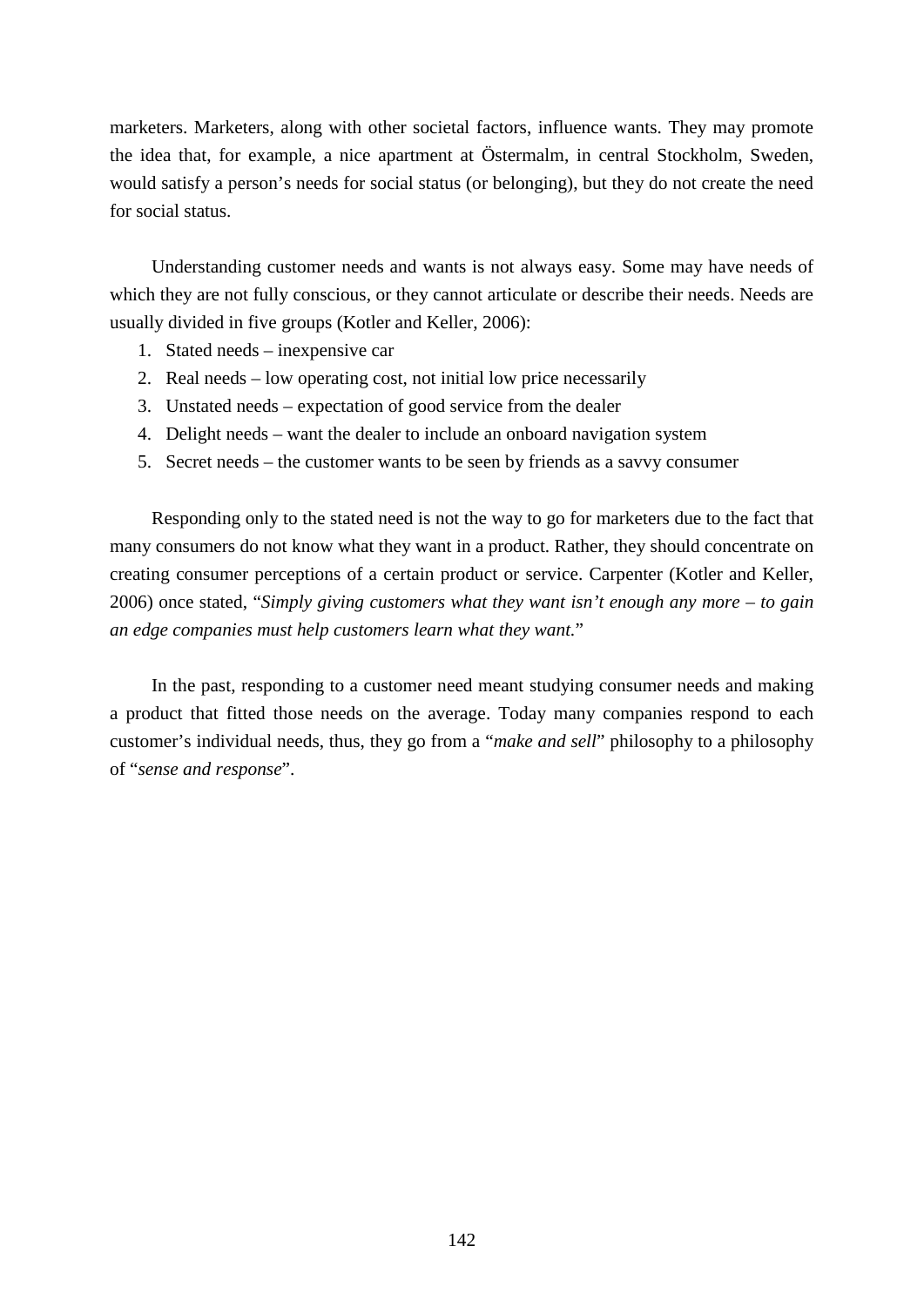marketers. Marketers, along with other societal factors, influence wants. They may promote the idea that, for example, a nice apartment at Östermalm, in central Stockholm, Sweden, would satisfy a person's needs for social status (or belonging), but they do not create the need for social status.

Understanding customer needs and wants is not always easy. Some may have needs of which they are not fully conscious, or they cannot articulate or describe their needs. Needs are usually divided in five groups (Kotler and Keller, 2006):

1. Stated needs – inexpensive car
2. Real needs – low operating cost, not initial low price necessarily
3. Unstated needs – expectation of good service from the dealer
4. Delight needs – want the dealer to include an onboard navigation system
5. Secret needs – the customer wants to be seen by friends as a savvy consumer

Responding only to the stated need is not the way to go for marketers due to the fact that many consumers do not know what they want in a product. Rather, they should concentrate on creating consumer perceptions of a certain product or service. Carpenter (Kotler and Keller, 2006) once stated, "*Simply giving customers what they want isn't enough any more – to gain an edge companies must help customers learn what they want.*"

In the past, responding to a customer need meant studying consumer needs and making a product that fitted those needs on the average. Today many companies respond to each customer's individual needs, thus, they go from a "*make and sell*" philosophy to a philosophy of "*sense and response*".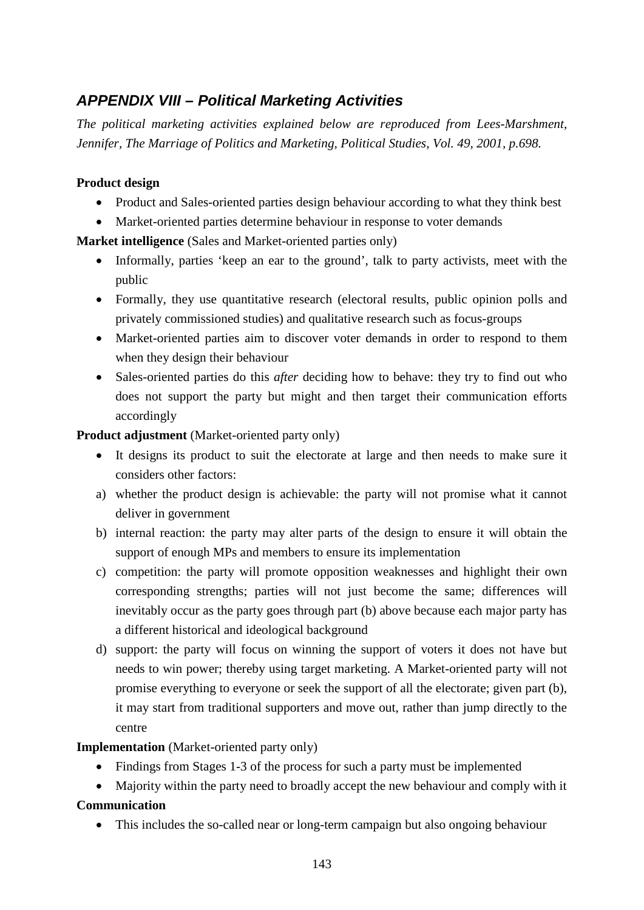## *APPENDIX VIII – Political Marketing Activities*

*The political marketing activities explained below are reproduced from Lees-Marshment, Jennifer, The Marriage of Politics and Marketing, Political Studies, Vol. 49, 2001, p.698.*

**Product design**

- Product and Sales-oriented parties design behaviour according to what they think best
- Market-oriented parties determine behaviour in response to voter demands

**Market intelligence** (Sales and Market-oriented parties only)

- Informally, parties 'keep an ear to the ground', talk to party activists, meet with the public
- Formally, they use quantitative research (electoral results, public opinion polls and privately commissioned studies) and qualitative research such as focus-groups
- Market-oriented parties aim to discover voter demands in order to respond to them when they design their behaviour
- Sales-oriented parties do this *after* deciding how to behave: they try to find out who does not support the party but might and then target their communication efforts accordingly

**Product adjustment** (Market-oriented party only)

- It designs its product to suit the electorate at large and then needs to make sure it considers other factors:

a) whether the product design is achievable: the party will not promise what it cannot deliver in government
b) internal reaction: the party may alter parts of the design to ensure it will obtain the support of enough MPs and members to ensure its implementation
c) competition: the party will promote opposition weaknesses and highlight their own corresponding strengths; parties will not just become the same; differences will inevitably occur as the party goes through part (b) above because each major party has a different historical and ideological background
d) support: the party will focus on winning the support of voters it does not have but needs to win power; thereby using target marketing. A Market-oriented party will not promise everything to everyone or seek the support of all the electorate; given part (b), it may start from traditional supporters and move out, rather than jump directly to the centre

**Implementation** (Market-oriented party only)

- Findings from Stages 1-3 of the process for such a party must be implemented
- Majority within the party need to broadly accept the new behaviour and comply with it

**Communication**

- This includes the so-called near or long-term campaign but also ongoing behaviour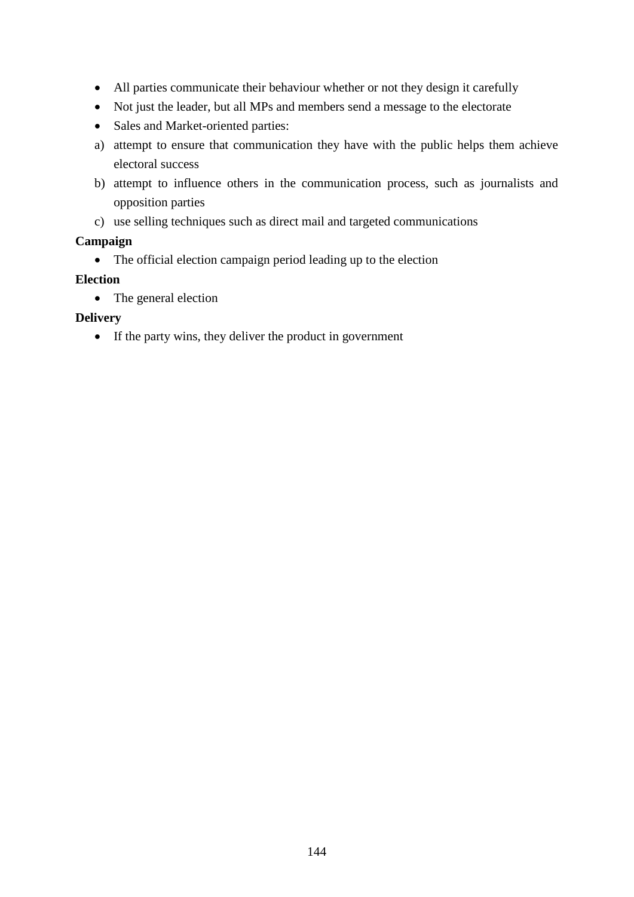- All parties communicate their behaviour whether or not they design it carefully
- Not just the leader, but all MPs and members send a message to the electorate
- Sales and Market-oriented parties:

a) attempt to ensure that communication they have with the public helps them achieve electoral success

b) attempt to influence others in the communication process, such as journalists and opposition parties

c) use selling techniques such as direct mail and targeted communications

**Campaign**

- The official election campaign period leading up to the election

**Election**

- The general election

**Delivery**

- If the party wins, they deliver the product in government